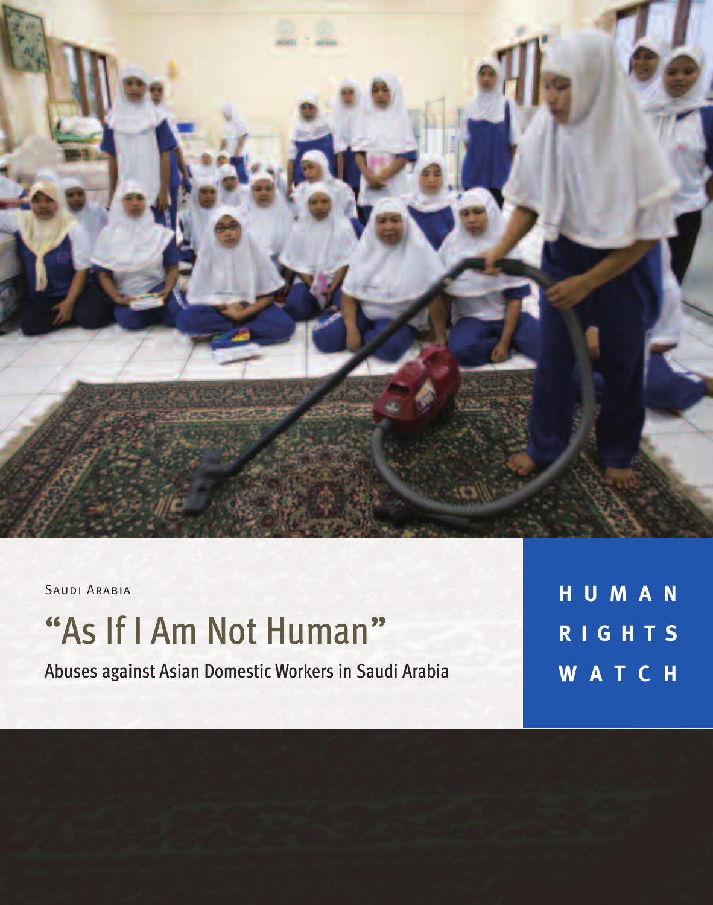Saudi Arabia

# "As If I Am Not Human"

## Abuses against Asian Domestic Workers in Saudi Arabia

**HUMAN RIGHTS WATCH**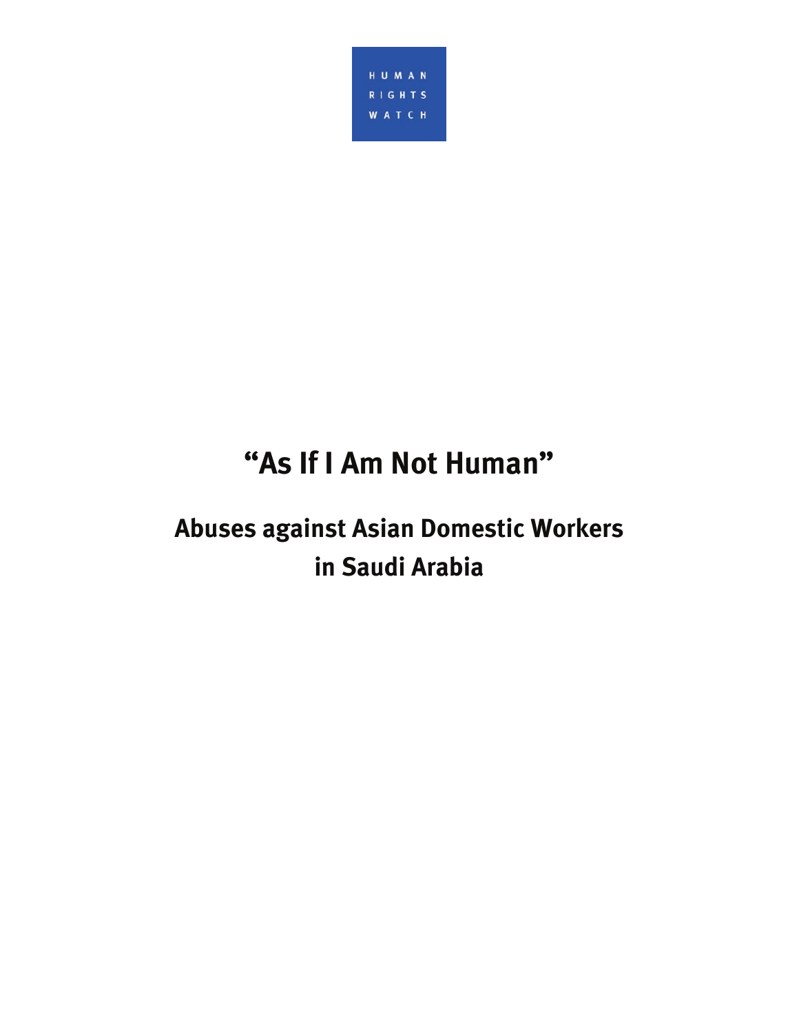HUMAN
RIGHTS
WATCH

# "As If I Am Not Human"

## Abuses against Asian Domestic Workers in Saudi Arabia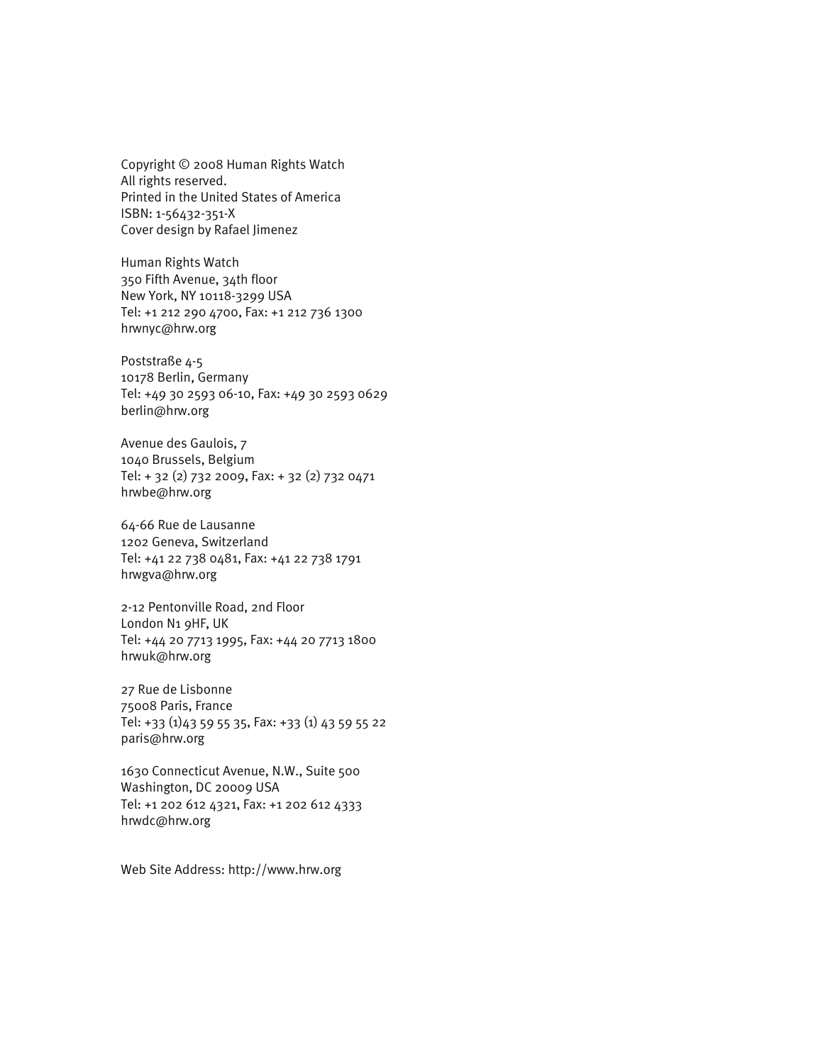Copyright © 2008 Human Rights Watch
All rights reserved.
Printed in the United States of America
ISBN: 1-56432-351-X
Cover design by Rafael Jimenez

Human Rights Watch
350 Fifth Avenue, 34th floor
New York, NY 10118-3299 USA
Tel: +1 212 290 4700, Fax: +1 212 736 1300
hrwnyc@hrw.org

Poststraße 4-5
10178 Berlin, Germany
Tel: +49 30 2593 06-10, Fax: +49 30 2593 0629
berlin@hrw.org

Avenue des Gaulois, 7
1040 Brussels, Belgium
Tel: + 32 (2) 732 2009, Fax: + 32 (2) 732 0471
hrwbe@hrw.org

64-66 Rue de Lausanne
1202 Geneva, Switzerland
Tel: +41 22 738 0481, Fax: +41 22 738 1791
hrwgva@hrw.org

2-12 Pentonville Road, 2nd Floor
London N1 9HF, UK
Tel: +44 20 7713 1995, Fax: +44 20 7713 1800
hrwuk@hrw.org

27 Rue de Lisbonne
75008 Paris, France
Tel: +33 (1)43 59 55 35, Fax: +33 (1) 43 59 55 22
paris@hrw.org

1630 Connecticut Avenue, N.W., Suite 500
Washington, DC 20009 USA
Tel: +1 202 612 4321, Fax: +1 202 612 4333
hrwdc@hrw.org

Web Site Address: http://www.hrw.org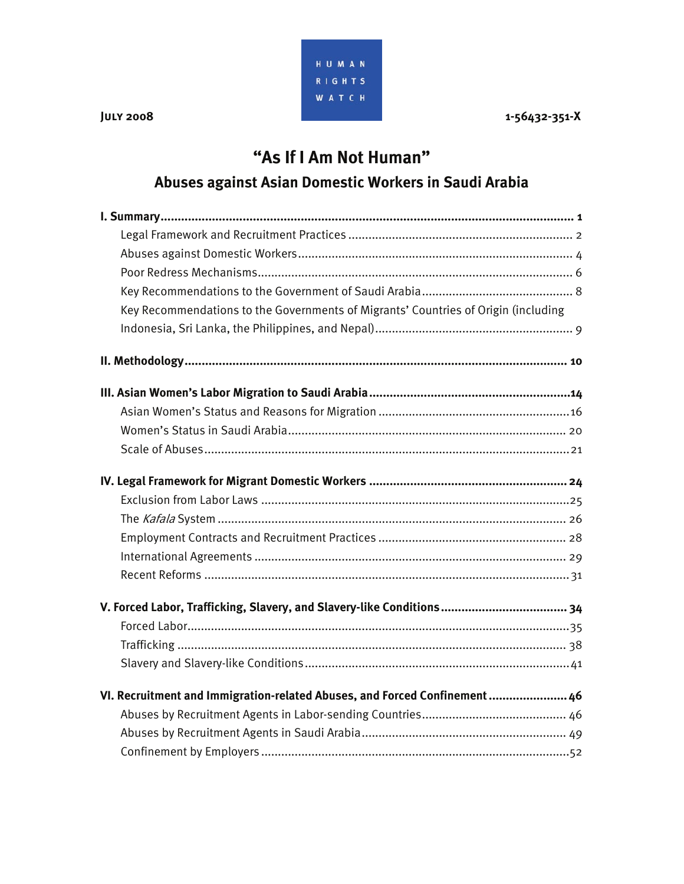July 2008

HUMAN RIGHTS WATCH

1-56432-351-X

# "As If I Am Not Human"

## Abuses against Asian Domestic Workers in Saudi Arabia

**I. Summary** ..... **1**

- Legal Framework and Recruitment Practices ..... 2
- Abuses against Domestic Workers ..... 4
- Poor Redress Mechanisms ..... 6
- Key Recommendations to the Government of Saudi Arabia ..... 8
- Key Recommendations to the Governments of Migrants' Countries of Origin (including Indonesia, Sri Lanka, the Philippines, and Nepal) ..... 9

**II. Methodology** ..... **10**

**III. Asian Women's Labor Migration to Saudi Arabia** ..... **14**

- Asian Women's Status and Reasons for Migration ..... 16
- Women's Status in Saudi Arabia ..... 20
- Scale of Abuses ..... 21

**IV. Legal Framework for Migrant Domestic Workers** ..... **24**

- Exclusion from Labor Laws ..... 25
- The *Kafala* System ..... 26
- Employment Contracts and Recruitment Practices ..... 28
- International Agreements ..... 29
- Recent Reforms ..... 31

**V. Forced Labor, Trafficking, Slavery, and Slavery-like Conditions** ..... **34**

- Forced Labor ..... 35
- Trafficking ..... 38
- Slavery and Slavery-like Conditions ..... 41

**VI. Recruitment and Immigration-related Abuses, and Forced Confinement** ..... **46**

- Abuses by Recruitment Agents in Labor-sending Countries ..... 46
- Abuses by Recruitment Agents in Saudi Arabia ..... 49
- Confinement by Employers ..... 52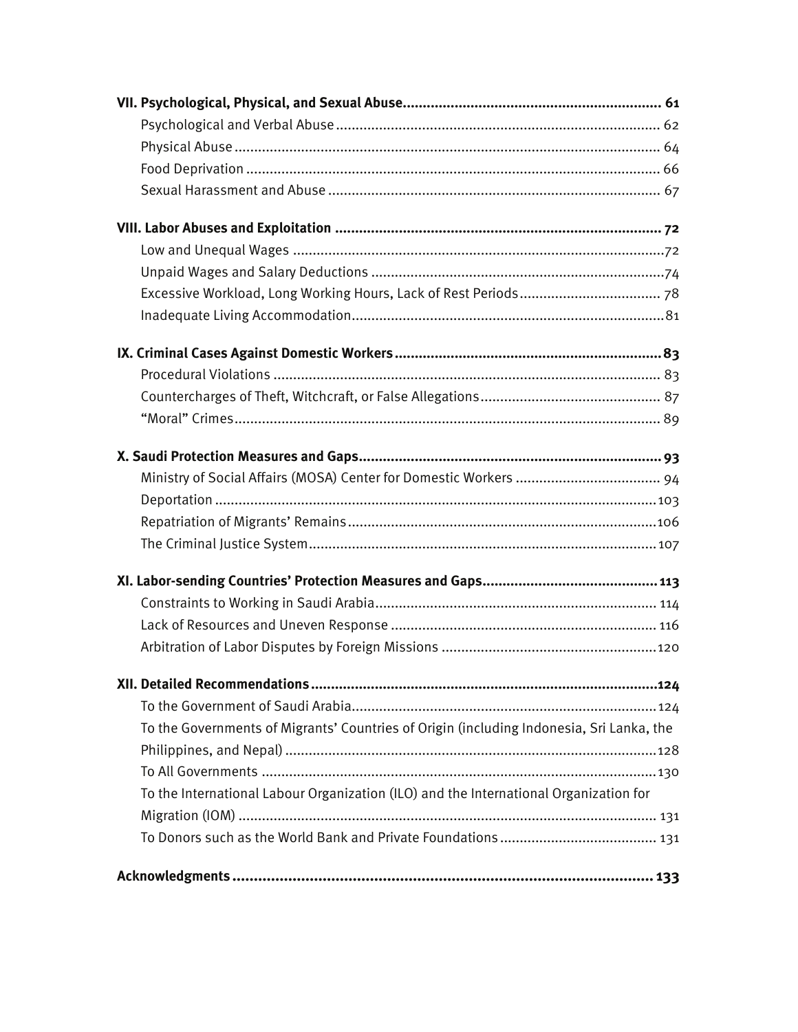**VII. Psychological, Physical, and Sexual Abuse ................................................................ 61**

Psychological and Verbal Abuse ................................................................................. 62

Physical Abuse ........................................................................................................... 64

Food Deprivation ........................................................................................................ 66

Sexual Harassment and Abuse .................................................................................... 67

**VIII. Labor Abuses and Exploitation ................................................................................. 72**

Low and Unequal Wages .............................................................................................72

Unpaid Wages and Salary Deductions ..........................................................................74

Excessive Workload, Long Working Hours, Lack of Rest Periods ................................... 78

Inadequate Living Accommodation..............................................................................81

**IX. Criminal Cases Against Domestic Workers ..................................................................83**

Procedural Violations ................................................................................................. 83

Countercharges of Theft, Witchcraft, or False Allegations............................................. 87

"Moral" Crimes........................................................................................................... 89

**X. Saudi Protection Measures and Gaps...........................................................................93**

Ministry of Social Affairs (MOSA) Center for Domestic Workers ..................................... 94

Deportation ...............................................................................................................103

Repatriation of Migrants' Remains.............................................................................106

The Criminal Justice System.......................................................................................107

**XI. Labor-sending Countries' Protection Measures and Gaps...........................................113**

Constraints to Working in Saudi Arabia....................................................................... 114

Lack of Resources and Uneven Response .................................................................. 116

Arbitration of Labor Disputes by Foreign Missions ......................................................120

**XII. Detailed Recommendations .....................................................................................124**

To the Government of Saudi Arabia............................................................................124

To the Governments of Migrants' Countries of Origin (including Indonesia, Sri Lanka, the Philippines, and Nepal) .............................................................................................128

To All Governments ...................................................................................................130

To the International Labour Organization (ILO) and the International Organization for Migration (IOM) ......................................................................................................... 131

To Donors such as the World Bank and Private Foundations ........................................ 131

**Acknowledgments ...................................................................................................... 133**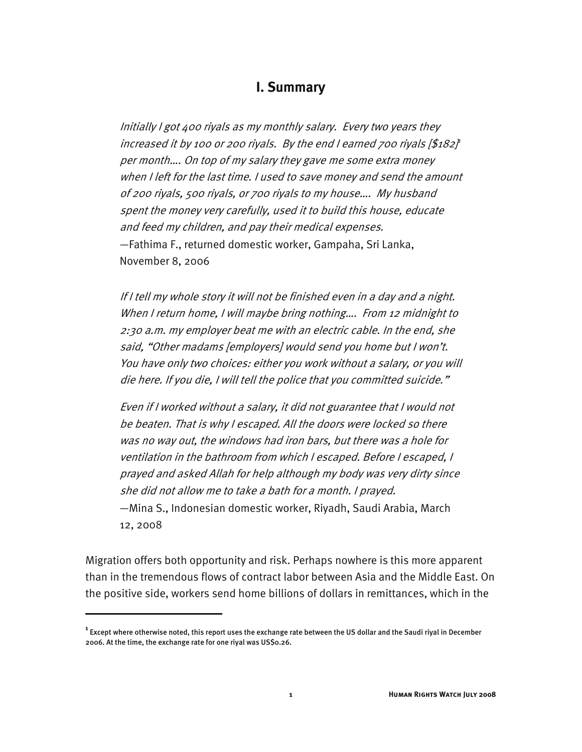# I. Summary

> *Initially I got 400 riyals as my monthly salary. Every two years they increased it by 100 or 200 riyals. By the end I earned 700 riyals [$182][1] per month…. On top of my salary they gave me some extra money when I left for the last time. I used to save money and send the amount of 200 riyals, 500 riyals, or 700 riyals to my house…. My husband spent the money very carefully, used it to build this house, educate and feed my children, and pay their medical expenses.*
>
> —Fathima F., returned domestic worker, Gampaha, Sri Lanka, November 8, 2006

> *If I tell my whole story it will not be finished even in a day and a night. When I return home, I will maybe bring nothing…. From 12 midnight to 2:30 a.m. my employer beat me with an electric cable. In the end, she said, "Other madams [employers] would send you home but I won't. You have only two choices: either you work without a salary, or you will die here. If you die, I will tell the police that you committed suicide."*
>
> *Even if I worked without a salary, it did not guarantee that I would not be beaten. That is why I escaped. All the doors were locked so there was no way out, the windows had iron bars, but there was a hole for ventilation in the bathroom from which I escaped. Before I escaped, I prayed and asked Allah for help although my body was very dirty since she did not allow me to take a bath for a month. I prayed.*
>
> —Mina S., Indonesian domestic worker, Riyadh, Saudi Arabia, March 12, 2008

Migration offers both opportunity and risk. Perhaps nowhere is this more apparent than in the tremendous flows of contract labor between Asia and the Middle East. On the positive side, workers send home billions of dollars in remittances, which in the

---

[1] Except where otherwise noted, this report uses the exchange rate between the US dollar and the Saudi riyal in December 2006. At the time, the exchange rate for one riyal was US$0.26.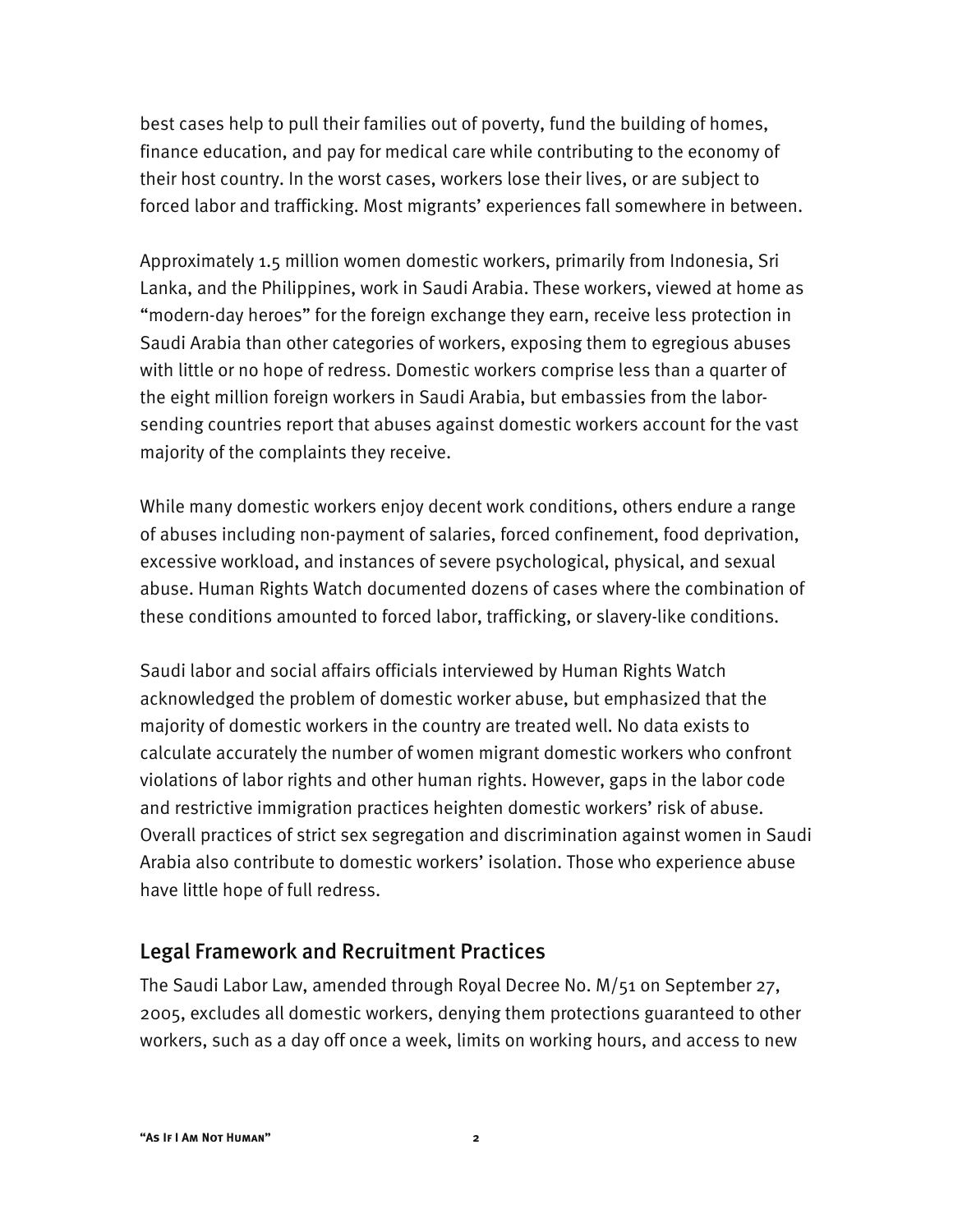best cases help to pull their families out of poverty, fund the building of homes, finance education, and pay for medical care while contributing to the economy of their host country. In the worst cases, workers lose their lives, or are subject to forced labor and trafficking. Most migrants' experiences fall somewhere in between.

Approximately 1.5 million women domestic workers, primarily from Indonesia, Sri Lanka, and the Philippines, work in Saudi Arabia. These workers, viewed at home as "modern-day heroes" for the foreign exchange they earn, receive less protection in Saudi Arabia than other categories of workers, exposing them to egregious abuses with little or no hope of redress. Domestic workers comprise less than a quarter of the eight million foreign workers in Saudi Arabia, but embassies from the labor-sending countries report that abuses against domestic workers account for the vast majority of the complaints they receive.

While many domestic workers enjoy decent work conditions, others endure a range of abuses including non-payment of salaries, forced confinement, food deprivation, excessive workload, and instances of severe psychological, physical, and sexual abuse. Human Rights Watch documented dozens of cases where the combination of these conditions amounted to forced labor, trafficking, or slavery-like conditions.

Saudi labor and social affairs officials interviewed by Human Rights Watch acknowledged the problem of domestic worker abuse, but emphasized that the majority of domestic workers in the country are treated well. No data exists to calculate accurately the number of women migrant domestic workers who confront violations of labor rights and other human rights. However, gaps in the labor code and restrictive immigration practices heighten domestic workers' risk of abuse. Overall practices of strict sex segregation and discrimination against women in Saudi Arabia also contribute to domestic workers' isolation. Those who experience abuse have little hope of full redress.

## Legal Framework and Recruitment Practices

The Saudi Labor Law, amended through Royal Decree No. M/51 on September 27, 2005, excludes all domestic workers, denying them protections guaranteed to other workers, such as a day off once a week, limits on working hours, and access to new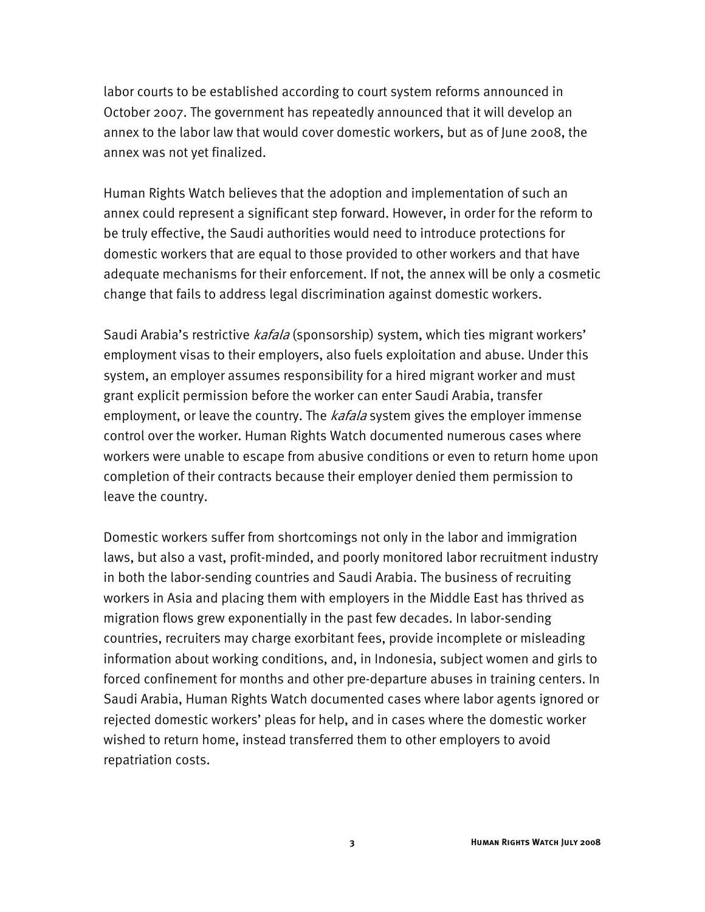labor courts to be established according to court system reforms announced in October 2007. The government has repeatedly announced that it will develop an annex to the labor law that would cover domestic workers, but as of June 2008, the annex was not yet finalized.

Human Rights Watch believes that the adoption and implementation of such an annex could represent a significant step forward. However, in order for the reform to be truly effective, the Saudi authorities would need to introduce protections for domestic workers that are equal to those provided to other workers and that have adequate mechanisms for their enforcement. If not, the annex will be only a cosmetic change that fails to address legal discrimination against domestic workers.

Saudi Arabia's restrictive *kafala* (sponsorship) system, which ties migrant workers' employment visas to their employers, also fuels exploitation and abuse. Under this system, an employer assumes responsibility for a hired migrant worker and must grant explicit permission before the worker can enter Saudi Arabia, transfer employment, or leave the country. The *kafala* system gives the employer immense control over the worker. Human Rights Watch documented numerous cases where workers were unable to escape from abusive conditions or even to return home upon completion of their contracts because their employer denied them permission to leave the country.

Domestic workers suffer from shortcomings not only in the labor and immigration laws, but also a vast, profit-minded, and poorly monitored labor recruitment industry in both the labor-sending countries and Saudi Arabia. The business of recruiting workers in Asia and placing them with employers in the Middle East has thrived as migration flows grew exponentially in the past few decades. In labor-sending countries, recruiters may charge exorbitant fees, provide incomplete or misleading information about working conditions, and, in Indonesia, subject women and girls to forced confinement for months and other pre-departure abuses in training centers. In Saudi Arabia, Human Rights Watch documented cases where labor agents ignored or rejected domestic workers' pleas for help, and in cases where the domestic worker wished to return home, instead transferred them to other employers to avoid repatriation costs.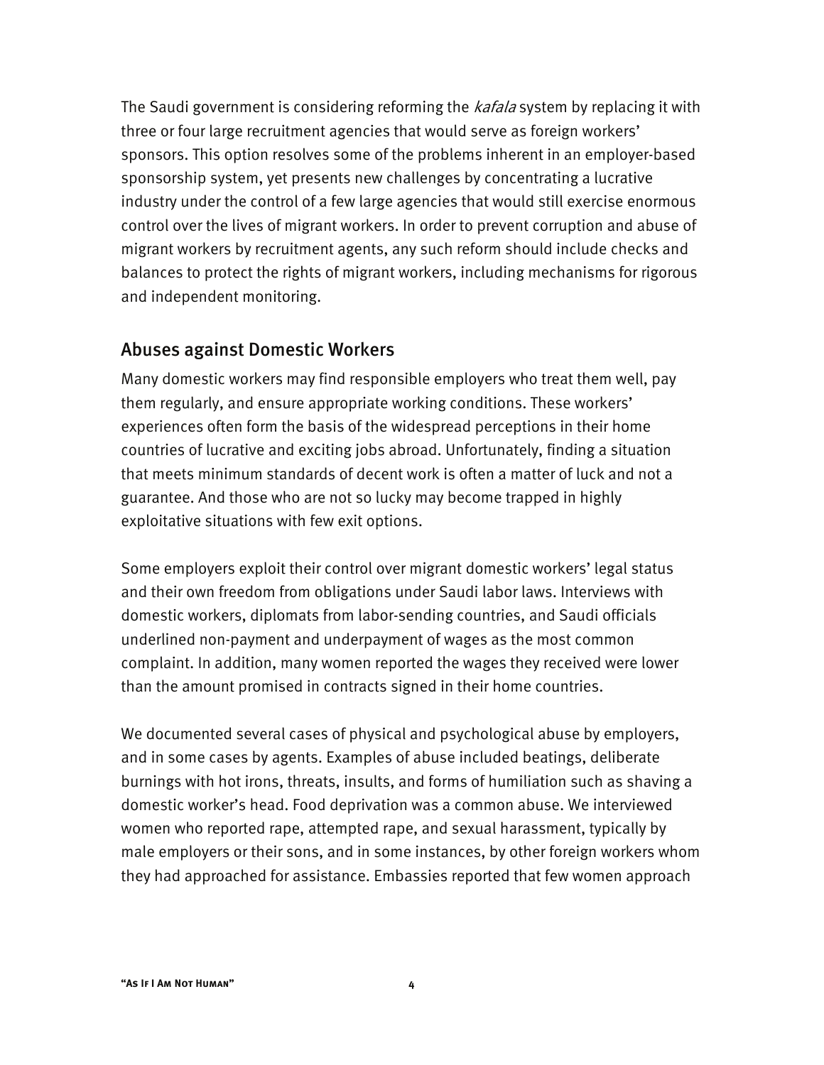The Saudi government is considering reforming the *kafala* system by replacing it with three or four large recruitment agencies that would serve as foreign workers' sponsors. This option resolves some of the problems inherent in an employer-based sponsorship system, yet presents new challenges by concentrating a lucrative industry under the control of a few large agencies that would still exercise enormous control over the lives of migrant workers. In order to prevent corruption and abuse of migrant workers by recruitment agents, any such reform should include checks and balances to protect the rights of migrant workers, including mechanisms for rigorous and independent monitoring.

## Abuses against Domestic Workers

Many domestic workers may find responsible employers who treat them well, pay them regularly, and ensure appropriate working conditions. These workers' experiences often form the basis of the widespread perceptions in their home countries of lucrative and exciting jobs abroad. Unfortunately, finding a situation that meets minimum standards of decent work is often a matter of luck and not a guarantee. And those who are not so lucky may become trapped in highly exploitative situations with few exit options.

Some employers exploit their control over migrant domestic workers' legal status and their own freedom from obligations under Saudi labor laws. Interviews with domestic workers, diplomats from labor-sending countries, and Saudi officials underlined non-payment and underpayment of wages as the most common complaint. In addition, many women reported the wages they received were lower than the amount promised in contracts signed in their home countries.

We documented several cases of physical and psychological abuse by employers, and in some cases by agents. Examples of abuse included beatings, deliberate burnings with hot irons, threats, insults, and forms of humiliation such as shaving a domestic worker's head. Food deprivation was a common abuse. We interviewed women who reported rape, attempted rape, and sexual harassment, typically by male employers or their sons, and in some instances, by other foreign workers whom they had approached for assistance. Embassies reported that few women approach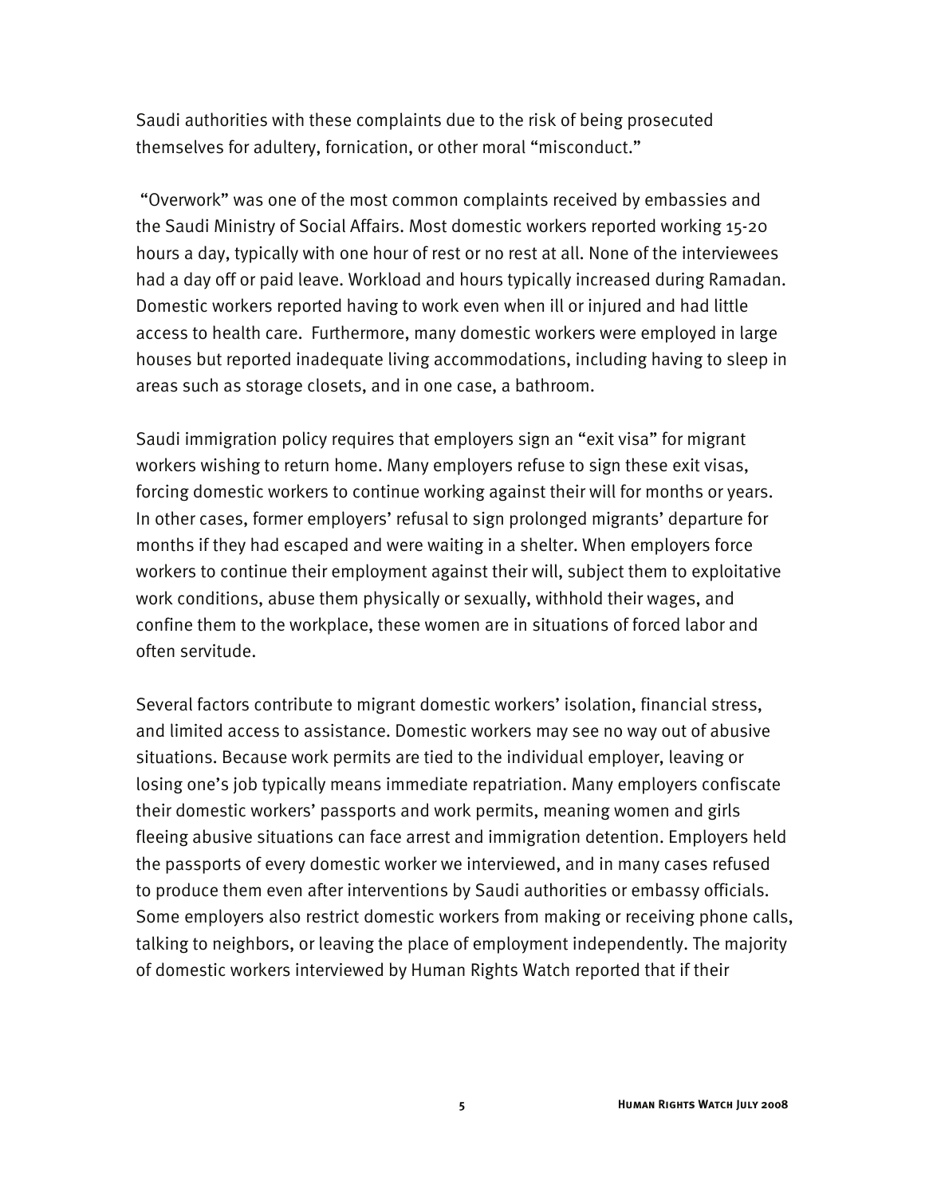Saudi authorities with these complaints due to the risk of being prosecuted themselves for adultery, fornication, or other moral "misconduct."

"Overwork" was one of the most common complaints received by embassies and the Saudi Ministry of Social Affairs. Most domestic workers reported working 15-20 hours a day, typically with one hour of rest or no rest at all. None of the interviewees had a day off or paid leave. Workload and hours typically increased during Ramadan. Domestic workers reported having to work even when ill or injured and had little access to health care. Furthermore, many domestic workers were employed in large houses but reported inadequate living accommodations, including having to sleep in areas such as storage closets, and in one case, a bathroom.

Saudi immigration policy requires that employers sign an "exit visa" for migrant workers wishing to return home. Many employers refuse to sign these exit visas, forcing domestic workers to continue working against their will for months or years. In other cases, former employers' refusal to sign prolonged migrants' departure for months if they had escaped and were waiting in a shelter. When employers force workers to continue their employment against their will, subject them to exploitative work conditions, abuse them physically or sexually, withhold their wages, and confine them to the workplace, these women are in situations of forced labor and often servitude.

Several factors contribute to migrant domestic workers' isolation, financial stress, and limited access to assistance. Domestic workers may see no way out of abusive situations. Because work permits are tied to the individual employer, leaving or losing one's job typically means immediate repatriation. Many employers confiscate their domestic workers' passports and work permits, meaning women and girls fleeing abusive situations can face arrest and immigration detention. Employers held the passports of every domestic worker we interviewed, and in many cases refused to produce them even after interventions by Saudi authorities or embassy officials. Some employers also restrict domestic workers from making or receiving phone calls, talking to neighbors, or leaving the place of employment independently. The majority of domestic workers interviewed by Human Rights Watch reported that if their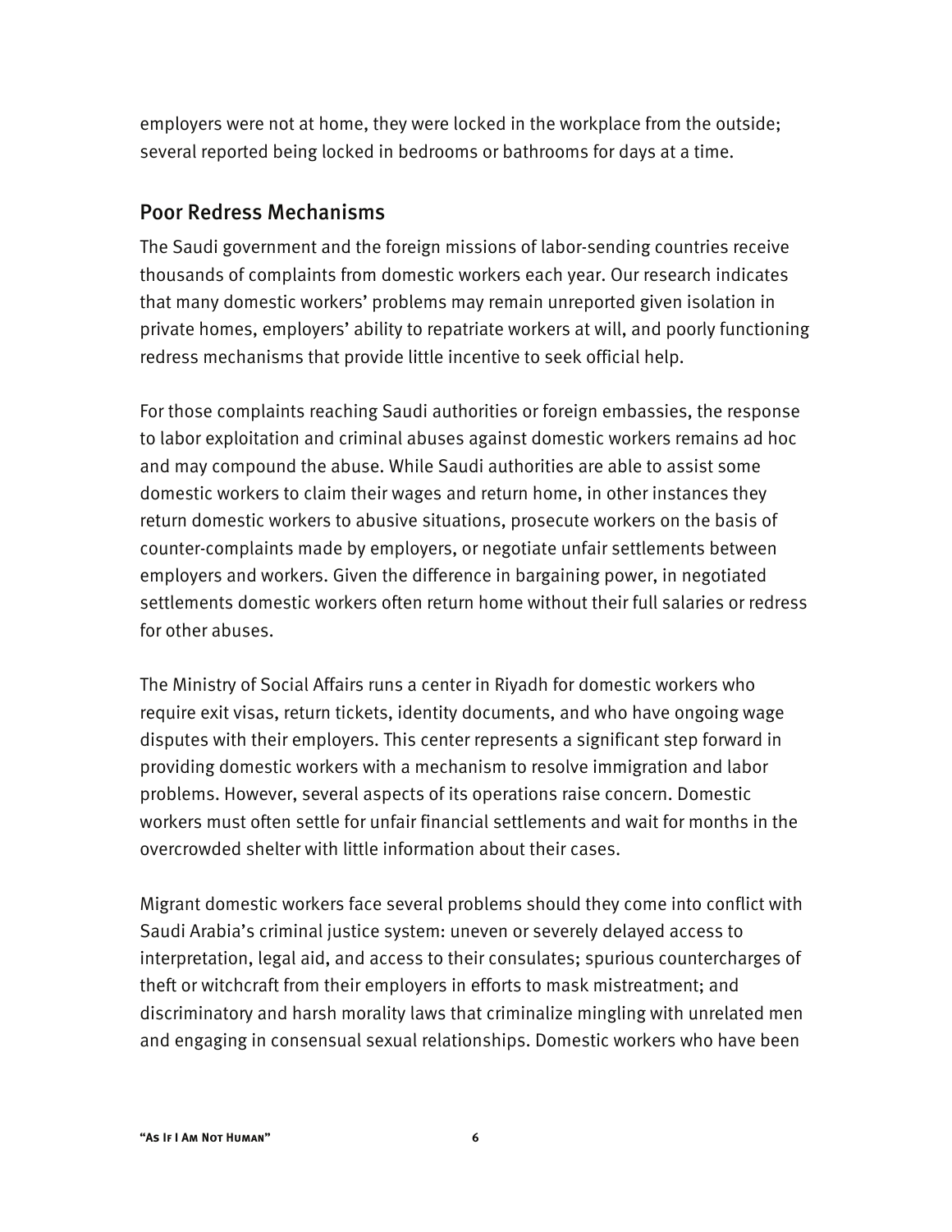employers were not at home, they were locked in the workplace from the outside; several reported being locked in bedrooms or bathrooms for days at a time.

## Poor Redress Mechanisms

The Saudi government and the foreign missions of labor-sending countries receive thousands of complaints from domestic workers each year. Our research indicates that many domestic workers' problems may remain unreported given isolation in private homes, employers' ability to repatriate workers at will, and poorly functioning redress mechanisms that provide little incentive to seek official help.

For those complaints reaching Saudi authorities or foreign embassies, the response to labor exploitation and criminal abuses against domestic workers remains ad hoc and may compound the abuse. While Saudi authorities are able to assist some domestic workers to claim their wages and return home, in other instances they return domestic workers to abusive situations, prosecute workers on the basis of counter-complaints made by employers, or negotiate unfair settlements between employers and workers. Given the difference in bargaining power, in negotiated settlements domestic workers often return home without their full salaries or redress for other abuses.

The Ministry of Social Affairs runs a center in Riyadh for domestic workers who require exit visas, return tickets, identity documents, and who have ongoing wage disputes with their employers. This center represents a significant step forward in providing domestic workers with a mechanism to resolve immigration and labor problems. However, several aspects of its operations raise concern. Domestic workers must often settle for unfair financial settlements and wait for months in the overcrowded shelter with little information about their cases.

Migrant domestic workers face several problems should they come into conflict with Saudi Arabia's criminal justice system: uneven or severely delayed access to interpretation, legal aid, and access to their consulates; spurious countercharges of theft or witchcraft from their employers in efforts to mask mistreatment; and discriminatory and harsh morality laws that criminalize mingling with unrelated men and engaging in consensual sexual relationships. Domestic workers who have been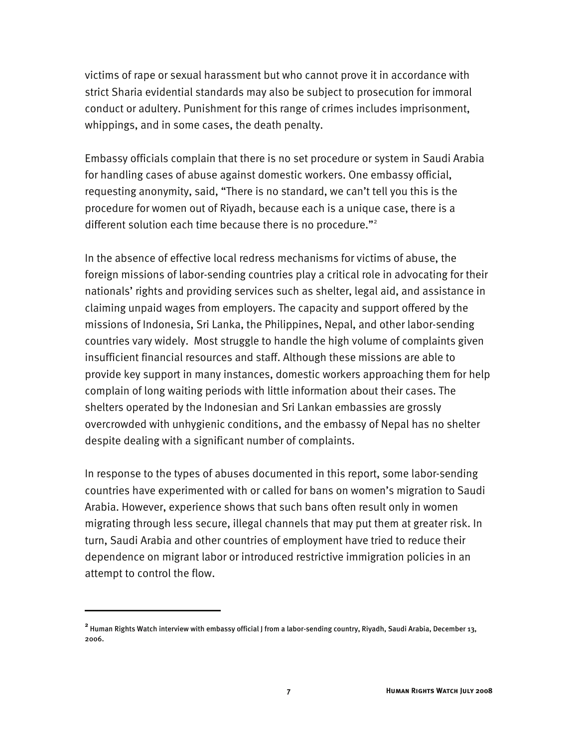victims of rape or sexual harassment but who cannot prove it in accordance with strict Sharia evidential standards may also be subject to prosecution for immoral conduct or adultery. Punishment for this range of crimes includes imprisonment, whippings, and in some cases, the death penalty.

Embassy officials complain that there is no set procedure or system in Saudi Arabia for handling cases of abuse against domestic workers. One embassy official, requesting anonymity, said, "There is no standard, we can't tell you this is the procedure for women out of Riyadh, because each is a unique case, there is a different solution each time because there is no procedure."[2]

In the absence of effective local redress mechanisms for victims of abuse, the foreign missions of labor-sending countries play a critical role in advocating for their nationals' rights and providing services such as shelter, legal aid, and assistance in claiming unpaid wages from employers. The capacity and support offered by the missions of Indonesia, Sri Lanka, the Philippines, Nepal, and other labor-sending countries vary widely. Most struggle to handle the high volume of complaints given insufficient financial resources and staff. Although these missions are able to provide key support in many instances, domestic workers approaching them for help complain of long waiting periods with little information about their cases. The shelters operated by the Indonesian and Sri Lankan embassies are grossly overcrowded with unhygienic conditions, and the embassy of Nepal has no shelter despite dealing with a significant number of complaints.

In response to the types of abuses documented in this report, some labor-sending countries have experimented with or called for bans on women's migration to Saudi Arabia. However, experience shows that such bans often result only in women migrating through less secure, illegal channels that may put them at greater risk. In turn, Saudi Arabia and other countries of employment have tried to reduce their dependence on migrant labor or introduced restrictive immigration policies in an attempt to control the flow.

---

[2] Human Rights Watch interview with embassy official J from a labor-sending country, Riyadh, Saudi Arabia, December 13, 2006.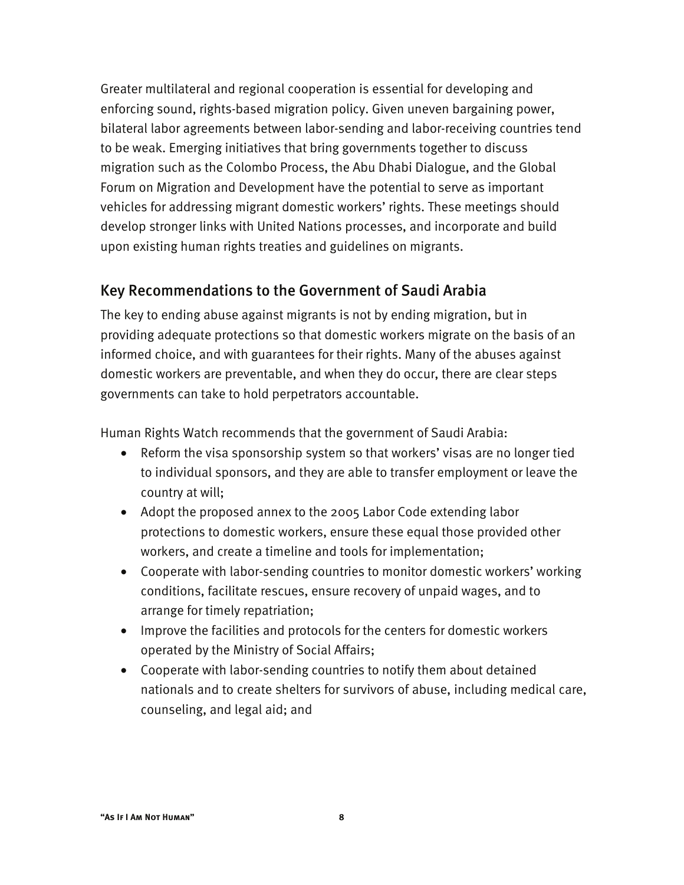Greater multilateral and regional cooperation is essential for developing and enforcing sound, rights-based migration policy. Given uneven bargaining power, bilateral labor agreements between labor-sending and labor-receiving countries tend to be weak. Emerging initiatives that bring governments together to discuss migration such as the Colombo Process, the Abu Dhabi Dialogue, and the Global Forum on Migration and Development have the potential to serve as important vehicles for addressing migrant domestic workers' rights. These meetings should develop stronger links with United Nations processes, and incorporate and build upon existing human rights treaties and guidelines on migrants.

## Key Recommendations to the Government of Saudi Arabia

The key to ending abuse against migrants is not by ending migration, but in providing adequate protections so that domestic workers migrate on the basis of an informed choice, and with guarantees for their rights. Many of the abuses against domestic workers are preventable, and when they do occur, there are clear steps governments can take to hold perpetrators accountable.

Human Rights Watch recommends that the government of Saudi Arabia:

- Reform the visa sponsorship system so that workers' visas are no longer tied to individual sponsors, and they are able to transfer employment or leave the country at will;
- Adopt the proposed annex to the 2005 Labor Code extending labor protections to domestic workers, ensure these equal those provided other workers, and create a timeline and tools for implementation;
- Cooperate with labor-sending countries to monitor domestic workers' working conditions, facilitate rescues, ensure recovery of unpaid wages, and to arrange for timely repatriation;
- Improve the facilities and protocols for the centers for domestic workers operated by the Ministry of Social Affairs;
- Cooperate with labor-sending countries to notify them about detained nationals and to create shelters for survivors of abuse, including medical care, counseling, and legal aid; and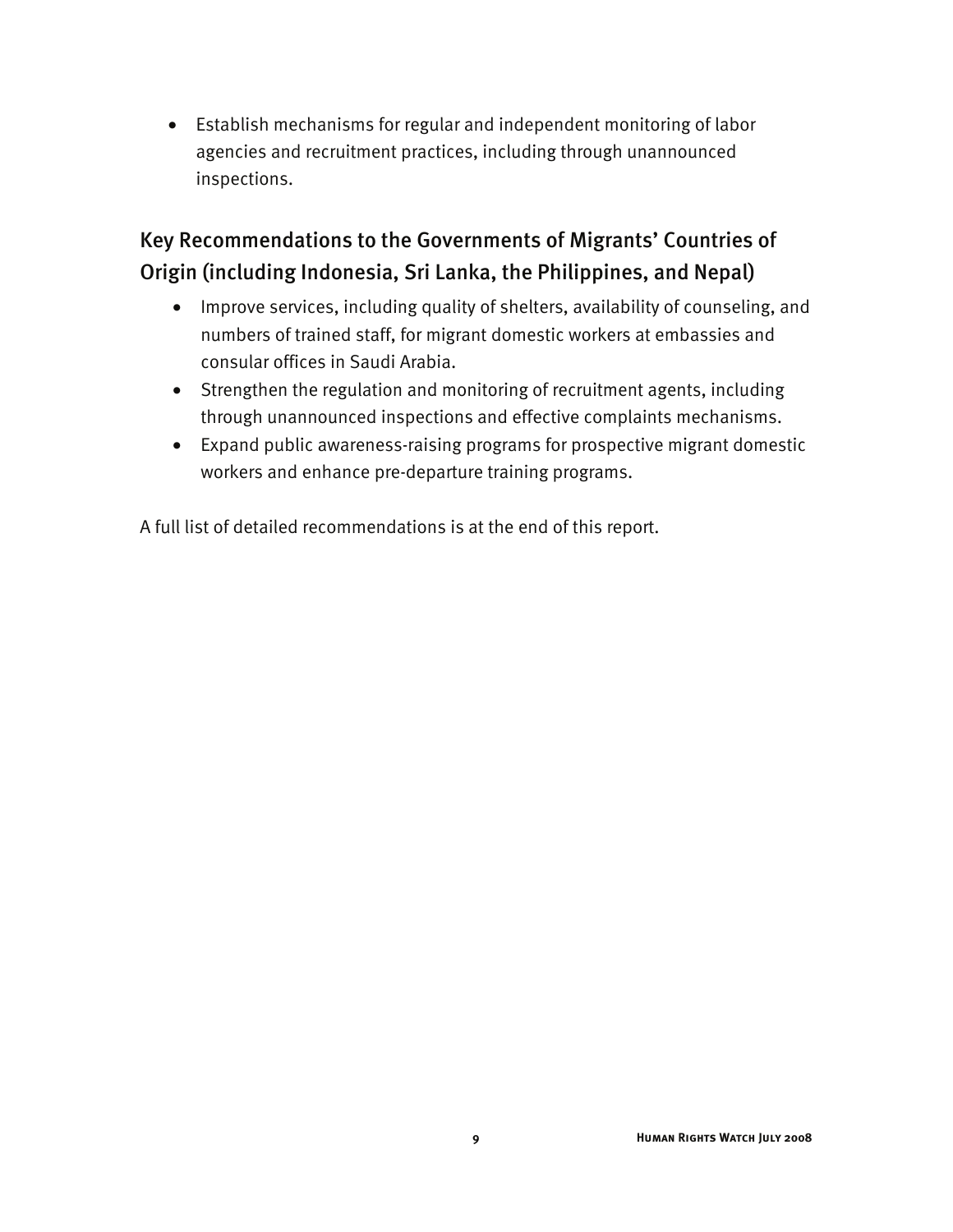- Establish mechanisms for regular and independent monitoring of labor agencies and recruitment practices, including through unannounced inspections.

## Key Recommendations to the Governments of Migrants' Countries of Origin (including Indonesia, Sri Lanka, the Philippines, and Nepal)

- Improve services, including quality of shelters, availability of counseling, and numbers of trained staff, for migrant domestic workers at embassies and consular offices in Saudi Arabia.
- Strengthen the regulation and monitoring of recruitment agents, including through unannounced inspections and effective complaints mechanisms.
- Expand public awareness-raising programs for prospective migrant domestic workers and enhance pre-departure training programs.

A full list of detailed recommendations is at the end of this report.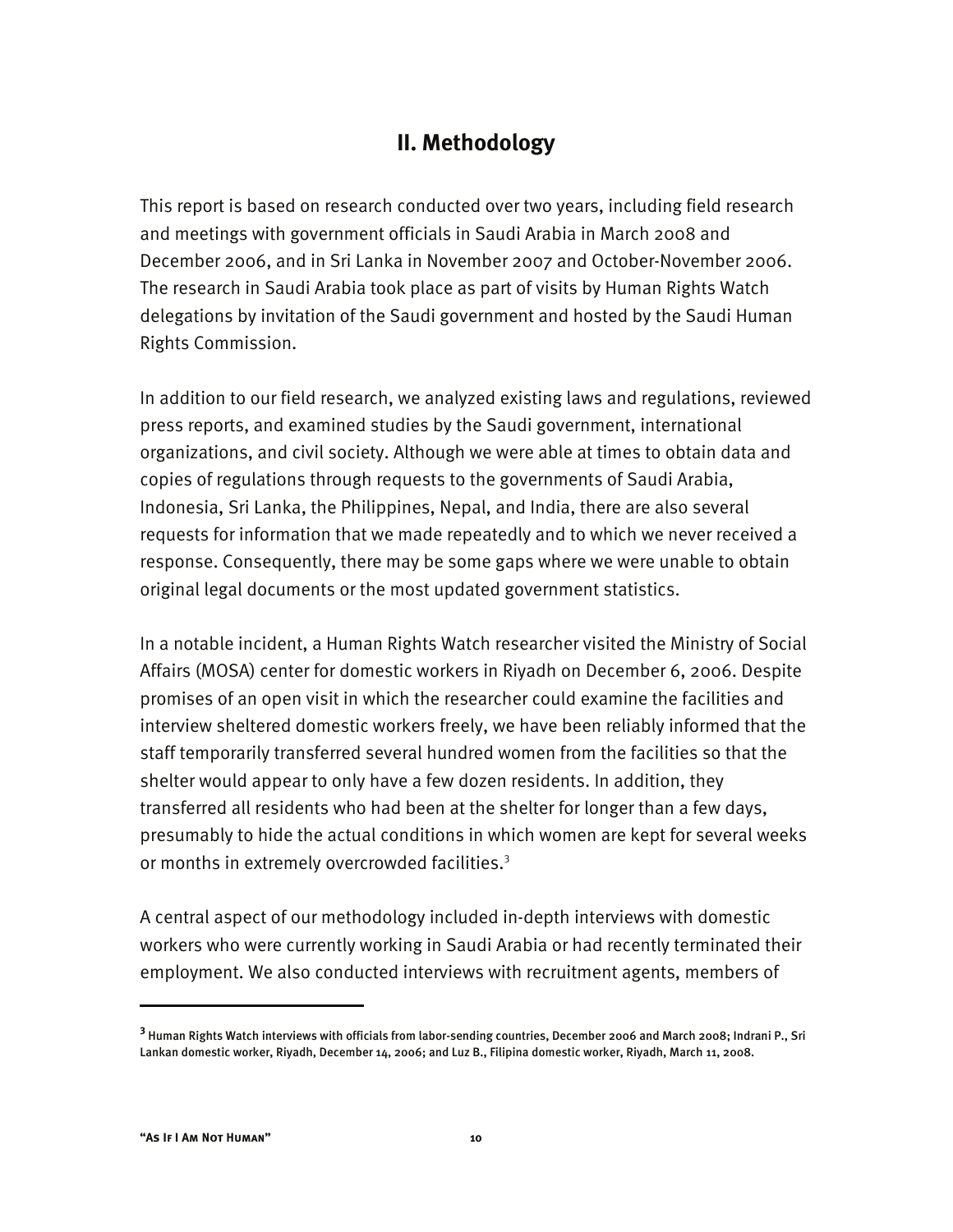## II. Methodology

This report is based on research conducted over two years, including field research and meetings with government officials in Saudi Arabia in March 2008 and December 2006, and in Sri Lanka in November 2007 and October-November 2006. The research in Saudi Arabia took place as part of visits by Human Rights Watch delegations by invitation of the Saudi government and hosted by the Saudi Human Rights Commission.

In addition to our field research, we analyzed existing laws and regulations, reviewed press reports, and examined studies by the Saudi government, international organizations, and civil society. Although we were able at times to obtain data and copies of regulations through requests to the governments of Saudi Arabia, Indonesia, Sri Lanka, the Philippines, Nepal, and India, there are also several requests for information that we made repeatedly and to which we never received a response. Consequently, there may be some gaps where we were unable to obtain original legal documents or the most updated government statistics.

In a notable incident, a Human Rights Watch researcher visited the Ministry of Social Affairs (MOSA) center for domestic workers in Riyadh on December 6, 2006. Despite promises of an open visit in which the researcher could examine the facilities and interview sheltered domestic workers freely, we have been reliably informed that the staff temporarily transferred several hundred women from the facilities so that the shelter would appear to only have a few dozen residents. In addition, they transferred all residents who had been at the shelter for longer than a few days, presumably to hide the actual conditions in which women are kept for several weeks or months in extremely overcrowded facilities.[3]

A central aspect of our methodology included in-depth interviews with domestic workers who were currently working in Saudi Arabia or had recently terminated their employment. We also conducted interviews with recruitment agents, members of

[3] Human Rights Watch interviews with officials from labor-sending countries, December 2006 and March 2008; Indrani P., Sri Lankan domestic worker, Riyadh, December 14, 2006; and Luz B., Filipina domestic worker, Riyadh, March 11, 2008.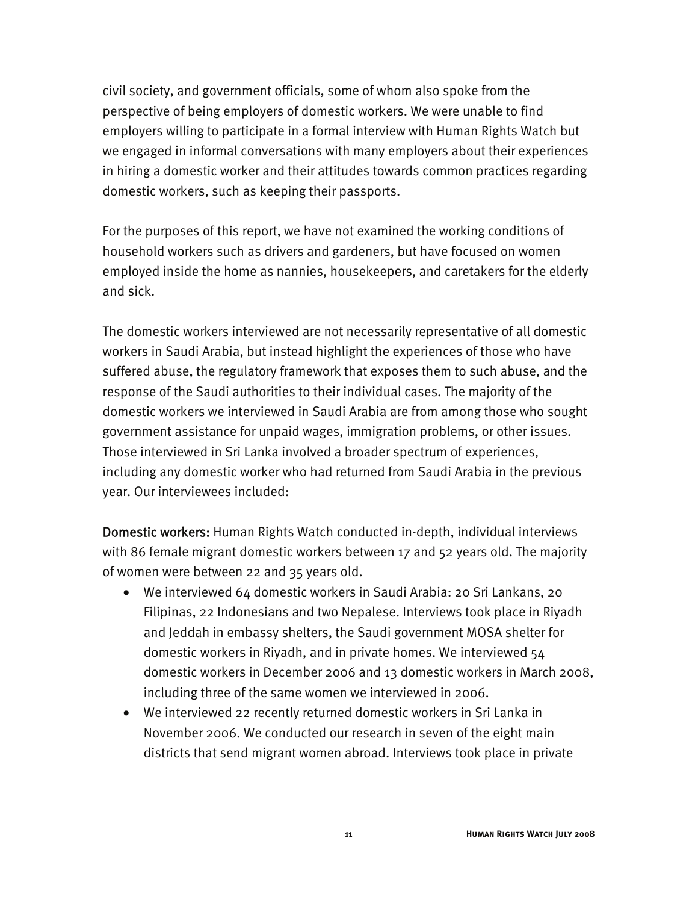civil society, and government officials, some of whom also spoke from the perspective of being employers of domestic workers. We were unable to find employers willing to participate in a formal interview with Human Rights Watch but we engaged in informal conversations with many employers about their experiences in hiring a domestic worker and their attitudes towards common practices regarding domestic workers, such as keeping their passports.

For the purposes of this report, we have not examined the working conditions of household workers such as drivers and gardeners, but have focused on women employed inside the home as nannies, housekeepers, and caretakers for the elderly and sick.

The domestic workers interviewed are not necessarily representative of all domestic workers in Saudi Arabia, but instead highlight the experiences of those who have suffered abuse, the regulatory framework that exposes them to such abuse, and the response of the Saudi authorities to their individual cases. The majority of the domestic workers we interviewed in Saudi Arabia are from among those who sought government assistance for unpaid wages, immigration problems, or other issues. Those interviewed in Sri Lanka involved a broader spectrum of experiences, including any domestic worker who had returned from Saudi Arabia in the previous year. Our interviewees included:

**Domestic workers:** Human Rights Watch conducted in-depth, individual interviews with 86 female migrant domestic workers between 17 and 52 years old. The majority of women were between 22 and 35 years old.

- We interviewed 64 domestic workers in Saudi Arabia: 20 Sri Lankans, 20 Filipinas, 22 Indonesians and two Nepalese. Interviews took place in Riyadh and Jeddah in embassy shelters, the Saudi government MOSA shelter for domestic workers in Riyadh, and in private homes. We interviewed 54 domestic workers in December 2006 and 13 domestic workers in March 2008, including three of the same women we interviewed in 2006.
- We interviewed 22 recently returned domestic workers in Sri Lanka in November 2006. We conducted our research in seven of the eight main districts that send migrant women abroad. Interviews took place in private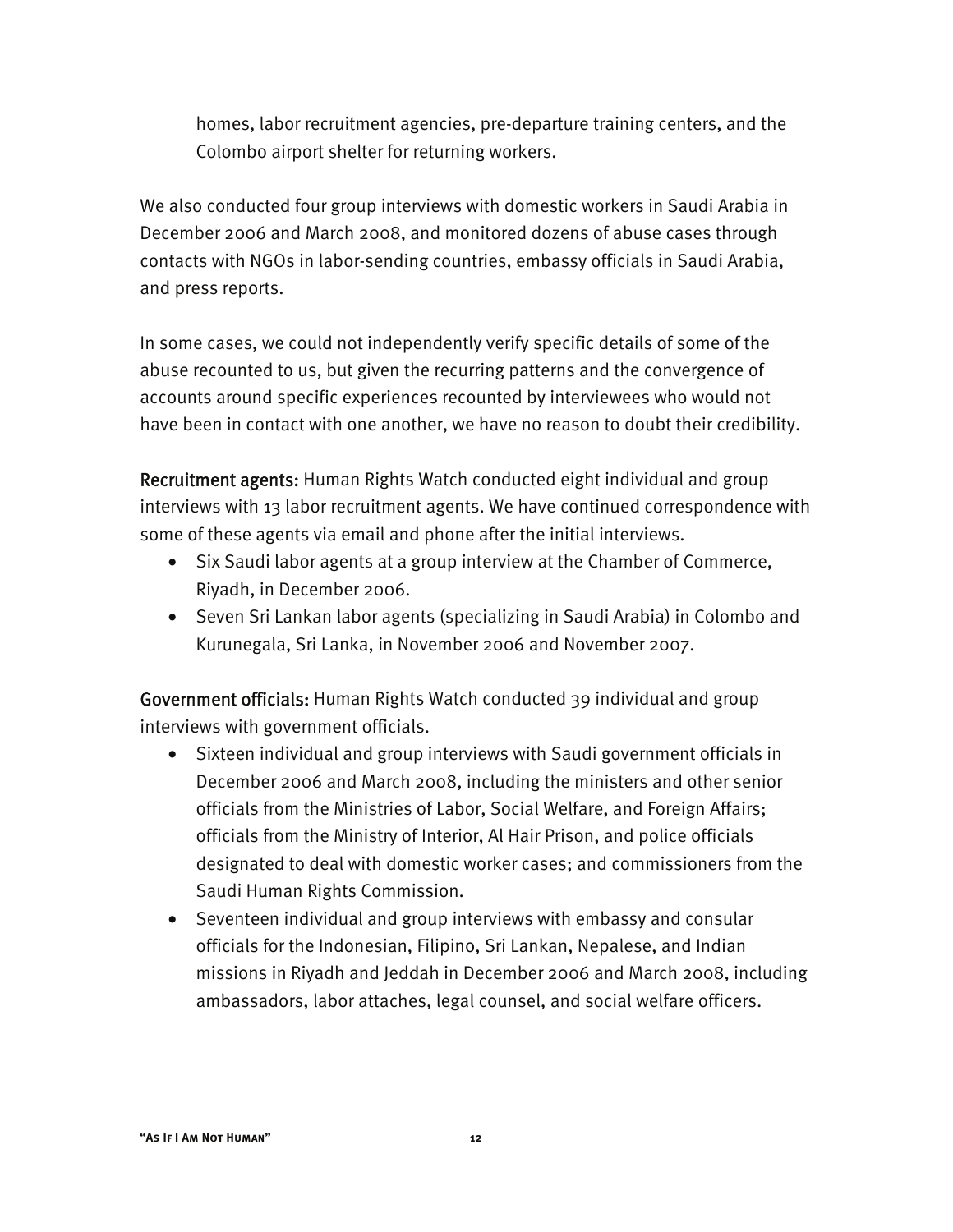homes, labor recruitment agencies, pre-departure training centers, and the Colombo airport shelter for returning workers.

We also conducted four group interviews with domestic workers in Saudi Arabia in December 2006 and March 2008, and monitored dozens of abuse cases through contacts with NGOs in labor-sending countries, embassy officials in Saudi Arabia, and press reports.

In some cases, we could not independently verify specific details of some of the abuse recounted to us, but given the recurring patterns and the convergence of accounts around specific experiences recounted by interviewees who would not have been in contact with one another, we have no reason to doubt their credibility.

**Recruitment agents:** Human Rights Watch conducted eight individual and group interviews with 13 labor recruitment agents. We have continued correspondence with some of these agents via email and phone after the initial interviews.

- Six Saudi labor agents at a group interview at the Chamber of Commerce, Riyadh, in December 2006.
- Seven Sri Lankan labor agents (specializing in Saudi Arabia) in Colombo and Kurunegala, Sri Lanka, in November 2006 and November 2007.

**Government officials:** Human Rights Watch conducted 39 individual and group interviews with government officials.

- Sixteen individual and group interviews with Saudi government officials in December 2006 and March 2008, including the ministers and other senior officials from the Ministries of Labor, Social Welfare, and Foreign Affairs; officials from the Ministry of Interior, Al Hair Prison, and police officials designated to deal with domestic worker cases; and commissioners from the Saudi Human Rights Commission.
- Seventeen individual and group interviews with embassy and consular officials for the Indonesian, Filipino, Sri Lankan, Nepalese, and Indian missions in Riyadh and Jeddah in December 2006 and March 2008, including ambassadors, labor attaches, legal counsel, and social welfare officers.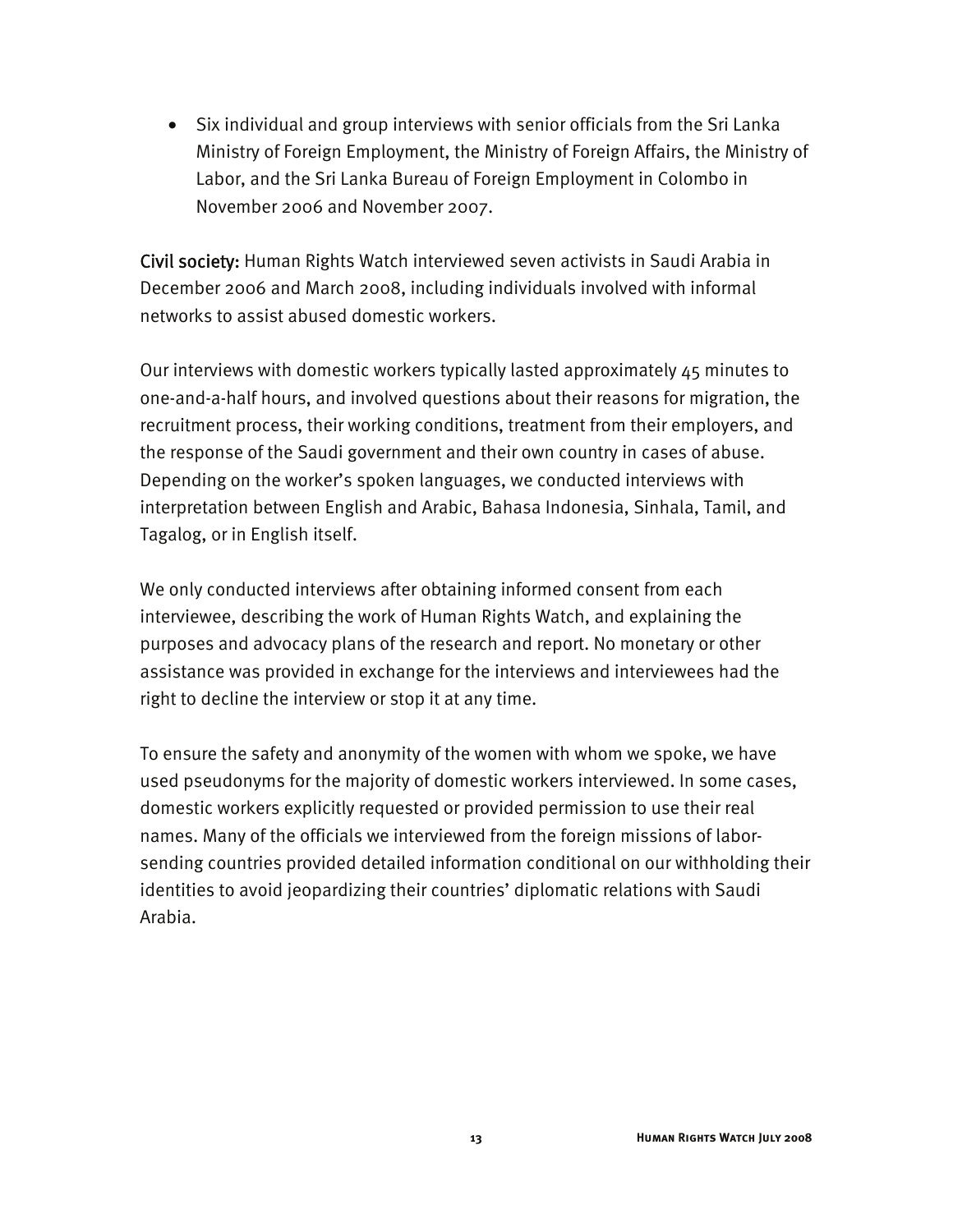- Six individual and group interviews with senior officials from the Sri Lanka Ministry of Foreign Employment, the Ministry of Foreign Affairs, the Ministry of Labor, and the Sri Lanka Bureau of Foreign Employment in Colombo in November 2006 and November 2007.

**Civil society:** Human Rights Watch interviewed seven activists in Saudi Arabia in December 2006 and March 2008, including individuals involved with informal networks to assist abused domestic workers.

Our interviews with domestic workers typically lasted approximately 45 minutes to one-and-a-half hours, and involved questions about their reasons for migration, the recruitment process, their working conditions, treatment from their employers, and the response of the Saudi government and their own country in cases of abuse. Depending on the worker's spoken languages, we conducted interviews with interpretation between English and Arabic, Bahasa Indonesia, Sinhala, Tamil, and Tagalog, or in English itself.

We only conducted interviews after obtaining informed consent from each interviewee, describing the work of Human Rights Watch, and explaining the purposes and advocacy plans of the research and report. No monetary or other assistance was provided in exchange for the interviews and interviewees had the right to decline the interview or stop it at any time.

To ensure the safety and anonymity of the women with whom we spoke, we have used pseudonyms for the majority of domestic workers interviewed. In some cases, domestic workers explicitly requested or provided permission to use their real names. Many of the officials we interviewed from the foreign missions of labor-sending countries provided detailed information conditional on our withholding their identities to avoid jeopardizing their countries' diplomatic relations with Saudi Arabia.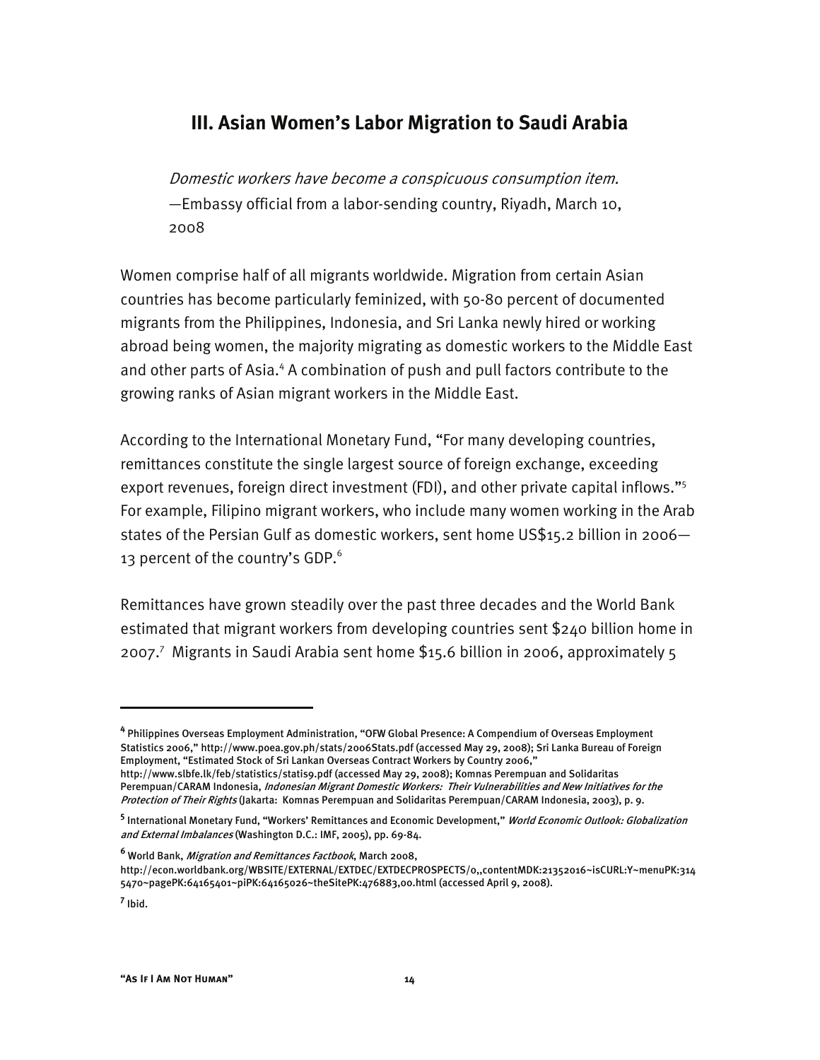## III. Asian Women's Labor Migration to Saudi Arabia

> *Domestic workers have become a conspicuous consumption item.*
> —Embassy official from a labor-sending country, Riyadh, March 10, 2008

Women comprise half of all migrants worldwide. Migration from certain Asian countries has become particularly feminized, with 50-80 percent of documented migrants from the Philippines, Indonesia, and Sri Lanka newly hired or working abroad being women, the majority migrating as domestic workers to the Middle East and other parts of Asia.[4] A combination of push and pull factors contribute to the growing ranks of Asian migrant workers in the Middle East.

According to the International Monetary Fund, "For many developing countries, remittances constitute the single largest source of foreign exchange, exceeding export revenues, foreign direct investment (FDI), and other private capital inflows."[5] For example, Filipino migrant workers, who include many women working in the Arab states of the Persian Gulf as domestic workers, sent home US$15.2 billion in 2006—13 percent of the country's GDP.[6]

Remittances have grown steadily over the past three decades and the World Bank estimated that migrant workers from developing countries sent $240 billion home in 2007.[7] Migrants in Saudi Arabia sent home $15.6 billion in 2006, approximately 5

---

[4] Philippines Overseas Employment Administration, "OFW Global Presence: A Compendium of Overseas Employment Statistics 2006," http://www.poea.gov.ph/stats/2006Stats.pdf (accessed May 29, 2008); Sri Lanka Bureau of Foreign Employment, "Estimated Stock of Sri Lankan Overseas Contract Workers by Country 2006," http://www.slbfe.lk/feb/statistics/statis9.pdf (accessed May 29, 2008); Komnas Perempuan and Solidaritas Perempuan/CARAM Indonesia, *Indonesian Migrant Domestic Workers: Their Vulnerabilities and New Initiatives for the Protection of Their Rights* (Jakarta: Komnas Perempuan and Solidaritas Perempuan/CARAM Indonesia, 2003), p. 9.

[5] International Monetary Fund, "Workers' Remittances and Economic Development," *World Economic Outlook: Globalization and External Imbalances* (Washington D.C.: IMF, 2005), pp. 69-84.

[6] World Bank, *Migration and Remittances Factbook*, March 2008, http://econ.worldbank.org/WBSITE/EXTERNAL/EXTDEC/EXTDECPROSPECTS/0,,contentMDK:21352016~isCURL:Y~menuPK:3145470~pagePK:64165401~piPK:64165026~theSitePK:476883,00.html (accessed April 9, 2008).

[7] Ibid.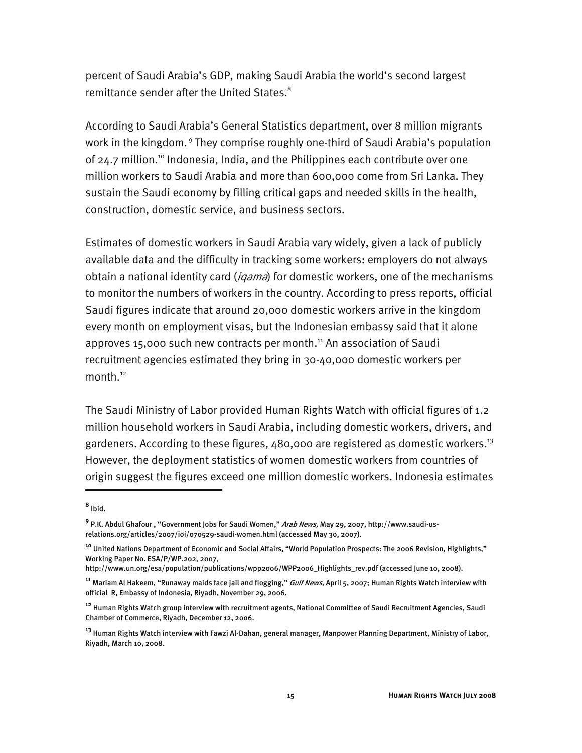percent of Saudi Arabia's GDP, making Saudi Arabia the world's second largest remittance sender after the United States.[8]

According to Saudi Arabia's General Statistics department, over 8 million migrants work in the kingdom.[9] They comprise roughly one-third of Saudi Arabia's population of 24.7 million.[10] Indonesia, India, and the Philippines each contribute over one million workers to Saudi Arabia and more than 600,000 come from Sri Lanka. They sustain the Saudi economy by filling critical gaps and needed skills in the health, construction, domestic service, and business sectors.

Estimates of domestic workers in Saudi Arabia vary widely, given a lack of publicly available data and the difficulty in tracking some workers: employers do not always obtain a national identity card (*iqama*) for domestic workers, one of the mechanisms to monitor the numbers of workers in the country. According to press reports, official Saudi figures indicate that around 20,000 domestic workers arrive in the kingdom every month on employment visas, but the Indonesian embassy said that it alone approves 15,000 such new contracts per month.[11] An association of Saudi recruitment agencies estimated they bring in 30-40,000 domestic workers per month.[12]

The Saudi Ministry of Labor provided Human Rights Watch with official figures of 1.2 million household workers in Saudi Arabia, including domestic workers, drivers, and gardeners. According to these figures, 480,000 are registered as domestic workers.[13] However, the deployment statistics of women domestic workers from countries of origin suggest the figures exceed one million domestic workers. Indonesia estimates

---

[8] Ibid.

[9] P.K. Abdul Ghafour , "Government Jobs for Saudi Women," *Arab News,* May 29, 2007, http://www.saudi-us-relations.org/articles/2007/ioi/070529-saudi-women.html (accessed May 30, 2007).

[10] United Nations Department of Economic and Social Affairs, "World Population Prospects: The 2006 Revision, Highlights," Working Paper No. ESA/P/WP.202, 2007, http://www.un.org/esa/population/publications/wpp2006/WPP2006_Highlights_rev.pdf (accessed June 10, 2008).

[11] Mariam Al Hakeem, "Runaway maids face jail and flogging," *Gulf News,* April 5, 2007; Human Rights Watch interview with official R, Embassy of Indonesia, Riyadh, November 29, 2006.

[12] Human Rights Watch group interview with recruitment agents, National Committee of Saudi Recruitment Agencies, Saudi Chamber of Commerce, Riyadh, December 12, 2006.

[13] Human Rights Watch interview with Fawzi Al-Dahan, general manager, Manpower Planning Department, Ministry of Labor, Riyadh, March 10, 2008.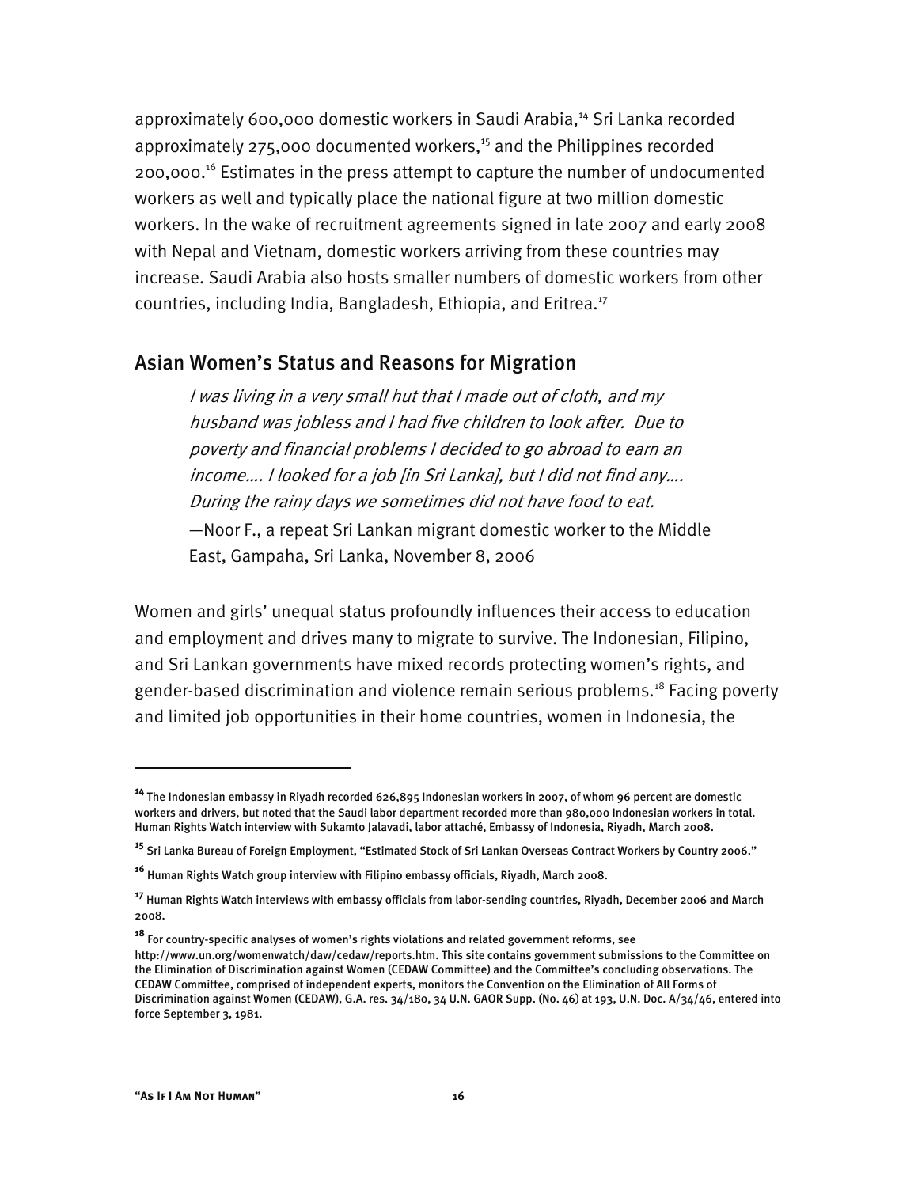approximately 600,000 domestic workers in Saudi Arabia,[14] Sri Lanka recorded approximately 275,000 documented workers,[15] and the Philippines recorded 200,000.[16] Estimates in the press attempt to capture the number of undocumented workers as well and typically place the national figure at two million domestic workers. In the wake of recruitment agreements signed in late 2007 and early 2008 with Nepal and Vietnam, domestic workers arriving from these countries may increase. Saudi Arabia also hosts smaller numbers of domestic workers from other countries, including India, Bangladesh, Ethiopia, and Eritrea.[17]

## Asian Women's Status and Reasons for Migration

> *I was living in a very small hut that I made out of cloth, and my husband was jobless and I had five children to look after. Due to poverty and financial problems I decided to go abroad to earn an income…. I looked for a job [in Sri Lanka], but I did not find any…. During the rainy days we sometimes did not have food to eat.*
>
> —Noor F., a repeat Sri Lankan migrant domestic worker to the Middle East, Gampaha, Sri Lanka, November 8, 2006

Women and girls' unequal status profoundly influences their access to education and employment and drives many to migrate to survive. The Indonesian, Filipino, and Sri Lankan governments have mixed records protecting women's rights, and gender-based discrimination and violence remain serious problems.[18] Facing poverty and limited job opportunities in their home countries, women in Indonesia, the

---

[14] The Indonesian embassy in Riyadh recorded 626,895 Indonesian workers in 2007, of whom 96 percent are domestic workers and drivers, but noted that the Saudi labor department recorded more than 980,000 Indonesian workers in total. Human Rights Watch interview with Sukamto Jalavadi, labor attaché, Embassy of Indonesia, Riyadh, March 2008.

[15] Sri Lanka Bureau of Foreign Employment, "Estimated Stock of Sri Lankan Overseas Contract Workers by Country 2006."

[16] Human Rights Watch group interview with Filipino embassy officials, Riyadh, March 2008.

[17] Human Rights Watch interviews with embassy officials from labor-sending countries, Riyadh, December 2006 and March 2008.

[18] For country-specific analyses of women's rights violations and related government reforms, see http://www.un.org/womenwatch/daw/cedaw/reports.htm. This site contains government submissions to the Committee on the Elimination of Discrimination against Women (CEDAW Committee) and the Committee's concluding observations. The CEDAW Committee, comprised of independent experts, monitors the Convention on the Elimination of All Forms of Discrimination against Women (CEDAW), G.A. res. 34/180, 34 U.N. GAOR Supp. (No. 46) at 193, U.N. Doc. A/34/46, entered into force September 3, 1981.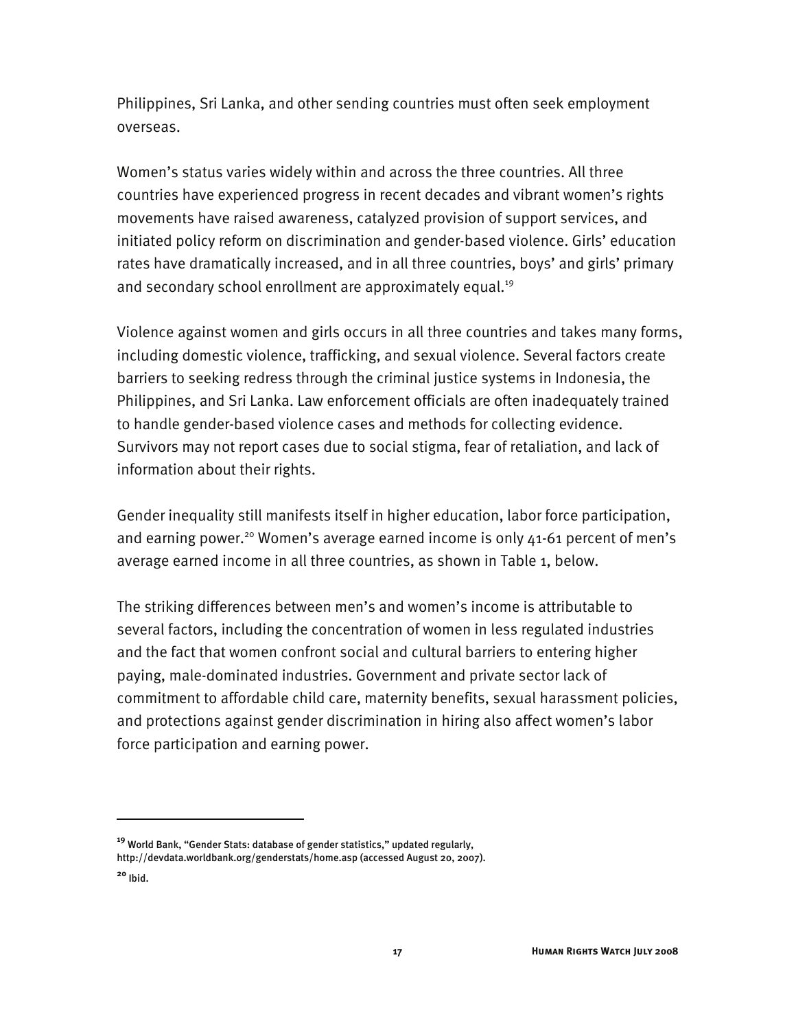Philippines, Sri Lanka, and other sending countries must often seek employment overseas.

Women's status varies widely within and across the three countries. All three countries have experienced progress in recent decades and vibrant women's rights movements have raised awareness, catalyzed provision of support services, and initiated policy reform on discrimination and gender-based violence. Girls' education rates have dramatically increased, and in all three countries, boys' and girls' primary and secondary school enrollment are approximately equal.[19]

Violence against women and girls occurs in all three countries and takes many forms, including domestic violence, trafficking, and sexual violence. Several factors create barriers to seeking redress through the criminal justice systems in Indonesia, the Philippines, and Sri Lanka. Law enforcement officials are often inadequately trained to handle gender-based violence cases and methods for collecting evidence. Survivors may not report cases due to social stigma, fear of retaliation, and lack of information about their rights.

Gender inequality still manifests itself in higher education, labor force participation, and earning power.[20] Women's average earned income is only 41-61 percent of men's average earned income in all three countries, as shown in Table 1, below.

The striking differences between men's and women's income is attributable to several factors, including the concentration of women in less regulated industries and the fact that women confront social and cultural barriers to entering higher paying, male-dominated industries. Government and private sector lack of commitment to affordable child care, maternity benefits, sexual harassment policies, and protections against gender discrimination in hiring also affect women's labor force participation and earning power.

---

[19] World Bank, "Gender Stats: database of gender statistics," updated regularly, http://devdata.worldbank.org/genderstats/home.asp (accessed August 20, 2007).

[20] Ibid.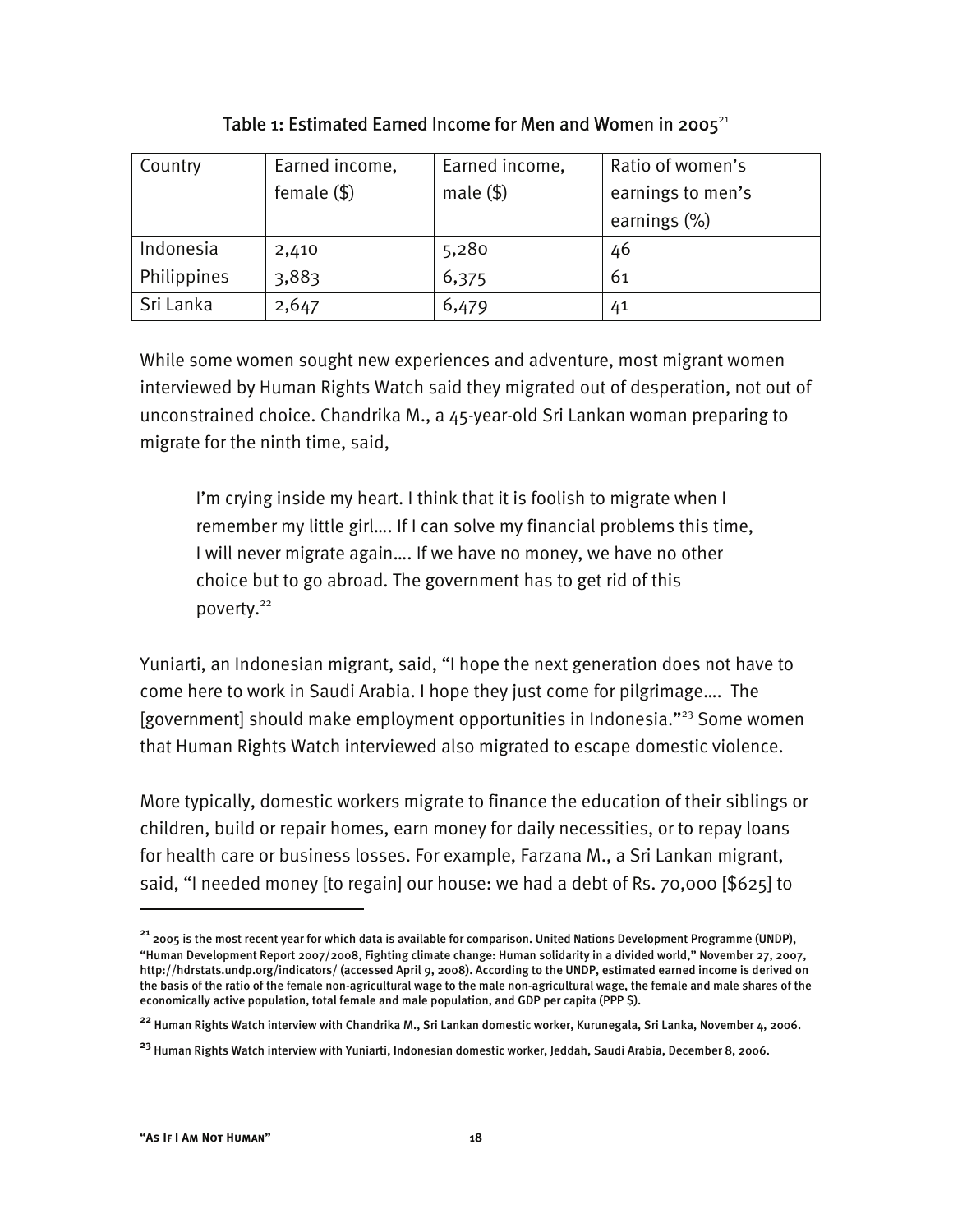Table 1: Estimated Earned Income for Men and Women in 2005[21]

| Country | Earned income, female ($) | Earned income, male ($) | Ratio of women's earnings to men's earnings (%) |
|---|---|---|---|
| Indonesia | 2,410 | 5,280 | 46 |
| Philippines | 3,883 | 6,375 | 61 |
| Sri Lanka | 2,647 | 6,479 | 41 |

While some women sought new experiences and adventure, most migrant women interviewed by Human Rights Watch said they migrated out of desperation, not out of unconstrained choice. Chandrika M., a 45-year-old Sri Lankan woman preparing to migrate for the ninth time, said,

> I'm crying inside my heart. I think that it is foolish to migrate when I remember my little girl…. If I can solve my financial problems this time, I will never migrate again…. If we have no money, we have no other choice but to go abroad. The government has to get rid of this poverty.[22]

Yuniarti, an Indonesian migrant, said, "I hope the next generation does not have to come here to work in Saudi Arabia. I hope they just come for pilgrimage…. The [government] should make employment opportunities in Indonesia."[23] Some women that Human Rights Watch interviewed also migrated to escape domestic violence.

More typically, domestic workers migrate to finance the education of their siblings or children, build or repair homes, earn money for daily necessities, or to repay loans for health care or business losses. For example, Farzana M., a Sri Lankan migrant, said, "I needed money [to regain] our house: we had a debt of Rs. 70,000 [$625] to

---

[21] 2005 is the most recent year for which data is available for comparison. United Nations Development Programme (UNDP), "Human Development Report 2007/2008, Fighting climate change: Human solidarity in a divided world," November 27, 2007, http://hdrstats.undp.org/indicators/ (accessed April 9, 2008). According to the UNDP, estimated earned income is derived on the basis of the ratio of the female non-agricultural wage to the male non-agricultural wage, the female and male shares of the economically active population, total female and male population, and GDP per capita (PPP $).

[22] Human Rights Watch interview with Chandrika M., Sri Lankan domestic worker, Kurunegala, Sri Lanka, November 4, 2006.

[23] Human Rights Watch interview with Yuniarti, Indonesian domestic worker, Jeddah, Saudi Arabia, December 8, 2006.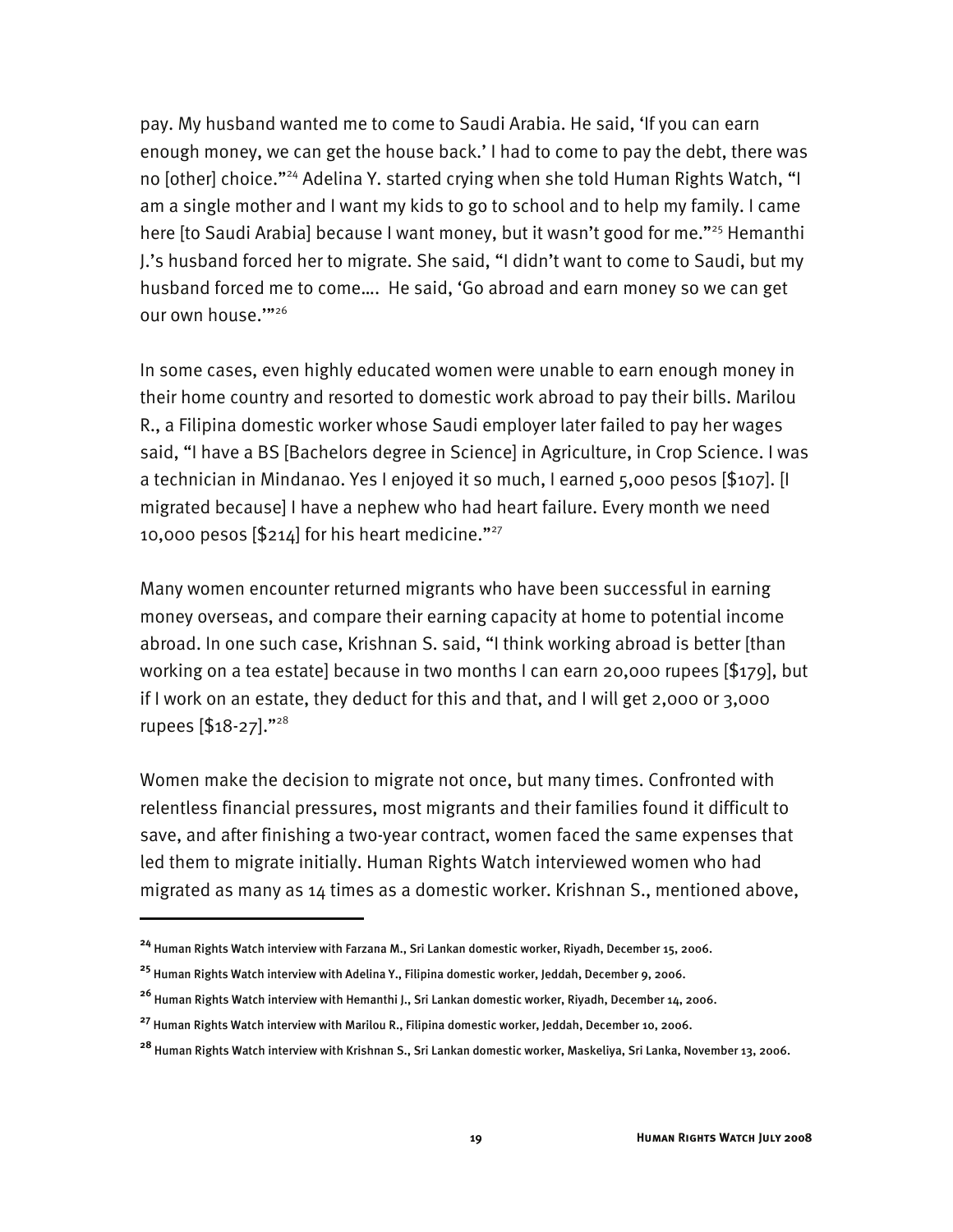pay. My husband wanted me to come to Saudi Arabia. He said, 'If you can earn enough money, we can get the house back.' I had to come to pay the debt, there was no [other] choice."[24] Adelina Y. started crying when she told Human Rights Watch, "I am a single mother and I want my kids to go to school and to help my family. I came here [to Saudi Arabia] because I want money, but it wasn't good for me."[25] Hemanthi J.'s husband forced her to migrate. She said, "I didn't want to come to Saudi, but my husband forced me to come…. He said, 'Go abroad and earn money so we can get our own house.'"[26]

In some cases, even highly educated women were unable to earn enough money in their home country and resorted to domestic work abroad to pay their bills. Marilou R., a Filipina domestic worker whose Saudi employer later failed to pay her wages said, "I have a BS [Bachelors degree in Science] in Agriculture, in Crop Science. I was a technician in Mindanao. Yes I enjoyed it so much, I earned 5,000 pesos [$107]. [I migrated because] I have a nephew who had heart failure. Every month we need 10,000 pesos [$214] for his heart medicine."[27]

Many women encounter returned migrants who have been successful in earning money overseas, and compare their earning capacity at home to potential income abroad. In one such case, Krishnan S. said, "I think working abroad is better [than working on a tea estate] because in two months I can earn 20,000 rupees [$179], but if I work on an estate, they deduct for this and that, and I will get 2,000 or 3,000 rupees [$18-27]."[28]

Women make the decision to migrate not once, but many times. Confronted with relentless financial pressures, most migrants and their families found it difficult to save, and after finishing a two-year contract, women faced the same expenses that led them to migrate initially. Human Rights Watch interviewed women who had migrated as many as 14 times as a domestic worker. Krishnan S., mentioned above,

---

[24] Human Rights Watch interview with Farzana M., Sri Lankan domestic worker, Riyadh, December 15, 2006.

[25] Human Rights Watch interview with Adelina Y., Filipina domestic worker, Jeddah, December 9, 2006.

[26] Human Rights Watch interview with Hemanthi J., Sri Lankan domestic worker, Riyadh, December 14, 2006.

[27] Human Rights Watch interview with Marilou R., Filipina domestic worker, Jeddah, December 10, 2006.

[28] Human Rights Watch interview with Krishnan S., Sri Lankan domestic worker, Maskeliya, Sri Lanka, November 13, 2006.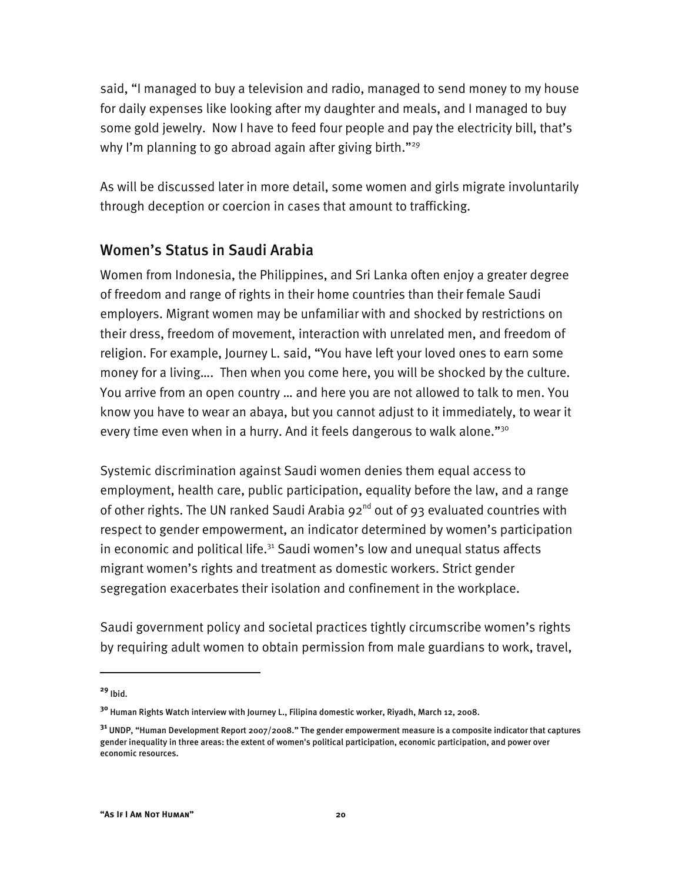said, "I managed to buy a television and radio, managed to send money to my house for daily expenses like looking after my daughter and meals, and I managed to buy some gold jewelry. Now I have to feed four people and pay the electricity bill, that's why I'm planning to go abroad again after giving birth."[29]

As will be discussed later in more detail, some women and girls migrate involuntarily through deception or coercion in cases that amount to trafficking.

## Women's Status in Saudi Arabia

Women from Indonesia, the Philippines, and Sri Lanka often enjoy a greater degree of freedom and range of rights in their home countries than their female Saudi employers. Migrant women may be unfamiliar with and shocked by restrictions on their dress, freedom of movement, interaction with unrelated men, and freedom of religion. For example, Journey L. said, "You have left your loved ones to earn some money for a living…. Then when you come here, you will be shocked by the culture. You arrive from an open country … and here you are not allowed to talk to men. You know you have to wear an abaya, but you cannot adjust to it immediately, to wear it every time even when in a hurry. And it feels dangerous to walk alone."[30]

Systemic discrimination against Saudi women denies them equal access to employment, health care, public participation, equality before the law, and a range of other rights. The UN ranked Saudi Arabia 92nd out of 93 evaluated countries with respect to gender empowerment, an indicator determined by women's participation in economic and political life.[31] Saudi women's low and unequal status affects migrant women's rights and treatment as domestic workers. Strict gender segregation exacerbates their isolation and confinement in the workplace.

Saudi government policy and societal practices tightly circumscribe women's rights by requiring adult women to obtain permission from male guardians to work, travel,

---

[29] Ibid.

[30] Human Rights Watch interview with Journey L., Filipina domestic worker, Riyadh, March 12, 2008.

[31] UNDP, "Human Development Report 2007/2008." The gender empowerment measure is a composite indicator that captures gender inequality in three areas: the extent of women's political participation, economic participation, and power over economic resources.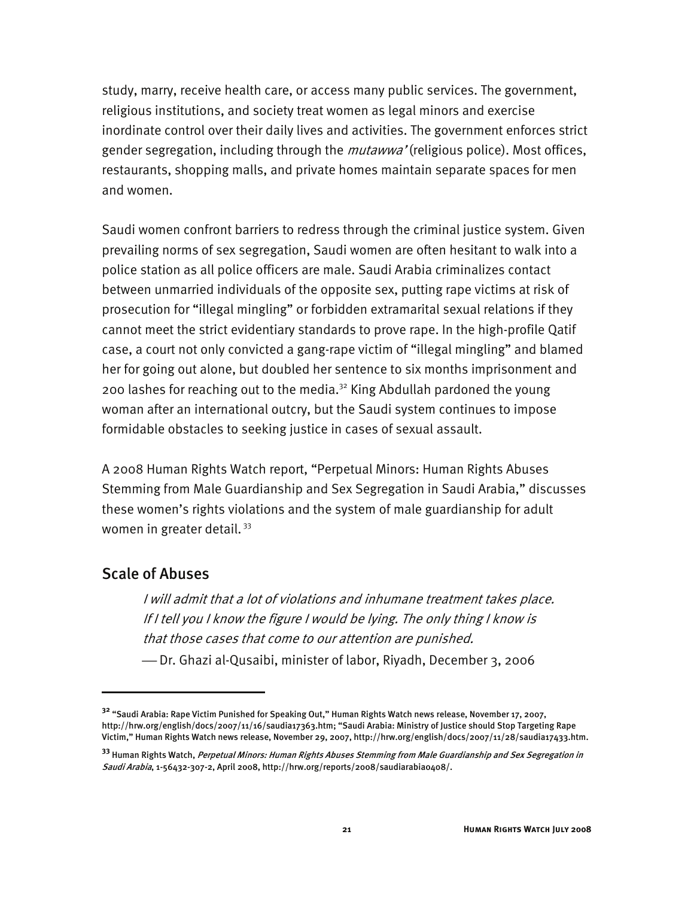study, marry, receive health care, or access many public services. The government, religious institutions, and society treat women as legal minors and exercise inordinate control over their daily lives and activities. The government enforces strict gender segregation, including through the *mutawwa'* (religious police). Most offices, restaurants, shopping malls, and private homes maintain separate spaces for men and women.

Saudi women confront barriers to redress through the criminal justice system. Given prevailing norms of sex segregation, Saudi women are often hesitant to walk into a police station as all police officers are male. Saudi Arabia criminalizes contact between unmarried individuals of the opposite sex, putting rape victims at risk of prosecution for "illegal mingling" or forbidden extramarital sexual relations if they cannot meet the strict evidentiary standards to prove rape. In the high-profile Qatif case, a court not only convicted a gang-rape victim of "illegal mingling" and blamed her for going out alone, but doubled her sentence to six months imprisonment and 200 lashes for reaching out to the media.[32] King Abdullah pardoned the young woman after an international outcry, but the Saudi system continues to impose formidable obstacles to seeking justice in cases of sexual assault.

A 2008 Human Rights Watch report, "Perpetual Minors: Human Rights Abuses Stemming from Male Guardianship and Sex Segregation in Saudi Arabia," discusses these women's rights violations and the system of male guardianship for adult women in greater detail.[33]

## Scale of Abuses

> *I will admit that a lot of violations and inhumane treatment takes place. If I tell you I know the figure I would be lying. The only thing I know is that those cases that come to our attention are punished.*
>
> — Dr. Ghazi al-Qusaibi, minister of labor, Riyadh, December 3, 2006

---

[32] "Saudi Arabia: Rape Victim Punished for Speaking Out," Human Rights Watch news release, November 17, 2007, http://hrw.org/english/docs/2007/11/16/saudia17363.htm; "Saudi Arabia: Ministry of Justice should Stop Targeting Rape Victim," Human Rights Watch news release, November 29, 2007, http://hrw.org/english/docs/2007/11/28/saudia17433.htm.

[33] Human Rights Watch, *Perpetual Minors: Human Rights Abuses Stemming from Male Guardianship and Sex Segregation in Saudi Arabia*, 1-56432-307-2, April 2008, http://hrw.org/reports/2008/saudiarabia0408/.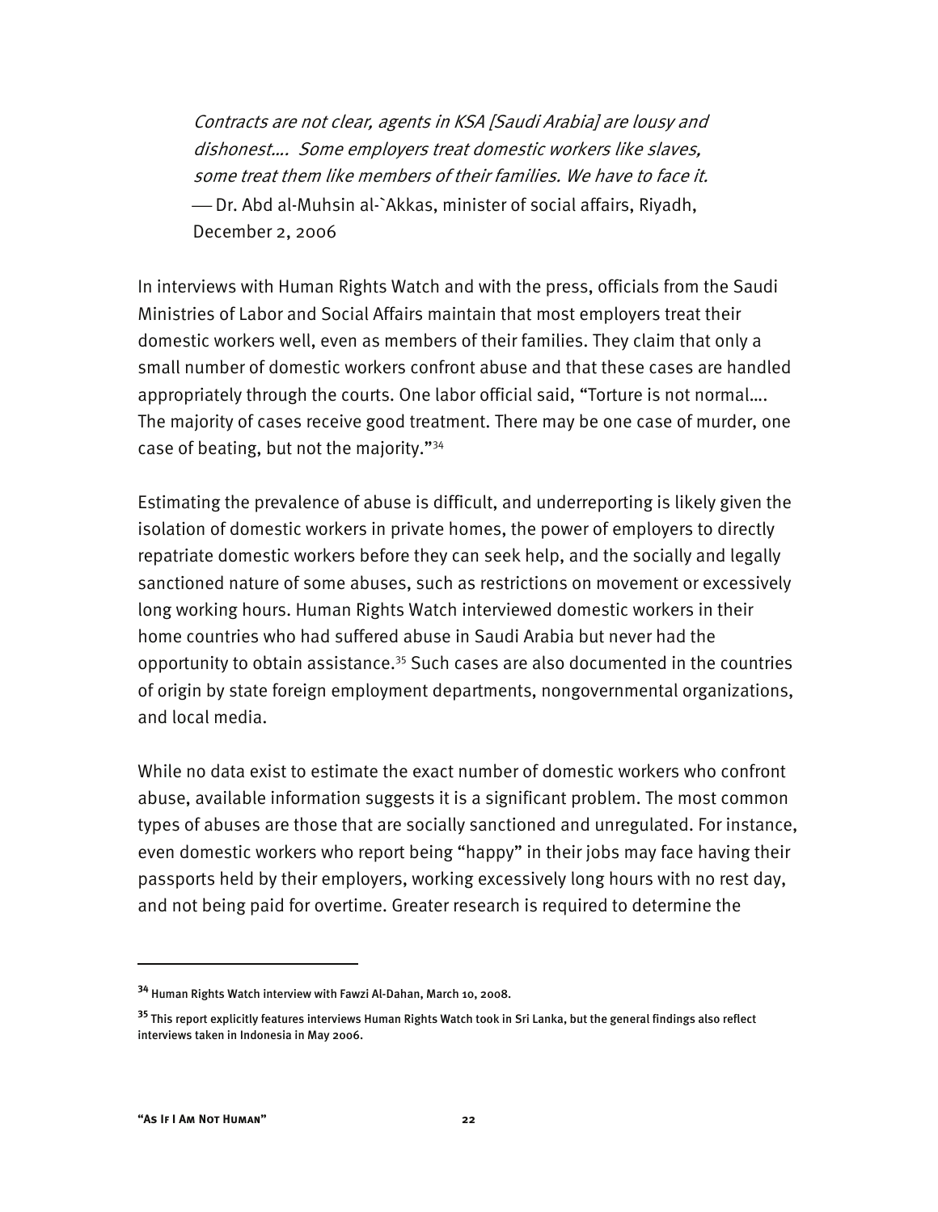*Contracts are not clear, agents in KSA [Saudi Arabia] are lousy and dishonest…. Some employers treat domestic workers like slaves, some treat them like members of their families. We have to face it.*
— Dr. Abd al-Muhsin al-`Akkas, minister of social affairs, Riyadh, December 2, 2006

In interviews with Human Rights Watch and with the press, officials from the Saudi Ministries of Labor and Social Affairs maintain that most employers treat their domestic workers well, even as members of their families. They claim that only a small number of domestic workers confront abuse and that these cases are handled appropriately through the courts. One labor official said, "Torture is not normal…. The majority of cases receive good treatment. There may be one case of murder, one case of beating, but not the majority."[34]

Estimating the prevalence of abuse is difficult, and underreporting is likely given the isolation of domestic workers in private homes, the power of employers to directly repatriate domestic workers before they can seek help, and the socially and legally sanctioned nature of some abuses, such as restrictions on movement or excessively long working hours. Human Rights Watch interviewed domestic workers in their home countries who had suffered abuse in Saudi Arabia but never had the opportunity to obtain assistance.[35] Such cases are also documented in the countries of origin by state foreign employment departments, nongovernmental organizations, and local media.

While no data exist to estimate the exact number of domestic workers who confront abuse, available information suggests it is a significant problem. The most common types of abuses are those that are socially sanctioned and unregulated. For instance, even domestic workers who report being "happy" in their jobs may face having their passports held by their employers, working excessively long hours with no rest day, and not being paid for overtime. Greater research is required to determine the

---

[34] Human Rights Watch interview with Fawzi Al-Dahan, March 10, 2008.

[35] This report explicitly features interviews Human Rights Watch took in Sri Lanka, but the general findings also reflect interviews taken in Indonesia in May 2006.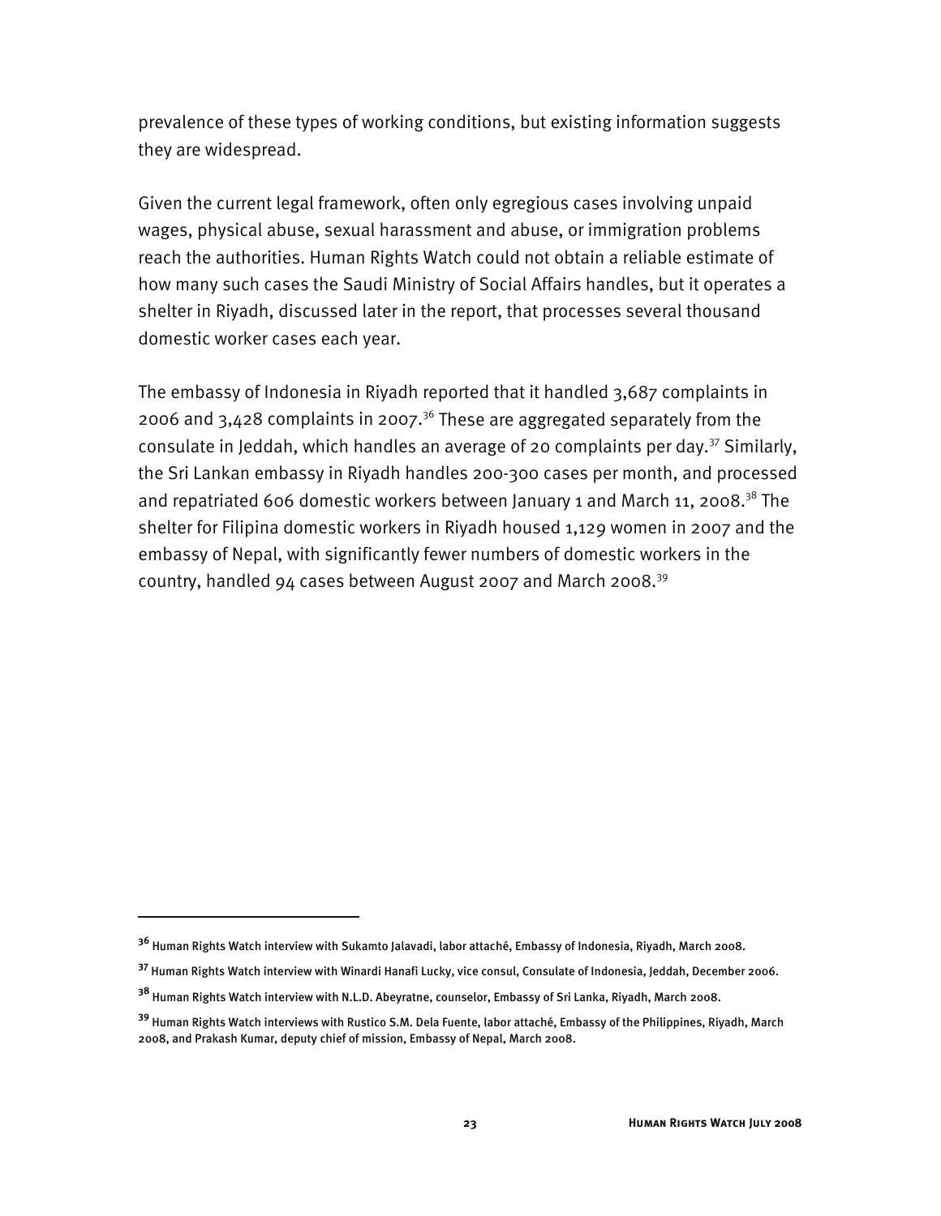prevalence of these types of working conditions, but existing information suggests they are widespread.

Given the current legal framework, often only egregious cases involving unpaid wages, physical abuse, sexual harassment and abuse, or immigration problems reach the authorities. Human Rights Watch could not obtain a reliable estimate of how many such cases the Saudi Ministry of Social Affairs handles, but it operates a shelter in Riyadh, discussed later in the report, that processes several thousand domestic worker cases each year.

The embassy of Indonesia in Riyadh reported that it handled 3,687 complaints in 2006 and 3,428 complaints in 2007.[36] These are aggregated separately from the consulate in Jeddah, which handles an average of 20 complaints per day.[37] Similarly, the Sri Lankan embassy in Riyadh handles 200-300 cases per month, and processed and repatriated 606 domestic workers between January 1 and March 11, 2008.[38] The shelter for Filipina domestic workers in Riyadh housed 1,129 women in 2007 and the embassy of Nepal, with significantly fewer numbers of domestic workers in the country, handled 94 cases between August 2007 and March 2008.[39]

---

[36] Human Rights Watch interview with Sukamto Jalavadi, labor attaché, Embassy of Indonesia, Riyadh, March 2008.

[37] Human Rights Watch interview with Winardi Hanafi Lucky, vice consul, Consulate of Indonesia, Jeddah, December 2006.

[38] Human Rights Watch interview with N.L.D. Abeyratne, counselor, Embassy of Sri Lanka, Riyadh, March 2008.

[39] Human Rights Watch interviews with Rustico S.M. Dela Fuente, labor attaché, Embassy of the Philippines, Riyadh, March 2008, and Prakash Kumar, deputy chief of mission, Embassy of Nepal, March 2008.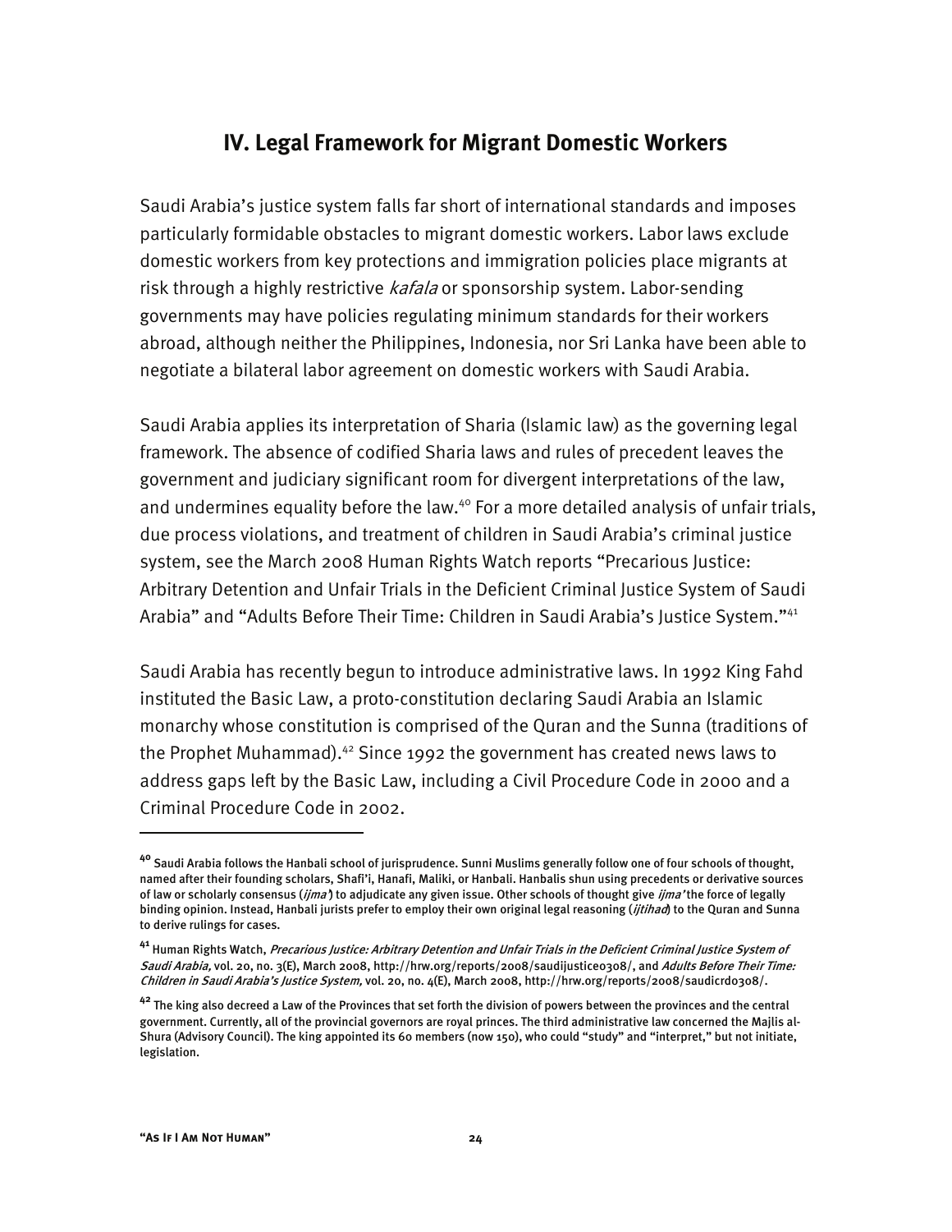## IV. Legal Framework for Migrant Domestic Workers

Saudi Arabia's justice system falls far short of international standards and imposes particularly formidable obstacles to migrant domestic workers. Labor laws exclude domestic workers from key protections and immigration policies place migrants at risk through a highly restrictive *kafala* or sponsorship system. Labor-sending governments may have policies regulating minimum standards for their workers abroad, although neither the Philippines, Indonesia, nor Sri Lanka have been able to negotiate a bilateral labor agreement on domestic workers with Saudi Arabia.

Saudi Arabia applies its interpretation of Sharia (Islamic law) as the governing legal framework. The absence of codified Sharia laws and rules of precedent leaves the government and judiciary significant room for divergent interpretations of the law, and undermines equality before the law.[40] For a more detailed analysis of unfair trials, due process violations, and treatment of children in Saudi Arabia's criminal justice system, see the March 2008 Human Rights Watch reports "Precarious Justice: Arbitrary Detention and Unfair Trials in the Deficient Criminal Justice System of Saudi Arabia" and "Adults Before Their Time: Children in Saudi Arabia's Justice System."[41]

Saudi Arabia has recently begun to introduce administrative laws. In 1992 King Fahd instituted the Basic Law, a proto-constitution declaring Saudi Arabia an Islamic monarchy whose constitution is comprised of the Quran and the Sunna (traditions of the Prophet Muhammad).[42] Since 1992 the government has created news laws to address gaps left by the Basic Law, including a Civil Procedure Code in 2000 and a Criminal Procedure Code in 2002.

---

[40] Saudi Arabia follows the Hanbali school of jurisprudence. Sunni Muslims generally follow one of four schools of thought, named after their founding scholars, Shafi'i, Hanafi, Maliki, or Hanbali. Hanbalis shun using precedents or derivative sources of law or scholarly consensus (*ijma'*) to adjudicate any given issue. Other schools of thought give *ijma'* the force of legally binding opinion. Instead, Hanbali jurists prefer to employ their own original legal reasoning (*ijtihad*) to the Quran and Sunna to derive rulings for cases.

[41] Human Rights Watch, *Precarious Justice: Arbitrary Detention and Unfair Trials in the Deficient Criminal Justice System of Saudi Arabia,* vol. 20, no. 3(E), March 2008, http://hrw.org/reports/2008/saudijustice0308/, and *Adults Before Their Time: Children in Saudi Arabia's Justice System,* vol. 20, no. 4(E), March 2008, http://hrw.org/reports/2008/saudicrd0308/.

[42] The king also decreed a Law of the Provinces that set forth the division of powers between the provinces and the central government. Currently, all of the provincial governors are royal princes. The third administrative law concerned the Majlis al-Shura (Advisory Council). The king appointed its 60 members (now 150), who could "study" and "interpret," but not initiate, legislation.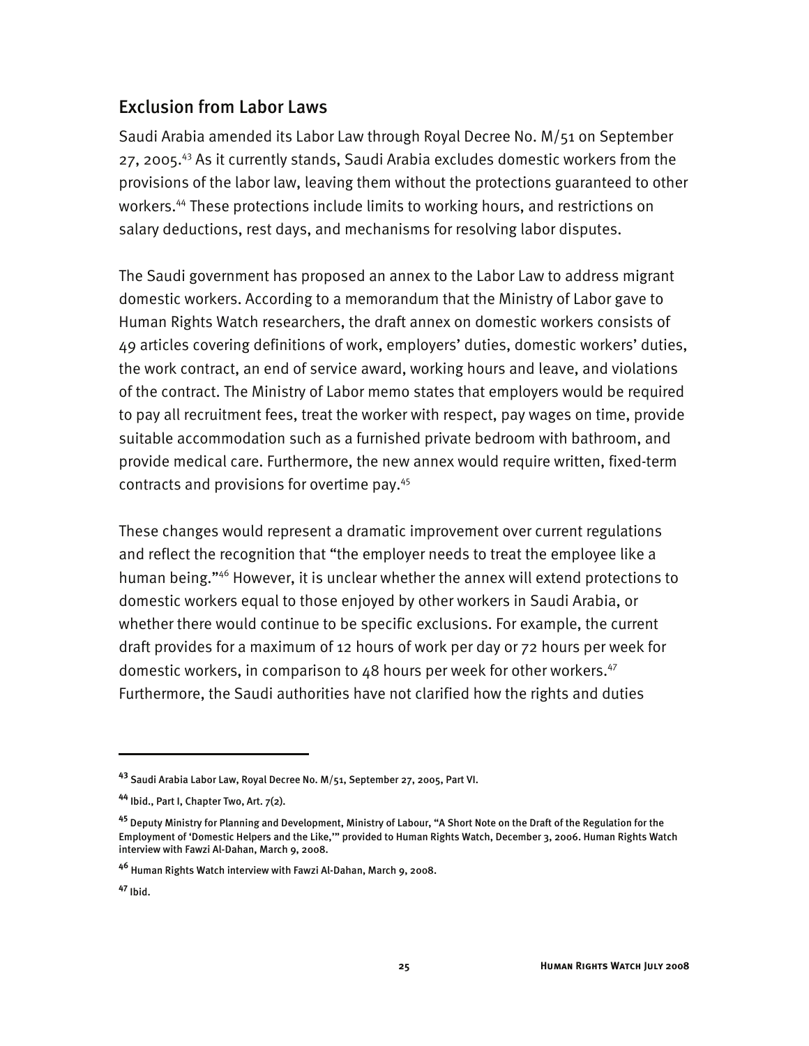## Exclusion from Labor Laws

Saudi Arabia amended its Labor Law through Royal Decree No. M/51 on September 27, 2005.[43] As it currently stands, Saudi Arabia excludes domestic workers from the provisions of the labor law, leaving them without the protections guaranteed to other workers.[44] These protections include limits to working hours, and restrictions on salary deductions, rest days, and mechanisms for resolving labor disputes.

The Saudi government has proposed an annex to the Labor Law to address migrant domestic workers. According to a memorandum that the Ministry of Labor gave to Human Rights Watch researchers, the draft annex on domestic workers consists of 49 articles covering definitions of work, employers' duties, domestic workers' duties, the work contract, an end of service award, working hours and leave, and violations of the contract. The Ministry of Labor memo states that employers would be required to pay all recruitment fees, treat the worker with respect, pay wages on time, provide suitable accommodation such as a furnished private bedroom with bathroom, and provide medical care. Furthermore, the new annex would require written, fixed-term contracts and provisions for overtime pay.[45]

These changes would represent a dramatic improvement over current regulations and reflect the recognition that "the employer needs to treat the employee like a human being."[46] However, it is unclear whether the annex will extend protections to domestic workers equal to those enjoyed by other workers in Saudi Arabia, or whether there would continue to be specific exclusions. For example, the current draft provides for a maximum of 12 hours of work per day or 72 hours per week for domestic workers, in comparison to 48 hours per week for other workers.[47] Furthermore, the Saudi authorities have not clarified how the rights and duties

---

[43] Saudi Arabia Labor Law, Royal Decree No. M/51, September 27, 2005, Part VI.

[44] Ibid., Part I, Chapter Two, Art. 7(2).

[45] Deputy Ministry for Planning and Development, Ministry of Labour, "A Short Note on the Draft of the Regulation for the Employment of 'Domestic Helpers and the Like,'" provided to Human Rights Watch, December 3, 2006. Human Rights Watch interview with Fawzi Al-Dahan, March 9, 2008.

[46] Human Rights Watch interview with Fawzi Al-Dahan, March 9, 2008.

[47] Ibid.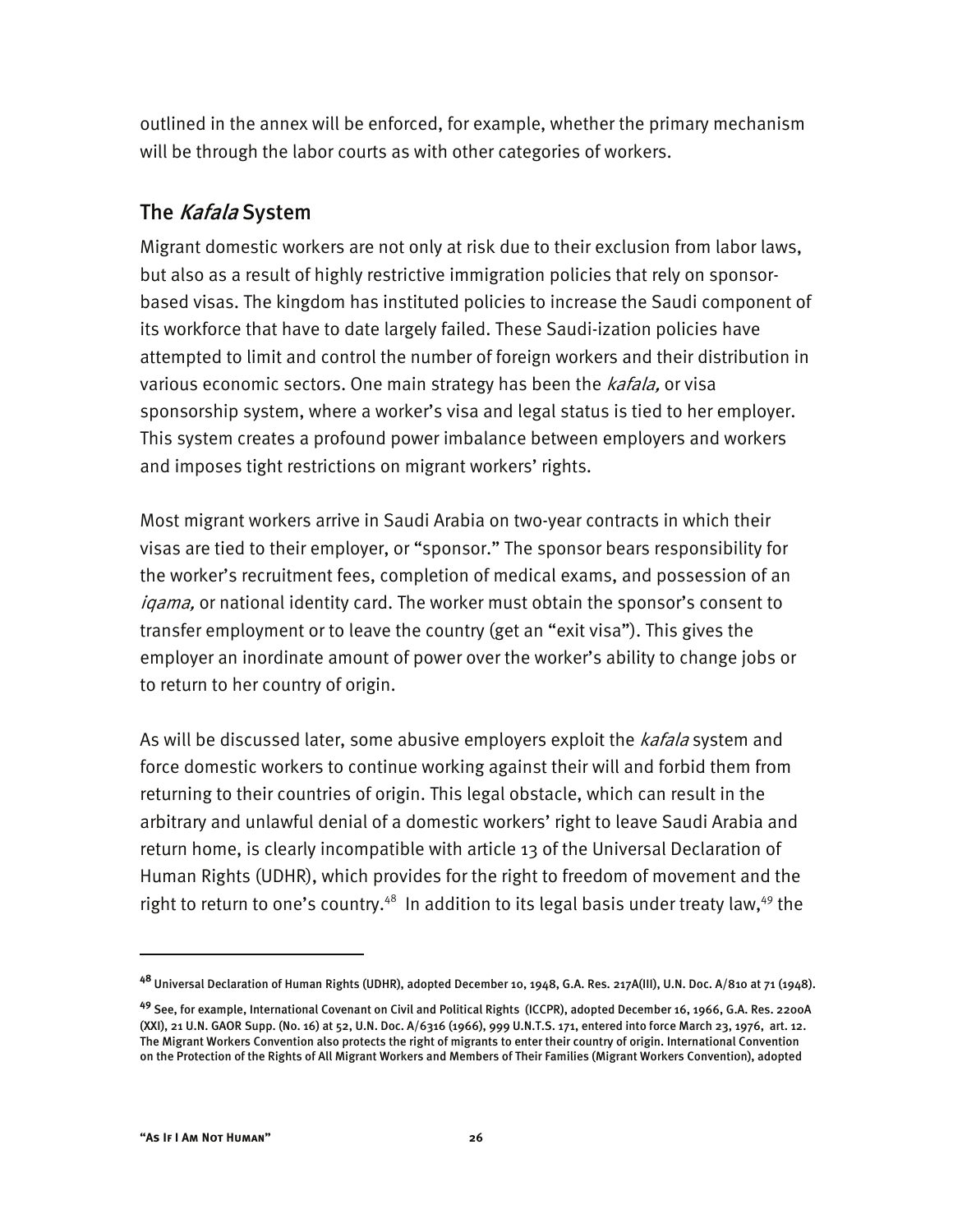outlined in the annex will be enforced, for example, whether the primary mechanism will be through the labor courts as with other categories of workers.

## The *Kafala* System

Migrant domestic workers are not only at risk due to their exclusion from labor laws, but also as a result of highly restrictive immigration policies that rely on sponsor-based visas. The kingdom has instituted policies to increase the Saudi component of its workforce that have to date largely failed. These Saudi-ization policies have attempted to limit and control the number of foreign workers and their distribution in various economic sectors. One main strategy has been the *kafala,* or visa sponsorship system, where a worker's visa and legal status is tied to her employer. This system creates a profound power imbalance between employers and workers and imposes tight restrictions on migrant workers' rights.

Most migrant workers arrive in Saudi Arabia on two-year contracts in which their visas are tied to their employer, or "sponsor." The sponsor bears responsibility for the worker's recruitment fees, completion of medical exams, and possession of an *iqama,* or national identity card. The worker must obtain the sponsor's consent to transfer employment or to leave the country (get an "exit visa"). This gives the employer an inordinate amount of power over the worker's ability to change jobs or to return to her country of origin.

As will be discussed later, some abusive employers exploit the *kafala* system and force domestic workers to continue working against their will and forbid them from returning to their countries of origin. This legal obstacle, which can result in the arbitrary and unlawful denial of a domestic workers' right to leave Saudi Arabia and return home, is clearly incompatible with article 13 of the Universal Declaration of Human Rights (UDHR), which provides for the right to freedom of movement and the right to return to one's country.[48] In addition to its legal basis under treaty law,[49] the

---

[48] Universal Declaration of Human Rights (UDHR), adopted December 10, 1948, G.A. Res. 217A(III), U.N. Doc. A/810 at 71 (1948).

[49] See, for example, International Covenant on Civil and Political Rights (ICCPR), adopted December 16, 1966, G.A. Res. 2200A (XXI), 21 U.N. GAOR Supp. (No. 16) at 52, U.N. Doc. A/6316 (1966), 999 U.N.T.S. 171, entered into force March 23, 1976, art. 12. The Migrant Workers Convention also protects the right of migrants to enter their country of origin. International Convention on the Protection of the Rights of All Migrant Workers and Members of Their Families (Migrant Workers Convention), adopted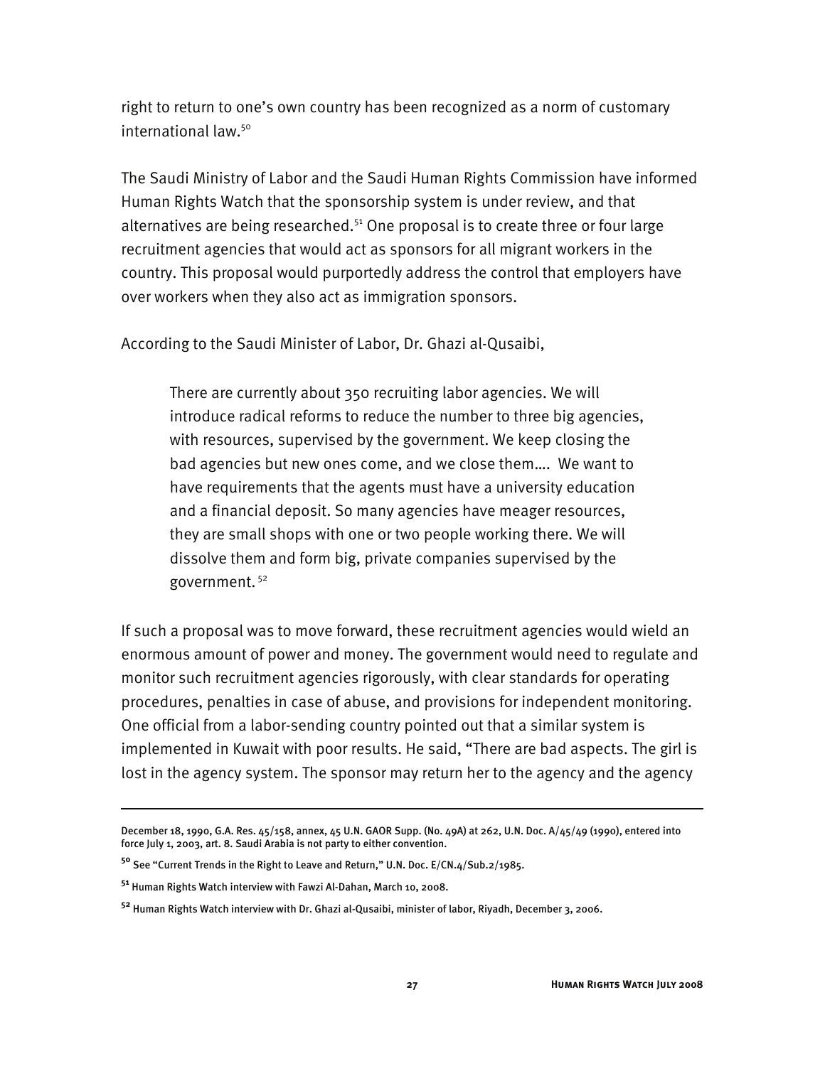right to return to one's own country has been recognized as a norm of customary international law.[50]

The Saudi Ministry of Labor and the Saudi Human Rights Commission have informed Human Rights Watch that the sponsorship system is under review, and that alternatives are being researched.[51] One proposal is to create three or four large recruitment agencies that would act as sponsors for all migrant workers in the country. This proposal would purportedly address the control that employers have over workers when they also act as immigration sponsors.

According to the Saudi Minister of Labor, Dr. Ghazi al-Qusaibi,

> There are currently about 350 recruiting labor agencies. We will introduce radical reforms to reduce the number to three big agencies, with resources, supervised by the government. We keep closing the bad agencies but new ones come, and we close them…. We want to have requirements that the agents must have a university education and a financial deposit. So many agencies have meager resources, they are small shops with one or two people working there. We will dissolve them and form big, private companies supervised by the government.[52]

If such a proposal was to move forward, these recruitment agencies would wield an enormous amount of power and money. The government would need to regulate and monitor such recruitment agencies rigorously, with clear standards for operating procedures, penalties in case of abuse, and provisions for independent monitoring. One official from a labor-sending country pointed out that a similar system is implemented in Kuwait with poor results. He said, "There are bad aspects. The girl is lost in the agency system. The sponsor may return her to the agency and the agency

---

December 18, 1990, G.A. Res. 45/158, annex, 45 U.N. GAOR Supp. (No. 49A) at 262, U.N. Doc. A/45/49 (1990), entered into force July 1, 2003, art. 8. Saudi Arabia is not party to either convention.

[50] See "Current Trends in the Right to Leave and Return," U.N. Doc. E/CN.4/Sub.2/1985.

[51] Human Rights Watch interview with Fawzi Al-Dahan, March 10, 2008.

[52] Human Rights Watch interview with Dr. Ghazi al-Qusaibi, minister of labor, Riyadh, December 3, 2006.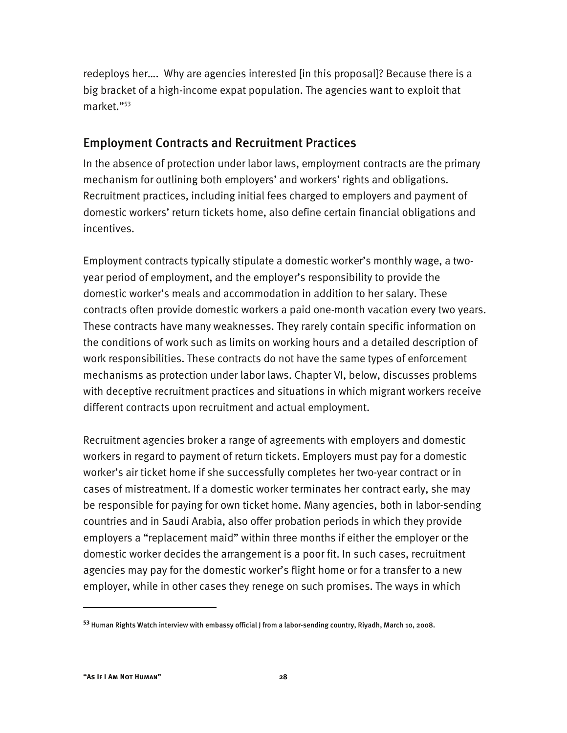redeploys her.... Why are agencies interested [in this proposal]? Because there is a big bracket of a high-income expat population. The agencies want to exploit that market."[53]

## Employment Contracts and Recruitment Practices

In the absence of protection under labor laws, employment contracts are the primary mechanism for outlining both employers' and workers' rights and obligations. Recruitment practices, including initial fees charged to employers and payment of domestic workers' return tickets home, also define certain financial obligations and incentives.

Employment contracts typically stipulate a domestic worker's monthly wage, a two-year period of employment, and the employer's responsibility to provide the domestic worker's meals and accommodation in addition to her salary. These contracts often provide domestic workers a paid one-month vacation every two years. These contracts have many weaknesses. They rarely contain specific information on the conditions of work such as limits on working hours and a detailed description of work responsibilities. These contracts do not have the same types of enforcement mechanisms as protection under labor laws. Chapter VI, below, discusses problems with deceptive recruitment practices and situations in which migrant workers receive different contracts upon recruitment and actual employment.

Recruitment agencies broker a range of agreements with employers and domestic workers in regard to payment of return tickets. Employers must pay for a domestic worker's air ticket home if she successfully completes her two-year contract or in cases of mistreatment. If a domestic worker terminates her contract early, she may be responsible for paying for own ticket home. Many agencies, both in labor-sending countries and in Saudi Arabia, also offer probation periods in which they provide employers a "replacement maid" within three months if either the employer or the domestic worker decides the arrangement is a poor fit. In such cases, recruitment agencies may pay for the domestic worker's flight home or for a transfer to a new employer, while in other cases they renege on such promises. The ways in which

---

[53] Human Rights Watch interview with embassy official J from a labor-sending country, Riyadh, March 10, 2008.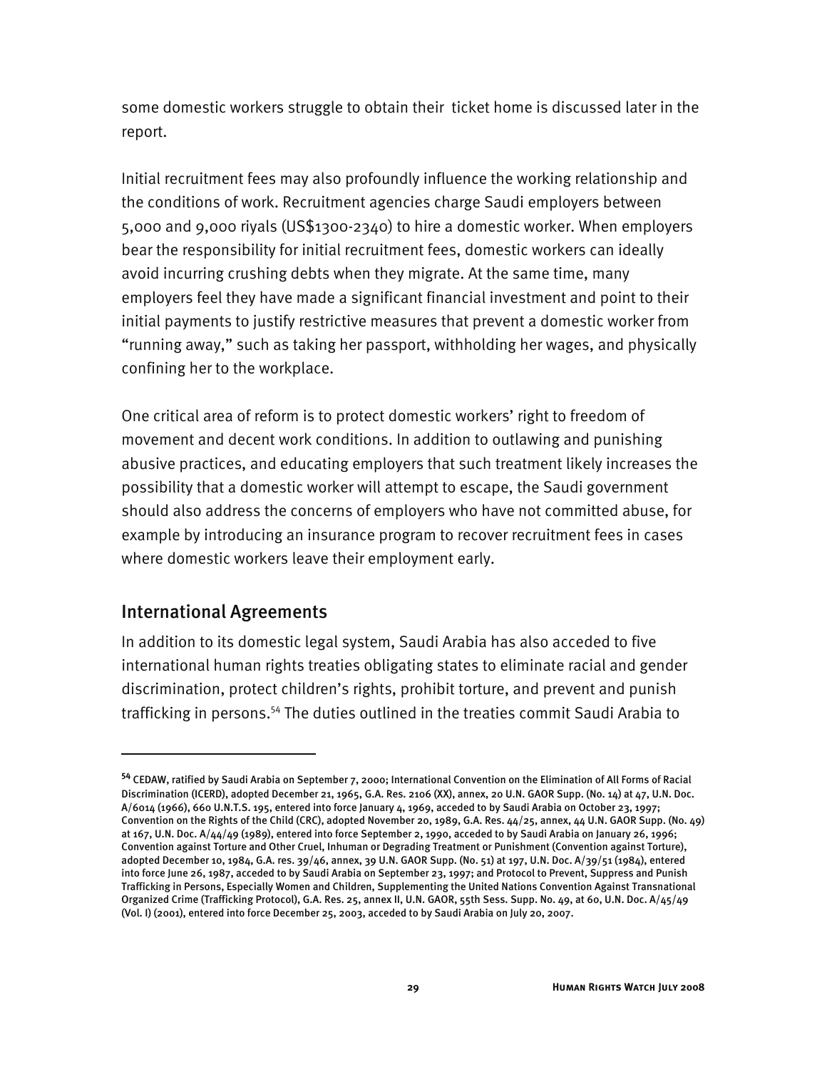some domestic workers struggle to obtain their ticket home is discussed later in the report.

Initial recruitment fees may also profoundly influence the working relationship and the conditions of work. Recruitment agencies charge Saudi employers between 5,000 and 9,000 riyals (US$1300-2340) to hire a domestic worker. When employers bear the responsibility for initial recruitment fees, domestic workers can ideally avoid incurring crushing debts when they migrate. At the same time, many employers feel they have made a significant financial investment and point to their initial payments to justify restrictive measures that prevent a domestic worker from "running away," such as taking her passport, withholding her wages, and physically confining her to the workplace.

One critical area of reform is to protect domestic workers' right to freedom of movement and decent work conditions. In addition to outlawing and punishing abusive practices, and educating employers that such treatment likely increases the possibility that a domestic worker will attempt to escape, the Saudi government should also address the concerns of employers who have not committed abuse, for example by introducing an insurance program to recover recruitment fees in cases where domestic workers leave their employment early.

## International Agreements

In addition to its domestic legal system, Saudi Arabia has also acceded to five international human rights treaties obligating states to eliminate racial and gender discrimination, protect children's rights, prohibit torture, and prevent and punish trafficking in persons.[54] The duties outlined in the treaties commit Saudi Arabia to

---

[54] CEDAW, ratified by Saudi Arabia on September 7, 2000; International Convention on the Elimination of All Forms of Racial Discrimination (ICERD), adopted December 21, 1965, G.A. Res. 2106 (XX), annex, 20 U.N. GAOR Supp. (No. 14) at 47, U.N. Doc. A/6014 (1966), 660 U.N.T.S. 195, entered into force January 4, 1969, acceded to by Saudi Arabia on October 23, 1997; Convention on the Rights of the Child (CRC), adopted November 20, 1989, G.A. Res. 44/25, annex, 44 U.N. GAOR Supp. (No. 49) at 167, U.N. Doc. A/44/49 (1989), entered into force September 2, 1990, acceded to by Saudi Arabia on January 26, 1996; Convention against Torture and Other Cruel, Inhuman or Degrading Treatment or Punishment (Convention against Torture), adopted December 10, 1984, G.A. res. 39/46, annex, 39 U.N. GAOR Supp. (No. 51) at 197, U.N. Doc. A/39/51 (1984), entered into force June 26, 1987, acceded to by Saudi Arabia on September 23, 1997; and Protocol to Prevent, Suppress and Punish Trafficking in Persons, Especially Women and Children, Supplementing the United Nations Convention Against Transnational Organized Crime (Trafficking Protocol), G.A. Res. 25, annex II, U.N. GAOR, 55th Sess. Supp. No. 49, at 60, U.N. Doc. A/45/49 (Vol. I) (2001), entered into force December 25, 2003, acceded to by Saudi Arabia on July 20, 2007.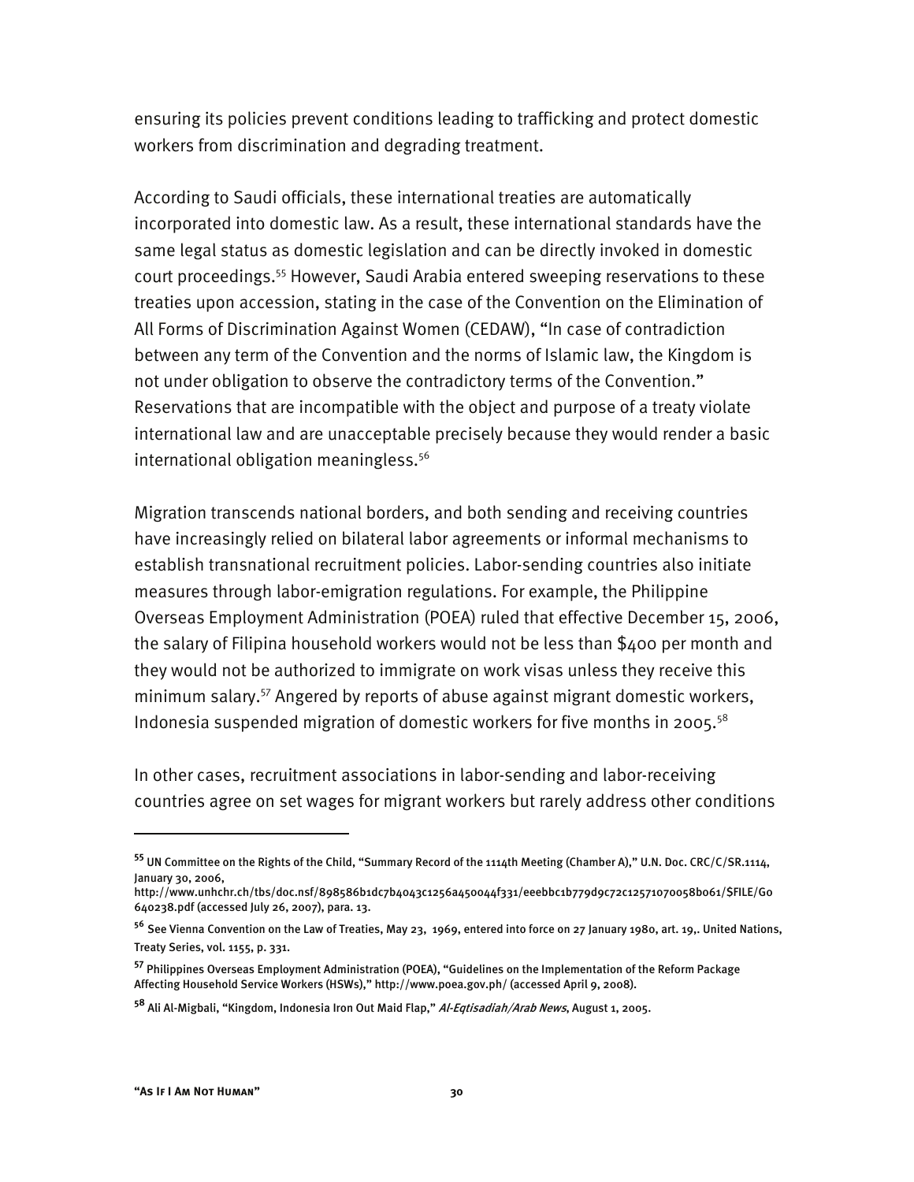ensuring its policies prevent conditions leading to trafficking and protect domestic workers from discrimination and degrading treatment.

According to Saudi officials, these international treaties are automatically incorporated into domestic law. As a result, these international standards have the same legal status as domestic legislation and can be directly invoked in domestic court proceedings.[55] However, Saudi Arabia entered sweeping reservations to these treaties upon accession, stating in the case of the Convention on the Elimination of All Forms of Discrimination Against Women (CEDAW), "In case of contradiction between any term of the Convention and the norms of Islamic law, the Kingdom is not under obligation to observe the contradictory terms of the Convention." Reservations that are incompatible with the object and purpose of a treaty violate international law and are unacceptable precisely because they would render a basic international obligation meaningless.[56]

Migration transcends national borders, and both sending and receiving countries have increasingly relied on bilateral labor agreements or informal mechanisms to establish transnational recruitment policies. Labor-sending countries also initiate measures through labor-emigration regulations. For example, the Philippine Overseas Employment Administration (POEA) ruled that effective December 15, 2006, the salary of Filipina household workers would not be less than $400 per month and they would not be authorized to immigrate on work visas unless they receive this minimum salary.[57] Angered by reports of abuse against migrant domestic workers, Indonesia suspended migration of domestic workers for five months in 2005.[58]

In other cases, recruitment associations in labor-sending and labor-receiving countries agree on set wages for migrant workers but rarely address other conditions

---

[55] UN Committee on the Rights of the Child, "Summary Record of the 1114th Meeting (Chamber A)," U.N. Doc. CRC/C/SR.1114, January 30, 2006, http://www.unhchr.ch/tbs/doc.nsf/898586b1dc7b4043c1256a450044f331/eeebbc1b779d9c72c12571070058b061/$FILE/G0640238.pdf (accessed July 26, 2007), para. 13.

[56] See Vienna Convention on the Law of Treaties, May 23, 1969, entered into force on 27 January 1980, art. 19,. United Nations, Treaty Series, vol. 1155, p. 331.

[57] Philippines Overseas Employment Administration (POEA), "Guidelines on the Implementation of the Reform Package Affecting Household Service Workers (HSWs)," http://www.poea.gov.ph/ (accessed April 9, 2008).

[58] Ali Al-Migbali, "Kingdom, Indonesia Iron Out Maid Flap," *Al-Eqtisadiah/Arab News*, August 1, 2005.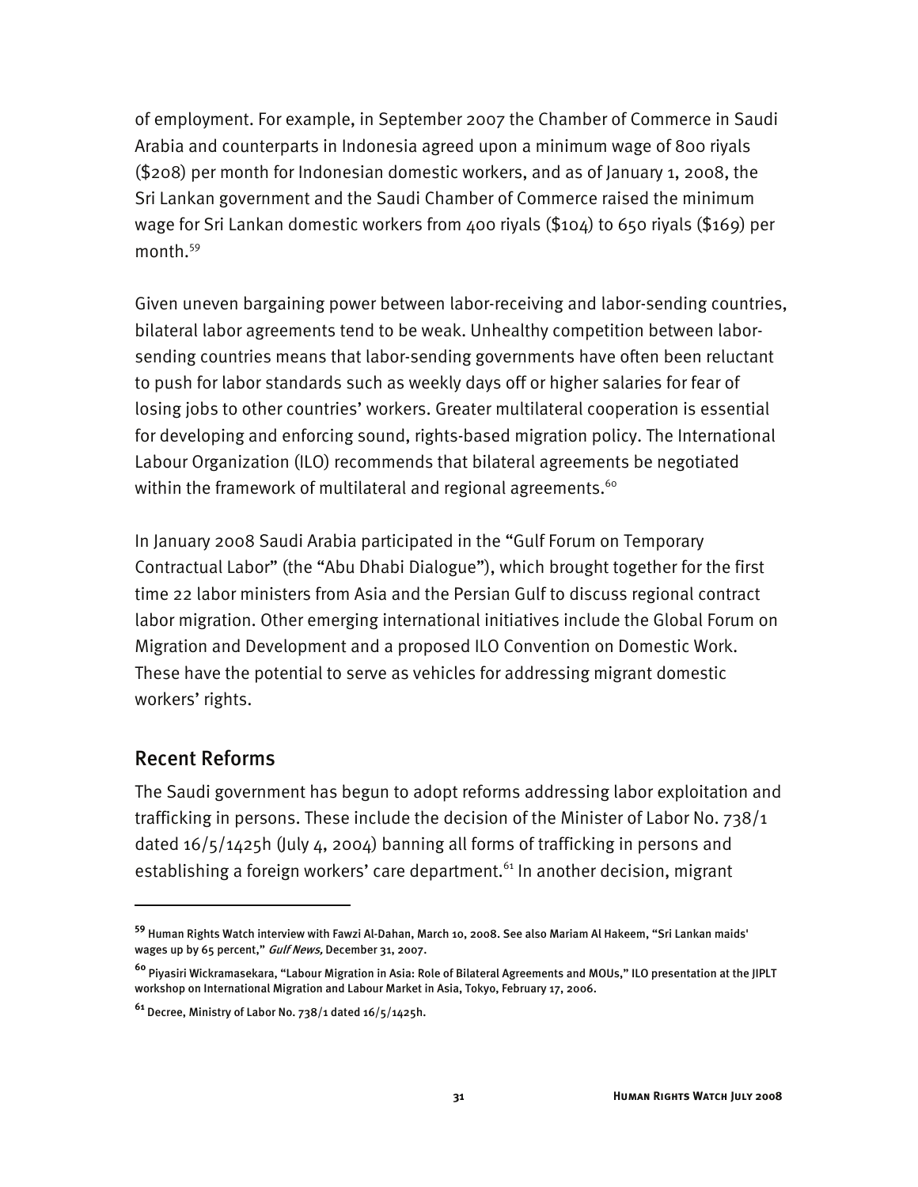of employment. For example, in September 2007 the Chamber of Commerce in Saudi Arabia and counterparts in Indonesia agreed upon a minimum wage of 800 riyals ($208) per month for Indonesian domestic workers, and as of January 1, 2008, the Sri Lankan government and the Saudi Chamber of Commerce raised the minimum wage for Sri Lankan domestic workers from 400 riyals ($104) to 650 riyals ($169) per month.[59]

Given uneven bargaining power between labor-receiving and labor-sending countries, bilateral labor agreements tend to be weak. Unhealthy competition between labor-sending countries means that labor-sending governments have often been reluctant to push for labor standards such as weekly days off or higher salaries for fear of losing jobs to other countries' workers. Greater multilateral cooperation is essential for developing and enforcing sound, rights-based migration policy. The International Labour Organization (ILO) recommends that bilateral agreements be negotiated within the framework of multilateral and regional agreements.[60]

In January 2008 Saudi Arabia participated in the "Gulf Forum on Temporary Contractual Labor" (the "Abu Dhabi Dialogue"), which brought together for the first time 22 labor ministers from Asia and the Persian Gulf to discuss regional contract labor migration. Other emerging international initiatives include the Global Forum on Migration and Development and a proposed ILO Convention on Domestic Work. These have the potential to serve as vehicles for addressing migrant domestic workers' rights.

## Recent Reforms

The Saudi government has begun to adopt reforms addressing labor exploitation and trafficking in persons. These include the decision of the Minister of Labor No. 738/1 dated 16/5/1425h (July 4, 2004) banning all forms of trafficking in persons and establishing a foreign workers' care department.[61] In another decision, migrant

---

[59] Human Rights Watch interview with Fawzi Al-Dahan, March 10, 2008. See also Mariam Al Hakeem, "Sri Lankan maids' wages up by 65 percent," *Gulf News,* December 31, 2007.

[60] Piyasiri Wickramasekara, "Labour Migration in Asia: Role of Bilateral Agreements and MOUs," ILO presentation at the JIPLT workshop on International Migration and Labour Market in Asia, Tokyo, February 17, 2006.

[61] Decree, Ministry of Labor No. 738/1 dated 16/5/1425h.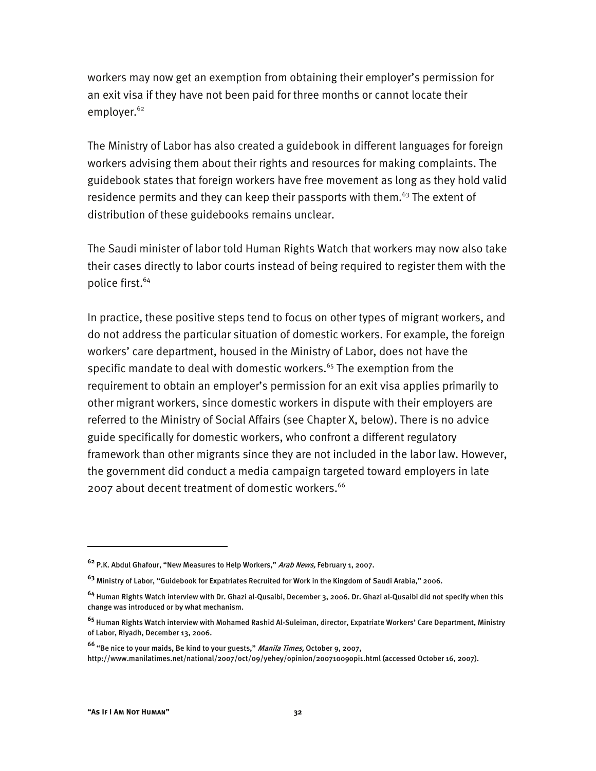workers may now get an exemption from obtaining their employer's permission for an exit visa if they have not been paid for three months or cannot locate their employer.[62]

The Ministry of Labor has also created a guidebook in different languages for foreign workers advising them about their rights and resources for making complaints. The guidebook states that foreign workers have free movement as long as they hold valid residence permits and they can keep their passports with them.[63] The extent of distribution of these guidebooks remains unclear.

The Saudi minister of labor told Human Rights Watch that workers may now also take their cases directly to labor courts instead of being required to register them with the police first.[64]

In practice, these positive steps tend to focus on other types of migrant workers, and do not address the particular situation of domestic workers. For example, the foreign workers' care department, housed in the Ministry of Labor, does not have the specific mandate to deal with domestic workers.[65] The exemption from the requirement to obtain an employer's permission for an exit visa applies primarily to other migrant workers, since domestic workers in dispute with their employers are referred to the Ministry of Social Affairs (see Chapter X, below). There is no advice guide specifically for domestic workers, who confront a different regulatory framework than other migrants since they are not included in the labor law. However, the government did conduct a media campaign targeted toward employers in late 2007 about decent treatment of domestic workers.[66]

---

[62] P.K. Abdul Ghafour, "New Measures to Help Workers," *Arab News,* February 1, 2007.

[63] Ministry of Labor, "Guidebook for Expatriates Recruited for Work in the Kingdom of Saudi Arabia," 2006.

[64] Human Rights Watch interview with Dr. Ghazi al-Qusaibi, December 3, 2006. Dr. Ghazi al-Qusaibi did not specify when this change was introduced or by what mechanism.

[65] Human Rights Watch interview with Mohamed Rashid Al-Suleiman, director, Expatriate Workers' Care Department, Ministry of Labor, Riyadh, December 13, 2006.

[66] "Be nice to your maids, Be kind to your guests," *Manila Times,* October 9, 2007, http://www.manilatimes.net/national/2007/oct/09/yehey/opinion/20071009opi1.html (accessed October 16, 2007).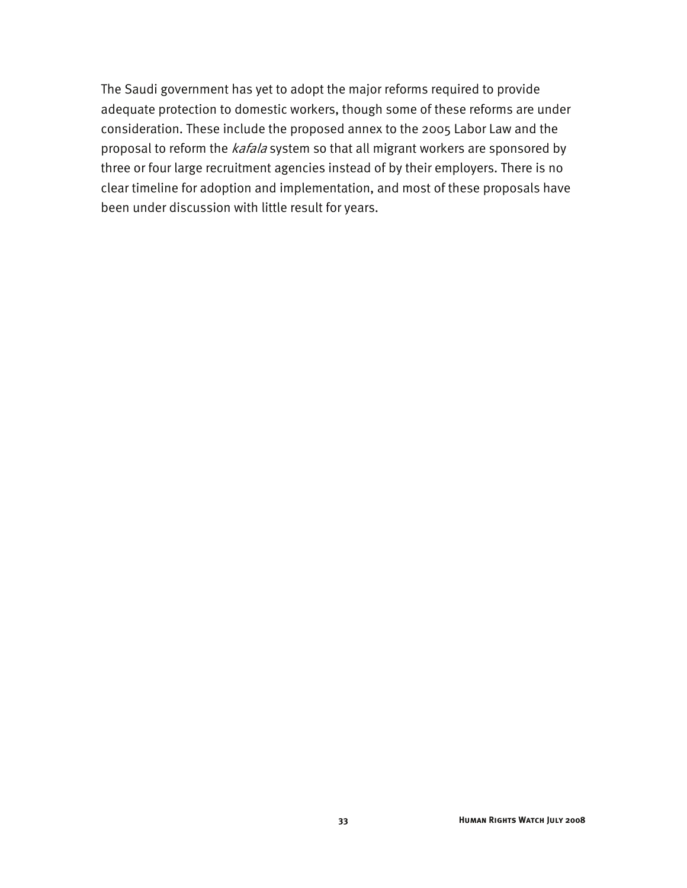The Saudi government has yet to adopt the major reforms required to provide adequate protection to domestic workers, though some of these reforms are under consideration. These include the proposed annex to the 2005 Labor Law and the proposal to reform the *kafala* system so that all migrant workers are sponsored by three or four large recruitment agencies instead of by their employers. There is no clear timeline for adoption and implementation, and most of these proposals have been under discussion with little result for years.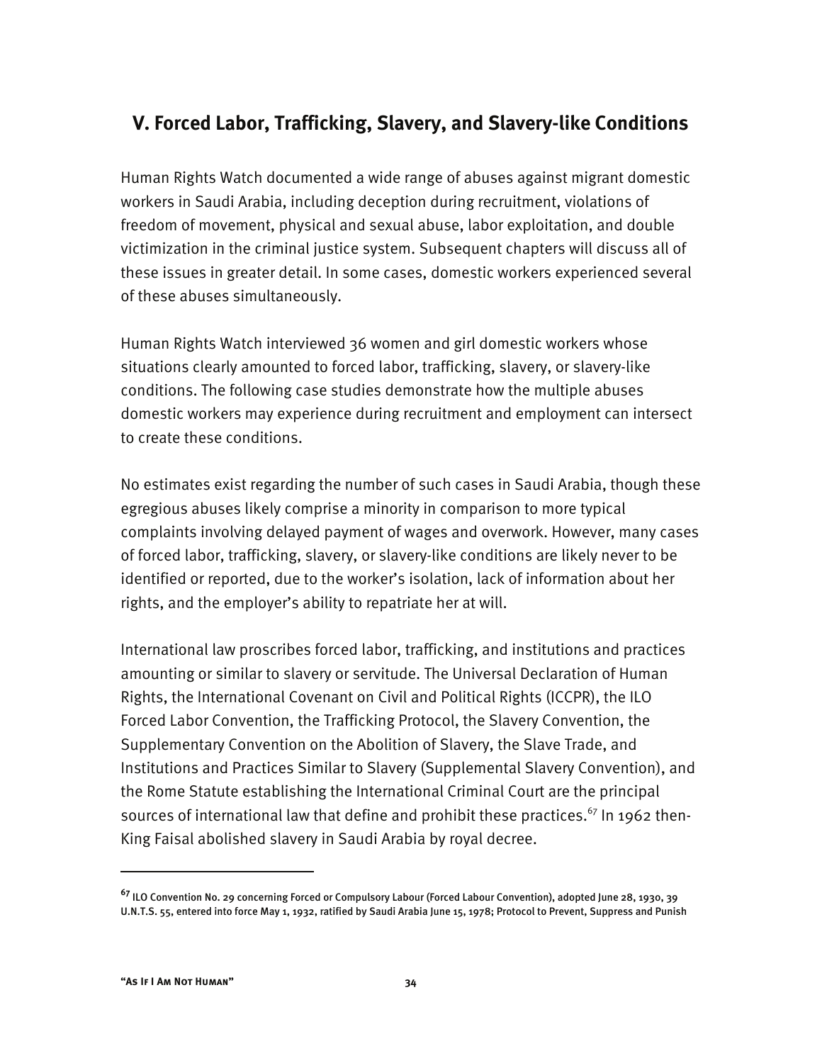## V. Forced Labor, Trafficking, Slavery, and Slavery-like Conditions

Human Rights Watch documented a wide range of abuses against migrant domestic workers in Saudi Arabia, including deception during recruitment, violations of freedom of movement, physical and sexual abuse, labor exploitation, and double victimization in the criminal justice system. Subsequent chapters will discuss all of these issues in greater detail. In some cases, domestic workers experienced several of these abuses simultaneously.

Human Rights Watch interviewed 36 women and girl domestic workers whose situations clearly amounted to forced labor, trafficking, slavery, or slavery-like conditions. The following case studies demonstrate how the multiple abuses domestic workers may experience during recruitment and employment can intersect to create these conditions.

No estimates exist regarding the number of such cases in Saudi Arabia, though these egregious abuses likely comprise a minority in comparison to more typical complaints involving delayed payment of wages and overwork. However, many cases of forced labor, trafficking, slavery, or slavery-like conditions are likely never to be identified or reported, due to the worker's isolation, lack of information about her rights, and the employer's ability to repatriate her at will.

International law proscribes forced labor, trafficking, and institutions and practices amounting or similar to slavery or servitude. The Universal Declaration of Human Rights, the International Covenant on Civil and Political Rights (ICCPR), the ILO Forced Labor Convention, the Trafficking Protocol, the Slavery Convention, the Supplementary Convention on the Abolition of Slavery, the Slave Trade, and Institutions and Practices Similar to Slavery (Supplemental Slavery Convention), and the Rome Statute establishing the International Criminal Court are the principal sources of international law that define and prohibit these practices.[67] In 1962 then-King Faisal abolished slavery in Saudi Arabia by royal decree.

---

[67] ILO Convention No. 29 concerning Forced or Compulsory Labour (Forced Labour Convention), adopted June 28, 1930, 39 U.N.T.S. 55, entered into force May 1, 1932, ratified by Saudi Arabia June 15, 1978; Protocol to Prevent, Suppress and Punish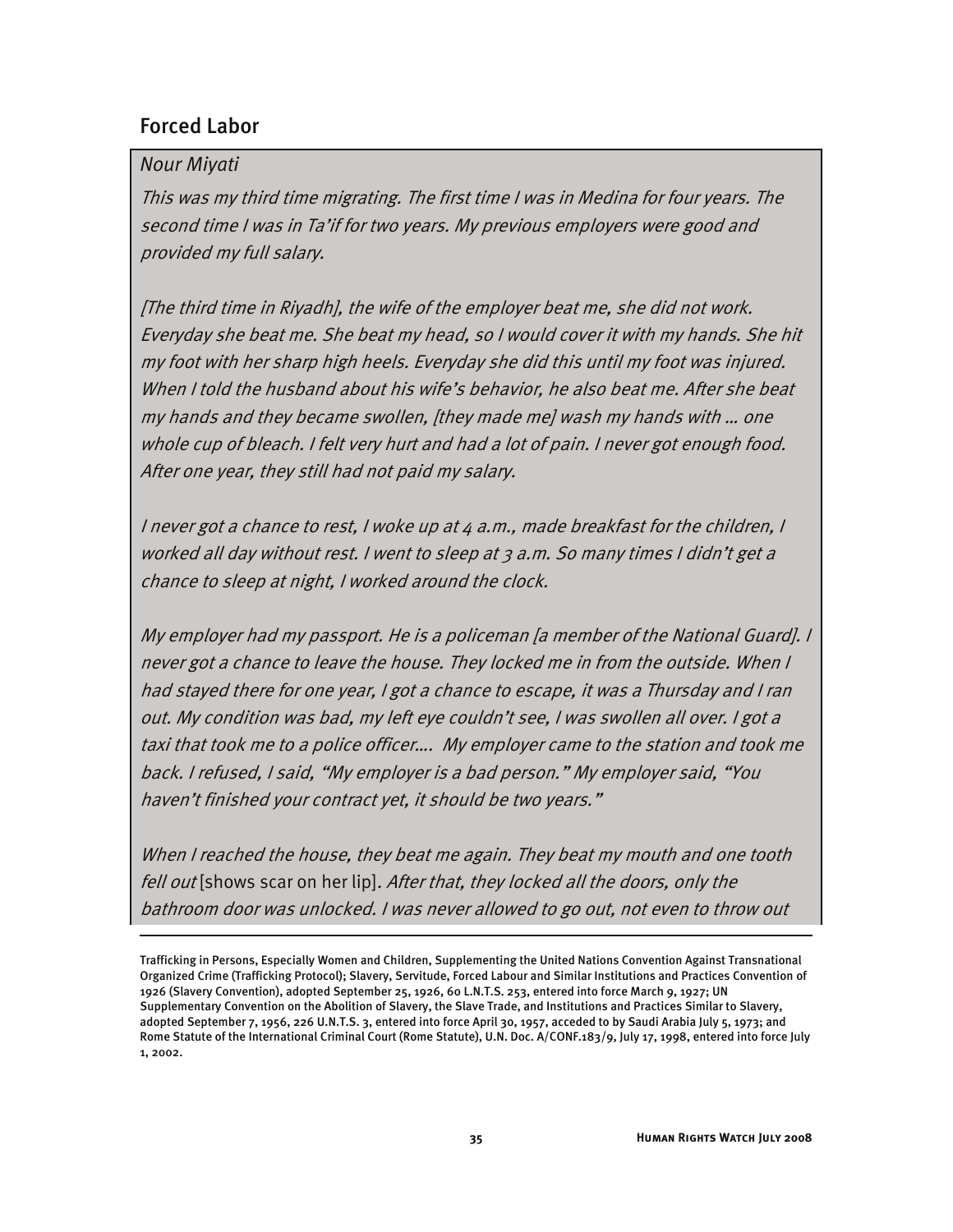## Forced Labor

*Nour Miyati*

*This was my third time migrating. The first time I was in Medina for four years. The second time I was in Ta'if for two years. My previous employers were good and provided my full salary.*

*[The third time in Riyadh], the wife of the employer beat me, she did not work. Everyday she beat me. She beat my head, so I would cover it with my hands. She hit my foot with her sharp high heels. Everyday she did this until my foot was injured. When I told the husband about his wife's behavior, he also beat me. After she beat my hands and they became swollen, [they made me] wash my hands with … one whole cup of bleach. I felt very hurt and had a lot of pain. I never got enough food. After one year, they still had not paid my salary.*

*I never got a chance to rest, I woke up at 4 a.m., made breakfast for the children, I worked all day without rest. I went to sleep at 3 a.m. So many times I didn't get a chance to sleep at night, I worked around the clock.*

*My employer had my passport. He is a policeman [a member of the National Guard]. I never got a chance to leave the house. They locked me in from the outside. When I had stayed there for one year, I got a chance to escape, it was a Thursday and I ran out. My condition was bad, my left eye couldn't see, I was swollen all over. I got a taxi that took me to a police officer…. My employer came to the station and took me back. I refused, I said, "My employer is a bad person." My employer said, "You haven't finished your contract yet, it should be two years."*

*When I reached the house, they beat me again. They beat my mouth and one tooth fell out* [shows scar on her lip]. *After that, they locked all the doors, only the bathroom door was unlocked. I was never allowed to go out, not even to throw out*

---

Trafficking in Persons, Especially Women and Children, Supplementing the United Nations Convention Against Transnational Organized Crime (Trafficking Protocol); Slavery, Servitude, Forced Labour and Similar Institutions and Practices Convention of 1926 (Slavery Convention), adopted September 25, 1926, 60 L.N.T.S. 253, entered into force March 9, 1927; UN Supplementary Convention on the Abolition of Slavery, the Slave Trade, and Institutions and Practices Similar to Slavery, adopted September 7, 1956, 226 U.N.T.S. 3, entered into force April 30, 1957, acceded to by Saudi Arabia July 5, 1973; and Rome Statute of the International Criminal Court (Rome Statute), U.N. Doc. A/CONF.183/9, July 17, 1998, entered into force July 1, 2002.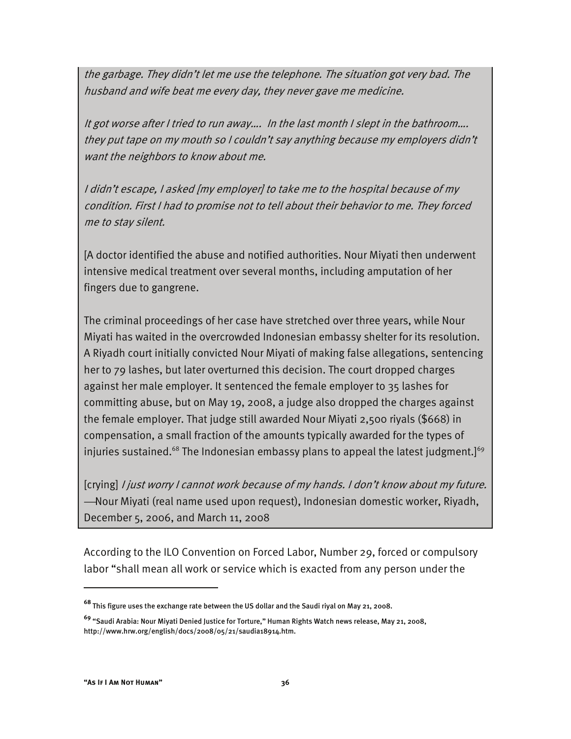*the garbage. They didn't let me use the telephone. The situation got very bad. The husband and wife beat me every day, they never gave me medicine.*

*It got worse after I tried to run away.... In the last month I slept in the bathroom.... they put tape on my mouth so I couldn't say anything because my employers didn't want the neighbors to know about me.*

*I didn't escape, I asked [my employer] to take me to the hospital because of my condition. First I had to promise not to tell about their behavior to me. They forced me to stay silent.*

[A doctor identified the abuse and notified authorities. Nour Miyati then underwent intensive medical treatment over several months, including amputation of her fingers due to gangrene.

The criminal proceedings of her case have stretched over three years, while Nour Miyati has waited in the overcrowded Indonesian embassy shelter for its resolution. A Riyadh court initially convicted Nour Miyati of making false allegations, sentencing her to 79 lashes, but later overturned this decision. The court dropped charges against her male employer. It sentenced the female employer to 35 lashes for committing abuse, but on May 19, 2008, a judge also dropped the charges against the female employer. That judge still awarded Nour Miyati 2,500 riyals ($668) in compensation, a small fraction of the amounts typically awarded for the types of injuries sustained.[68] The Indonesian embassy plans to appeal the latest judgment.][69]

[crying] *I just worry I cannot work because of my hands. I don't know about my future.*
—Nour Miyati (real name used upon request), Indonesian domestic worker, Riyadh, December 5, 2006, and March 11, 2008

According to the ILO Convention on Forced Labor, Number 29, forced or compulsory labor "shall mean all work or service which is exacted from any person under the

---

[68] This figure uses the exchange rate between the US dollar and the Saudi riyal on May 21, 2008.

[69] "Saudi Arabia: Nour Miyati Denied Justice for Torture," Human Rights Watch news release, May 21, 2008, http://www.hrw.org/english/docs/2008/05/21/saudia18914.htm.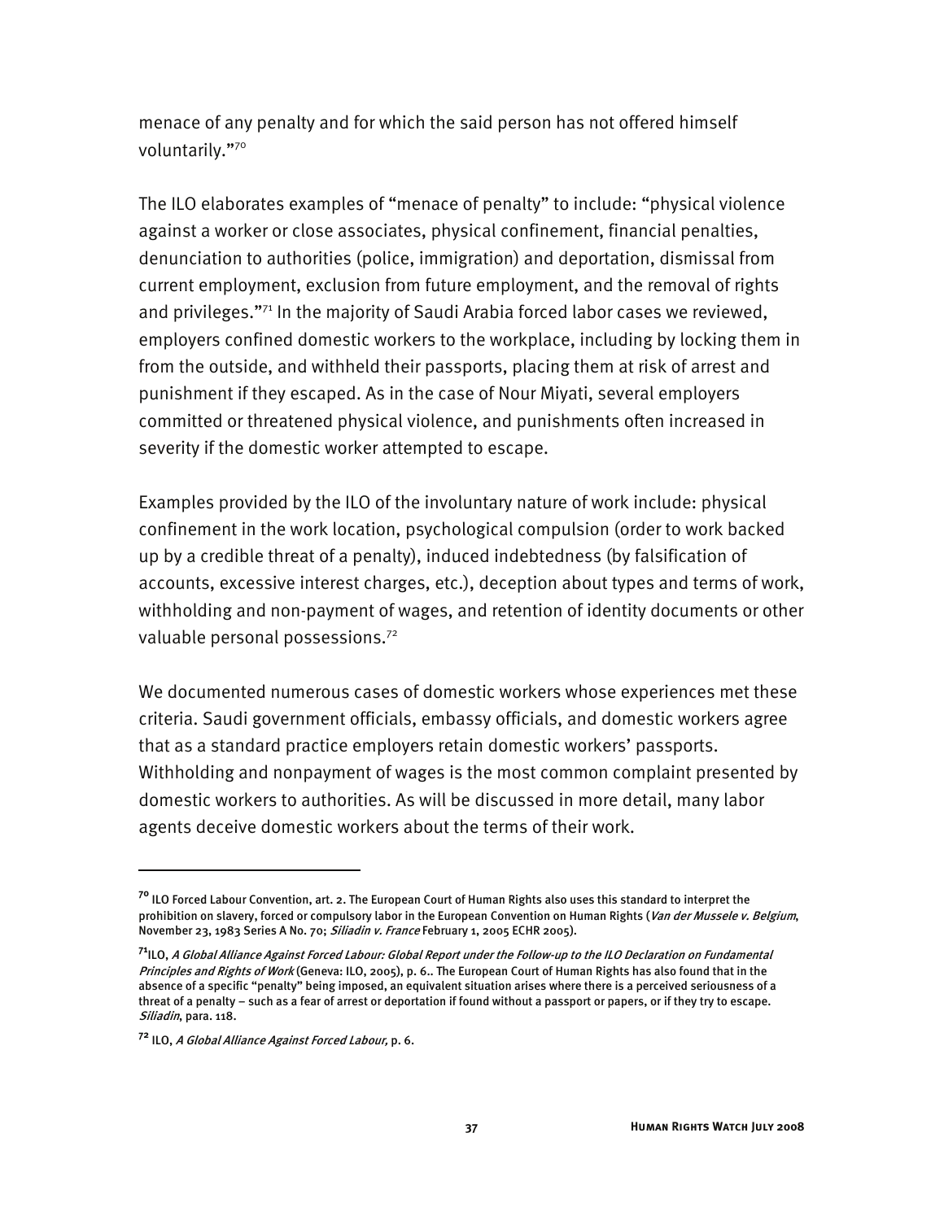menace of any penalty and for which the said person has not offered himself voluntarily."[70]

The ILO elaborates examples of "menace of penalty" to include: "physical violence against a worker or close associates, physical confinement, financial penalties, denunciation to authorities (police, immigration) and deportation, dismissal from current employment, exclusion from future employment, and the removal of rights and privileges."[71] In the majority of Saudi Arabia forced labor cases we reviewed, employers confined domestic workers to the workplace, including by locking them in from the outside, and withheld their passports, placing them at risk of arrest and punishment if they escaped. As in the case of Nour Miyati, several employers committed or threatened physical violence, and punishments often increased in severity if the domestic worker attempted to escape.

Examples provided by the ILO of the involuntary nature of work include: physical confinement in the work location, psychological compulsion (order to work backed up by a credible threat of a penalty), induced indebtedness (by falsification of accounts, excessive interest charges, etc.), deception about types and terms of work, withholding and non-payment of wages, and retention of identity documents or other valuable personal possessions.[72]

We documented numerous cases of domestic workers whose experiences met these criteria. Saudi government officials, embassy officials, and domestic workers agree that as a standard practice employers retain domestic workers' passports. Withholding and nonpayment of wages is the most common complaint presented by domestic workers to authorities. As will be discussed in more detail, many labor agents deceive domestic workers about the terms of their work.

---

[70] ILO Forced Labour Convention, art. 2. The European Court of Human Rights also uses this standard to interpret the prohibition on slavery, forced or compulsory labor in the European Convention on Human Rights (*Van der Mussele v. Belgium*, November 23, 1983 Series A No. 70; *Siliadin v. France* February 1, 2005 ECHR 2005).

[71] ILO, *A Global Alliance Against Forced Labour: Global Report under the Follow-up to the ILO Declaration on Fundamental Principles and Rights of Work* (Geneva: ILO, 2005), p. 6.. The European Court of Human Rights has also found that in the absence of a specific "penalty" being imposed, an equivalent situation arises where there is a perceived seriousness of a threat of a penalty – such as a fear of arrest or deportation if found without a passport or papers, or if they try to escape. *Siliadin*, para. 118.

[72] ILO, *A Global Alliance Against Forced Labour,* p. 6.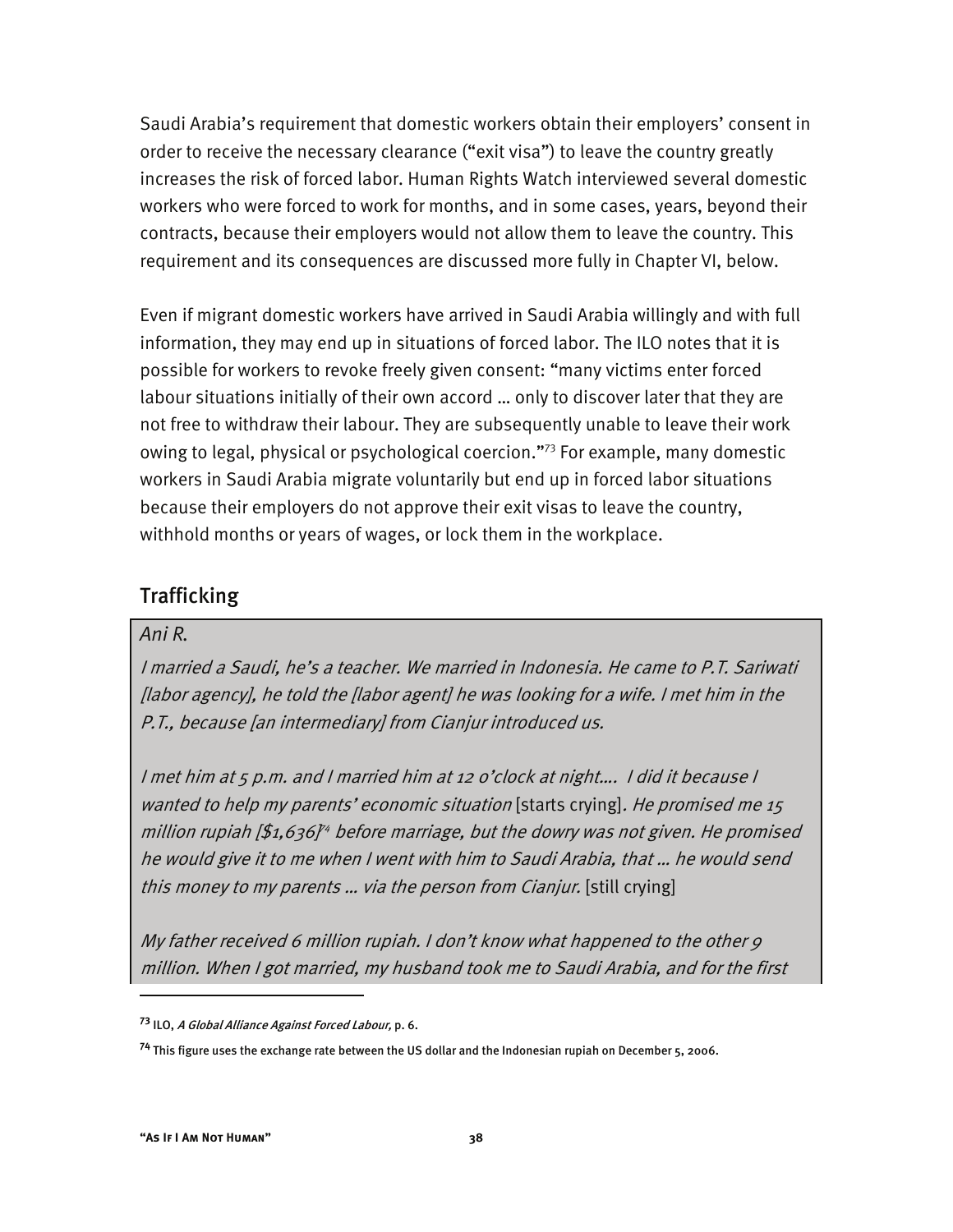Saudi Arabia's requirement that domestic workers obtain their employers' consent in order to receive the necessary clearance ("exit visa") to leave the country greatly increases the risk of forced labor. Human Rights Watch interviewed several domestic workers who were forced to work for months, and in some cases, years, beyond their contracts, because their employers would not allow them to leave the country. This requirement and its consequences are discussed more fully in Chapter VI, below.

Even if migrant domestic workers have arrived in Saudi Arabia willingly and with full information, they may end up in situations of forced labor. The ILO notes that it is possible for workers to revoke freely given consent: "many victims enter forced labour situations initially of their own accord … only to discover later that they are not free to withdraw their labour. They are subsequently unable to leave their work owing to legal, physical or psychological coercion."[73] For example, many domestic workers in Saudi Arabia migrate voluntarily but end up in forced labor situations because their employers do not approve their exit visas to leave the country, withhold months or years of wages, or lock them in the workplace.

## Trafficking

*Ani R.*

*I married a Saudi, he's a teacher. We married in Indonesia. He came to P.T. Sariwati [labor agency], he told the [labor agent] he was looking for a wife. I met him in the P.T., because [an intermediary] from Cianjur introduced us.*

*I met him at 5 p.m. and I married him at 12 o'clock at night.... I did it because I wanted to help my parents' economic situation* [starts crying]. *He promised me 15 million rupiah [$1,636][74] before marriage, but the dowry was not given. He promised he would give it to me when I went with him to Saudi Arabia, that … he would send this money to my parents … via the person from Cianjur.* [still crying]

*My father received 6 million rupiah. I don't know what happened to the other 9 million. When I got married, my husband took me to Saudi Arabia, and for the first*

---

[73] ILO, *A Global Alliance Against Forced Labour,* p. 6.

[74] This figure uses the exchange rate between the US dollar and the Indonesian rupiah on December 5, 2006.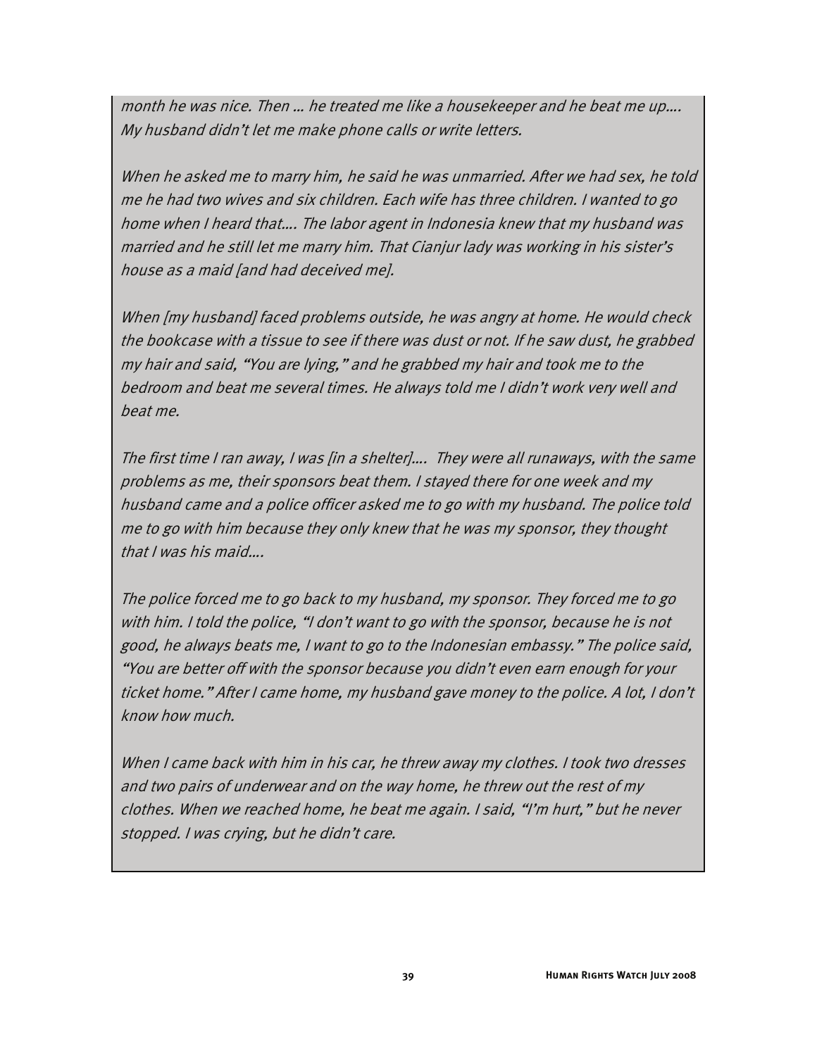*month he was nice. Then … he treated me like a housekeeper and he beat me up…. My husband didn't let me make phone calls or write letters.*

*When he asked me to marry him, he said he was unmarried. After we had sex, he told me he had two wives and six children. Each wife has three children. I wanted to go home when I heard that…. The labor agent in Indonesia knew that my husband was married and he still let me marry him. That Cianjur lady was working in his sister's house as a maid [and had deceived me].*

*When [my husband] faced problems outside, he was angry at home. He would check the bookcase with a tissue to see if there was dust or not. If he saw dust, he grabbed my hair and said, "You are lying," and he grabbed my hair and took me to the bedroom and beat me several times. He always told me I didn't work very well and beat me.*

*The first time I ran away, I was [in a shelter]…. They were all runaways, with the same problems as me, their sponsors beat them. I stayed there for one week and my husband came and a police officer asked me to go with my husband. The police told me to go with him because they only knew that he was my sponsor, they thought that I was his maid….*

*The police forced me to go back to my husband, my sponsor. They forced me to go with him. I told the police, "I don't want to go with the sponsor, because he is not good, he always beats me, I want to go to the Indonesian embassy." The police said, "You are better off with the sponsor because you didn't even earn enough for your ticket home." After I came home, my husband gave money to the police. A lot, I don't know how much.*

*When I came back with him in his car, he threw away my clothes. I took two dresses and two pairs of underwear and on the way home, he threw out the rest of my clothes. When we reached home, he beat me again. I said, "I'm hurt," but he never stopped. I was crying, but he didn't care.*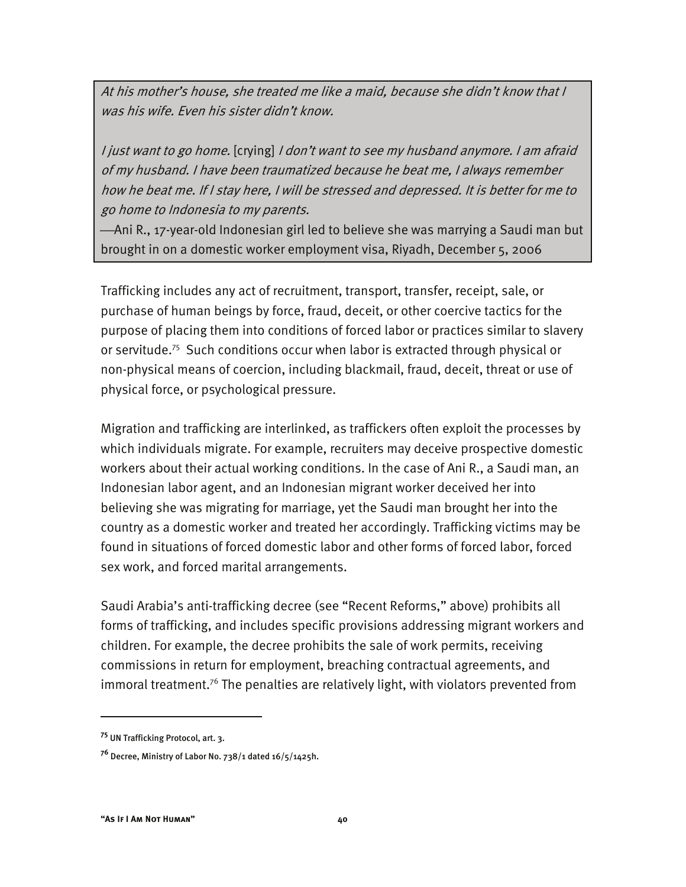> *At his mother's house, she treated me like a maid, because she didn't know that I was his wife. Even his sister didn't know.*
>
> *I just want to go home.* [crying] *I don't want to see my husband anymore. I am afraid of my husband. I have been traumatized because he beat me, I always remember how he beat me. If I stay here, I will be stressed and depressed. It is better for me to go home to Indonesia to my parents.*
>
> —Ani R., 17-year-old Indonesian girl led to believe she was marrying a Saudi man but brought in on a domestic worker employment visa, Riyadh, December 5, 2006

Trafficking includes any act of recruitment, transport, transfer, receipt, sale, or purchase of human beings by force, fraud, deceit, or other coercive tactics for the purpose of placing them into conditions of forced labor or practices similar to slavery or servitude.[75] Such conditions occur when labor is extracted through physical or non-physical means of coercion, including blackmail, fraud, deceit, threat or use of physical force, or psychological pressure.

Migration and trafficking are interlinked, as traffickers often exploit the processes by which individuals migrate. For example, recruiters may deceive prospective domestic workers about their actual working conditions. In the case of Ani R., a Saudi man, an Indonesian labor agent, and an Indonesian migrant worker deceived her into believing she was migrating for marriage, yet the Saudi man brought her into the country as a domestic worker and treated her accordingly. Trafficking victims may be found in situations of forced domestic labor and other forms of forced labor, forced sex work, and forced marital arrangements.

Saudi Arabia's anti-trafficking decree (see "Recent Reforms," above) prohibits all forms of trafficking, and includes specific provisions addressing migrant workers and children. For example, the decree prohibits the sale of work permits, receiving commissions in return for employment, breaching contractual agreements, and immoral treatment.[76] The penalties are relatively light, with violators prevented from

---

[75] UN Trafficking Protocol, art. 3.

[76] Decree, Ministry of Labor No. 738/1 dated 16/5/1425h.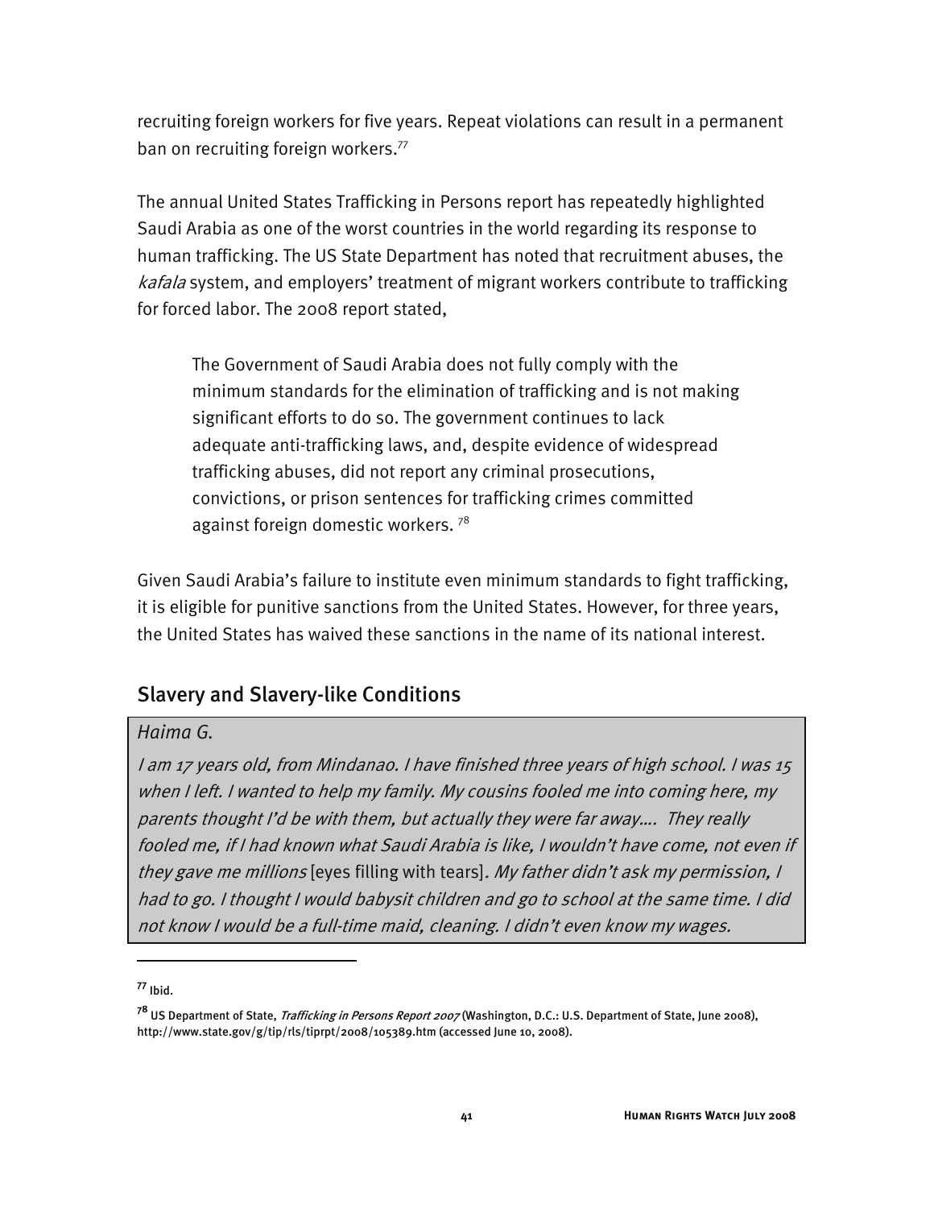recruiting foreign workers for five years. Repeat violations can result in a permanent ban on recruiting foreign workers.[77]

The annual United States Trafficking in Persons report has repeatedly highlighted Saudi Arabia as one of the worst countries in the world regarding its response to human trafficking. The US State Department has noted that recruitment abuses, the *kafala* system, and employers' treatment of migrant workers contribute to trafficking for forced labor. The 2008 report stated,

> The Government of Saudi Arabia does not fully comply with the minimum standards for the elimination of trafficking and is not making significant efforts to do so. The government continues to lack adequate anti-trafficking laws, and, despite evidence of widespread trafficking abuses, did not report any criminal prosecutions, convictions, or prison sentences for trafficking crimes committed against foreign domestic workers. [78]

Given Saudi Arabia's failure to institute even minimum standards to fight trafficking, it is eligible for punitive sanctions from the United States. However, for three years, the United States has waived these sanctions in the name of its national interest.

## Slavery and Slavery-like Conditions

*Haima G.*

*I am 17 years old, from Mindanao. I have finished three years of high school. I was 15 when I left. I wanted to help my family. My cousins fooled me into coming here, my parents thought I'd be with them, but actually they were far away.... They really fooled me, if I had known what Saudi Arabia is like, I wouldn't have come, not even if they gave me millions* [eyes filling with tears]. *My father didn't ask my permission, I had to go. I thought I would babysit children and go to school at the same time. I did not know I would be a full-time maid, cleaning. I didn't even know my wages.*

---

[77] Ibid.

[78] US Department of State, *Trafficking in Persons Report 2007* (Washington, D.C.: U.S. Department of State, June 2008), http://www.state.gov/g/tip/rls/tiprpt/2008/105389.htm (accessed June 10, 2008).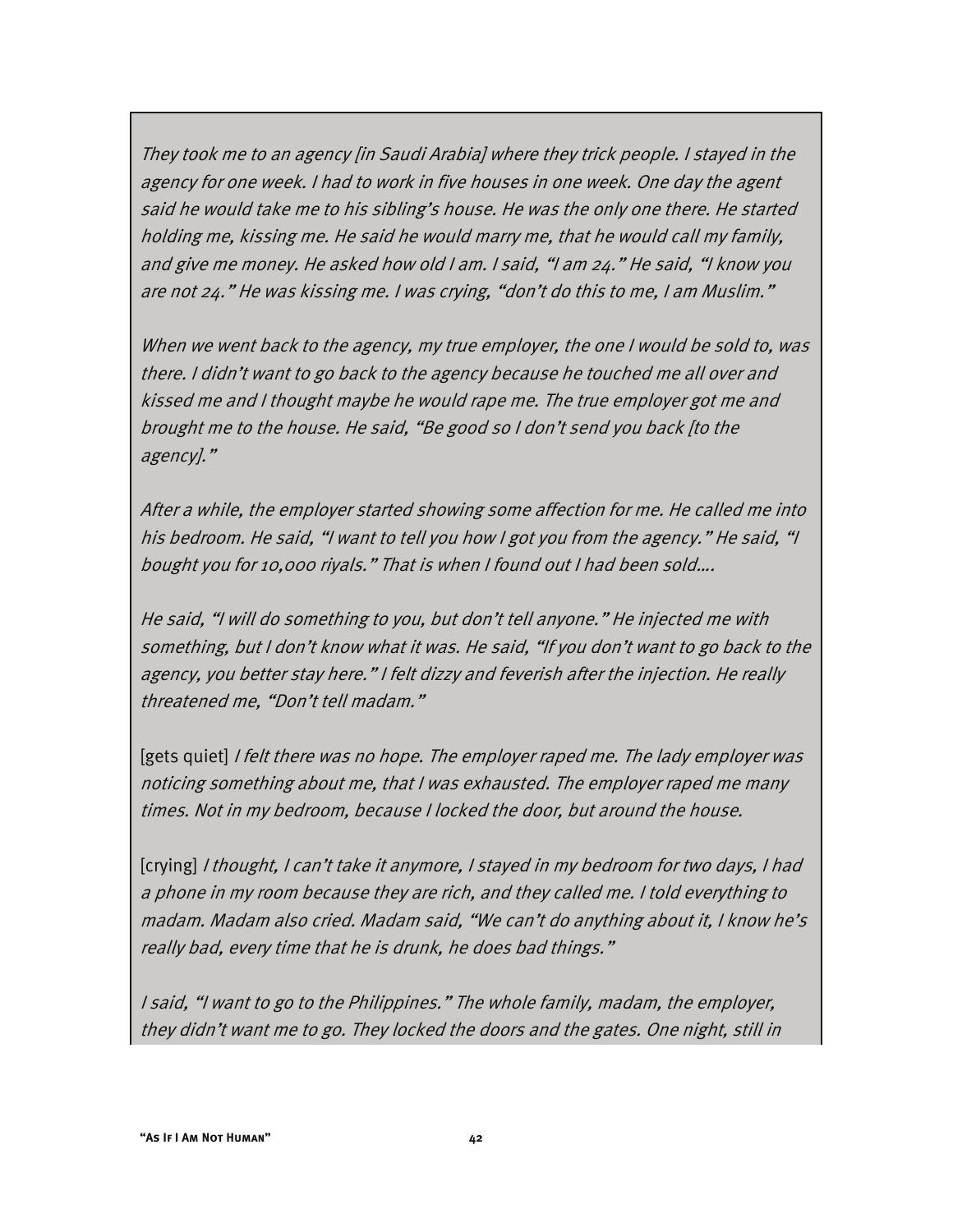*They took me to an agency [in Saudi Arabia] where they trick people. I stayed in the agency for one week. I had to work in five houses in one week. One day the agent said he would take me to his sibling's house. He was the only one there. He started holding me, kissing me. He said he would marry me, that he would call my family, and give me money. He asked how old I am. I said, "I am 24." He said, "I know you are not 24." He was kissing me. I was crying, "don't do this to me, I am Muslim."*

*When we went back to the agency, my true employer, the one I would be sold to, was there. I didn't want to go back to the agency because he touched me all over and kissed me and I thought maybe he would rape me. The true employer got me and brought me to the house. He said, "Be good so I don't send you back [to the agency]."*

*After a while, the employer started showing some affection for me. He called me into his bedroom. He said, "I want to tell you how I got you from the agency." He said, "I bought you for 10,000 riyals." That is when I found out I had been sold….*

*He said, "I will do something to you, but don't tell anyone." He injected me with something, but I don't know what it was. He said, "If you don't want to go back to the agency, you better stay here." I felt dizzy and feverish after the injection. He really threatened me, "Don't tell madam."*

[gets quiet] *I felt there was no hope. The employer raped me. The lady employer was noticing something about me, that I was exhausted. The employer raped me many times. Not in my bedroom, because I locked the door, but around the house.*

[crying] *I thought, I can't take it anymore, I stayed in my bedroom for two days, I had a phone in my room because they are rich, and they called me. I told everything to madam. Madam also cried. Madam said, "We can't do anything about it, I know he's really bad, every time that he is drunk, he does bad things."*

*I said, "I want to go to the Philippines." The whole family, madam, the employer, they didn't want me to go. They locked the doors and the gates. One night, still in*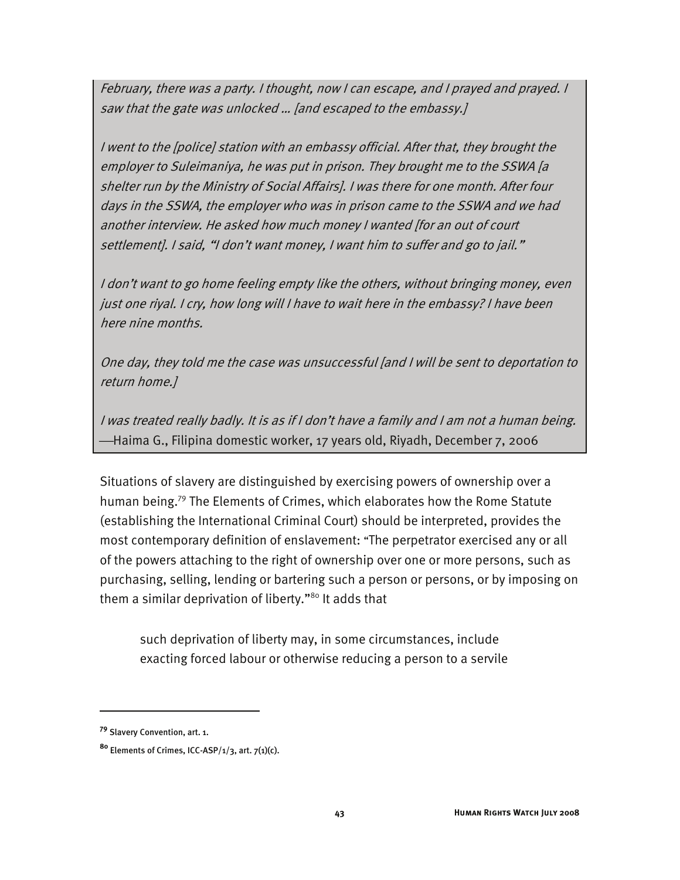*February, there was a party. I thought, now I can escape, and I prayed and prayed. I saw that the gate was unlocked … [and escaped to the embassy.]*

*I went to the [police] station with an embassy official. After that, they brought the employer to Suleimaniya, he was put in prison. They brought me to the SSWA [a shelter run by the Ministry of Social Affairs]. I was there for one month. After four days in the SSWA, the employer who was in prison came to the SSWA and we had another interview. He asked how much money I wanted [for an out of court settlement]. I said, "I don't want money, I want him to suffer and go to jail."*

*I don't want to go home feeling empty like the others, without bringing money, even just one riyal. I cry, how long will I have to wait here in the embassy? I have been here nine months.*

*One day, they told me the case was unsuccessful [and I will be sent to deportation to return home.]*

*I was treated really badly. It is as if I don't have a family and I am not a human being.*
—Haima G., Filipina domestic worker, 17 years old, Riyadh, December 7, 2006

Situations of slavery are distinguished by exercising powers of ownership over a human being.[79] The Elements of Crimes, which elaborates how the Rome Statute (establishing the International Criminal Court) should be interpreted, provides the most contemporary definition of enslavement: "The perpetrator exercised any or all of the powers attaching to the right of ownership over one or more persons, such as purchasing, selling, lending or bartering such a person or persons, or by imposing on them a similar deprivation of liberty."[80] It adds that

> such deprivation of liberty may, in some circumstances, include exacting forced labour or otherwise reducing a person to a servile

---

[79] Slavery Convention, art. 1.

[80] Elements of Crimes, ICC-ASP/1/3, art. 7(1)(c).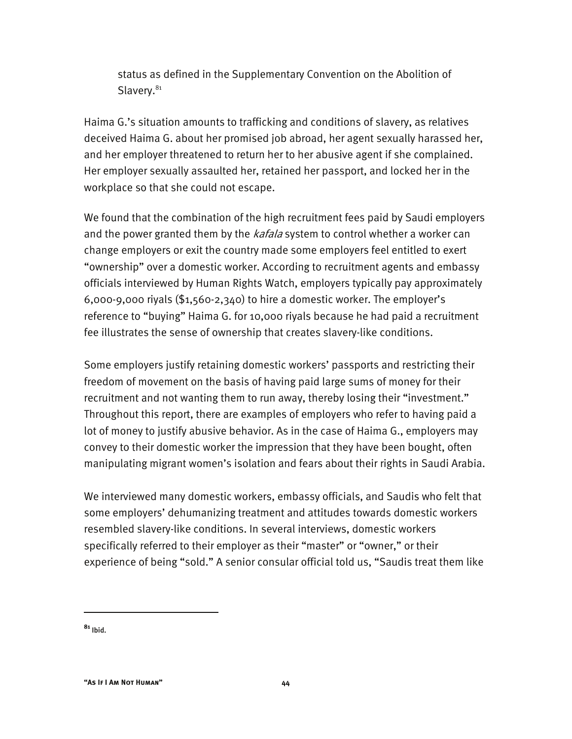status as defined in the Supplementary Convention on the Abolition of Slavery.[81]

Haima G.'s situation amounts to trafficking and conditions of slavery, as relatives deceived Haima G. about her promised job abroad, her agent sexually harassed her, and her employer threatened to return her to her abusive agent if she complained. Her employer sexually assaulted her, retained her passport, and locked her in the workplace so that she could not escape.

We found that the combination of the high recruitment fees paid by Saudi employers and the power granted them by the *kafala* system to control whether a worker can change employers or exit the country made some employers feel entitled to exert "ownership" over a domestic worker. According to recruitment agents and embassy officials interviewed by Human Rights Watch, employers typically pay approximately 6,000-9,000 riyals ($1,560-2,340) to hire a domestic worker. The employer's reference to "buying" Haima G. for 10,000 riyals because he had paid a recruitment fee illustrates the sense of ownership that creates slavery-like conditions.

Some employers justify retaining domestic workers' passports and restricting their freedom of movement on the basis of having paid large sums of money for their recruitment and not wanting them to run away, thereby losing their "investment." Throughout this report, there are examples of employers who refer to having paid a lot of money to justify abusive behavior. As in the case of Haima G., employers may convey to their domestic worker the impression that they have been bought, often manipulating migrant women's isolation and fears about their rights in Saudi Arabia.

We interviewed many domestic workers, embassy officials, and Saudis who felt that some employers' dehumanizing treatment and attitudes towards domestic workers resembled slavery-like conditions. In several interviews, domestic workers specifically referred to their employer as their "master" or "owner," or their experience of being "sold." A senior consular official told us, "Saudis treat them like

---

[81] Ibid.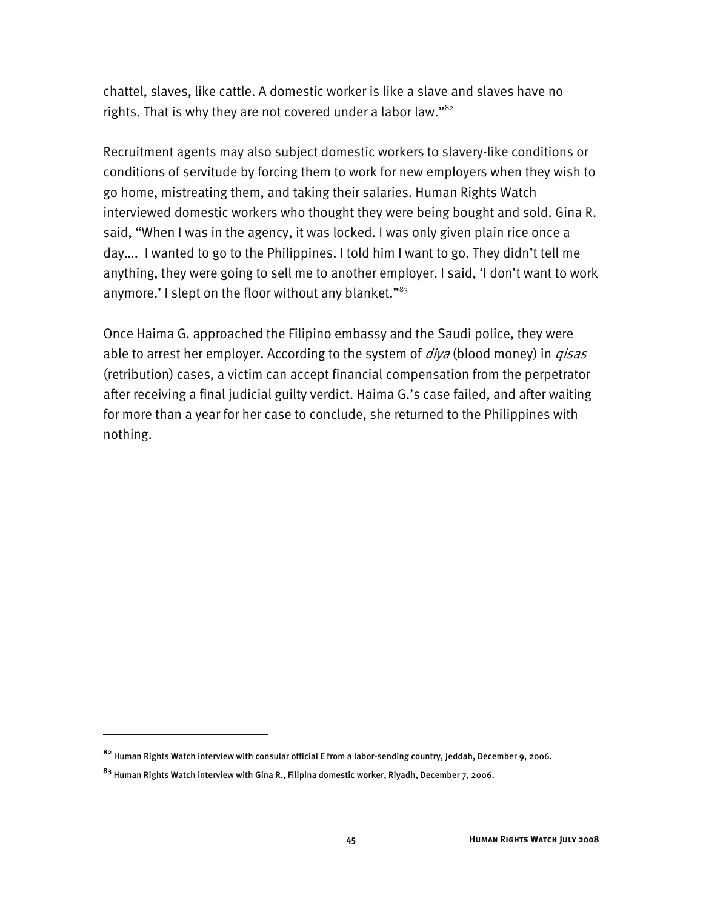chattel, slaves, like cattle. A domestic worker is like a slave and slaves have no rights. That is why they are not covered under a labor law."[82]

Recruitment agents may also subject domestic workers to slavery-like conditions or conditions of servitude by forcing them to work for new employers when they wish to go home, mistreating them, and taking their salaries. Human Rights Watch interviewed domestic workers who thought they were being bought and sold. Gina R. said, "When I was in the agency, it was locked. I was only given plain rice once a day…. I wanted to go to the Philippines. I told him I want to go. They didn't tell me anything, they were going to sell me to another employer. I said, 'I don't want to work anymore.' I slept on the floor without any blanket."[83]

Once Haima G. approached the Filipino embassy and the Saudi police, they were able to arrest her employer. According to the system of *diya* (blood money) in *qisas* (retribution) cases, a victim can accept financial compensation from the perpetrator after receiving a final judicial guilty verdict. Haima G.'s case failed, and after waiting for more than a year for her case to conclude, she returned to the Philippines with nothing.

---

[82] Human Rights Watch interview with consular official E from a labor-sending country, Jeddah, December 9, 2006.

[83] Human Rights Watch interview with Gina R., Filipina domestic worker, Riyadh, December 7, 2006.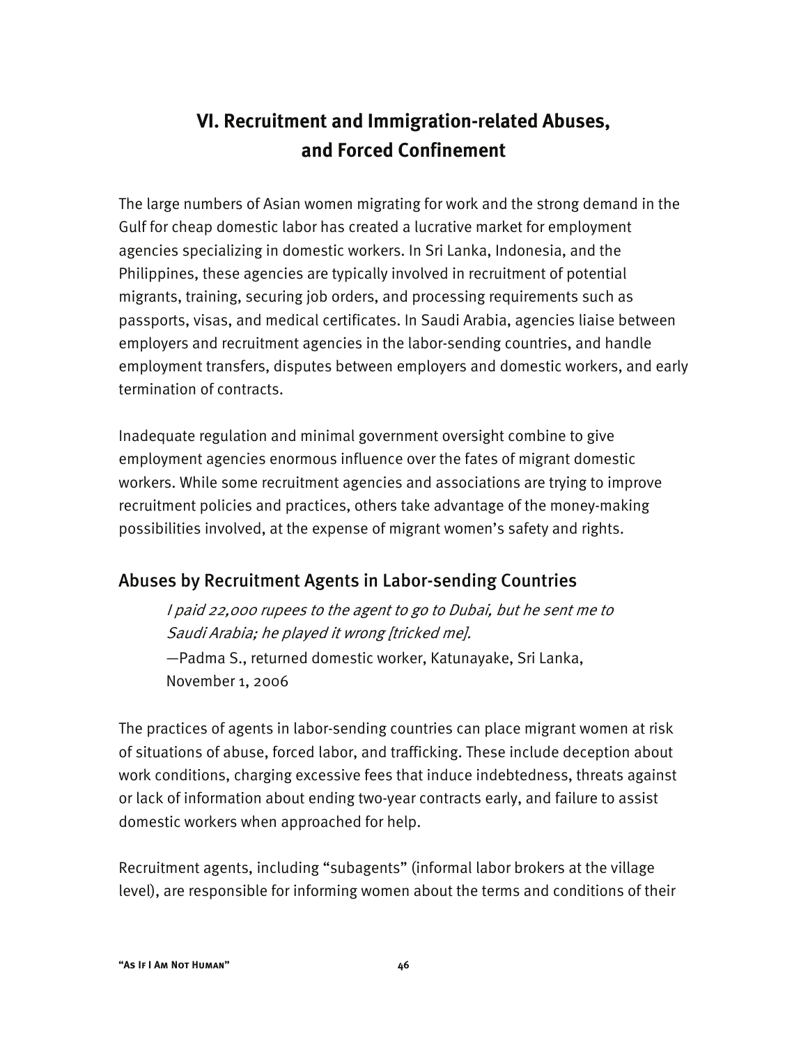# VI. Recruitment and Immigration-related Abuses, and Forced Confinement

The large numbers of Asian women migrating for work and the strong demand in the Gulf for cheap domestic labor has created a lucrative market for employment agencies specializing in domestic workers. In Sri Lanka, Indonesia, and the Philippines, these agencies are typically involved in recruitment of potential migrants, training, securing job orders, and processing requirements such as passports, visas, and medical certificates. In Saudi Arabia, agencies liaise between employers and recruitment agencies in the labor-sending countries, and handle employment transfers, disputes between employers and domestic workers, and early termination of contracts.

Inadequate regulation and minimal government oversight combine to give employment agencies enormous influence over the fates of migrant domestic workers. While some recruitment agencies and associations are trying to improve recruitment policies and practices, others take advantage of the money-making possibilities involved, at the expense of migrant women's safety and rights.

## Abuses by Recruitment Agents in Labor-sending Countries

> *I paid 22,000 rupees to the agent to go to Dubai, but he sent me to Saudi Arabia; he played it wrong [tricked me].*
>
> —Padma S., returned domestic worker, Katunayake, Sri Lanka, November 1, 2006

The practices of agents in labor-sending countries can place migrant women at risk of situations of abuse, forced labor, and trafficking. These include deception about work conditions, charging excessive fees that induce indebtedness, threats against or lack of information about ending two-year contracts early, and failure to assist domestic workers when approached for help.

Recruitment agents, including "subagents" (informal labor brokers at the village level), are responsible for informing women about the terms and conditions of their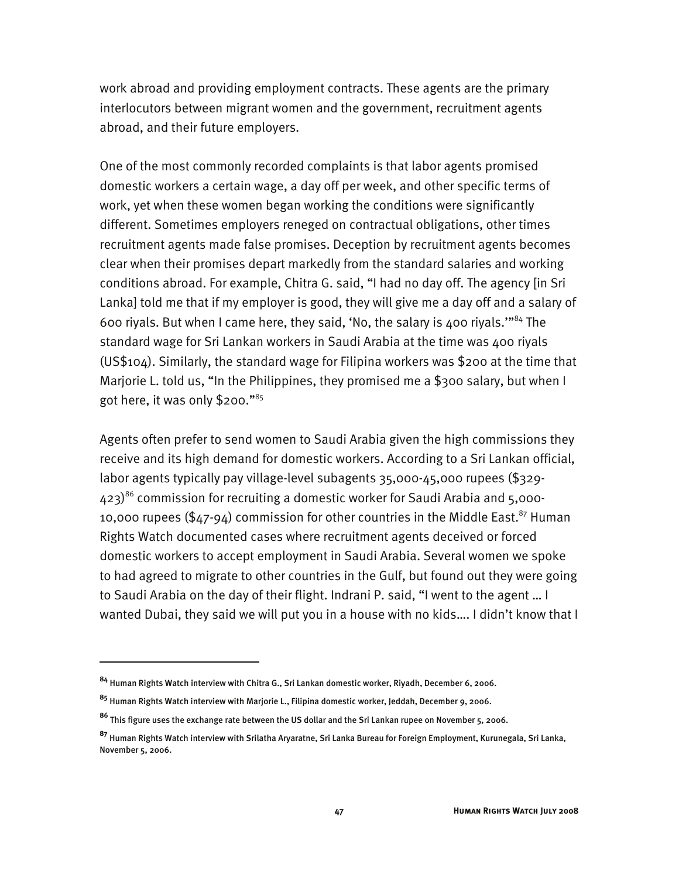work abroad and providing employment contracts. These agents are the primary interlocutors between migrant women and the government, recruitment agents abroad, and their future employers.

One of the most commonly recorded complaints is that labor agents promised domestic workers a certain wage, a day off per week, and other specific terms of work, yet when these women began working the conditions were significantly different. Sometimes employers reneged on contractual obligations, other times recruitment agents made false promises. Deception by recruitment agents becomes clear when their promises depart markedly from the standard salaries and working conditions abroad. For example, Chitra G. said, "I had no day off. The agency [in Sri Lanka] told me that if my employer is good, they will give me a day off and a salary of 600 riyals. But when I came here, they said, 'No, the salary is 400 riyals.'"[84] The standard wage for Sri Lankan workers in Saudi Arabia at the time was 400 riyals (US$104). Similarly, the standard wage for Filipina workers was $200 at the time that Marjorie L. told us, "In the Philippines, they promised me a $300 salary, but when I got here, it was only $200."[85]

Agents often prefer to send women to Saudi Arabia given the high commissions they receive and its high demand for domestic workers. According to a Sri Lankan official, labor agents typically pay village-level subagents 35,000-45,000 rupees ($329-423)[86] commission for recruiting a domestic worker for Saudi Arabia and 5,000-10,000 rupees ($47-94) commission for other countries in the Middle East.[87] Human Rights Watch documented cases where recruitment agents deceived or forced domestic workers to accept employment in Saudi Arabia. Several women we spoke to had agreed to migrate to other countries in the Gulf, but found out they were going to Saudi Arabia on the day of their flight. Indrani P. said, "I went to the agent … I wanted Dubai, they said we will put you in a house with no kids…. I didn't know that I

---

[84] Human Rights Watch interview with Chitra G., Sri Lankan domestic worker, Riyadh, December 6, 2006.

[85] Human Rights Watch interview with Marjorie L., Filipina domestic worker, Jeddah, December 9, 2006.

[86] This figure uses the exchange rate between the US dollar and the Sri Lankan rupee on November 5, 2006.

[87] Human Rights Watch interview with Srilatha Aryaratne, Sri Lanka Bureau for Foreign Employment, Kurunegala, Sri Lanka, November 5, 2006.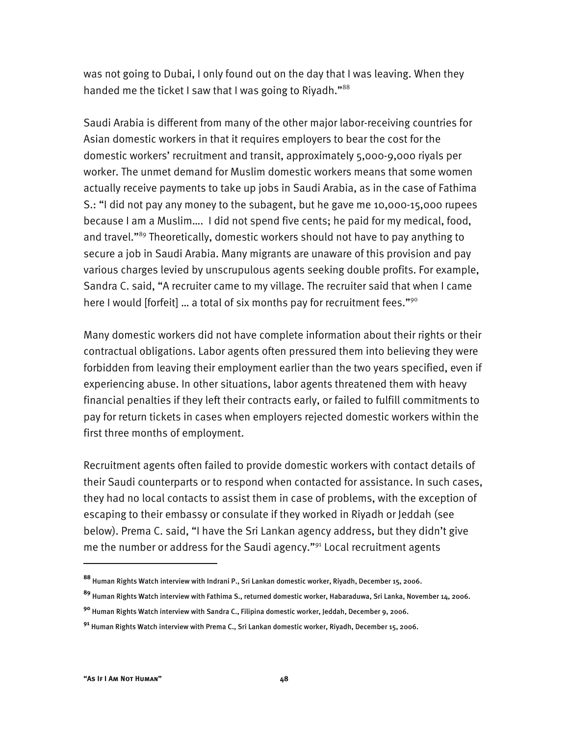was not going to Dubai, I only found out on the day that I was leaving. When they handed me the ticket I saw that I was going to Riyadh."[88]

Saudi Arabia is different from many of the other major labor-receiving countries for Asian domestic workers in that it requires employers to bear the cost for the domestic workers' recruitment and transit, approximately 5,000-9,000 riyals per worker. The unmet demand for Muslim domestic workers means that some women actually receive payments to take up jobs in Saudi Arabia, as in the case of Fathima S.: "I did not pay any money to the subagent, but he gave me 10,000-15,000 rupees because I am a Muslim…. I did not spend five cents; he paid for my medical, food, and travel."[89] Theoretically, domestic workers should not have to pay anything to secure a job in Saudi Arabia. Many migrants are unaware of this provision and pay various charges levied by unscrupulous agents seeking double profits. For example, Sandra C. said, "A recruiter came to my village. The recruiter said that when I came here I would [forfeit] … a total of six months pay for recruitment fees."[90]

Many domestic workers did not have complete information about their rights or their contractual obligations. Labor agents often pressured them into believing they were forbidden from leaving their employment earlier than the two years specified, even if experiencing abuse. In other situations, labor agents threatened them with heavy financial penalties if they left their contracts early, or failed to fulfill commitments to pay for return tickets in cases when employers rejected domestic workers within the first three months of employment.

Recruitment agents often failed to provide domestic workers with contact details of their Saudi counterparts or to respond when contacted for assistance. In such cases, they had no local contacts to assist them in case of problems, with the exception of escaping to their embassy or consulate if they worked in Riyadh or Jeddah (see below). Prema C. said, "I have the Sri Lankan agency address, but they didn't give me the number or address for the Saudi agency."[91] Local recruitment agents

---

[88] Human Rights Watch interview with Indrani P., Sri Lankan domestic worker, Riyadh, December 15, 2006.

[89] Human Rights Watch interview with Fathima S., returned domestic worker, Habaraduwa, Sri Lanka, November 14, 2006.

[90] Human Rights Watch interview with Sandra C., Filipina domestic worker, Jeddah, December 9, 2006.

[91] Human Rights Watch interview with Prema C., Sri Lankan domestic worker, Riyadh, December 15, 2006.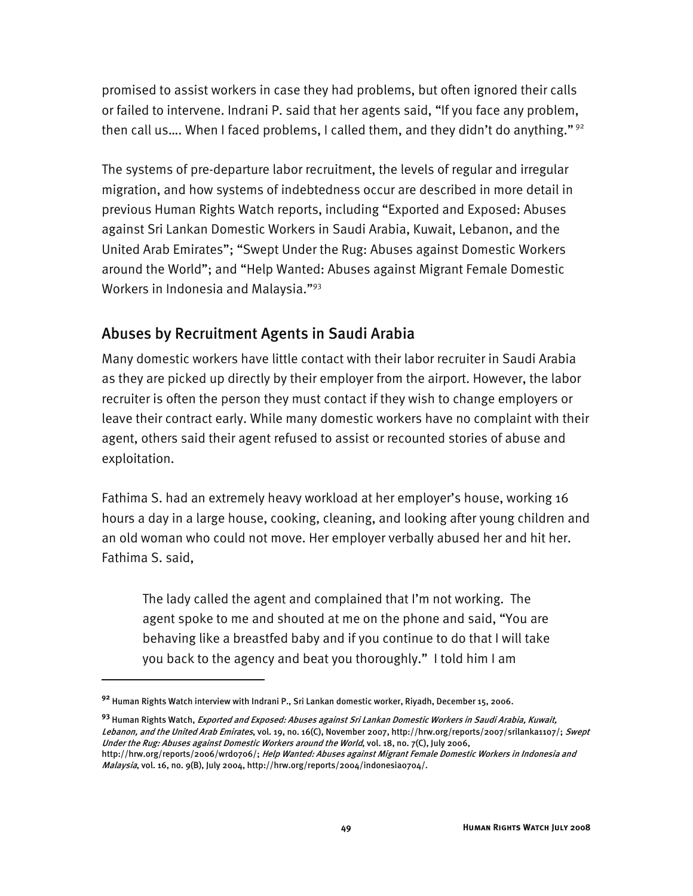promised to assist workers in case they had problems, but often ignored their calls or failed to intervene. Indrani P. said that her agents said, "If you face any problem, then call us…. When I faced problems, I called them, and they didn't do anything." [92]

The systems of pre-departure labor recruitment, the levels of regular and irregular migration, and how systems of indebtedness occur are described in more detail in previous Human Rights Watch reports, including "Exported and Exposed: Abuses against Sri Lankan Domestic Workers in Saudi Arabia, Kuwait, Lebanon, and the United Arab Emirates"; "Swept Under the Rug: Abuses against Domestic Workers around the World"; and "Help Wanted: Abuses against Migrant Female Domestic Workers in Indonesia and Malaysia."[93]

## Abuses by Recruitment Agents in Saudi Arabia

Many domestic workers have little contact with their labor recruiter in Saudi Arabia as they are picked up directly by their employer from the airport. However, the labor recruiter is often the person they must contact if they wish to change employers or leave their contract early. While many domestic workers have no complaint with their agent, others said their agent refused to assist or recounted stories of abuse and exploitation.

Fathima S. had an extremely heavy workload at her employer's house, working 16 hours a day in a large house, cooking, cleaning, and looking after young children and an old woman who could not move. Her employer verbally abused her and hit her. Fathima S. said,

> The lady called the agent and complained that I'm not working. The agent spoke to me and shouted at me on the phone and said, "You are behaving like a breastfed baby and if you continue to do that I will take you back to the agency and beat you thoroughly." I told him I am

---

[92] Human Rights Watch interview with Indrani P., Sri Lankan domestic worker, Riyadh, December 15, 2006.

[93] Human Rights Watch, *Exported and Exposed: Abuses against Sri Lankan Domestic Workers in Saudi Arabia, Kuwait, Lebanon, and the United Arab Emirates*, vol. 19, no. 16(C), November 2007, http://hrw.org/reports/2007/srilanka1107/; *Swept Under the Rug: Abuses against Domestic Workers around the World*, vol. 18, no. 7(C), July 2006, http://hrw.org/reports/2006/wrd0706/; *Help Wanted: Abuses against Migrant Female Domestic Workers in Indonesia and Malaysia*, vol. 16, no. 9(B), July 2004, http://hrw.org/reports/2004/indonesia0704/.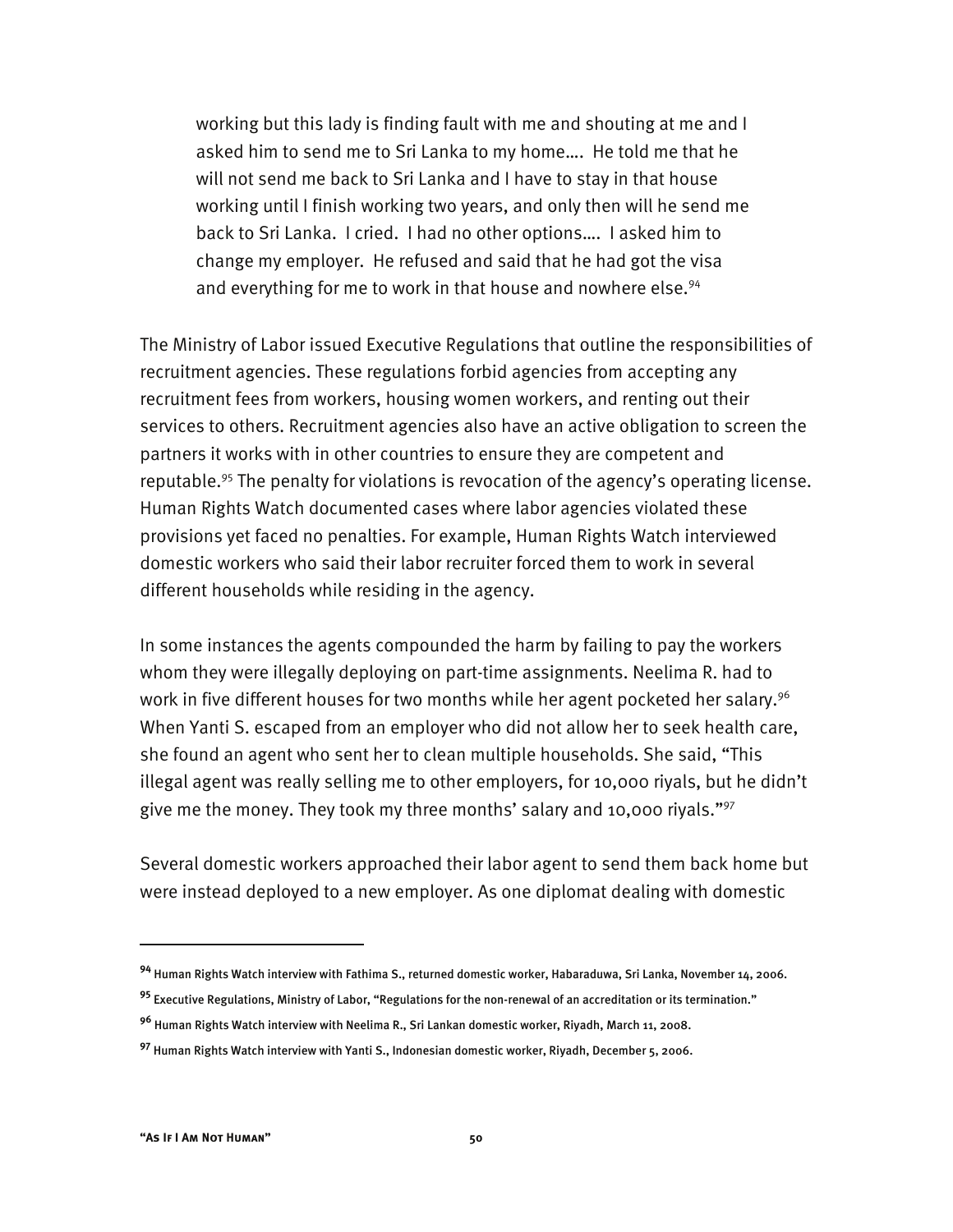> working but this lady is finding fault with me and shouting at me and I asked him to send me to Sri Lanka to my home…. He told me that he will not send me back to Sri Lanka and I have to stay in that house working until I finish working two years, and only then will he send me back to Sri Lanka. I cried. I had no other options…. I asked him to change my employer. He refused and said that he had got the visa and everything for me to work in that house and nowhere else.[94]

The Ministry of Labor issued Executive Regulations that outline the responsibilities of recruitment agencies. These regulations forbid agencies from accepting any recruitment fees from workers, housing women workers, and renting out their services to others. Recruitment agencies also have an active obligation to screen the partners it works with in other countries to ensure they are competent and reputable.[95] The penalty for violations is revocation of the agency's operating license. Human Rights Watch documented cases where labor agencies violated these provisions yet faced no penalties. For example, Human Rights Watch interviewed domestic workers who said their labor recruiter forced them to work in several different households while residing in the agency.

In some instances the agents compounded the harm by failing to pay the workers whom they were illegally deploying on part-time assignments. Neelima R. had to work in five different houses for two months while her agent pocketed her salary.[96] When Yanti S. escaped from an employer who did not allow her to seek health care, she found an agent who sent her to clean multiple households. She said, "This illegal agent was really selling me to other employers, for 10,000 riyals, but he didn't give me the money. They took my three months' salary and 10,000 riyals."[97]

Several domestic workers approached their labor agent to send them back home but were instead deployed to a new employer. As one diplomat dealing with domestic

---

[94] Human Rights Watch interview with Fathima S., returned domestic worker, Habaraduwa, Sri Lanka, November 14, 2006.

[95] Executive Regulations, Ministry of Labor, "Regulations for the non-renewal of an accreditation or its termination."

[96] Human Rights Watch interview with Neelima R., Sri Lankan domestic worker, Riyadh, March 11, 2008.

[97] Human Rights Watch interview with Yanti S., Indonesian domestic worker, Riyadh, December 5, 2006.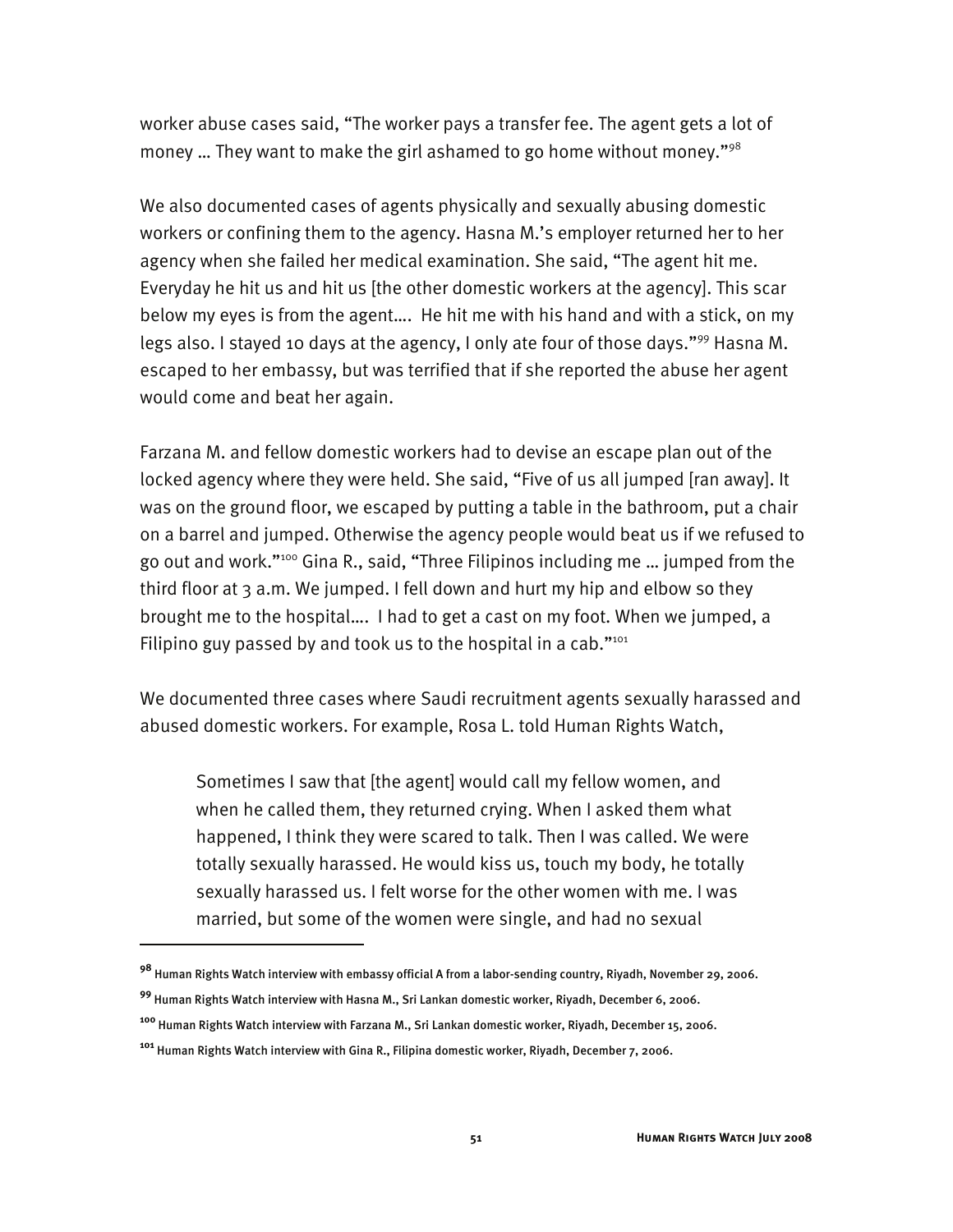worker abuse cases said, "The worker pays a transfer fee. The agent gets a lot of money … They want to make the girl ashamed to go home without money."[98]

We also documented cases of agents physically and sexually abusing domestic workers or confining them to the agency. Hasna M.'s employer returned her to her agency when she failed her medical examination. She said, "The agent hit me. Everyday he hit us and hit us [the other domestic workers at the agency]. This scar below my eyes is from the agent…. He hit me with his hand and with a stick, on my legs also. I stayed 10 days at the agency, I only ate four of those days."[99] Hasna M. escaped to her embassy, but was terrified that if she reported the abuse her agent would come and beat her again.

Farzana M. and fellow domestic workers had to devise an escape plan out of the locked agency where they were held. She said, "Five of us all jumped [ran away]. It was on the ground floor, we escaped by putting a table in the bathroom, put a chair on a barrel and jumped. Otherwise the agency people would beat us if we refused to go out and work."[100] Gina R., said, "Three Filipinos including me … jumped from the third floor at 3 a.m. We jumped. I fell down and hurt my hip and elbow so they brought me to the hospital…. I had to get a cast on my foot. When we jumped, a Filipino guy passed by and took us to the hospital in a cab."[101]

We documented three cases where Saudi recruitment agents sexually harassed and abused domestic workers. For example, Rosa L. told Human Rights Watch,

> Sometimes I saw that [the agent] would call my fellow women, and when he called them, they returned crying. When I asked them what happened, I think they were scared to talk. Then I was called. We were totally sexually harassed. He would kiss us, touch my body, he totally sexually harassed us. I felt worse for the other women with me. I was married, but some of the women were single, and had no sexual

---

[98] Human Rights Watch interview with embassy official A from a labor-sending country, Riyadh, November 29, 2006.

[99] Human Rights Watch interview with Hasna M., Sri Lankan domestic worker, Riyadh, December 6, 2006.

[100] Human Rights Watch interview with Farzana M., Sri Lankan domestic worker, Riyadh, December 15, 2006.

[101] Human Rights Watch interview with Gina R., Filipina domestic worker, Riyadh, December 7, 2006.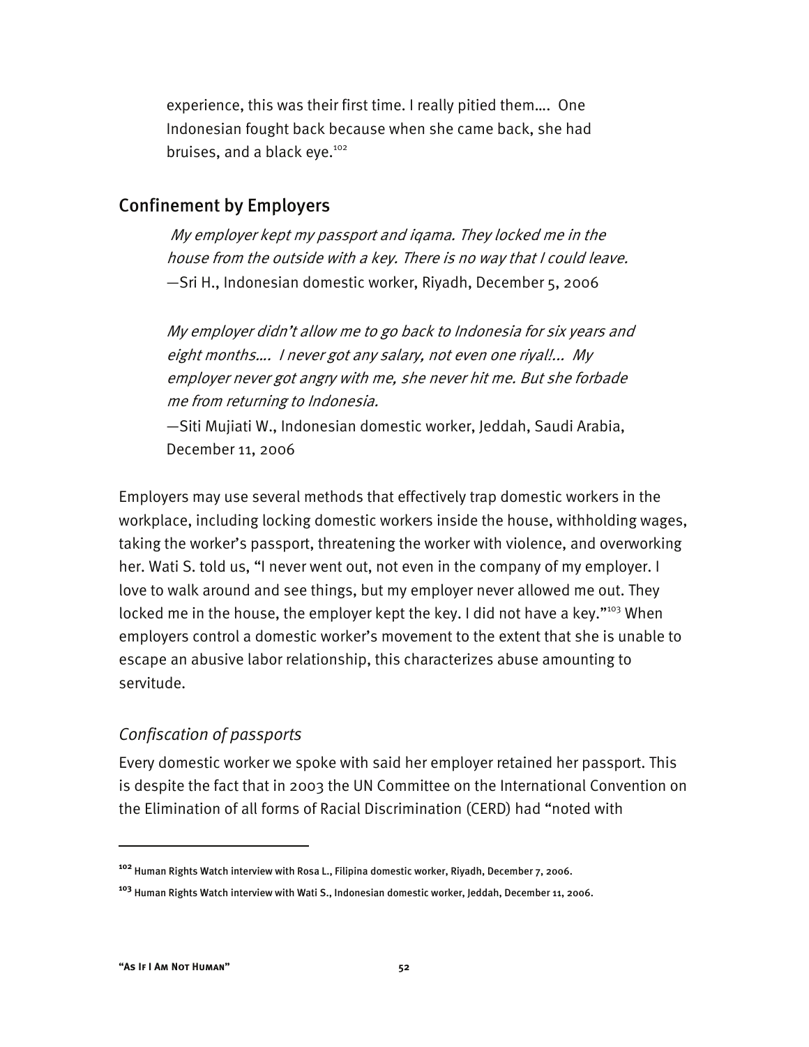> experience, this was their first time. I really pitied them…. One Indonesian fought back because when she came back, she had bruises, and a black eye.[102]

## Confinement by Employers

> *My employer kept my passport and iqama. They locked me in the house from the outside with a key. There is no way that I could leave.*
> —Sri H., Indonesian domestic worker, Riyadh, December 5, 2006

> *My employer didn't allow me to go back to Indonesia for six years and eight months…. I never got any salary, not even one riyal!... My employer never got angry with me, she never hit me. But she forbade me from returning to Indonesia.*
> —Siti Mujiati W., Indonesian domestic worker, Jeddah, Saudi Arabia, December 11, 2006

Employers may use several methods that effectively trap domestic workers in the workplace, including locking domestic workers inside the house, withholding wages, taking the worker's passport, threatening the worker with violence, and overworking her. Wati S. told us, "I never went out, not even in the company of my employer. I love to walk around and see things, but my employer never allowed me out. They locked me in the house, the employer kept the key. I did not have a key."[103] When employers control a domestic worker's movement to the extent that she is unable to escape an abusive labor relationship, this characterizes abuse amounting to servitude.

### *Confiscation of passports*

Every domestic worker we spoke with said her employer retained her passport. This is despite the fact that in 2003 the UN Committee on the International Convention on the Elimination of all forms of Racial Discrimination (CERD) had "noted with

---

[102] Human Rights Watch interview with Rosa L., Filipina domestic worker, Riyadh, December 7, 2006.

[103] Human Rights Watch interview with Wati S., Indonesian domestic worker, Jeddah, December 11, 2006.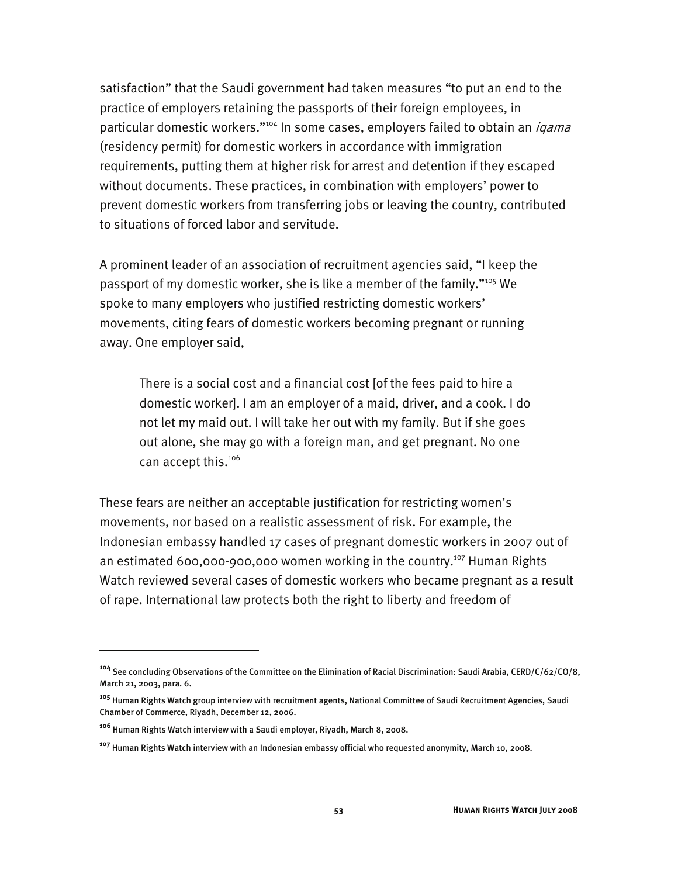satisfaction" that the Saudi government had taken measures "to put an end to the practice of employers retaining the passports of their foreign employees, in particular domestic workers."[104] In some cases, employers failed to obtain an *iqama* (residency permit) for domestic workers in accordance with immigration requirements, putting them at higher risk for arrest and detention if they escaped without documents. These practices, in combination with employers' power to prevent domestic workers from transferring jobs or leaving the country, contributed to situations of forced labor and servitude.

A prominent leader of an association of recruitment agencies said, "I keep the passport of my domestic worker, she is like a member of the family."[105] We spoke to many employers who justified restricting domestic workers' movements, citing fears of domestic workers becoming pregnant or running away. One employer said,

> There is a social cost and a financial cost [of the fees paid to hire a domestic worker]. I am an employer of a maid, driver, and a cook. I do not let my maid out. I will take her out with my family. But if she goes out alone, she may go with a foreign man, and get pregnant. No one can accept this.[106]

These fears are neither an acceptable justification for restricting women's movements, nor based on a realistic assessment of risk. For example, the Indonesian embassy handled 17 cases of pregnant domestic workers in 2007 out of an estimated 600,000-900,000 women working in the country.[107] Human Rights Watch reviewed several cases of domestic workers who became pregnant as a result of rape. International law protects both the right to liberty and freedom of

---

[104] See concluding Observations of the Committee on the Elimination of Racial Discrimination: Saudi Arabia, CERD/C/62/CO/8, March 21, 2003, para. 6.

[105] Human Rights Watch group interview with recruitment agents, National Committee of Saudi Recruitment Agencies, Saudi Chamber of Commerce, Riyadh, December 12, 2006.

[106] Human Rights Watch interview with a Saudi employer, Riyadh, March 8, 2008.

[107] Human Rights Watch interview with an Indonesian embassy official who requested anonymity, March 10, 2008.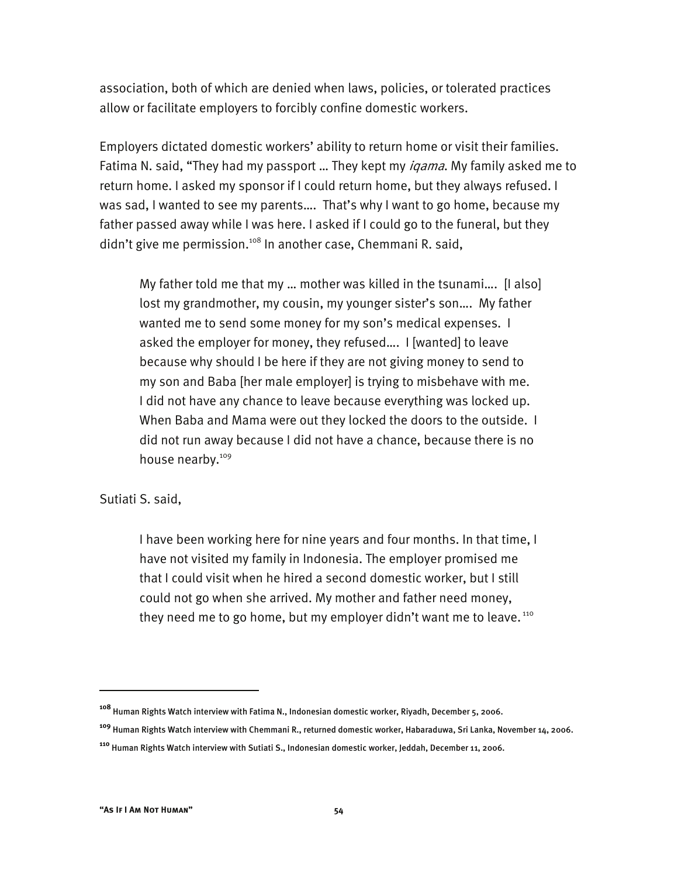association, both of which are denied when laws, policies, or tolerated practices allow or facilitate employers to forcibly confine domestic workers.

Employers dictated domestic workers' ability to return home or visit their families. Fatima N. said, "They had my passport … They kept my *iqama*. My family asked me to return home. I asked my sponsor if I could return home, but they always refused. I was sad, I wanted to see my parents…. That's why I want to go home, because my father passed away while I was here. I asked if I could go to the funeral, but they didn't give me permission.[108] In another case, Chemmani R. said,

> My father told me that my … mother was killed in the tsunami…. [I also] lost my grandmother, my cousin, my younger sister's son…. My father wanted me to send some money for my son's medical expenses. I asked the employer for money, they refused…. I [wanted] to leave because why should I be here if they are not giving money to send to my son and Baba [her male employer] is trying to misbehave with me. I did not have any chance to leave because everything was locked up. When Baba and Mama were out they locked the doors to the outside. I did not run away because I did not have a chance, because there is no house nearby.[109]

Sutiati S. said,

> I have been working here for nine years and four months. In that time, I have not visited my family in Indonesia. The employer promised me that I could visit when he hired a second domestic worker, but I still could not go when she arrived. My mother and father need money, they need me to go home, but my employer didn't want me to leave.[110]

---

[108] Human Rights Watch interview with Fatima N., Indonesian domestic worker, Riyadh, December 5, 2006.

[109] Human Rights Watch interview with Chemmani R., returned domestic worker, Habaraduwa, Sri Lanka, November 14, 2006.

[110] Human Rights Watch interview with Sutiati S., Indonesian domestic worker, Jeddah, December 11, 2006.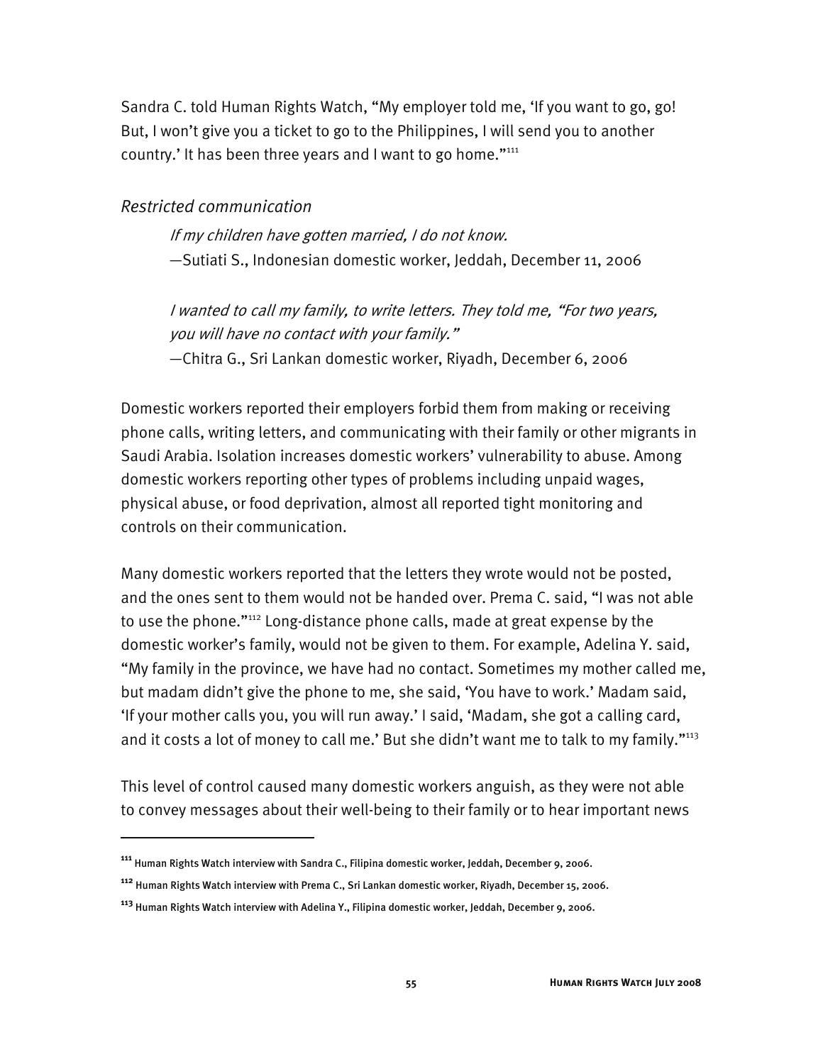Sandra C. told Human Rights Watch, "My employer told me, 'If you want to go, go! But, I won't give you a ticket to go to the Philippines, I will send you to another country.' It has been three years and I want to go home."[111]

### *Restricted communication*

> *If my children have gotten married, I do not know.*
> —Sutiati S., Indonesian domestic worker, Jeddah, December 11, 2006

> *I wanted to call my family, to write letters. They told me, "For two years, you will have no contact with your family."*
> —Chitra G., Sri Lankan domestic worker, Riyadh, December 6, 2006

Domestic workers reported their employers forbid them from making or receiving phone calls, writing letters, and communicating with their family or other migrants in Saudi Arabia. Isolation increases domestic workers' vulnerability to abuse. Among domestic workers reporting other types of problems including unpaid wages, physical abuse, or food deprivation, almost all reported tight monitoring and controls on their communication.

Many domestic workers reported that the letters they wrote would not be posted, and the ones sent to them would not be handed over. Prema C. said, "I was not able to use the phone."[112] Long-distance phone calls, made at great expense by the domestic worker's family, would not be given to them. For example, Adelina Y. said, "My family in the province, we have had no contact. Sometimes my mother called me, but madam didn't give the phone to me, she said, 'You have to work.' Madam said, 'If your mother calls you, you will run away.' I said, 'Madam, she got a calling card, and it costs a lot of money to call me.' But she didn't want me to talk to my family."[113]

This level of control caused many domestic workers anguish, as they were not able to convey messages about their well-being to their family or to hear important news

---

[111] Human Rights Watch interview with Sandra C., Filipina domestic worker, Jeddah, December 9, 2006.

[112] Human Rights Watch interview with Prema C., Sri Lankan domestic worker, Riyadh, December 15, 2006.

[113] Human Rights Watch interview with Adelina Y., Filipina domestic worker, Jeddah, December 9, 2006.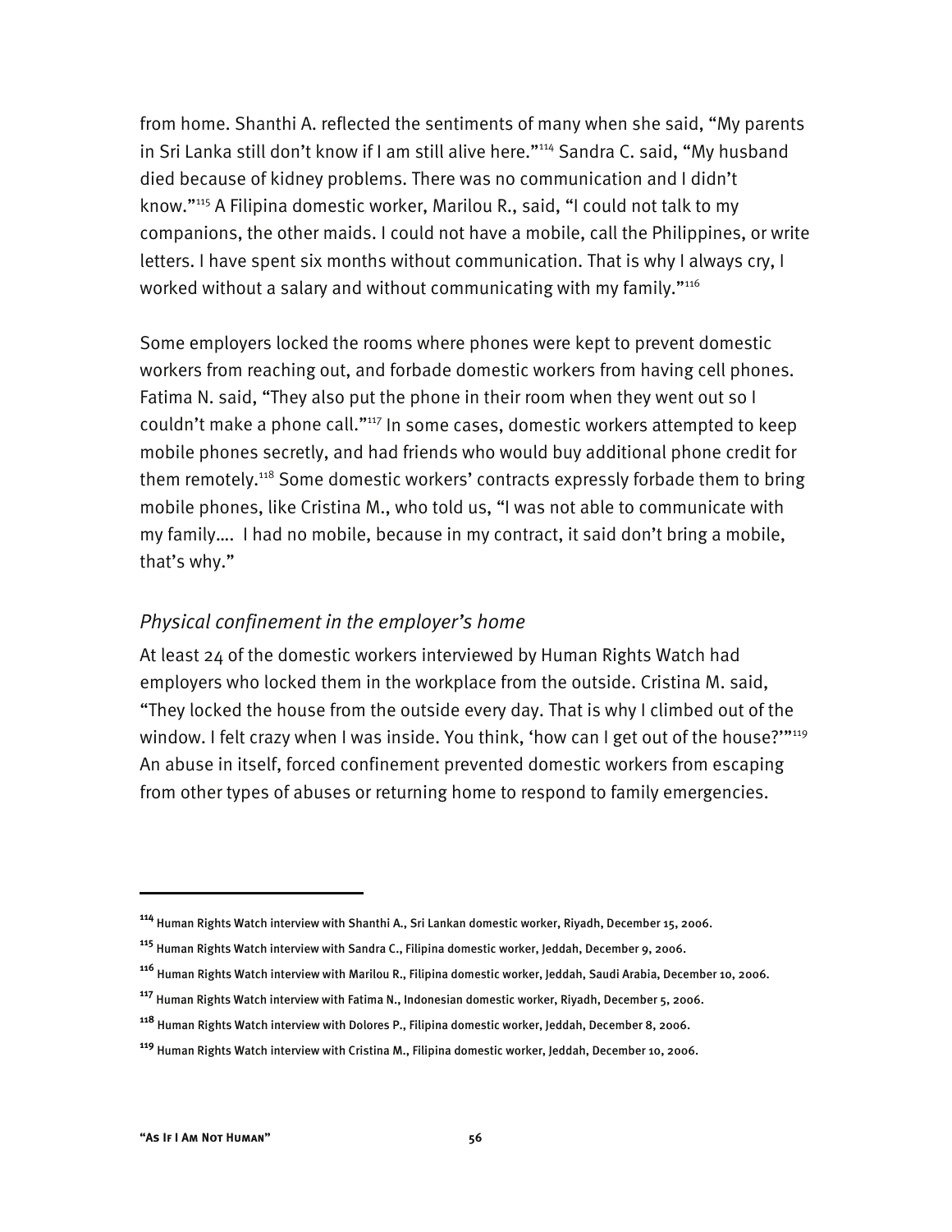from home. Shanthi A. reflected the sentiments of many when she said, "My parents in Sri Lanka still don't know if I am still alive here."[114] Sandra C. said, "My husband died because of kidney problems. There was no communication and I didn't know."[115] A Filipina domestic worker, Marilou R., said, "I could not talk to my companions, the other maids. I could not have a mobile, call the Philippines, or write letters. I have spent six months without communication. That is why I always cry, I worked without a salary and without communicating with my family."[116]

Some employers locked the rooms where phones were kept to prevent domestic workers from reaching out, and forbade domestic workers from having cell phones. Fatima N. said, "They also put the phone in their room when they went out so I couldn't make a phone call."[117] In some cases, domestic workers attempted to keep mobile phones secretly, and had friends who would buy additional phone credit for them remotely.[118] Some domestic workers' contracts expressly forbade them to bring mobile phones, like Cristina M., who told us, "I was not able to communicate with my family.... I had no mobile, because in my contract, it said don't bring a mobile, that's why."

### *Physical confinement in the employer's home*

At least 24 of the domestic workers interviewed by Human Rights Watch had employers who locked them in the workplace from the outside. Cristina M. said, "They locked the house from the outside every day. That is why I climbed out of the window. I felt crazy when I was inside. You think, 'how can I get out of the house?'"[119] An abuse in itself, forced confinement prevented domestic workers from escaping from other types of abuses or returning home to respond to family emergencies.

---

[114] Human Rights Watch interview with Shanthi A., Sri Lankan domestic worker, Riyadh, December 15, 2006.

[115] Human Rights Watch interview with Sandra C., Filipina domestic worker, Jeddah, December 9, 2006.

[116] Human Rights Watch interview with Marilou R., Filipina domestic worker, Jeddah, Saudi Arabia, December 10, 2006.

[117] Human Rights Watch interview with Fatima N., Indonesian domestic worker, Riyadh, December 5, 2006.

[118] Human Rights Watch interview with Dolores P., Filipina domestic worker, Jeddah, December 8, 2006.

[119] Human Rights Watch interview with Cristina M., Filipina domestic worker, Jeddah, December 10, 2006.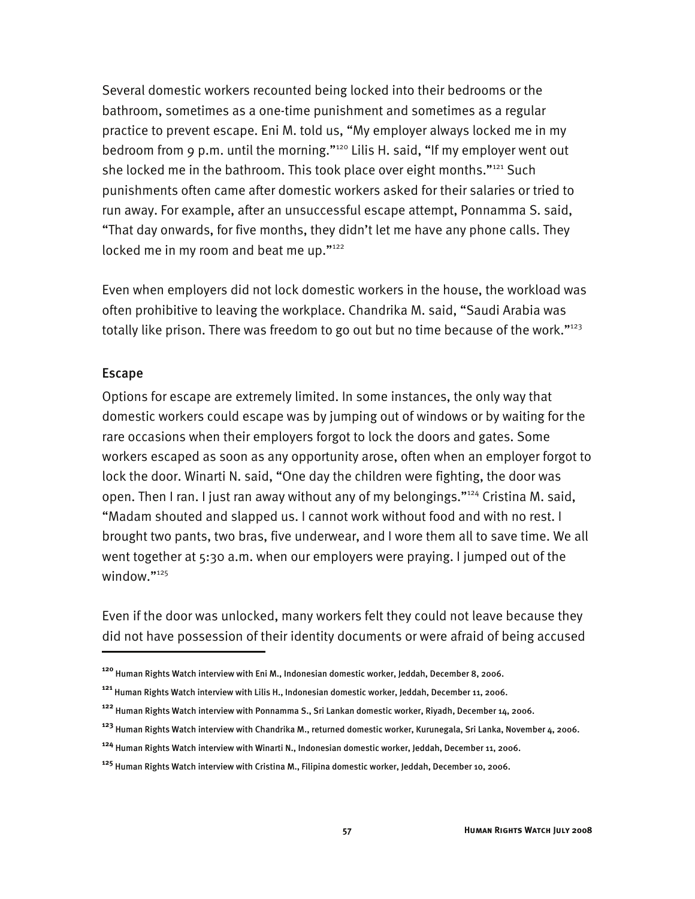Several domestic workers recounted being locked into their bedrooms or the bathroom, sometimes as a one-time punishment and sometimes as a regular practice to prevent escape. Eni M. told us, "My employer always locked me in my bedroom from 9 p.m. until the morning."[120] Lilis H. said, "If my employer went out she locked me in the bathroom. This took place over eight months."[121] Such punishments often came after domestic workers asked for their salaries or tried to run away. For example, after an unsuccessful escape attempt, Ponnamma S. said, "That day onwards, for five months, they didn't let me have any phone calls. They locked me in my room and beat me up."[122]

Even when employers did not lock domestic workers in the house, the workload was often prohibitive to leaving the workplace. Chandrika M. said, "Saudi Arabia was totally like prison. There was freedom to go out but no time because of the work."[123]

### Escape

Options for escape are extremely limited. In some instances, the only way that domestic workers could escape was by jumping out of windows or by waiting for the rare occasions when their employers forgot to lock the doors and gates. Some workers escaped as soon as any opportunity arose, often when an employer forgot to lock the door. Winarti N. said, "One day the children were fighting, the door was open. Then I ran. I just ran away without any of my belongings."[124] Cristina M. said, "Madam shouted and slapped us. I cannot work without food and with no rest. I brought two pants, two bras, five underwear, and I wore them all to save time. We all went together at 5:30 a.m. when our employers were praying. I jumped out of the window."[125]

Even if the door was unlocked, many workers felt they could not leave because they did not have possession of their identity documents or were afraid of being accused

---

[120] Human Rights Watch interview with Eni M., Indonesian domestic worker, Jeddah, December 8, 2006.

[121] Human Rights Watch interview with Lilis H., Indonesian domestic worker, Jeddah, December 11, 2006.

[122] Human Rights Watch interview with Ponnamma S., Sri Lankan domestic worker, Riyadh, December 14, 2006.

[123] Human Rights Watch interview with Chandrika M., returned domestic worker, Kurunegala, Sri Lanka, November 4, 2006.

[124] Human Rights Watch interview with Winarti N., Indonesian domestic worker, Jeddah, December 11, 2006.

[125] Human Rights Watch interview with Cristina M., Filipina domestic worker, Jeddah, December 10, 2006.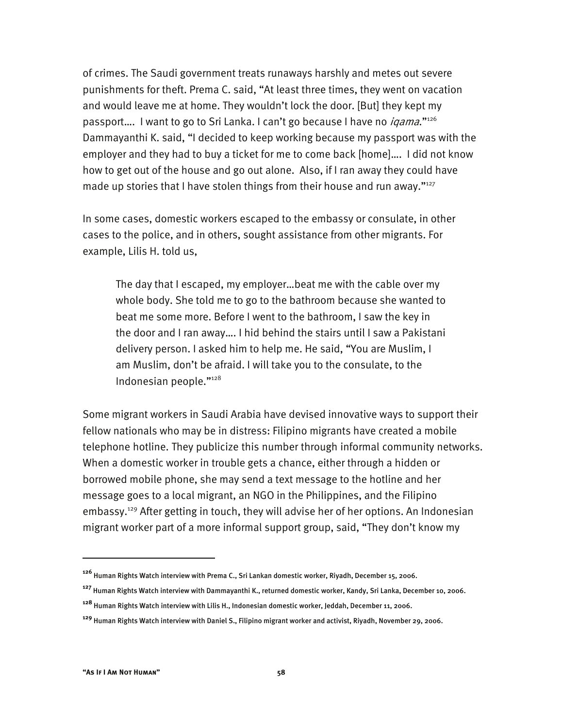of crimes. The Saudi government treats runaways harshly and metes out severe punishments for theft. Prema C. said, "At least three times, they went on vacation and would leave me at home. They wouldn't lock the door. [But] they kept my passport…. I want to go to Sri Lanka. I can't go because I have no *iqama*."[126] Dammayanthi K. said, "I decided to keep working because my passport was with the employer and they had to buy a ticket for me to come back [home]…. I did not know how to get out of the house and go out alone. Also, if I ran away they could have made up stories that I have stolen things from their house and run away."[127]

In some cases, domestic workers escaped to the embassy or consulate, in other cases to the police, and in others, sought assistance from other migrants. For example, Lilis H. told us,

> The day that I escaped, my employer…beat me with the cable over my whole body. She told me to go to the bathroom because she wanted to beat me some more. Before I went to the bathroom, I saw the key in the door and I ran away…. I hid behind the stairs until I saw a Pakistani delivery person. I asked him to help me. He said, "You are Muslim, I am Muslim, don't be afraid. I will take you to the consulate, to the Indonesian people."[128]

Some migrant workers in Saudi Arabia have devised innovative ways to support their fellow nationals who may be in distress: Filipino migrants have created a mobile telephone hotline. They publicize this number through informal community networks. When a domestic worker in trouble gets a chance, either through a hidden or borrowed mobile phone, she may send a text message to the hotline and her message goes to a local migrant, an NGO in the Philippines, and the Filipino embassy.[129] After getting in touch, they will advise her of her options. An Indonesian migrant worker part of a more informal support group, said, "They don't know my

---

[126] Human Rights Watch interview with Prema C., Sri Lankan domestic worker, Riyadh, December 15, 2006.

[127] Human Rights Watch interview with Dammayanthi K., returned domestic worker, Kandy, Sri Lanka, December 10, 2006.

[128] Human Rights Watch interview with Lilis H., Indonesian domestic worker, Jeddah, December 11, 2006.

[129] Human Rights Watch interview with Daniel S., Filipino migrant worker and activist, Riyadh, November 29, 2006.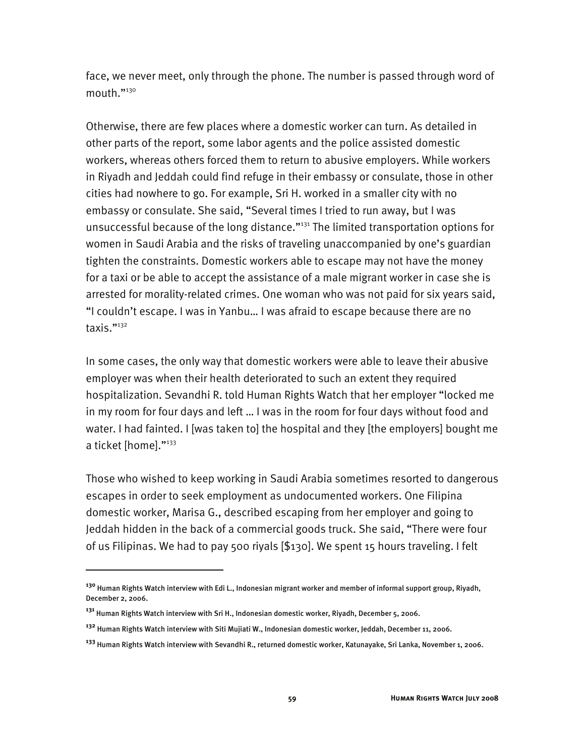face, we never meet, only through the phone. The number is passed through word of mouth."[130]

Otherwise, there are few places where a domestic worker can turn. As detailed in other parts of the report, some labor agents and the police assisted domestic workers, whereas others forced them to return to abusive employers. While workers in Riyadh and Jeddah could find refuge in their embassy or consulate, those in other cities had nowhere to go. For example, Sri H. worked in a smaller city with no embassy or consulate. She said, "Several times I tried to run away, but I was unsuccessful because of the long distance."[131] The limited transportation options for women in Saudi Arabia and the risks of traveling unaccompanied by one's guardian tighten the constraints. Domestic workers able to escape may not have the money for a taxi or be able to accept the assistance of a male migrant worker in case she is arrested for morality-related crimes. One woman who was not paid for six years said, "I couldn't escape. I was in Yanbu… I was afraid to escape because there are no taxis."[132]

In some cases, the only way that domestic workers were able to leave their abusive employer was when their health deteriorated to such an extent they required hospitalization. Sevandhi R. told Human Rights Watch that her employer "locked me in my room for four days and left … I was in the room for four days without food and water. I had fainted. I [was taken to] the hospital and they [the employers] bought me a ticket [home]."[133]

Those who wished to keep working in Saudi Arabia sometimes resorted to dangerous escapes in order to seek employment as undocumented workers. One Filipina domestic worker, Marisa G., described escaping from her employer and going to Jeddah hidden in the back of a commercial goods truck. She said, "There were four of us Filipinas. We had to pay 500 riyals [$130]. We spent 15 hours traveling. I felt

---

[130] Human Rights Watch interview with Edi L., Indonesian migrant worker and member of informal support group, Riyadh, December 2, 2006.

[131] Human Rights Watch interview with Sri H., Indonesian domestic worker, Riyadh, December 5, 2006.

[132] Human Rights Watch interview with Siti Mujiati W., Indonesian domestic worker, Jeddah, December 11, 2006.

[133] Human Rights Watch interview with Sevandhi R., returned domestic worker, Katunayake, Sri Lanka, November 1, 2006.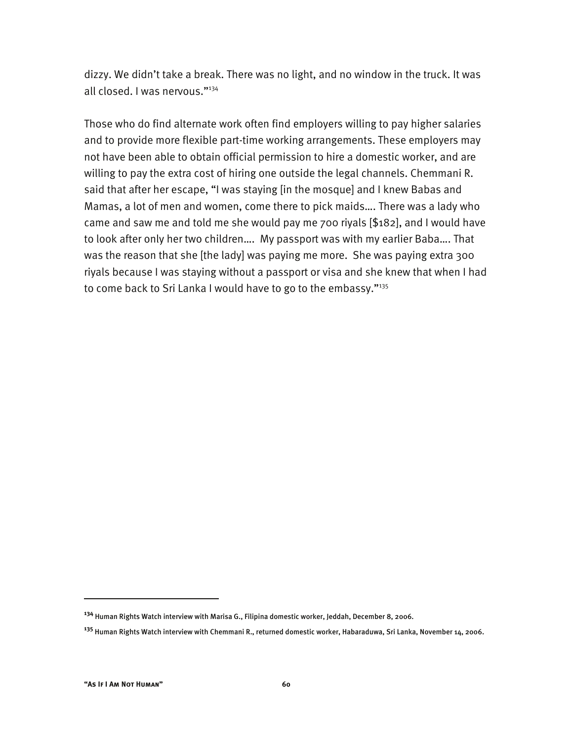dizzy. We didn’t take a break. There was no light, and no window in the truck. It was all closed. I was nervous.”[134]

Those who do find alternate work often find employers willing to pay higher salaries and to provide more flexible part-time working arrangements. These employers may not have been able to obtain official permission to hire a domestic worker, and are willing to pay the extra cost of hiring one outside the legal channels. Chemmani R. said that after her escape, “I was staying [in the mosque] and I knew Babas and Mamas, a lot of men and women, come there to pick maids…. There was a lady who came and saw me and told me she would pay me 700 riyals [$182], and I would have to look after only her two children…. My passport was with my earlier Baba…. That was the reason that she [the lady] was paying me more. She was paying extra 300 riyals because I was staying without a passport or visa and she knew that when I had to come back to Sri Lanka I would have to go to the embassy.”[135]

---

[134] Human Rights Watch interview with Marisa G., Filipina domestic worker, Jeddah, December 8, 2006.

[135] Human Rights Watch interview with Chemmani R., returned domestic worker, Habaraduwa, Sri Lanka, November 14, 2006.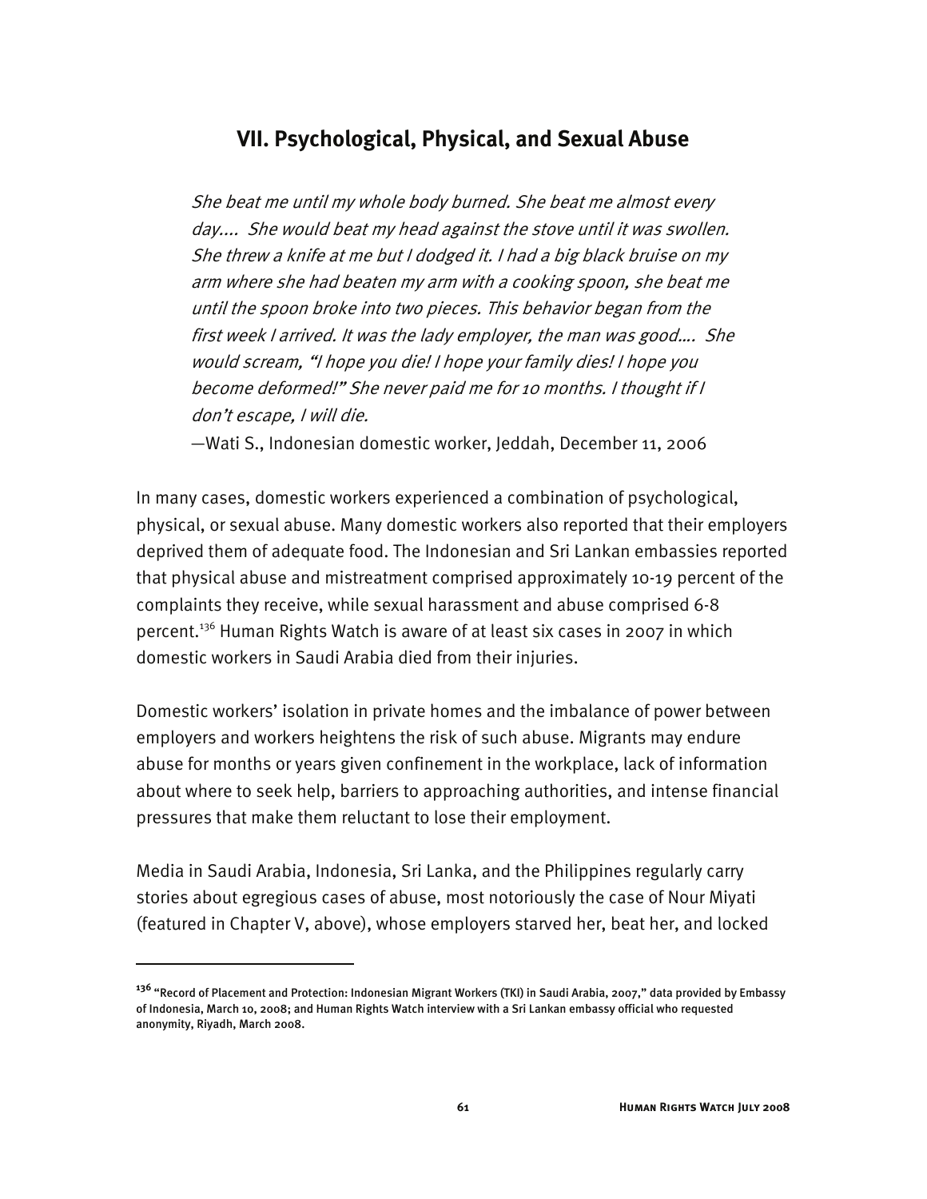## VII. Psychological, Physical, and Sexual Abuse

*She beat me until my whole body burned. She beat me almost every day.... She would beat my head against the stove until it was swollen. She threw a knife at me but I dodged it. I had a big black bruise on my arm where she had beaten my arm with a cooking spoon, she beat me until the spoon broke into two pieces. This behavior began from the first week I arrived. It was the lady employer, the man was good.... She would scream, "I hope you die! I hope your family dies! I hope you become deformed!" She never paid me for 10 months. I thought if I don't escape, I will die.*

—Wati S., Indonesian domestic worker, Jeddah, December 11, 2006

In many cases, domestic workers experienced a combination of psychological, physical, or sexual abuse. Many domestic workers also reported that their employers deprived them of adequate food. The Indonesian and Sri Lankan embassies reported that physical abuse and mistreatment comprised approximately 10-19 percent of the complaints they receive, while sexual harassment and abuse comprised 6-8 percent.[136] Human Rights Watch is aware of at least six cases in 2007 in which domestic workers in Saudi Arabia died from their injuries.

Domestic workers' isolation in private homes and the imbalance of power between employers and workers heightens the risk of such abuse. Migrants may endure abuse for months or years given confinement in the workplace, lack of information about where to seek help, barriers to approaching authorities, and intense financial pressures that make them reluctant to lose their employment.

Media in Saudi Arabia, Indonesia, Sri Lanka, and the Philippines regularly carry stories about egregious cases of abuse, most notoriously the case of Nour Miyati (featured in Chapter V, above), whose employers starved her, beat her, and locked

---

[136] "Record of Placement and Protection: Indonesian Migrant Workers (TKI) in Saudi Arabia, 2007," data provided by Embassy of Indonesia, March 10, 2008; and Human Rights Watch interview with a Sri Lankan embassy official who requested anonymity, Riyadh, March 2008.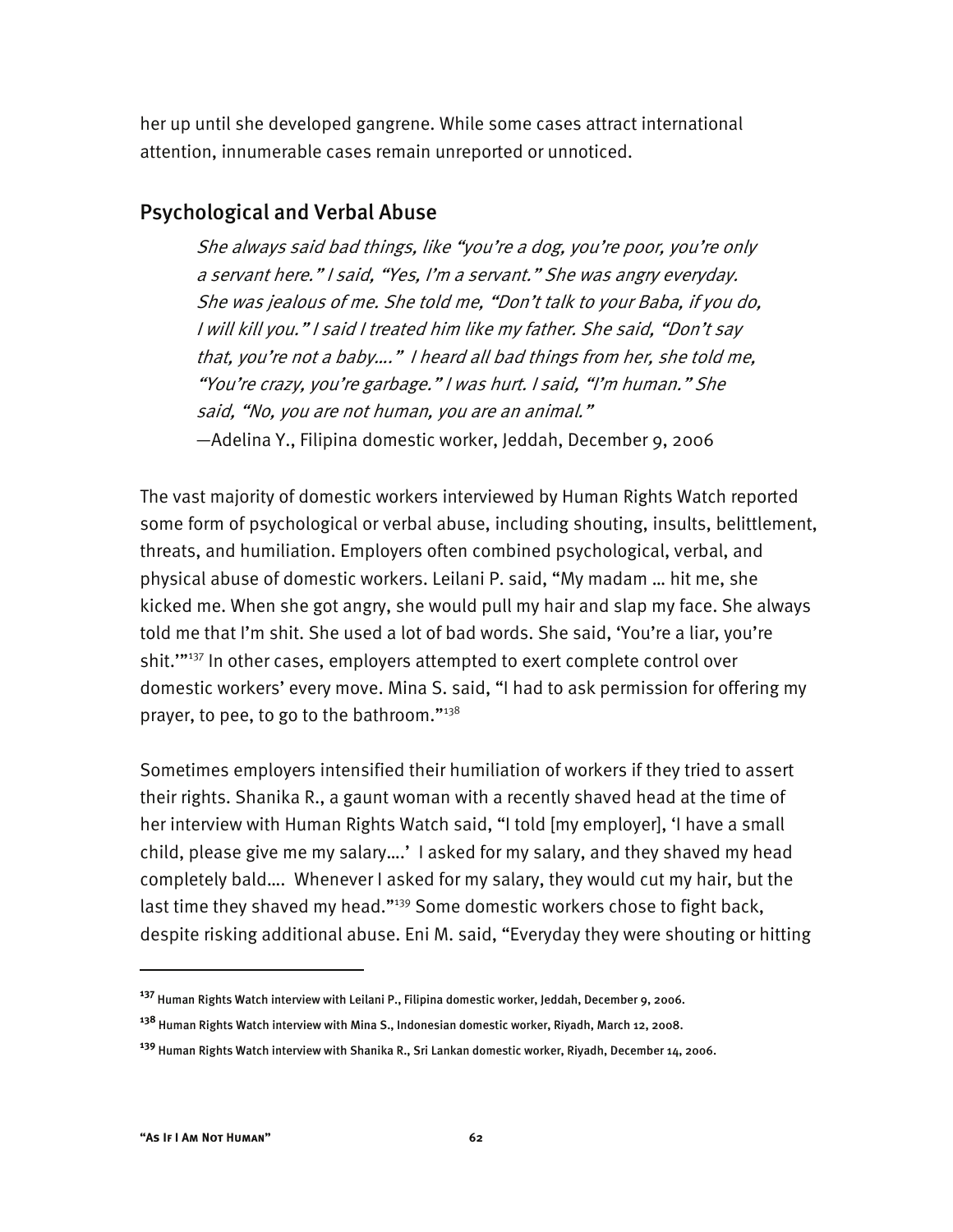her up until she developed gangrene. While some cases attract international attention, innumerable cases remain unreported or unnoticed.

## Psychological and Verbal Abuse

> *She always said bad things, like "you're a dog, you're poor, you're only a servant here." I said, "Yes, I'm a servant." She was angry everyday. She was jealous of me. She told me, "Don't talk to your Baba, if you do, I will kill you." I said I treated him like my father. She said, "Don't say that, you're not a baby…." I heard all bad things from her, she told me, "You're crazy, you're garbage." I was hurt. I said, "I'm human." She said, "No, you are not human, you are an animal."*
> —Adelina Y., Filipina domestic worker, Jeddah, December 9, 2006

The vast majority of domestic workers interviewed by Human Rights Watch reported some form of psychological or verbal abuse, including shouting, insults, belittlement, threats, and humiliation. Employers often combined psychological, verbal, and physical abuse of domestic workers. Leilani P. said, "My madam … hit me, she kicked me. When she got angry, she would pull my hair and slap my face. She always told me that I'm shit. She used a lot of bad words. She said, 'You're a liar, you're shit.'"[137] In other cases, employers attempted to exert complete control over domestic workers' every move. Mina S. said, "I had to ask permission for offering my prayer, to pee, to go to the bathroom."[138]

Sometimes employers intensified their humiliation of workers if they tried to assert their rights. Shanika R., a gaunt woman with a recently shaved head at the time of her interview with Human Rights Watch said, "I told [my employer], 'I have a small child, please give me my salary….' I asked for my salary, and they shaved my head completely bald…. Whenever I asked for my salary, they would cut my hair, but the last time they shaved my head."[139] Some domestic workers chose to fight back, despite risking additional abuse. Eni M. said, "Everyday they were shouting or hitting

---

[137] Human Rights Watch interview with Leilani P., Filipina domestic worker, Jeddah, December 9, 2006.

[138] Human Rights Watch interview with Mina S., Indonesian domestic worker, Riyadh, March 12, 2008.

[139] Human Rights Watch interview with Shanika R., Sri Lankan domestic worker, Riyadh, December 14, 2006.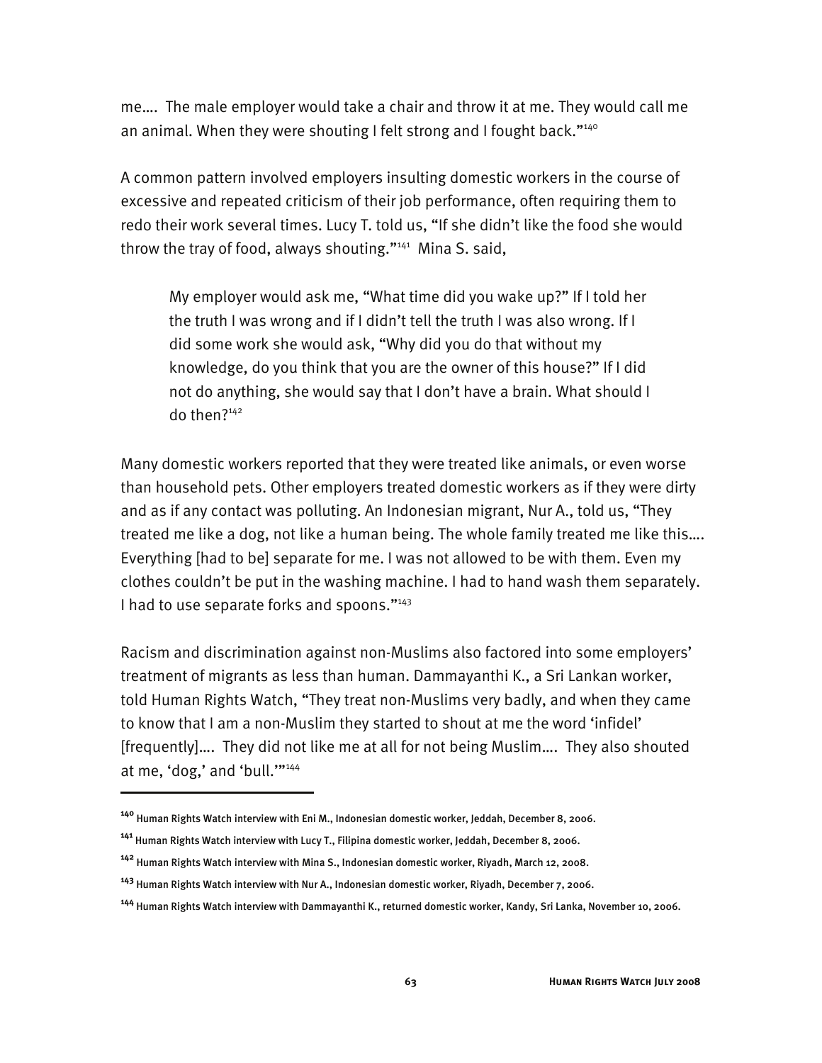me…. The male employer would take a chair and throw it at me. They would call me an animal. When they were shouting I felt strong and I fought back."[140]

A common pattern involved employers insulting domestic workers in the course of excessive and repeated criticism of their job performance, often requiring them to redo their work several times. Lucy T. told us, "If she didn't like the food she would throw the tray of food, always shouting."[141] Mina S. said,

> My employer would ask me, "What time did you wake up?" If I told her the truth I was wrong and if I didn't tell the truth I was also wrong. If I did some work she would ask, "Why did you do that without my knowledge, do you think that you are the owner of this house?" If I did not do anything, she would say that I don't have a brain. What should I do then?[142]

Many domestic workers reported that they were treated like animals, or even worse than household pets. Other employers treated domestic workers as if they were dirty and as if any contact was polluting. An Indonesian migrant, Nur A., told us, "They treated me like a dog, not like a human being. The whole family treated me like this…. Everything [had to be] separate for me. I was not allowed to be with them. Even my clothes couldn't be put in the washing machine. I had to hand wash them separately. I had to use separate forks and spoons."[143]

Racism and discrimination against non-Muslims also factored into some employers' treatment of migrants as less than human. Dammayanthi K., a Sri Lankan worker, told Human Rights Watch, "They treat non-Muslims very badly, and when they came to know that I am a non-Muslim they started to shout at me the word 'infidel' [frequently]…. They did not like me at all for not being Muslim…. They also shouted at me, 'dog,' and 'bull.'"[144]

---

[140] Human Rights Watch interview with Eni M., Indonesian domestic worker, Jeddah, December 8, 2006.

[141] Human Rights Watch interview with Lucy T., Filipina domestic worker, Jeddah, December 8, 2006.

[142] Human Rights Watch interview with Mina S., Indonesian domestic worker, Riyadh, March 12, 2008.

[143] Human Rights Watch interview with Nur A., Indonesian domestic worker, Riyadh, December 7, 2006.

[144] Human Rights Watch interview with Dammayanthi K., returned domestic worker, Kandy, Sri Lanka, November 10, 2006.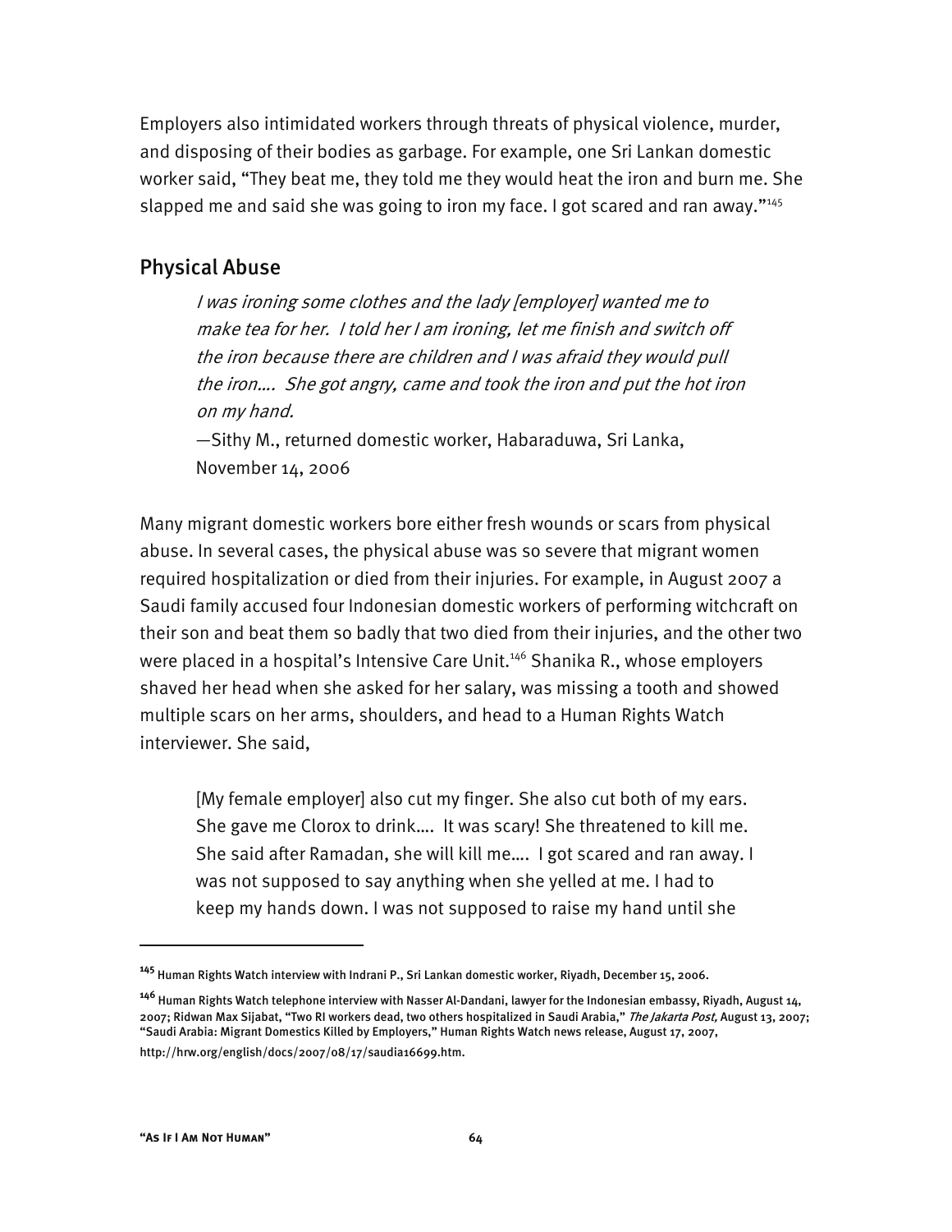Employers also intimidated workers through threats of physical violence, murder, and disposing of their bodies as garbage. For example, one Sri Lankan domestic worker said, "They beat me, they told me they would heat the iron and burn me. She slapped me and said she was going to iron my face. I got scared and ran away."[145]

## Physical Abuse

> *I was ironing some clothes and the lady [employer] wanted me to make tea for her. I told her I am ironing, let me finish and switch off the iron because there are children and I was afraid they would pull the iron…. She got angry, came and took the iron and put the hot iron on my hand.*
>
> —Sithy M., returned domestic worker, Habaraduwa, Sri Lanka, November 14, 2006

Many migrant domestic workers bore either fresh wounds or scars from physical abuse. In several cases, the physical abuse was so severe that migrant women required hospitalization or died from their injuries. For example, in August 2007 a Saudi family accused four Indonesian domestic workers of performing witchcraft on their son and beat them so badly that two died from their injuries, and the other two were placed in a hospital's Intensive Care Unit.[146] Shanika R., whose employers shaved her head when she asked for her salary, was missing a tooth and showed multiple scars on her arms, shoulders, and head to a Human Rights Watch interviewer. She said,

> [My female employer] also cut my finger. She also cut both of my ears. She gave me Clorox to drink…. It was scary! She threatened to kill me. She said after Ramadan, she will kill me…. I got scared and ran away. I was not supposed to say anything when she yelled at me. I had to keep my hands down. I was not supposed to raise my hand until she

---

[145] Human Rights Watch interview with Indrani P., Sri Lankan domestic worker, Riyadh, December 15, 2006.

[146] Human Rights Watch telephone interview with Nasser Al-Dandani, lawyer for the Indonesian embassy, Riyadh, August 14, 2007; Ridwan Max Sijabat, "Two RI workers dead, two others hospitalized in Saudi Arabia," *The Jakarta Post,* August 13, 2007; "Saudi Arabia: Migrant Domestics Killed by Employers," Human Rights Watch news release, August 17, 2007, http://hrw.org/english/docs/2007/08/17/saudia16699.htm.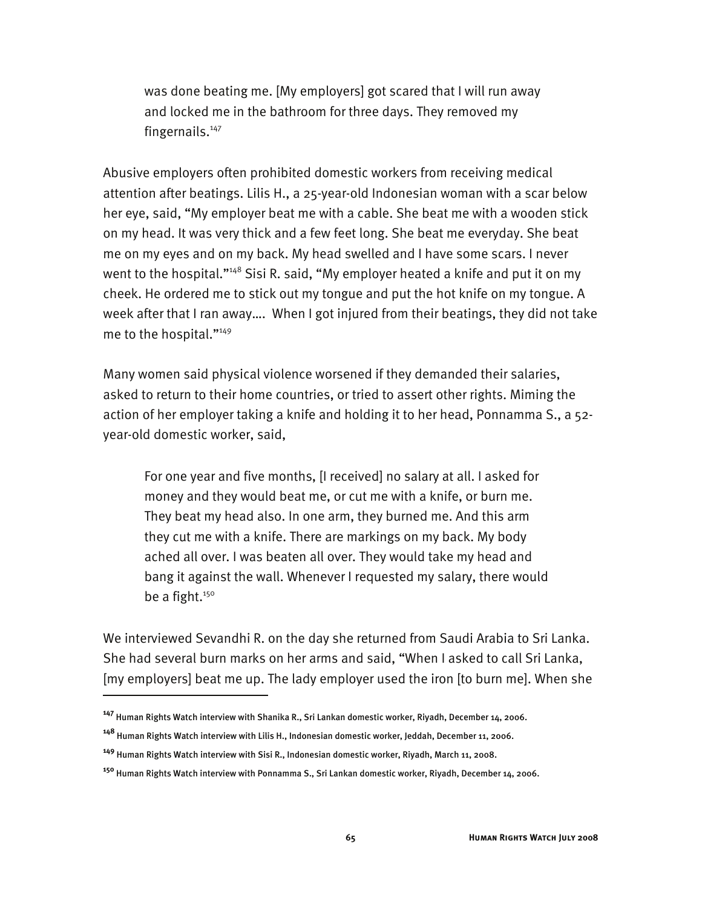> was done beating me. [My employers] got scared that I will run away and locked me in the bathroom for three days. They removed my fingernails.[147]

Abusive employers often prohibited domestic workers from receiving medical attention after beatings. Lilis H., a 25-year-old Indonesian woman with a scar below her eye, said, "My employer beat me with a cable. She beat me with a wooden stick on my head. It was very thick and a few feet long. She beat me everyday. She beat me on my eyes and on my back. My head swelled and I have some scars. I never went to the hospital."[148] Sisi R. said, "My employer heated a knife and put it on my cheek. He ordered me to stick out my tongue and put the hot knife on my tongue. A week after that I ran away…. When I got injured from their beatings, they did not take me to the hospital."[149]

Many women said physical violence worsened if they demanded their salaries, asked to return to their home countries, or tried to assert other rights. Miming the action of her employer taking a knife and holding it to her head, Ponnamma S., a 52-year-old domestic worker, said,

> For one year and five months, [I received] no salary at all. I asked for money and they would beat me, or cut me with a knife, or burn me. They beat my head also. In one arm, they burned me. And this arm they cut me with a knife. There are markings on my back. My body ached all over. I was beaten all over. They would take my head and bang it against the wall. Whenever I requested my salary, there would be a fight.[150]

We interviewed Sevandhi R. on the day she returned from Saudi Arabia to Sri Lanka. She had several burn marks on her arms and said, "When I asked to call Sri Lanka, [my employers] beat me up. The lady employer used the iron [to burn me]. When she

---

[147] Human Rights Watch interview with Shanika R., Sri Lankan domestic worker, Riyadh, December 14, 2006.

[148] Human Rights Watch interview with Lilis H., Indonesian domestic worker, Jeddah, December 11, 2006.

[149] Human Rights Watch interview with Sisi R., Indonesian domestic worker, Riyadh, March 11, 2008.

[150] Human Rights Watch interview with Ponnamma S., Sri Lankan domestic worker, Riyadh, December 14, 2006.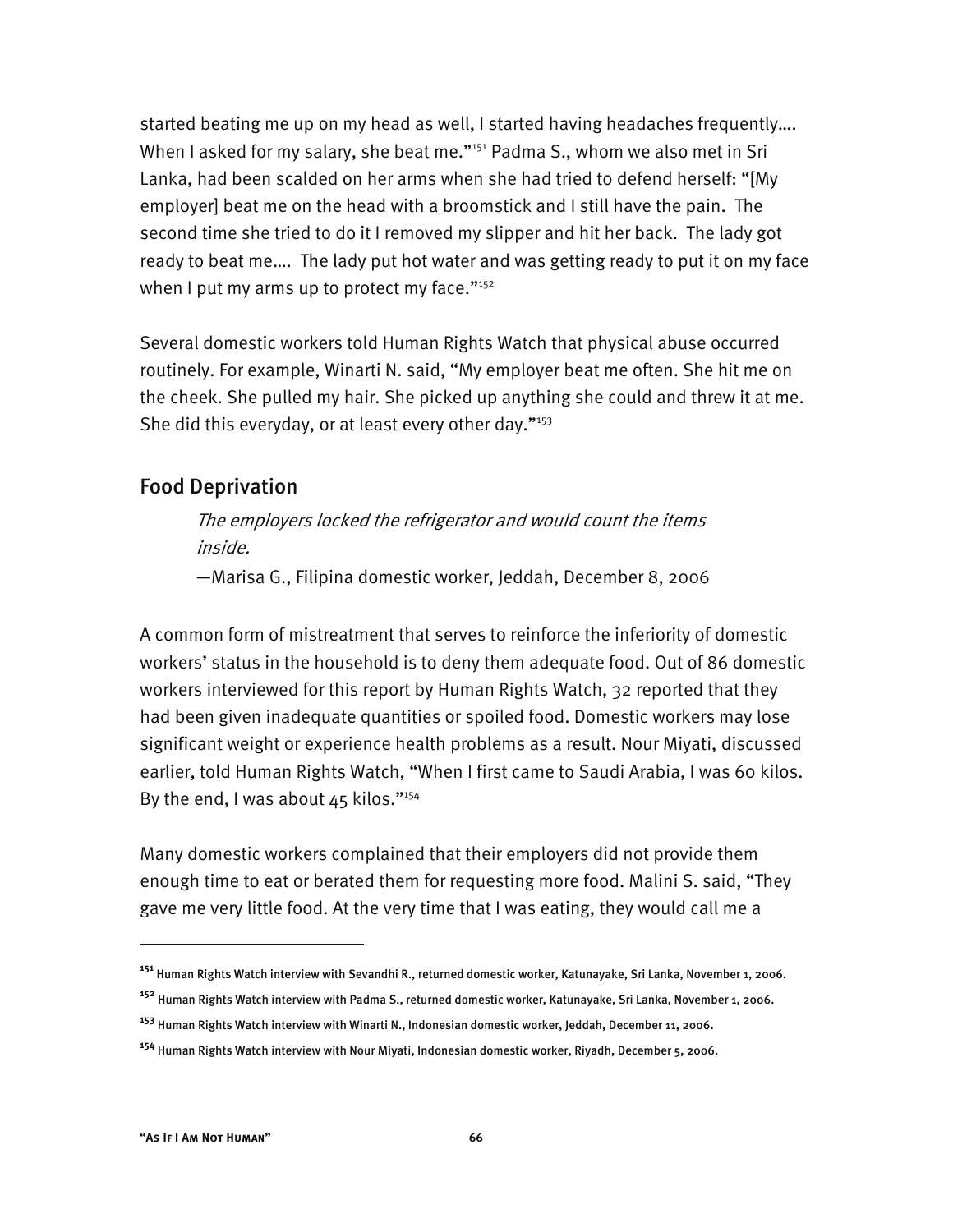started beating me up on my head as well, I started having headaches frequently…. When I asked for my salary, she beat me."[151] Padma S., whom we also met in Sri Lanka, had been scalded on her arms when she had tried to defend herself: "[My employer] beat me on the head with a broomstick and I still have the pain. The second time she tried to do it I removed my slipper and hit her back. The lady got ready to beat me…. The lady put hot water and was getting ready to put it on my face when I put my arms up to protect my face."[152]

Several domestic workers told Human Rights Watch that physical abuse occurred routinely. For example, Winarti N. said, "My employer beat me often. She hit me on the cheek. She pulled my hair. She picked up anything she could and threw it at me. She did this everyday, or at least every other day."[153]

## Food Deprivation

> *The employers locked the refrigerator and would count the items inside.*
>
> —Marisa G., Filipina domestic worker, Jeddah, December 8, 2006

A common form of mistreatment that serves to reinforce the inferiority of domestic workers' status in the household is to deny them adequate food. Out of 86 domestic workers interviewed for this report by Human Rights Watch, 32 reported that they had been given inadequate quantities or spoiled food. Domestic workers may lose significant weight or experience health problems as a result. Nour Miyati, discussed earlier, told Human Rights Watch, "When I first came to Saudi Arabia, I was 60 kilos. By the end, I was about 45 kilos."[154]

Many domestic workers complained that their employers did not provide them enough time to eat or berated them for requesting more food. Malini S. said, "They gave me very little food. At the very time that I was eating, they would call me a

---

[151] Human Rights Watch interview with Sevandhi R., returned domestic worker, Katunayake, Sri Lanka, November 1, 2006.

[152] Human Rights Watch interview with Padma S., returned domestic worker, Katunayake, Sri Lanka, November 1, 2006.

[153] Human Rights Watch interview with Winarti N., Indonesian domestic worker, Jeddah, December 11, 2006.

[154] Human Rights Watch interview with Nour Miyati, Indonesian domestic worker, Riyadh, December 5, 2006.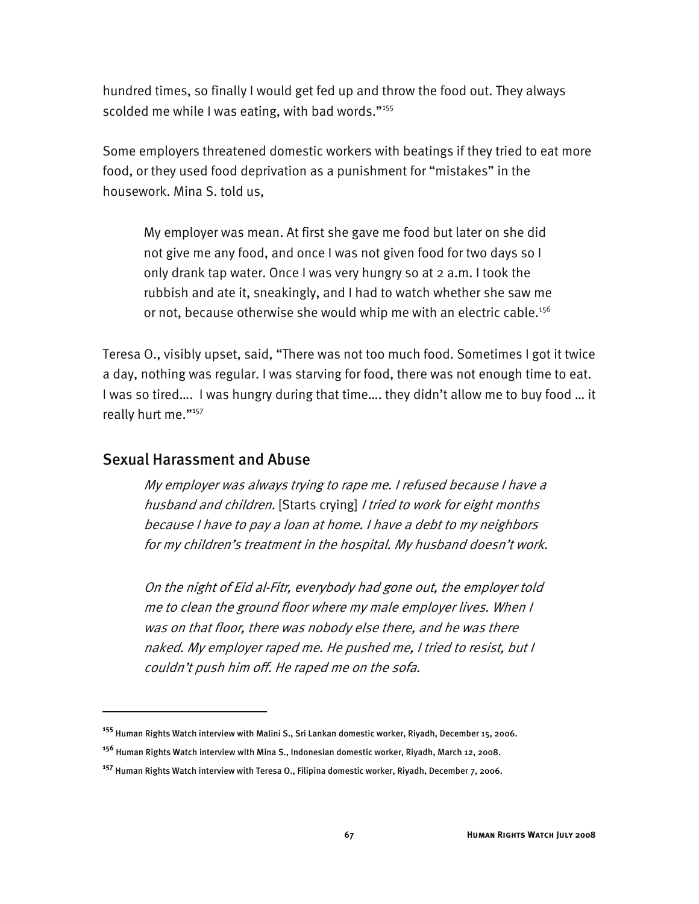hundred times, so finally I would get fed up and throw the food out. They always scolded me while I was eating, with bad words."[155]

Some employers threatened domestic workers with beatings if they tried to eat more food, or they used food deprivation as a punishment for "mistakes" in the housework. Mina S. told us,

> My employer was mean. At first she gave me food but later on she did not give me any food, and once I was not given food for two days so I only drank tap water. Once I was very hungry so at 2 a.m. I took the rubbish and ate it, sneakingly, and I had to watch whether she saw me or not, because otherwise she would whip me with an electric cable.[156]

Teresa O., visibly upset, said, "There was not too much food. Sometimes I got it twice a day, nothing was regular. I was starving for food, there was not enough time to eat. I was so tired…. I was hungry during that time…. they didn't allow me to buy food … it really hurt me."[157]

## Sexual Harassment and Abuse

> *My employer was always trying to rape me. I refused because I have a husband and children.* [Starts crying] *I tried to work for eight months because I have to pay a loan at home. I have a debt to my neighbors for my children's treatment in the hospital. My husband doesn't work.*
>
> *On the night of Eid al-Fitr, everybody had gone out, the employer told me to clean the ground floor where my male employer lives. When I was on that floor, there was nobody else there, and he was there naked. My employer raped me. He pushed me, I tried to resist, but I couldn't push him off. He raped me on the sofa.*

---

[155] Human Rights Watch interview with Malini S., Sri Lankan domestic worker, Riyadh, December 15, 2006.

[156] Human Rights Watch interview with Mina S., Indonesian domestic worker, Riyadh, March 12, 2008.

[157] Human Rights Watch interview with Teresa O., Filipina domestic worker, Riyadh, December 7, 2006.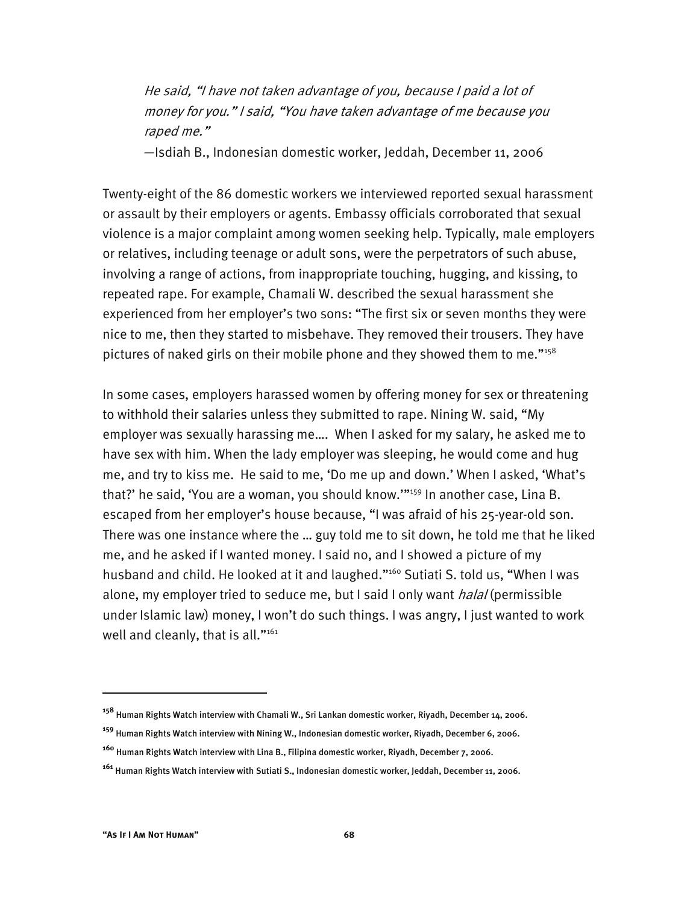*He said, "I have not taken advantage of you, because I paid a lot of money for you." I said, "You have taken advantage of me because you raped me."*

—Isdiah B., Indonesian domestic worker, Jeddah, December 11, 2006

Twenty-eight of the 86 domestic workers we interviewed reported sexual harassment or assault by their employers or agents. Embassy officials corroborated that sexual violence is a major complaint among women seeking help. Typically, male employers or relatives, including teenage or adult sons, were the perpetrators of such abuse, involving a range of actions, from inappropriate touching, hugging, and kissing, to repeated rape. For example, Chamali W. described the sexual harassment she experienced from her employer's two sons: "The first six or seven months they were nice to me, then they started to misbehave. They removed their trousers. They have pictures of naked girls on their mobile phone and they showed them to me."[158]

In some cases, employers harassed women by offering money for sex or threatening to withhold their salaries unless they submitted to rape. Nining W. said, "My employer was sexually harassing me…. When I asked for my salary, he asked me to have sex with him. When the lady employer was sleeping, he would come and hug me, and try to kiss me. He said to me, 'Do me up and down.' When I asked, 'What's that?' he said, 'You are a woman, you should know.'"[159] In another case, Lina B. escaped from her employer's house because, "I was afraid of his 25-year-old son. There was one instance where the … guy told me to sit down, he told me that he liked me, and he asked if I wanted money. I said no, and I showed a picture of my husband and child. He looked at it and laughed."[160] Sutiati S. told us, "When I was alone, my employer tried to seduce me, but I said I only want *halal* (permissible under Islamic law) money, I won't do such things. I was angry, I just wanted to work well and cleanly, that is all."[161]

---

[158] Human Rights Watch interview with Chamali W., Sri Lankan domestic worker, Riyadh, December 14, 2006.

[159] Human Rights Watch interview with Nining W., Indonesian domestic worker, Riyadh, December 6, 2006.

[160] Human Rights Watch interview with Lina B., Filipina domestic worker, Riyadh, December 7, 2006.

[161] Human Rights Watch interview with Sutiati S., Indonesian domestic worker, Jeddah, December 11, 2006.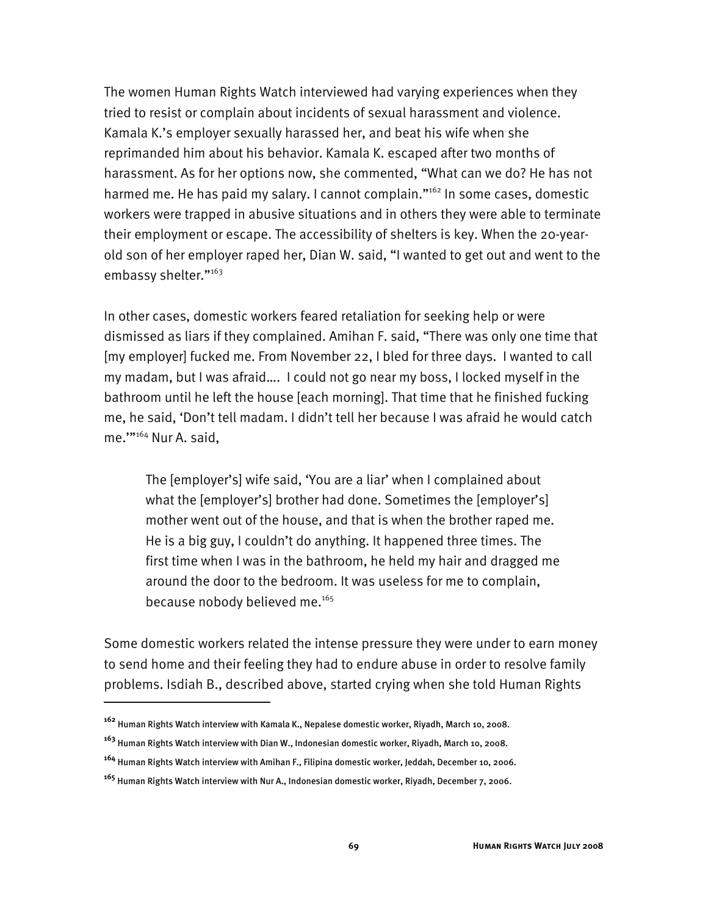The women Human Rights Watch interviewed had varying experiences when they tried to resist or complain about incidents of sexual harassment and violence. Kamala K.'s employer sexually harassed her, and beat his wife when she reprimanded him about his behavior. Kamala K. escaped after two months of harassment. As for her options now, she commented, "What can we do? He has not harmed me. He has paid my salary. I cannot complain."[162] In some cases, domestic workers were trapped in abusive situations and in others they were able to terminate their employment or escape. The accessibility of shelters is key. When the 20-year-old son of her employer raped her, Dian W. said, "I wanted to get out and went to the embassy shelter."[163]

In other cases, domestic workers feared retaliation for seeking help or were dismissed as liars if they complained. Amihan F. said, "There was only one time that [my employer] fucked me. From November 22, I bled for three days. I wanted to call my madam, but I was afraid…. I could not go near my boss, I locked myself in the bathroom until he left the house [each morning]. That time that he finished fucking me, he said, 'Don't tell madam. I didn't tell her because I was afraid he would catch me.'"[164] Nur A. said,

> The [employer's] wife said, 'You are a liar' when I complained about what the [employer's] brother had done. Sometimes the [employer's] mother went out of the house, and that is when the brother raped me. He is a big guy, I couldn't do anything. It happened three times. The first time when I was in the bathroom, he held my hair and dragged me around the door to the bedroom. It was useless for me to complain, because nobody believed me.[165]

Some domestic workers related the intense pressure they were under to earn money to send home and their feeling they had to endure abuse in order to resolve family problems. Isdiah B., described above, started crying when she told Human Rights

---

[162] Human Rights Watch interview with Kamala K., Nepalese domestic worker, Riyadh, March 10, 2008.

[163] Human Rights Watch interview with Dian W., Indonesian domestic worker, Riyadh, March 10, 2008.

[164] Human Rights Watch interview with Amihan F., Filipina domestic worker, Jeddah, December 10, 2006.

[165] Human Rights Watch interview with Nur A., Indonesian domestic worker, Riyadh, December 7, 2006.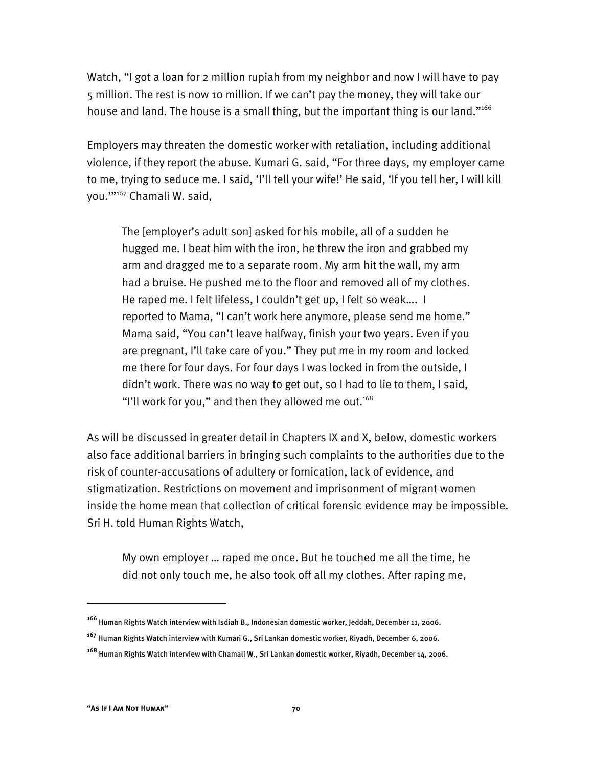Watch, "I got a loan for 2 million rupiah from my neighbor and now I will have to pay 5 million. The rest is now 10 million. If we can't pay the money, they will take our house and land. The house is a small thing, but the important thing is our land."[166]

Employers may threaten the domestic worker with retaliation, including additional violence, if they report the abuse. Kumari G. said, "For three days, my employer came to me, trying to seduce me. I said, 'I'll tell your wife!' He said, 'If you tell her, I will kill you.'"[167] Chamali W. said,

> The [employer's adult son] asked for his mobile, all of a sudden he hugged me. I beat him with the iron, he threw the iron and grabbed my arm and dragged me to a separate room. My arm hit the wall, my arm had a bruise. He pushed me to the floor and removed all of my clothes. He raped me. I felt lifeless, I couldn't get up, I felt so weak…. I reported to Mama, "I can't work here anymore, please send me home." Mama said, "You can't leave halfway, finish your two years. Even if you are pregnant, I'll take care of you." They put me in my room and locked me there for four days. For four days I was locked in from the outside, I didn't work. There was no way to get out, so I had to lie to them, I said, "I'll work for you," and then they allowed me out.[168]

As will be discussed in greater detail in Chapters IX and X, below, domestic workers also face additional barriers in bringing such complaints to the authorities due to the risk of counter-accusations of adultery or fornication, lack of evidence, and stigmatization. Restrictions on movement and imprisonment of migrant women inside the home mean that collection of critical forensic evidence may be impossible. Sri H. told Human Rights Watch,

> My own employer … raped me once. But he touched me all the time, he did not only touch me, he also took off all my clothes. After raping me,

---

[166] Human Rights Watch interview with Isdiah B., Indonesian domestic worker, Jeddah, December 11, 2006.

[167] Human Rights Watch interview with Kumari G., Sri Lankan domestic worker, Riyadh, December 6, 2006.

[168] Human Rights Watch interview with Chamali W., Sri Lankan domestic worker, Riyadh, December 14, 2006.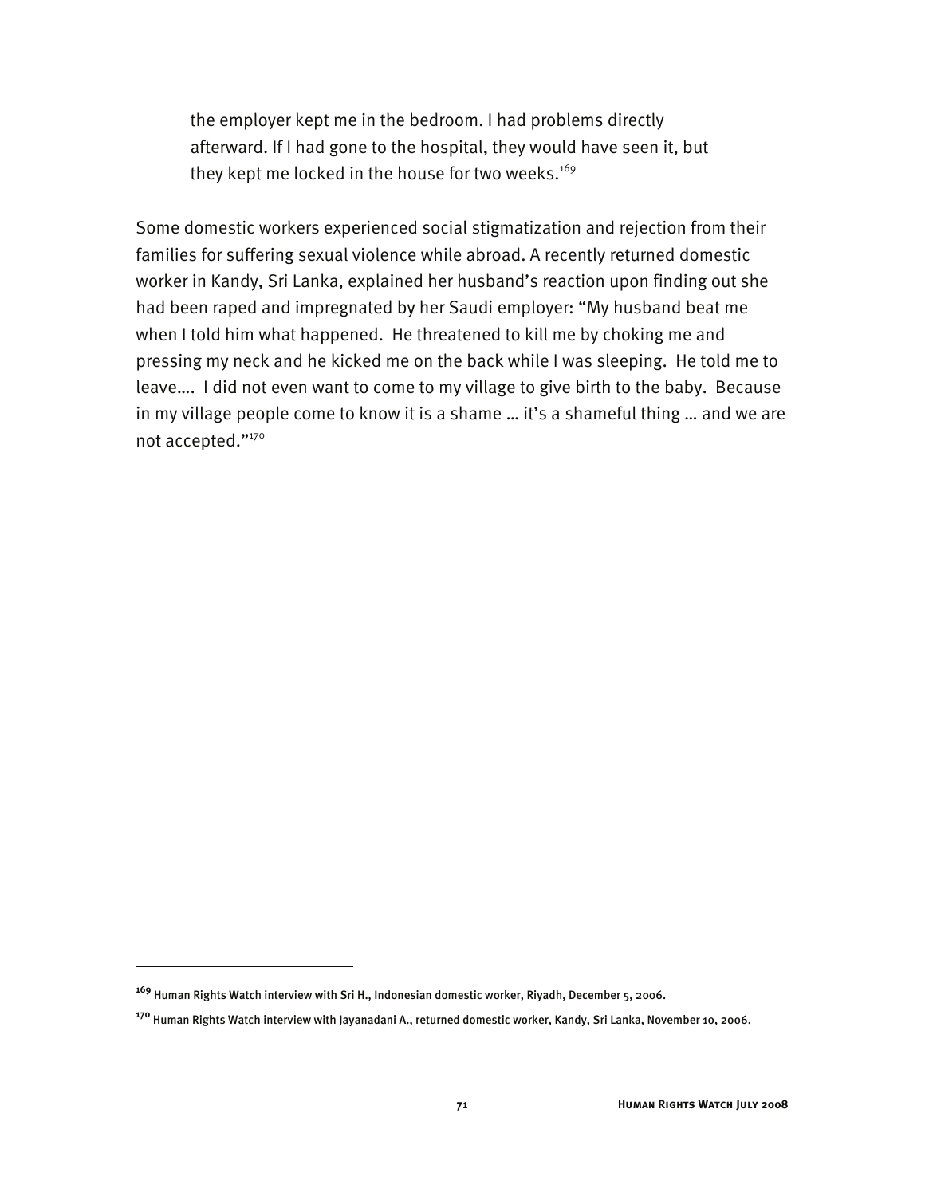> the employer kept me in the bedroom. I had problems directly afterward. If I had gone to the hospital, they would have seen it, but they kept me locked in the house for two weeks.[169]

Some domestic workers experienced social stigmatization and rejection from their families for suffering sexual violence while abroad. A recently returned domestic worker in Kandy, Sri Lanka, explained her husband's reaction upon finding out she had been raped and impregnated by her Saudi employer: "My husband beat me when I told him what happened. He threatened to kill me by choking me and pressing my neck and he kicked me on the back while I was sleeping. He told me to leave…. I did not even want to come to my village to give birth to the baby. Because in my village people come to know it is a shame … it's a shameful thing … and we are not accepted."[170]

---

[169] Human Rights Watch interview with Sri H., Indonesian domestic worker, Riyadh, December 5, 2006.

[170] Human Rights Watch interview with Jayanadani A., returned domestic worker, Kandy, Sri Lanka, November 10, 2006.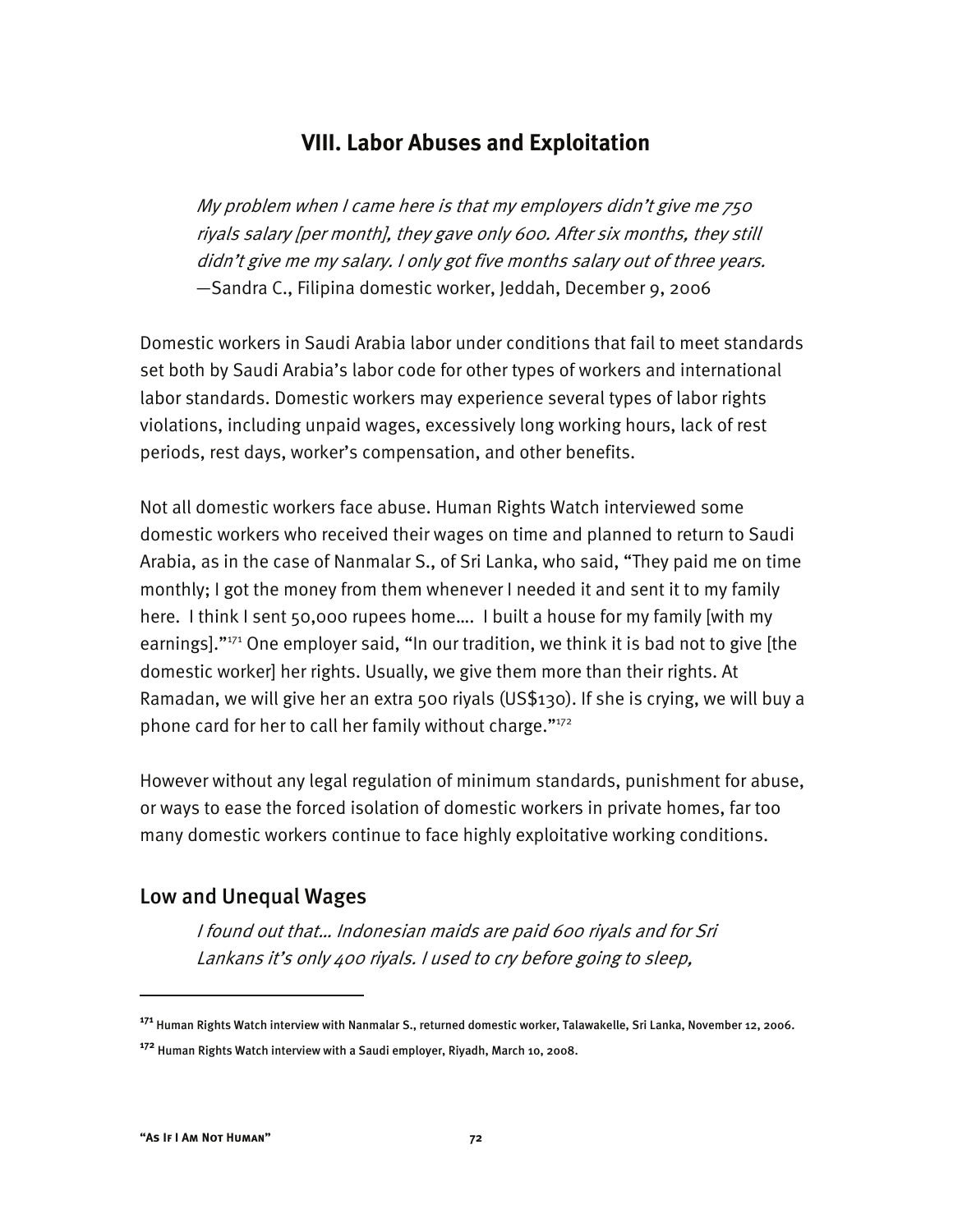## VIII. Labor Abuses and Exploitation

> *My problem when I came here is that my employers didn't give me 750 riyals salary [per month], they gave only 600. After six months, they still didn't give me my salary. I only got five months salary out of three years.*
> —Sandra C., Filipina domestic worker, Jeddah, December 9, 2006

Domestic workers in Saudi Arabia labor under conditions that fail to meet standards set both by Saudi Arabia's labor code for other types of workers and international labor standards. Domestic workers may experience several types of labor rights violations, including unpaid wages, excessively long working hours, lack of rest periods, rest days, worker's compensation, and other benefits.

Not all domestic workers face abuse. Human Rights Watch interviewed some domestic workers who received their wages on time and planned to return to Saudi Arabia, as in the case of Nanmalar S., of Sri Lanka, who said, "They paid me on time monthly; I got the money from them whenever I needed it and sent it to my family here. I think I sent 50,000 rupees home…. I built a house for my family [with my earnings]."[171] One employer said, "In our tradition, we think it is bad not to give [the domestic worker] her rights. Usually, we give them more than their rights. At Ramadan, we will give her an extra 500 riyals (US$130). If she is crying, we will buy a phone card for her to call her family without charge."[172]

However without any legal regulation of minimum standards, punishment for abuse, or ways to ease the forced isolation of domestic workers in private homes, far too many domestic workers continue to face highly exploitative working conditions.

### Low and Unequal Wages

> *I found out that… Indonesian maids are paid 600 riyals and for Sri Lankans it's only 400 riyals. I used to cry before going to sleep,*

---

[171] Human Rights Watch interview with Nanmalar S., returned domestic worker, Talawakelle, Sri Lanka, November 12, 2006.

[172] Human Rights Watch interview with a Saudi employer, Riyadh, March 10, 2008.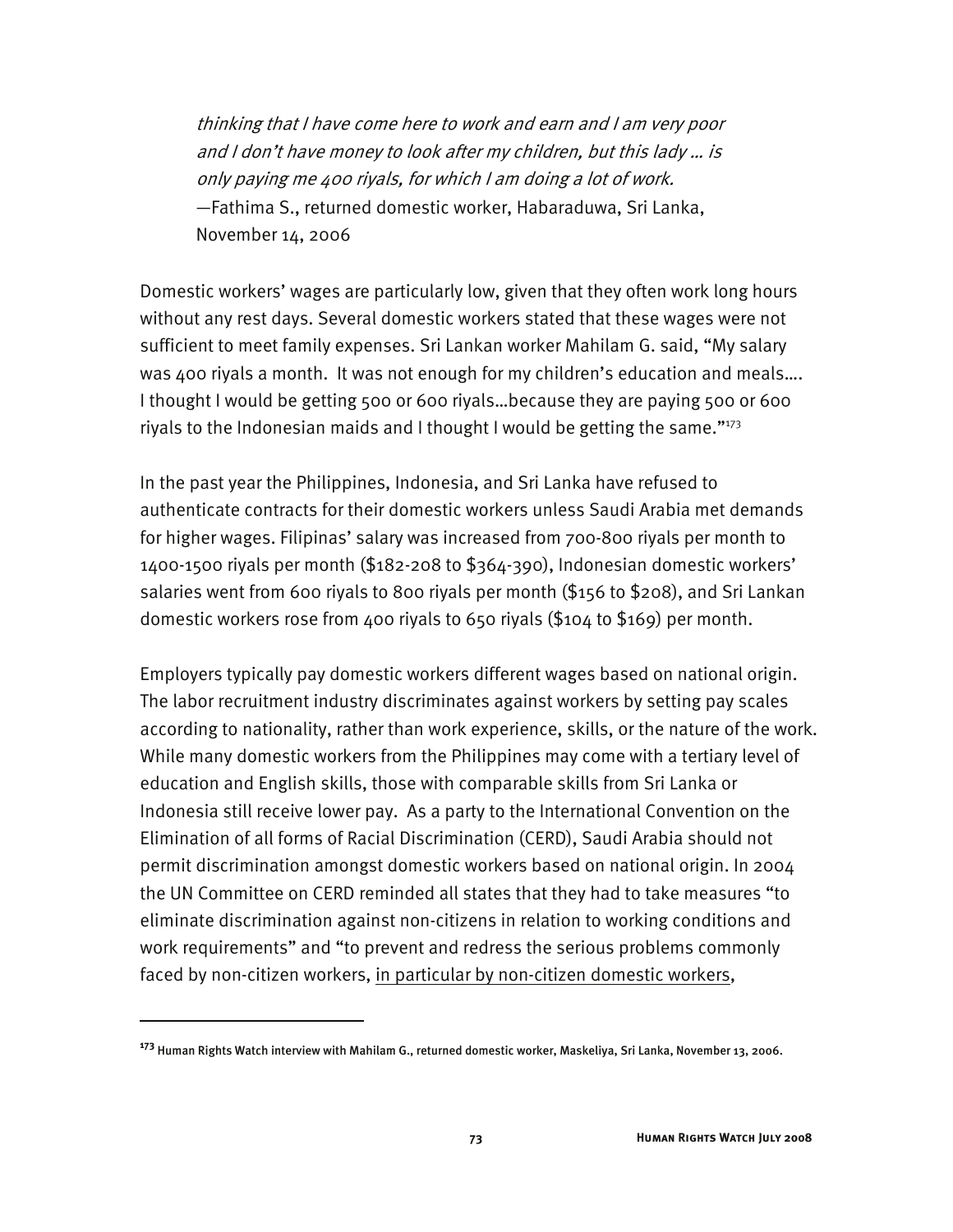*thinking that I have come here to work and earn and I am very poor and I don't have money to look after my children, but this lady … is only paying me 400 riyals, for which I am doing a lot of work.*
—Fathima S., returned domestic worker, Habaraduwa, Sri Lanka, November 14, 2006

Domestic workers' wages are particularly low, given that they often work long hours without any rest days. Several domestic workers stated that these wages were not sufficient to meet family expenses. Sri Lankan worker Mahilam G. said, "My salary was 400 riyals a month. It was not enough for my children's education and meals…. I thought I would be getting 500 or 600 riyals…because they are paying 500 or 600 riyals to the Indonesian maids and I thought I would be getting the same."[173]

In the past year the Philippines, Indonesia, and Sri Lanka have refused to authenticate contracts for their domestic workers unless Saudi Arabia met demands for higher wages. Filipinas' salary was increased from 700-800 riyals per month to 1400-1500 riyals per month ($182-208 to $364-390), Indonesian domestic workers' salaries went from 600 riyals to 800 riyals per month ($156 to $208), and Sri Lankan domestic workers rose from 400 riyals to 650 riyals ($104 to $169) per month.

Employers typically pay domestic workers different wages based on national origin. The labor recruitment industry discriminates against workers by setting pay scales according to nationality, rather than work experience, skills, or the nature of the work. While many domestic workers from the Philippines may come with a tertiary level of education and English skills, those with comparable skills from Sri Lanka or Indonesia still receive lower pay. As a party to the International Convention on the Elimination of all forms of Racial Discrimination (CERD), Saudi Arabia should not permit discrimination amongst domestic workers based on national origin. In 2004 the UN Committee on CERD reminded all states that they had to take measures "to eliminate discrimination against non-citizens in relation to working conditions and work requirements" and "to prevent and redress the serious problems commonly faced by non-citizen workers, <u>in particular by non-citizen domestic workers</u>,

---

[173] Human Rights Watch interview with Mahilam G., returned domestic worker, Maskeliya, Sri Lanka, November 13, 2006.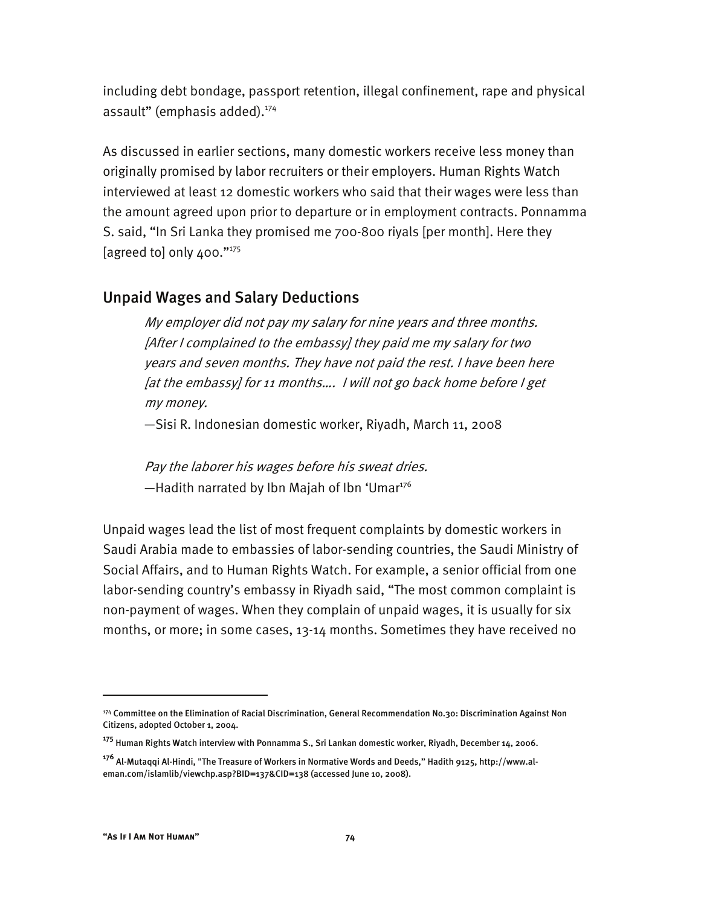including debt bondage, passport retention, illegal confinement, rape and physical assault" (emphasis added).[174]

As discussed in earlier sections, many domestic workers receive less money than originally promised by labor recruiters or their employers. Human Rights Watch interviewed at least 12 domestic workers who said that their wages were less than the amount agreed upon prior to departure or in employment contracts. Ponnamma S. said, "In Sri Lanka they promised me 700-800 riyals [per month]. Here they [agreed to] only 400."[175]

## Unpaid Wages and Salary Deductions

> *My employer did not pay my salary for nine years and three months. [After I complained to the embassy] they paid me my salary for two years and seven months. They have not paid the rest. I have been here [at the embassy] for 11 months…. I will not go back home before I get my money.*
>
> —Sisi R. Indonesian domestic worker, Riyadh, March 11, 2008

> *Pay the laborer his wages before his sweat dries.*
>
> —Hadith narrated by Ibn Majah of Ibn 'Umar[176]

Unpaid wages lead the list of most frequent complaints by domestic workers in Saudi Arabia made to embassies of labor-sending countries, the Saudi Ministry of Social Affairs, and to Human Rights Watch. For example, a senior official from one labor-sending country's embassy in Riyadh said, "The most common complaint is non-payment of wages. When they complain of unpaid wages, it is usually for six months, or more; in some cases, 13-14 months. Sometimes they have received no

---

[174] Committee on the Elimination of Racial Discrimination, General Recommendation No.30: Discrimination Against Non Citizens, adopted October 1, 2004.

[175] Human Rights Watch interview with Ponnamma S., Sri Lankan domestic worker, Riyadh, December 14, 2006.

[176] Al-Mutaqqi Al-Hindi, "The Treasure of Workers in Normative Words and Deeds," Hadith 9125, http://www.al-eman.com/islamlib/viewchp.asp?BID=137&CID=138 (accessed June 10, 2008).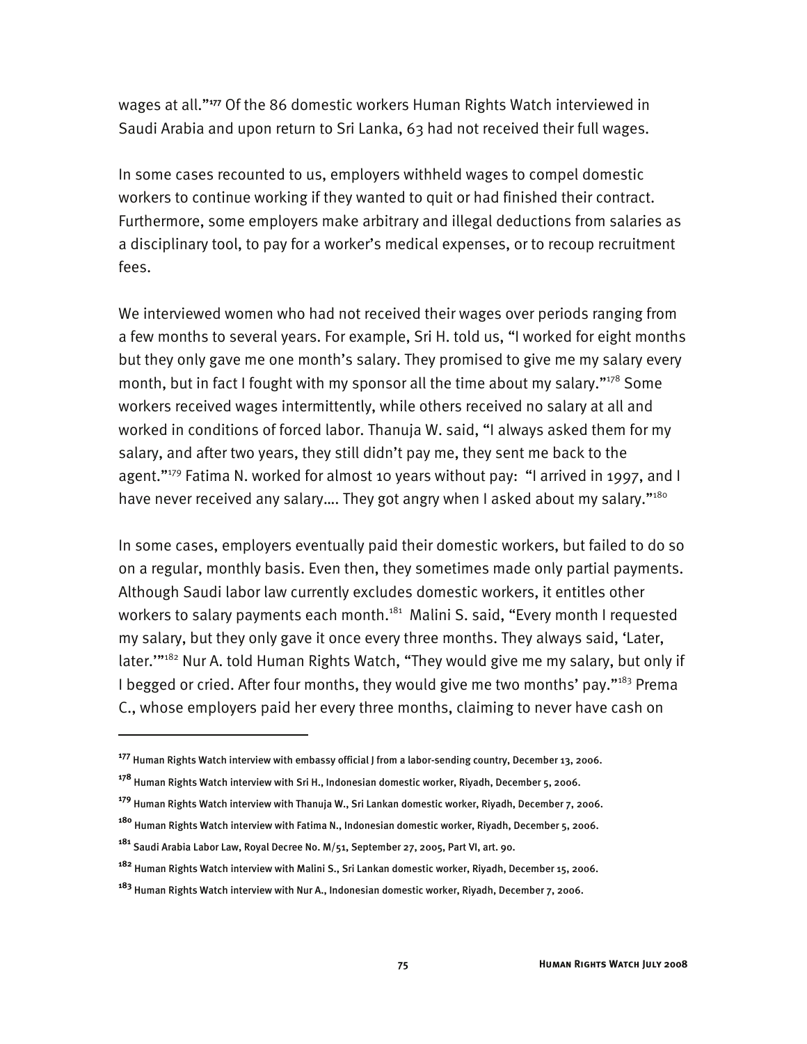wages at all."[177] Of the 86 domestic workers Human Rights Watch interviewed in Saudi Arabia and upon return to Sri Lanka, 63 had not received their full wages.

In some cases recounted to us, employers withheld wages to compel domestic workers to continue working if they wanted to quit or had finished their contract. Furthermore, some employers make arbitrary and illegal deductions from salaries as a disciplinary tool, to pay for a worker's medical expenses, or to recoup recruitment fees.

We interviewed women who had not received their wages over periods ranging from a few months to several years. For example, Sri H. told us, "I worked for eight months but they only gave me one month's salary. They promised to give me my salary every month, but in fact I fought with my sponsor all the time about my salary."[178] Some workers received wages intermittently, while others received no salary at all and worked in conditions of forced labor. Thanuja W. said, "I always asked them for my salary, and after two years, they still didn't pay me, they sent me back to the agent."[179] Fatima N. worked for almost 10 years without pay: "I arrived in 1997, and I have never received any salary…. They got angry when I asked about my salary."[180]

In some cases, employers eventually paid their domestic workers, but failed to do so on a regular, monthly basis. Even then, they sometimes made only partial payments. Although Saudi labor law currently excludes domestic workers, it entitles other workers to salary payments each month.[181] Malini S. said, "Every month I requested my salary, but they only gave it once every three months. They always said, 'Later, later.'"[182] Nur A. told Human Rights Watch, "They would give me my salary, but only if I begged or cried. After four months, they would give me two months' pay."[183] Prema C., whose employers paid her every three months, claiming to never have cash on

---

[177] Human Rights Watch interview with embassy official J from a labor-sending country, December 13, 2006.

[178] Human Rights Watch interview with Sri H., Indonesian domestic worker, Riyadh, December 5, 2006.

[179] Human Rights Watch interview with Thanuja W., Sri Lankan domestic worker, Riyadh, December 7, 2006.

[180] Human Rights Watch interview with Fatima N., Indonesian domestic worker, Riyadh, December 5, 2006.

[181] Saudi Arabia Labor Law, Royal Decree No. M/51, September 27, 2005, Part VI, art. 90.

[182] Human Rights Watch interview with Malini S., Sri Lankan domestic worker, Riyadh, December 15, 2006.

[183] Human Rights Watch interview with Nur A., Indonesian domestic worker, Riyadh, December 7, 2006.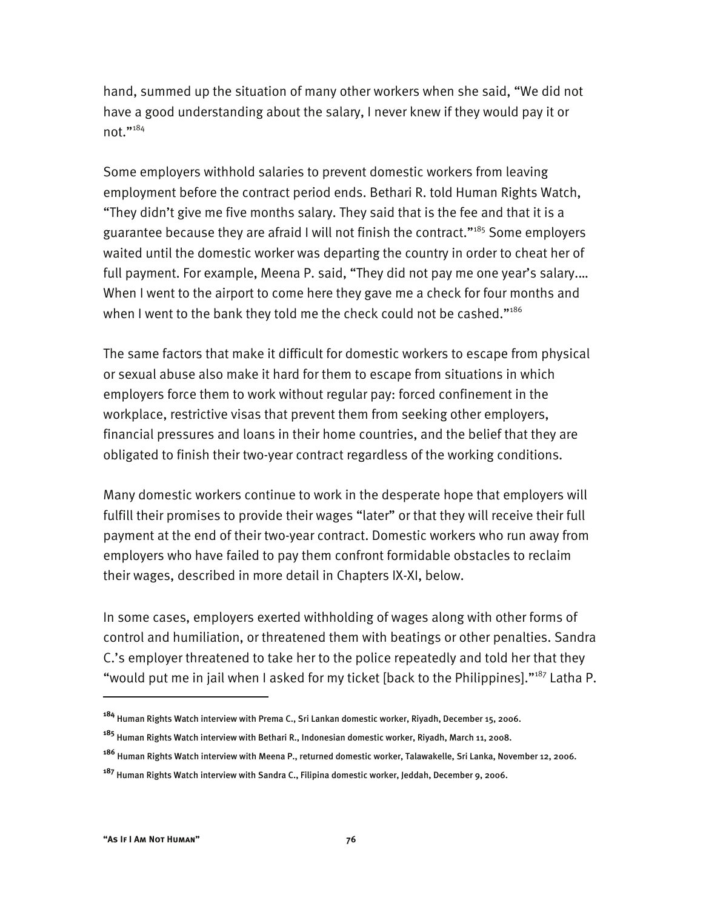hand, summed up the situation of many other workers when she said, "We did not have a good understanding about the salary, I never knew if they would pay it or not."[184]

Some employers withhold salaries to prevent domestic workers from leaving employment before the contract period ends. Bethari R. told Human Rights Watch, "They didn't give me five months salary. They said that is the fee and that it is a guarantee because they are afraid I will not finish the contract."[185] Some employers waited until the domestic worker was departing the country in order to cheat her of full payment. For example, Meena P. said, "They did not pay me one year's salary.... When I went to the airport to come here they gave me a check for four months and when I went to the bank they told me the check could not be cashed."[186]

The same factors that make it difficult for domestic workers to escape from physical or sexual abuse also make it hard for them to escape from situations in which employers force them to work without regular pay: forced confinement in the workplace, restrictive visas that prevent them from seeking other employers, financial pressures and loans in their home countries, and the belief that they are obligated to finish their two-year contract regardless of the working conditions.

Many domestic workers continue to work in the desperate hope that employers will fulfill their promises to provide their wages "later" or that they will receive their full payment at the end of their two-year contract. Domestic workers who run away from employers who have failed to pay them confront formidable obstacles to reclaim their wages, described in more detail in Chapters IX-XI, below.

In some cases, employers exerted withholding of wages along with other forms of control and humiliation, or threatened them with beatings or other penalties. Sandra C.'s employer threatened to take her to the police repeatedly and told her that they "would put me in jail when I asked for my ticket [back to the Philippines]."[187] Latha P.

---

[184] Human Rights Watch interview with Prema C., Sri Lankan domestic worker, Riyadh, December 15, 2006.

[185] Human Rights Watch interview with Bethari R., Indonesian domestic worker, Riyadh, March 11, 2008.

[186] Human Rights Watch interview with Meena P., returned domestic worker, Talawakelle, Sri Lanka, November 12, 2006.

[187] Human Rights Watch interview with Sandra C., Filipina domestic worker, Jeddah, December 9, 2006.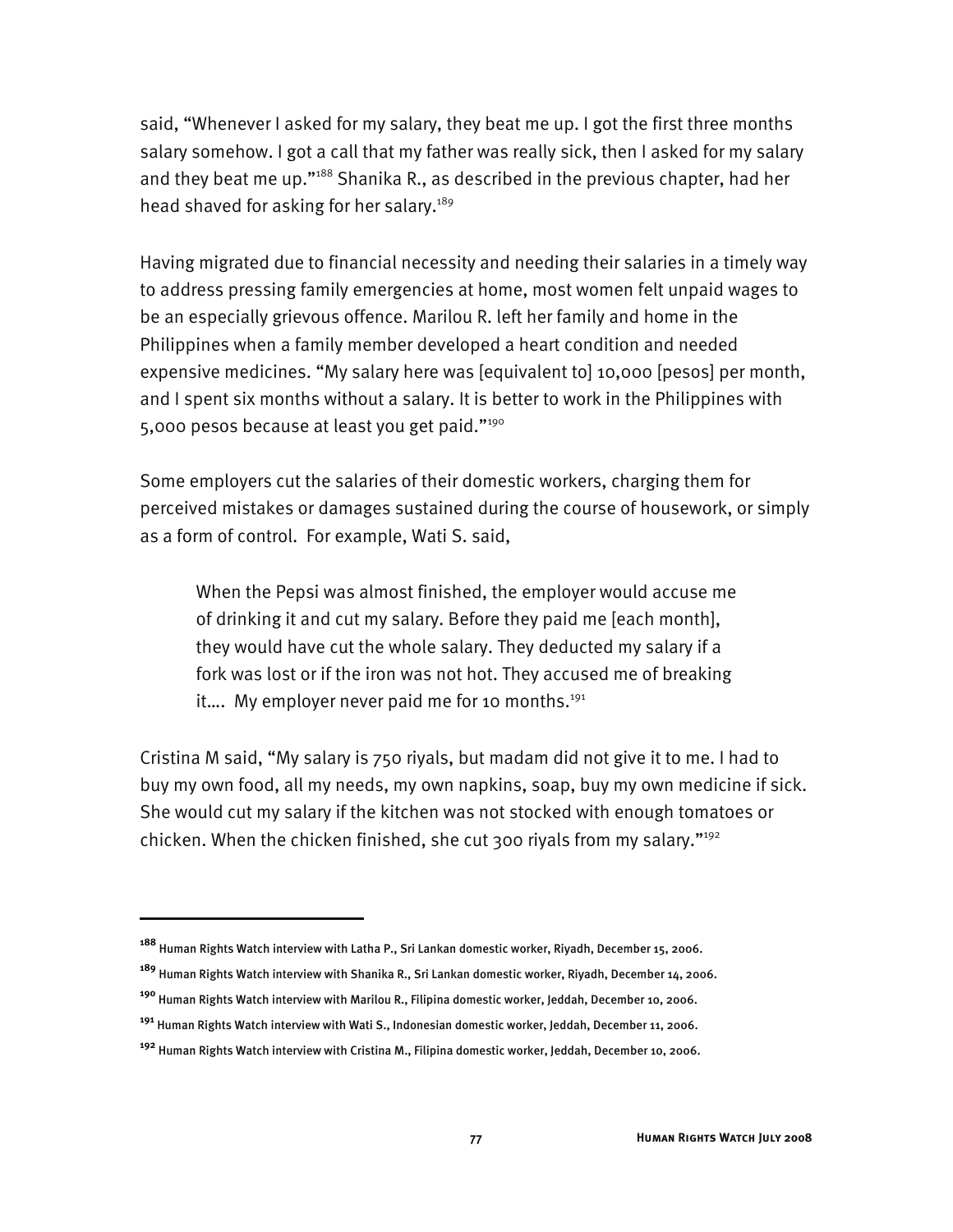said, "Whenever I asked for my salary, they beat me up. I got the first three months salary somehow. I got a call that my father was really sick, then I asked for my salary and they beat me up."[188] Shanika R., as described in the previous chapter, had her head shaved for asking for her salary.[189]

Having migrated due to financial necessity and needing their salaries in a timely way to address pressing family emergencies at home, most women felt unpaid wages to be an especially grievous offence. Marilou R. left her family and home in the Philippines when a family member developed a heart condition and needed expensive medicines. "My salary here was [equivalent to] 10,000 [pesos] per month, and I spent six months without a salary. It is better to work in the Philippines with 5,000 pesos because at least you get paid."[190]

Some employers cut the salaries of their domestic workers, charging them for perceived mistakes or damages sustained during the course of housework, or simply as a form of control. For example, Wati S. said,

> When the Pepsi was almost finished, the employer would accuse me of drinking it and cut my salary. Before they paid me [each month], they would have cut the whole salary. They deducted my salary if a fork was lost or if the iron was not hot. They accused me of breaking it.... My employer never paid me for 10 months.[191]

Cristina M said, "My salary is 750 riyals, but madam did not give it to me. I had to buy my own food, all my needs, my own napkins, soap, buy my own medicine if sick. She would cut my salary if the kitchen was not stocked with enough tomatoes or chicken. When the chicken finished, she cut 300 riyals from my salary."[192]

---

[188] Human Rights Watch interview with Latha P., Sri Lankan domestic worker, Riyadh, December 15, 2006.

[189] Human Rights Watch interview with Shanika R., Sri Lankan domestic worker, Riyadh, December 14, 2006.

[190] Human Rights Watch interview with Marilou R., Filipina domestic worker, Jeddah, December 10, 2006.

[191] Human Rights Watch interview with Wati S., Indonesian domestic worker, Jeddah, December 11, 2006.

[192] Human Rights Watch interview with Cristina M., Filipina domestic worker, Jeddah, December 10, 2006.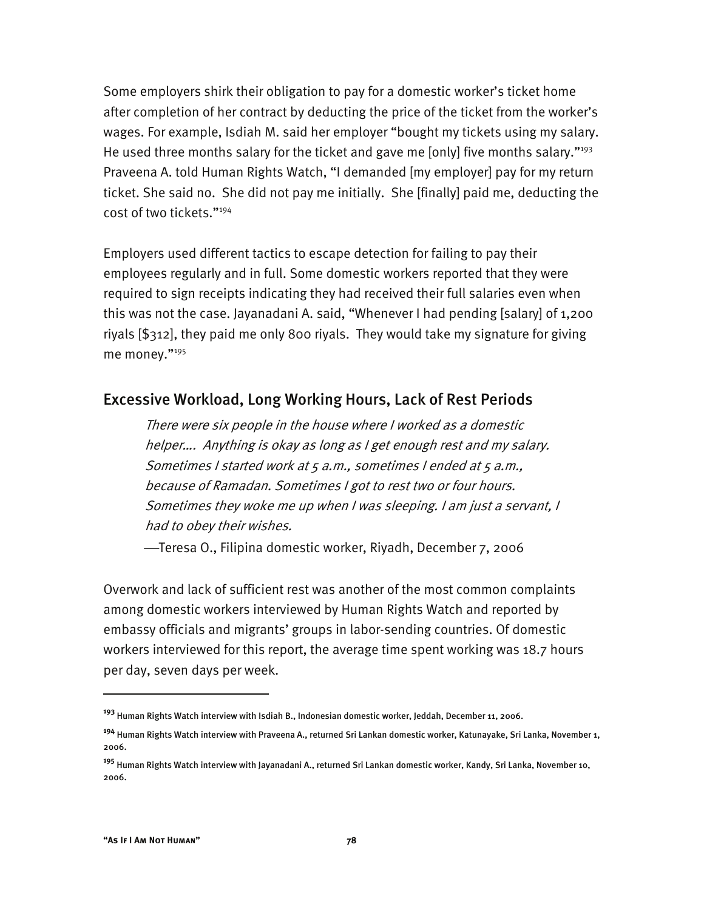Some employers shirk their obligation to pay for a domestic worker's ticket home after completion of her contract by deducting the price of the ticket from the worker's wages. For example, Isdiah M. said her employer "bought my tickets using my salary. He used three months salary for the ticket and gave me [only] five months salary."[193] Praveena A. told Human Rights Watch, "I demanded [my employer] pay for my return ticket. She said no. She did not pay me initially. She [finally] paid me, deducting the cost of two tickets."[194]

Employers used different tactics to escape detection for failing to pay their employees regularly and in full. Some domestic workers reported that they were required to sign receipts indicating they had received their full salaries even when this was not the case. Jayanadani A. said, "Whenever I had pending [salary] of 1,200 riyals [$312], they paid me only 800 riyals. They would take my signature for giving me money."[195]

## Excessive Workload, Long Working Hours, Lack of Rest Periods

> *There were six people in the house where I worked as a domestic helper…. Anything is okay as long as I get enough rest and my salary. Sometimes I started work at 5 a.m., sometimes I ended at 5 a.m., because of Ramadan. Sometimes I got to rest two or four hours. Sometimes they woke me up when I was sleeping. I am just a servant, I had to obey their wishes.*
>
> —Teresa O., Filipina domestic worker, Riyadh, December 7, 2006

Overwork and lack of sufficient rest was another of the most common complaints among domestic workers interviewed by Human Rights Watch and reported by embassy officials and migrants' groups in labor-sending countries. Of domestic workers interviewed for this report, the average time spent working was 18.7 hours per day, seven days per week.

---

[193] Human Rights Watch interview with Isdiah B., Indonesian domestic worker, Jeddah, December 11, 2006.

[194] Human Rights Watch interview with Praveena A., returned Sri Lankan domestic worker, Katunayake, Sri Lanka, November 1, 2006.

[195] Human Rights Watch interview with Jayanadani A., returned Sri Lankan domestic worker, Kandy, Sri Lanka, November 10, 2006.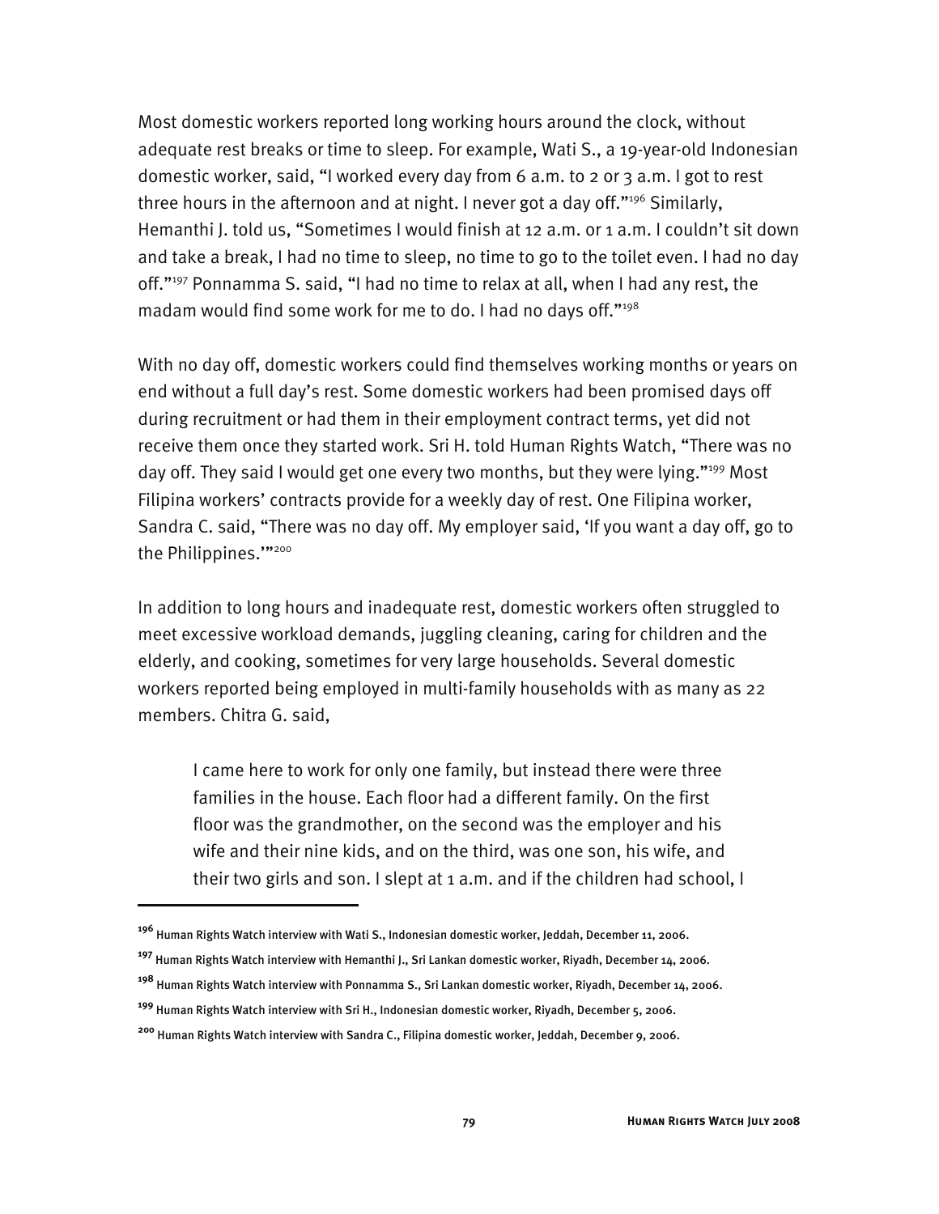Most domestic workers reported long working hours around the clock, without adequate rest breaks or time to sleep. For example, Wati S., a 19-year-old Indonesian domestic worker, said, "I worked every day from 6 a.m. to 2 or 3 a.m. I got to rest three hours in the afternoon and at night. I never got a day off."[196] Similarly, Hemanthi J. told us, "Sometimes I would finish at 12 a.m. or 1 a.m. I couldn't sit down and take a break, I had no time to sleep, no time to go to the toilet even. I had no day off."[197] Ponnamma S. said, "I had no time to relax at all, when I had any rest, the madam would find some work for me to do. I had no days off."[198]

With no day off, domestic workers could find themselves working months or years on end without a full day's rest. Some domestic workers had been promised days off during recruitment or had them in their employment contract terms, yet did not receive them once they started work. Sri H. told Human Rights Watch, "There was no day off. They said I would get one every two months, but they were lying."[199] Most Filipina workers' contracts provide for a weekly day of rest. One Filipina worker, Sandra C. said, "There was no day off. My employer said, 'If you want a day off, go to the Philippines.'"[200]

In addition to long hours and inadequate rest, domestic workers often struggled to meet excessive workload demands, juggling cleaning, caring for children and the elderly, and cooking, sometimes for very large households. Several domestic workers reported being employed in multi-family households with as many as 22 members. Chitra G. said,

> I came here to work for only one family, but instead there were three families in the house. Each floor had a different family. On the first floor was the grandmother, on the second was the employer and his wife and their nine kids, and on the third, was one son, his wife, and their two girls and son. I slept at 1 a.m. and if the children had school, I

---

[196] Human Rights Watch interview with Wati S., Indonesian domestic worker, Jeddah, December 11, 2006.

[197] Human Rights Watch interview with Hemanthi J., Sri Lankan domestic worker, Riyadh, December 14, 2006.

[198] Human Rights Watch interview with Ponnamma S., Sri Lankan domestic worker, Riyadh, December 14, 2006.

[199] Human Rights Watch interview with Sri H., Indonesian domestic worker, Riyadh, December 5, 2006.

[200] Human Rights Watch interview with Sandra C., Filipina domestic worker, Jeddah, December 9, 2006.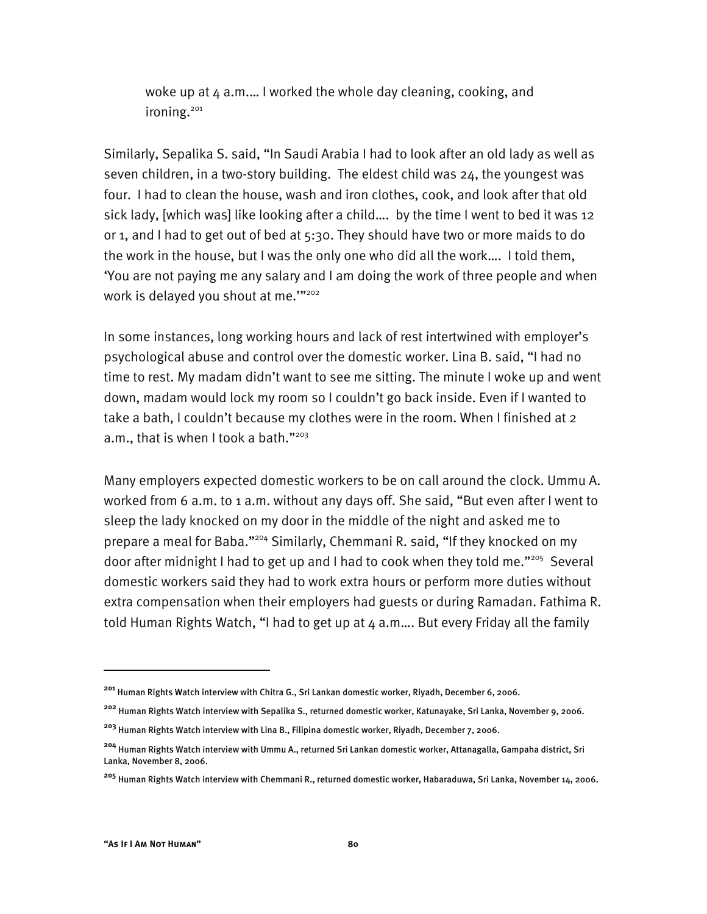> woke up at 4 a.m.… I worked the whole day cleaning, cooking, and ironing.[201]

Similarly, Sepalika S. said, "In Saudi Arabia I had to look after an old lady as well as seven children, in a two-story building. The eldest child was 24, the youngest was four. I had to clean the house, wash and iron clothes, cook, and look after that old sick lady, [which was] like looking after a child…. by the time I went to bed it was 12 or 1, and I had to get out of bed at 5:30. They should have two or more maids to do the work in the house, but I was the only one who did all the work…. I told them, 'You are not paying me any salary and I am doing the work of three people and when work is delayed you shout at me.'"[202]

In some instances, long working hours and lack of rest intertwined with employer's psychological abuse and control over the domestic worker. Lina B. said, "I had no time to rest. My madam didn't want to see me sitting. The minute I woke up and went down, madam would lock my room so I couldn't go back inside. Even if I wanted to take a bath, I couldn't because my clothes were in the room. When I finished at 2 a.m., that is when I took a bath."[203]

Many employers expected domestic workers to be on call around the clock. Ummu A. worked from 6 a.m. to 1 a.m. without any days off. She said, "But even after I went to sleep the lady knocked on my door in the middle of the night and asked me to prepare a meal for Baba."[204] Similarly, Chemmani R. said, "If they knocked on my door after midnight I had to get up and I had to cook when they told me."[205] Several domestic workers said they had to work extra hours or perform more duties without extra compensation when their employers had guests or during Ramadan. Fathima R. told Human Rights Watch, "I had to get up at 4 a.m…. But every Friday all the family

---

[201] Human Rights Watch interview with Chitra G., Sri Lankan domestic worker, Riyadh, December 6, 2006.

[202] Human Rights Watch interview with Sepalika S., returned domestic worker, Katunayake, Sri Lanka, November 9, 2006.

[203] Human Rights Watch interview with Lina B., Filipina domestic worker, Riyadh, December 7, 2006.

[204] Human Rights Watch interview with Ummu A., returned Sri Lankan domestic worker, Attanagalla, Gampaha district, Sri Lanka, November 8, 2006.

[205] Human Rights Watch interview with Chemmani R., returned domestic worker, Habaraduwa, Sri Lanka, November 14, 2006.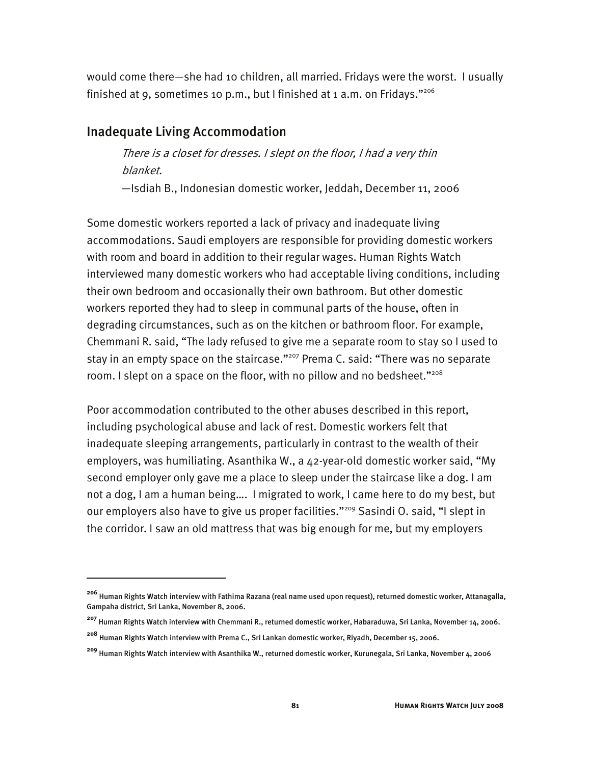would come there—she had 10 children, all married. Fridays were the worst. I usually finished at 9, sometimes 10 p.m., but I finished at 1 a.m. on Fridays."[206]

## Inadequate Living Accommodation

> *There is a closet for dresses. I slept on the floor, I had a very thin blanket.*
>
> —Isdiah B., Indonesian domestic worker, Jeddah, December 11, 2006

Some domestic workers reported a lack of privacy and inadequate living accommodations. Saudi employers are responsible for providing domestic workers with room and board in addition to their regular wages. Human Rights Watch interviewed many domestic workers who had acceptable living conditions, including their own bedroom and occasionally their own bathroom. But other domestic workers reported they had to sleep in communal parts of the house, often in degrading circumstances, such as on the kitchen or bathroom floor. For example, Chemmani R. said, "The lady refused to give me a separate room to stay so I used to stay in an empty space on the staircase."[207] Prema C. said: "There was no separate room. I slept on a space on the floor, with no pillow and no bedsheet."[208]

Poor accommodation contributed to the other abuses described in this report, including psychological abuse and lack of rest. Domestic workers felt that inadequate sleeping arrangements, particularly in contrast to the wealth of their employers, was humiliating. Asanthika W., a 42-year-old domestic worker said, "My second employer only gave me a place to sleep under the staircase like a dog. I am not a dog, I am a human being…. I migrated to work, I came here to do my best, but our employers also have to give us proper facilities."[209] Sasindi O. said, "I slept in the corridor. I saw an old mattress that was big enough for me, but my employers

---

[206] Human Rights Watch interview with Fathima Razana (real name used upon request), returned domestic worker, Attanagalla, Gampaha district, Sri Lanka, November 8, 2006.

[207] Human Rights Watch interview with Chemmani R., returned domestic worker, Habaraduwa, Sri Lanka, November 14, 2006.

[208] Human Rights Watch interview with Prema C., Sri Lankan domestic worker, Riyadh, December 15, 2006.

[209] Human Rights Watch interview with Asanthika W., returned domestic worker, Kurunegala, Sri Lanka, November 4, 2006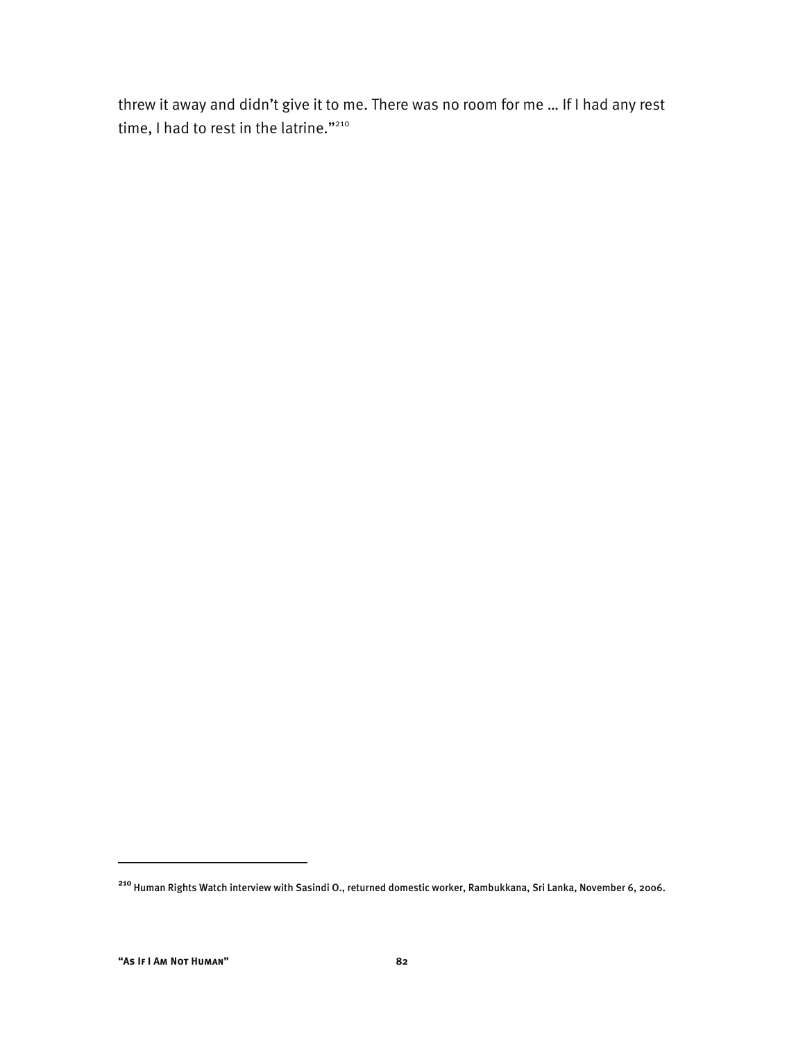threw it away and didn't give it to me. There was no room for me … If I had any rest time, I had to rest in the latrine."[210]

[210] Human Rights Watch interview with Sasindi O., returned domestic worker, Rambukkana, Sri Lanka, November 6, 2006.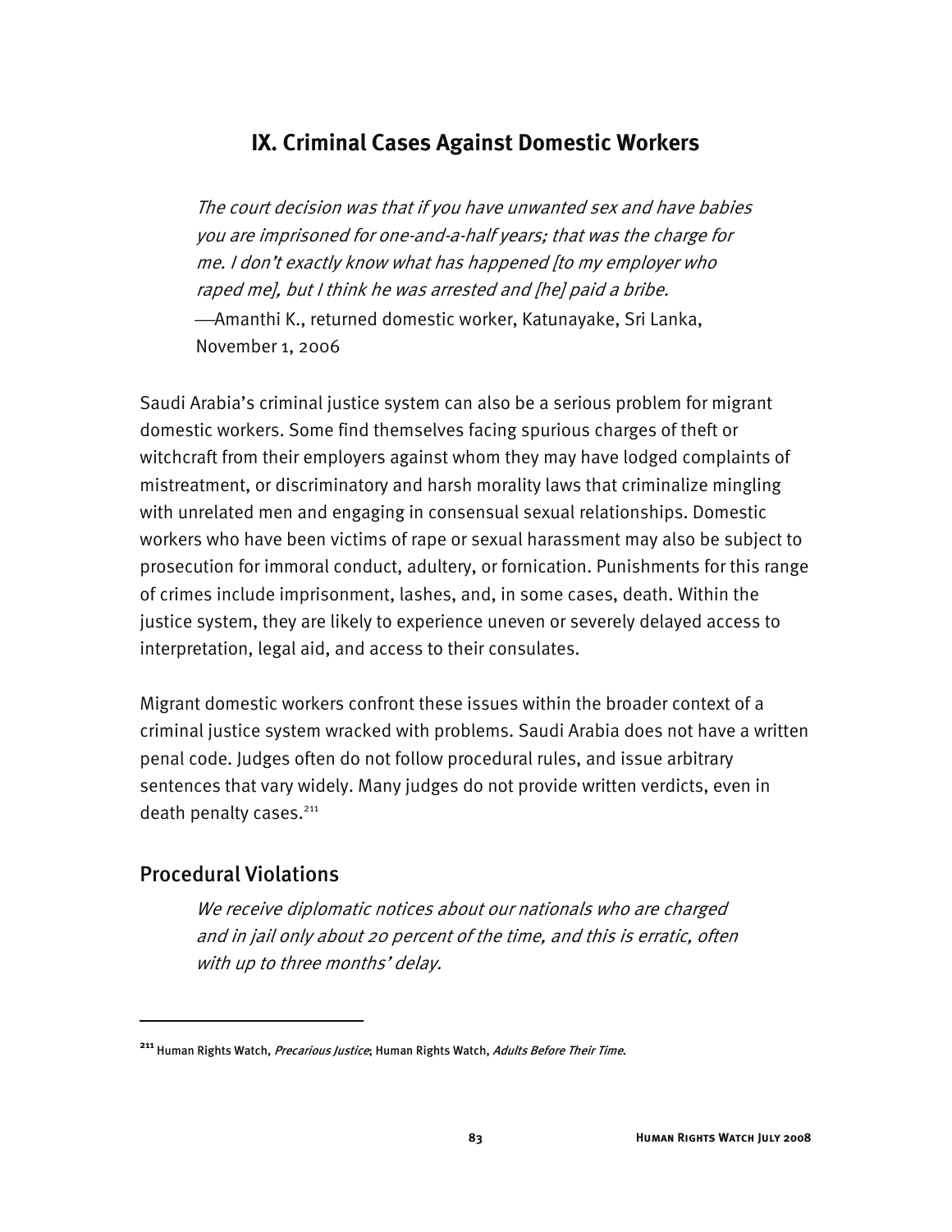## IX. Criminal Cases Against Domestic Workers

> *The court decision was that if you have unwanted sex and have babies you are imprisoned for one-and-a-half years; that was the charge for me. I don't exactly know what has happened [to my employer who raped me], but I think he was arrested and [he] paid a bribe.*
>
> —Amanthi K., returned domestic worker, Katunayake, Sri Lanka, November 1, 2006

Saudi Arabia's criminal justice system can also be a serious problem for migrant domestic workers. Some find themselves facing spurious charges of theft or witchcraft from their employers against whom they may have lodged complaints of mistreatment, or discriminatory and harsh morality laws that criminalize mingling with unrelated men and engaging in consensual sexual relationships. Domestic workers who have been victims of rape or sexual harassment may also be subject to prosecution for immoral conduct, adultery, or fornication. Punishments for this range of crimes include imprisonment, lashes, and, in some cases, death. Within the justice system, they are likely to experience uneven or severely delayed access to interpretation, legal aid, and access to their consulates.

Migrant domestic workers confront these issues within the broader context of a criminal justice system wracked with problems. Saudi Arabia does not have a written penal code. Judges often do not follow procedural rules, and issue arbitrary sentences that vary widely. Many judges do not provide written verdicts, even in death penalty cases.[211]

### Procedural Violations

> *We receive diplomatic notices about our nationals who are charged and in jail only about 20 percent of the time, and this is erratic, often with up to three months' delay.*

---

[211] Human Rights Watch, *Precarious Justice*; Human Rights Watch, *Adults Before Their Time*.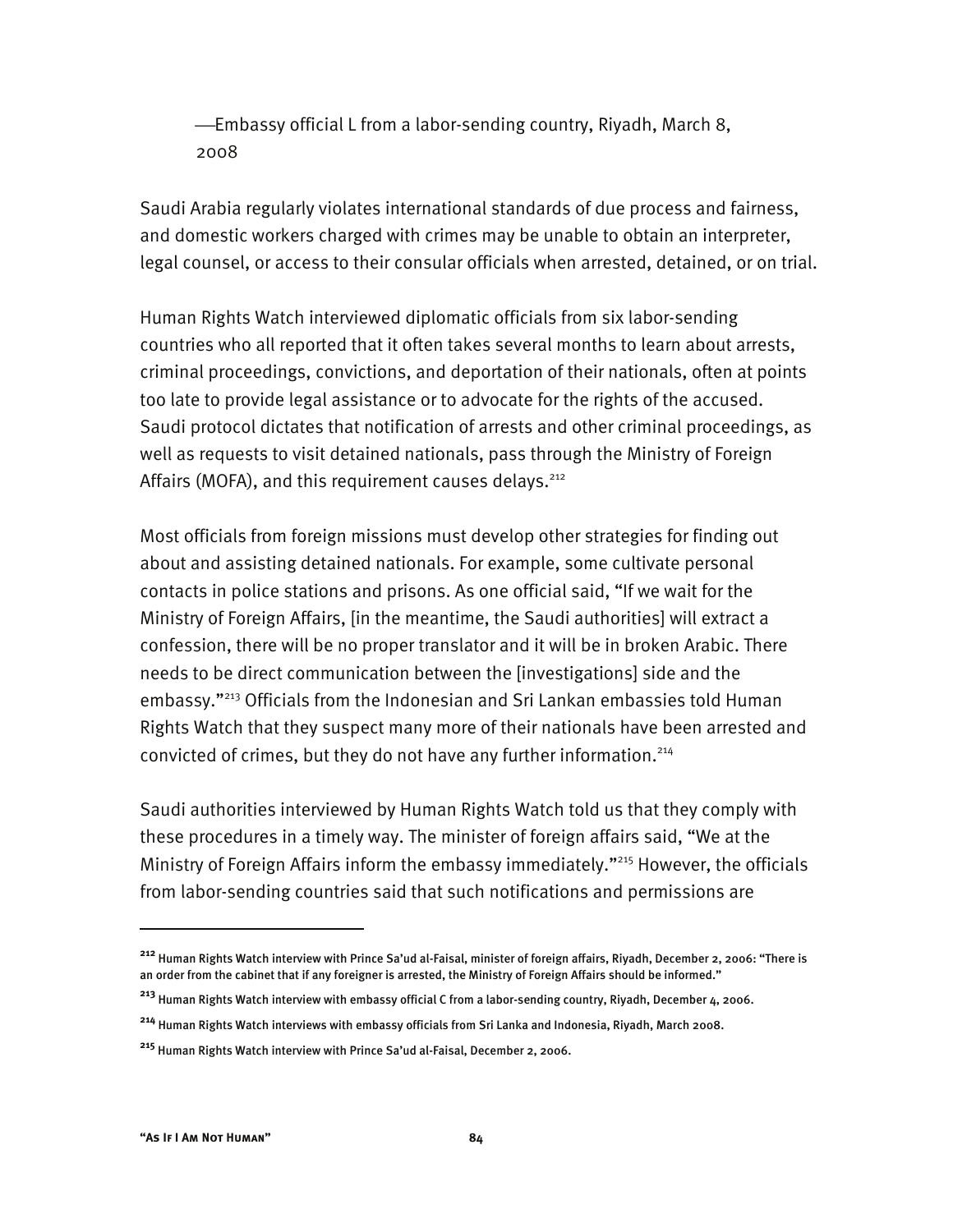—Embassy official L from a labor-sending country, Riyadh, March 8, 2008

Saudi Arabia regularly violates international standards of due process and fairness, and domestic workers charged with crimes may be unable to obtain an interpreter, legal counsel, or access to their consular officials when arrested, detained, or on trial.

Human Rights Watch interviewed diplomatic officials from six labor-sending countries who all reported that it often takes several months to learn about arrests, criminal proceedings, convictions, and deportation of their nationals, often at points too late to provide legal assistance or to advocate for the rights of the accused. Saudi protocol dictates that notification of arrests and other criminal proceedings, as well as requests to visit detained nationals, pass through the Ministry of Foreign Affairs (MOFA), and this requirement causes delays.[212]

Most officials from foreign missions must develop other strategies for finding out about and assisting detained nationals. For example, some cultivate personal contacts in police stations and prisons. As one official said, "If we wait for the Ministry of Foreign Affairs, [in the meantime, the Saudi authorities] will extract a confession, there will be no proper translator and it will be in broken Arabic. There needs to be direct communication between the [investigations] side and the embassy."[213] Officials from the Indonesian and Sri Lankan embassies told Human Rights Watch that they suspect many more of their nationals have been arrested and convicted of crimes, but they do not have any further information.[214]

Saudi authorities interviewed by Human Rights Watch told us that they comply with these procedures in a timely way. The minister of foreign affairs said, "We at the Ministry of Foreign Affairs inform the embassy immediately."[215] However, the officials from labor-sending countries said that such notifications and permissions are

---

[212] Human Rights Watch interview with Prince Sa'ud al-Faisal, minister of foreign affairs, Riyadh, December 2, 2006: "There is an order from the cabinet that if any foreigner is arrested, the Ministry of Foreign Affairs should be informed."

[213] Human Rights Watch interview with embassy official C from a labor-sending country, Riyadh, December 4, 2006.

[214] Human Rights Watch interviews with embassy officials from Sri Lanka and Indonesia, Riyadh, March 2008.

[215] Human Rights Watch interview with Prince Sa'ud al-Faisal, December 2, 2006.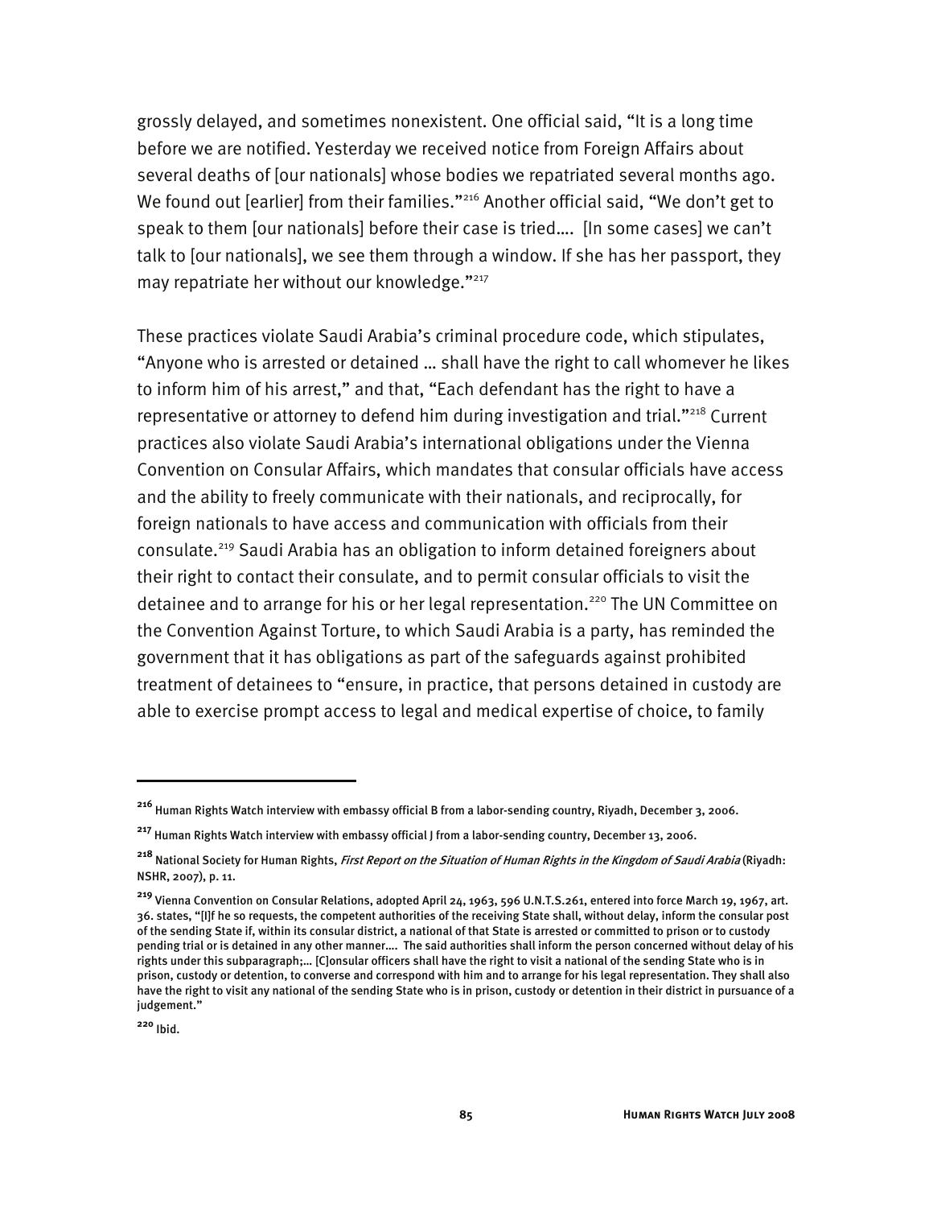grossly delayed, and sometimes nonexistent. One official said, "It is a long time before we are notified. Yesterday we received notice from Foreign Affairs about several deaths of [our nationals] whose bodies we repatriated several months ago. We found out [earlier] from their families."[216] Another official said, "We don't get to speak to them [our nationals] before their case is tried.... [In some cases] we can't talk to [our nationals], we see them through a window. If she has her passport, they may repatriate her without our knowledge."[217]

These practices violate Saudi Arabia's criminal procedure code, which stipulates, "Anyone who is arrested or detained … shall have the right to call whomever he likes to inform him of his arrest," and that, "Each defendant has the right to have a representative or attorney to defend him during investigation and trial."[218] Current practices also violate Saudi Arabia's international obligations under the Vienna Convention on Consular Affairs, which mandates that consular officials have access and the ability to freely communicate with their nationals, and reciprocally, for foreign nationals to have access and communication with officials from their consulate.[219] Saudi Arabia has an obligation to inform detained foreigners about their right to contact their consulate, and to permit consular officials to visit the detainee and to arrange for his or her legal representation.[220] The UN Committee on the Convention Against Torture, to which Saudi Arabia is a party, has reminded the government that it has obligations as part of the safeguards against prohibited treatment of detainees to "ensure, in practice, that persons detained in custody are able to exercise prompt access to legal and medical expertise of choice, to family

---

[216] Human Rights Watch interview with embassy official B from a labor-sending country, Riyadh, December 3, 2006.

[217] Human Rights Watch interview with embassy official J from a labor-sending country, December 13, 2006.

[218] National Society for Human Rights, *First Report on the Situation of Human Rights in the Kingdom of Saudi Arabia* (Riyadh: NSHR, 2007), p. 11.

[219] Vienna Convention on Consular Relations, adopted April 24, 1963, 596 U.N.T.S.261, entered into force March 19, 1967, art. 36. states, "[I]f he so requests, the competent authorities of the receiving State shall, without delay, inform the consular post of the sending State if, within its consular district, a national of that State is arrested or committed to prison or to custody pending trial or is detained in any other manner.... The said authorities shall inform the person concerned without delay of his rights under this subparagraph;… [C]onsular officers shall have the right to visit a national of the sending State who is in prison, custody or detention, to converse and correspond with him and to arrange for his legal representation. They shall also have the right to visit any national of the sending State who is in prison, custody or detention in their district in pursuance of a judgement."

[220] Ibid.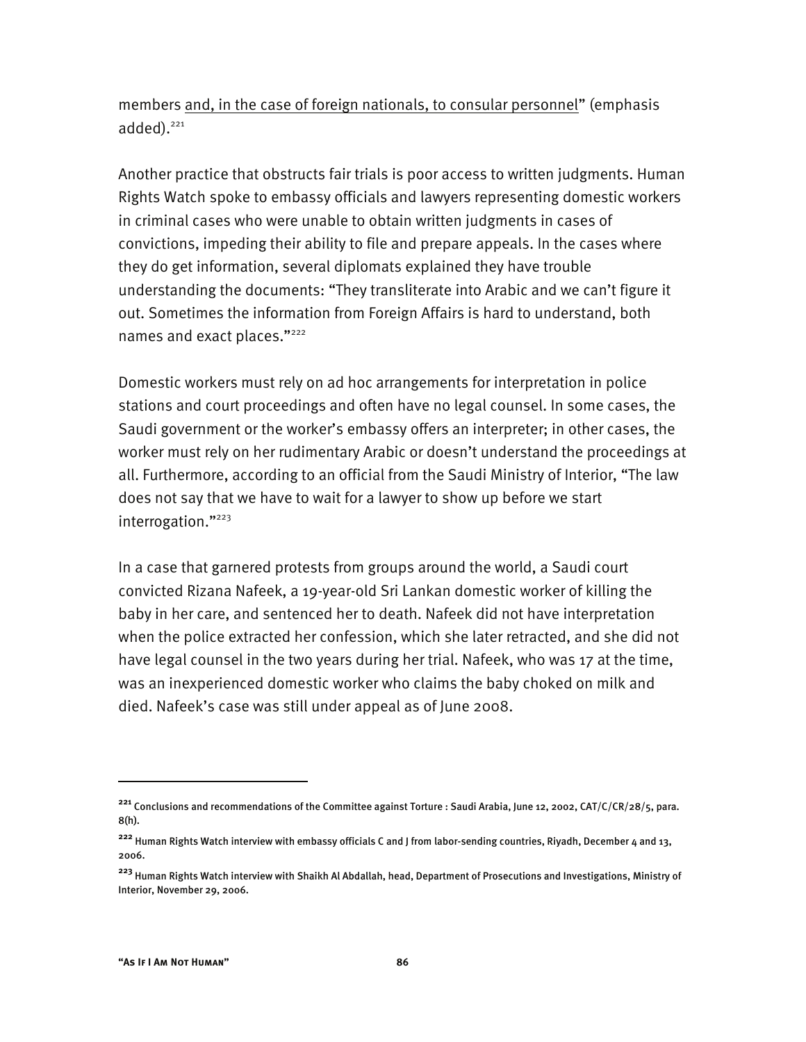members <u>and, in the case of foreign nationals, to consular personnel</u>" (emphasis added).[221]

Another practice that obstructs fair trials is poor access to written judgments. Human Rights Watch spoke to embassy officials and lawyers representing domestic workers in criminal cases who were unable to obtain written judgments in cases of convictions, impeding their ability to file and prepare appeals. In the cases where they do get information, several diplomats explained they have trouble understanding the documents: "They transliterate into Arabic and we can't figure it out. Sometimes the information from Foreign Affairs is hard to understand, both names and exact places."[222]

Domestic workers must rely on ad hoc arrangements for interpretation in police stations and court proceedings and often have no legal counsel. In some cases, the Saudi government or the worker's embassy offers an interpreter; in other cases, the worker must rely on her rudimentary Arabic or doesn't understand the proceedings at all. Furthermore, according to an official from the Saudi Ministry of Interior, "The law does not say that we have to wait for a lawyer to show up before we start interrogation."[223]

In a case that garnered protests from groups around the world, a Saudi court convicted Rizana Nafeek, a 19-year-old Sri Lankan domestic worker of killing the baby in her care, and sentenced her to death. Nafeek did not have interpretation when the police extracted her confession, which she later retracted, and she did not have legal counsel in the two years during her trial. Nafeek, who was 17 at the time, was an inexperienced domestic worker who claims the baby choked on milk and died. Nafeek's case was still under appeal as of June 2008.

---

[221] Conclusions and recommendations of the Committee against Torture : Saudi Arabia, June 12, 2002, CAT/C/CR/28/5, para. 8(h).

[222] Human Rights Watch interview with embassy officials C and J from labor-sending countries, Riyadh, December 4 and 13, 2006.

[223] Human Rights Watch interview with Shaikh Al Abdallah, head, Department of Prosecutions and Investigations, Ministry of Interior, November 29, 2006.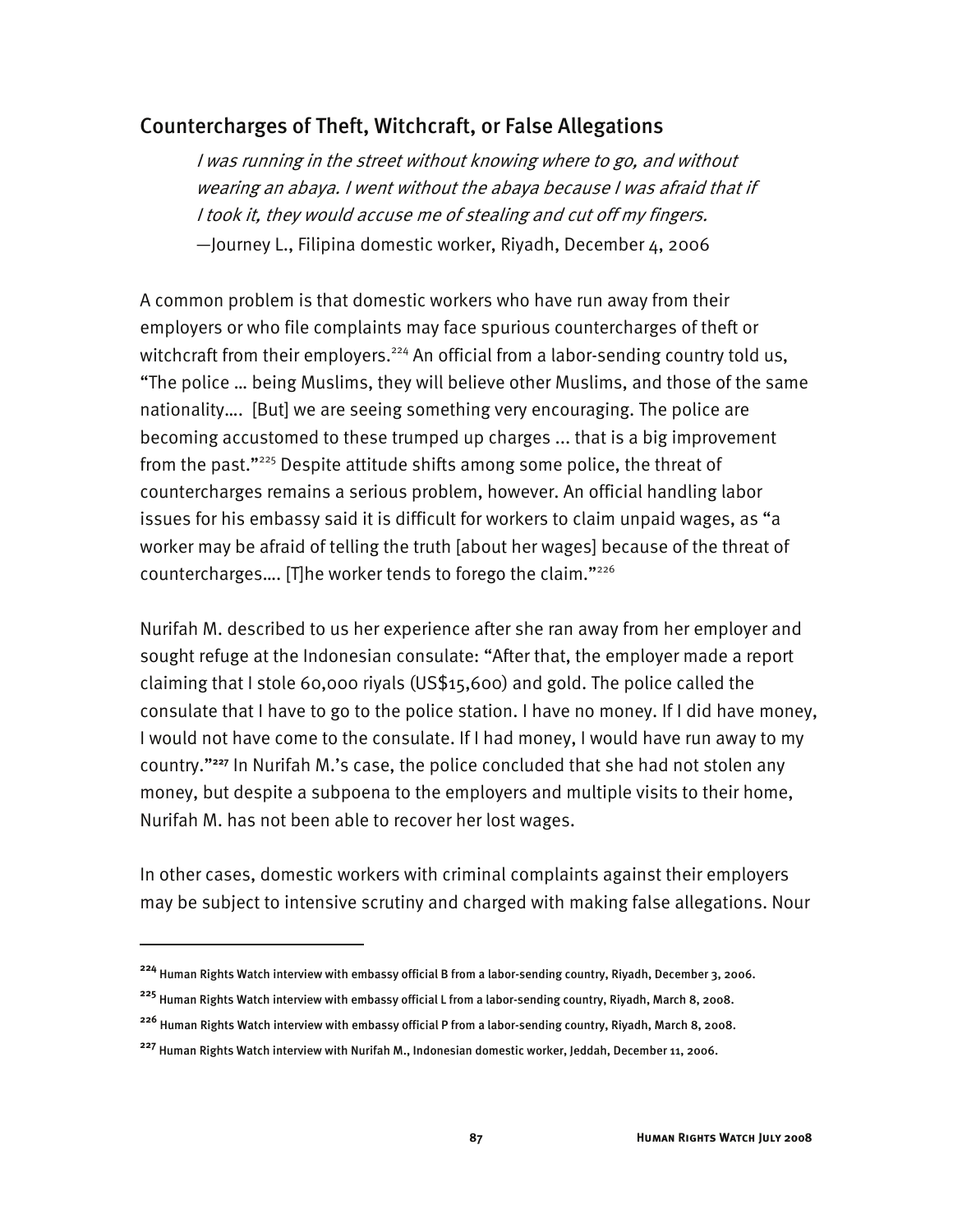## Countercharges of Theft, Witchcraft, or False Allegations

> *I was running in the street without knowing where to go, and without wearing an abaya. I went without the abaya because I was afraid that if I took it, they would accuse me of stealing and cut off my fingers.*
> —Journey L., Filipina domestic worker, Riyadh, December 4, 2006

A common problem is that domestic workers who have run away from their employers or who file complaints may face spurious countercharges of theft or witchcraft from their employers.[224] An official from a labor-sending country told us, "The police … being Muslims, they will believe other Muslims, and those of the same nationality…. [But] we are seeing something very encouraging. The police are becoming accustomed to these trumped up charges ... that is a big improvement from the past."[225] Despite attitude shifts among some police, the threat of countercharges remains a serious problem, however. An official handling labor issues for his embassy said it is difficult for workers to claim unpaid wages, as "a worker may be afraid of telling the truth [about her wages] because of the threat of countercharges…. [T]he worker tends to forego the claim."[226]

Nurifah M. described to us her experience after she ran away from her employer and sought refuge at the Indonesian consulate: "After that, the employer made a report claiming that I stole 60,000 riyals (US$15,600) and gold. The police called the consulate that I have to go to the police station. I have no money. If I did have money, I would not have come to the consulate. If I had money, I would have run away to my country."[227] In Nurifah M.'s case, the police concluded that she had not stolen any money, but despite a subpoena to the employers and multiple visits to their home, Nurifah M. has not been able to recover her lost wages.

In other cases, domestic workers with criminal complaints against their employers may be subject to intensive scrutiny and charged with making false allegations. Nour

---

[224] Human Rights Watch interview with embassy official B from a labor-sending country, Riyadh, December 3, 2006.

[225] Human Rights Watch interview with embassy official L from a labor-sending country, Riyadh, March 8, 2008.

[226] Human Rights Watch interview with embassy official P from a labor-sending country, Riyadh, March 8, 2008.

[227] Human Rights Watch interview with Nurifah M., Indonesian domestic worker, Jeddah, December 11, 2006.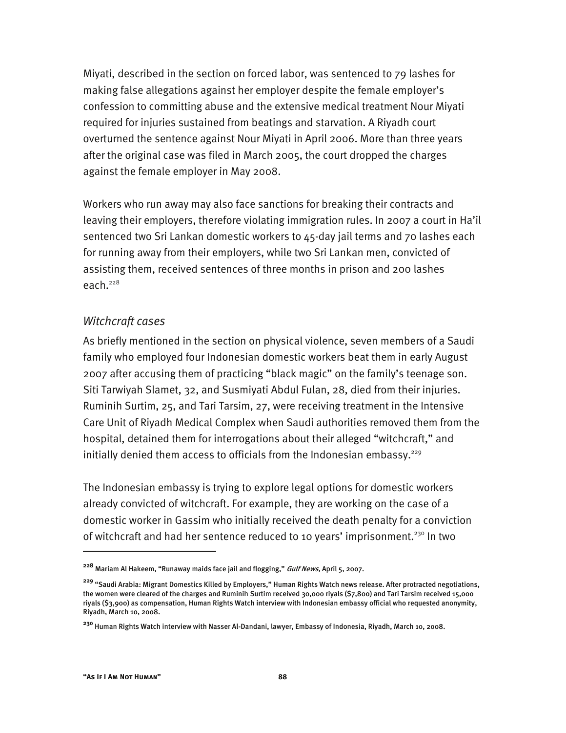Miyati, described in the section on forced labor, was sentenced to 79 lashes for making false allegations against her employer despite the female employer's confession to committing abuse and the extensive medical treatment Nour Miyati required for injuries sustained from beatings and starvation. A Riyadh court overturned the sentence against Nour Miyati in April 2006. More than three years after the original case was filed in March 2005, the court dropped the charges against the female employer in May 2008.

Workers who run away may also face sanctions for breaking their contracts and leaving their employers, therefore violating immigration rules. In 2007 a court in Ha'il sentenced two Sri Lankan domestic workers to 45-day jail terms and 70 lashes each for running away from their employers, while two Sri Lankan men, convicted of assisting them, received sentences of three months in prison and 200 lashes each.[228]

### *Witchcraft cases*

As briefly mentioned in the section on physical violence, seven members of a Saudi family who employed four Indonesian domestic workers beat them in early August 2007 after accusing them of practicing "black magic" on the family's teenage son. Siti Tarwiyah Slamet, 32, and Susmiyati Abdul Fulan, 28, died from their injuries. Ruminih Surtim, 25, and Tari Tarsim, 27, were receiving treatment in the Intensive Care Unit of Riyadh Medical Complex when Saudi authorities removed them from the hospital, detained them for interrogations about their alleged "witchcraft," and initially denied them access to officials from the Indonesian embassy.[229]

The Indonesian embassy is trying to explore legal options for domestic workers already convicted of witchcraft. For example, they are working on the case of a domestic worker in Gassim who initially received the death penalty for a conviction of witchcraft and had her sentence reduced to 10 years' imprisonment.[230] In two

---

[228] Mariam Al Hakeem, "Runaway maids face jail and flogging," *Gulf News,* April 5, 2007.

[229] "Saudi Arabia: Migrant Domestics Killed by Employers," Human Rights Watch news release. After protracted negotiations, the women were cleared of the charges and Ruminih Surtim received 30,000 riyals ($7,800) and Tari Tarsim received 15,000 riyals ($3,900) as compensation, Human Rights Watch interview with Indonesian embassy official who requested anonymity, Riyadh, March 10, 2008.

[230] Human Rights Watch interview with Nasser Al-Dandani, lawyer, Embassy of Indonesia, Riyadh, March 10, 2008.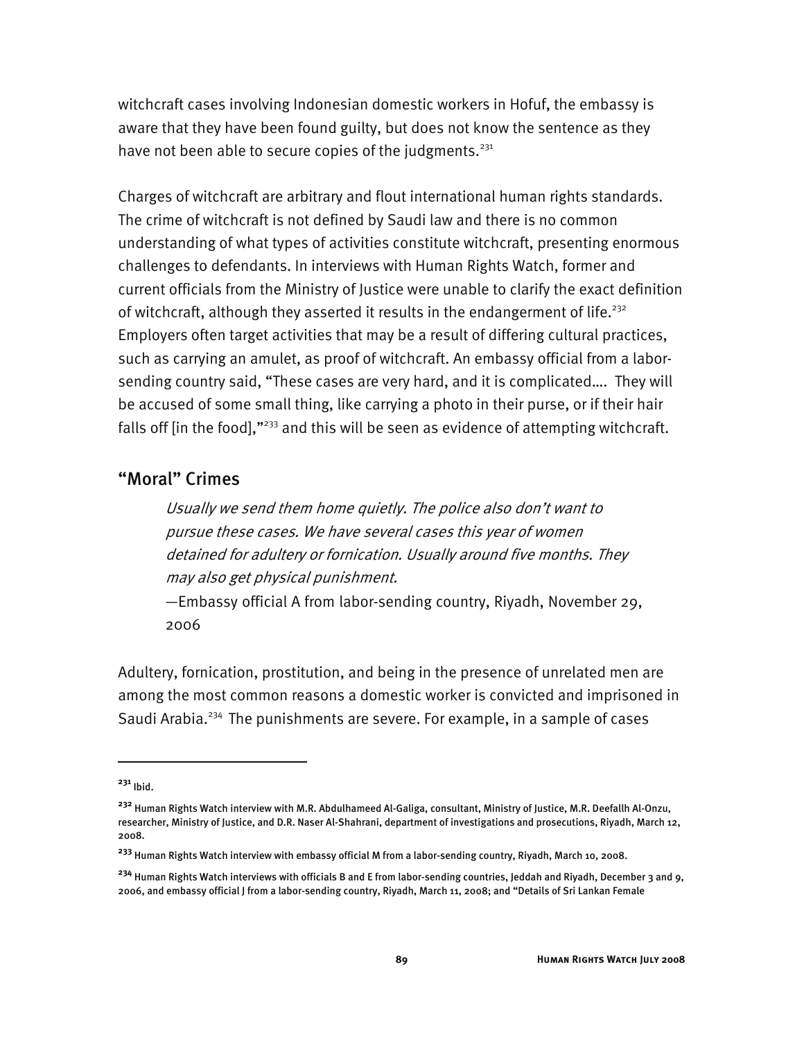witchcraft cases involving Indonesian domestic workers in Hofuf, the embassy is aware that they have been found guilty, but does not know the sentence as they have not been able to secure copies of the judgments.[231]

Charges of witchcraft are arbitrary and flout international human rights standards. The crime of witchcraft is not defined by Saudi law and there is no common understanding of what types of activities constitute witchcraft, presenting enormous challenges to defendants. In interviews with Human Rights Watch, former and current officials from the Ministry of Justice were unable to clarify the exact definition of witchcraft, although they asserted it results in the endangerment of life.[232] Employers often target activities that may be a result of differing cultural practices, such as carrying an amulet, as proof of witchcraft. An embassy official from a labor-sending country said, "These cases are very hard, and it is complicated…. They will be accused of some small thing, like carrying a photo in their purse, or if their hair falls off [in the food],"[233] and this will be seen as evidence of attempting witchcraft.

## "Moral" Crimes

> *Usually we send them home quietly. The police also don't want to pursue these cases. We have several cases this year of women detained for adultery or fornication. Usually around five months. They may also get physical punishment.*
>
> —Embassy official A from labor-sending country, Riyadh, November 29, 2006

Adultery, fornication, prostitution, and being in the presence of unrelated men are among the most common reasons a domestic worker is convicted and imprisoned in Saudi Arabia.[234] The punishments are severe. For example, in a sample of cases

---

[231] Ibid.

[232] Human Rights Watch interview with M.R. Abdulhameed Al-Galiga, consultant, Ministry of Justice, M.R. Deefallh Al-Onzu, researcher, Ministry of Justice, and D.R. Naser Al-Shahrani, department of investigations and prosecutions, Riyadh, March 12, 2008.

[233] Human Rights Watch interview with embassy official M from a labor-sending country, Riyadh, March 10, 2008.

[234] Human Rights Watch interviews with officials B and E from labor-sending countries, Jeddah and Riyadh, December 3 and 9, 2006, and embassy official J from a labor-sending country, Riyadh, March 11, 2008; and "Details of Sri Lankan Female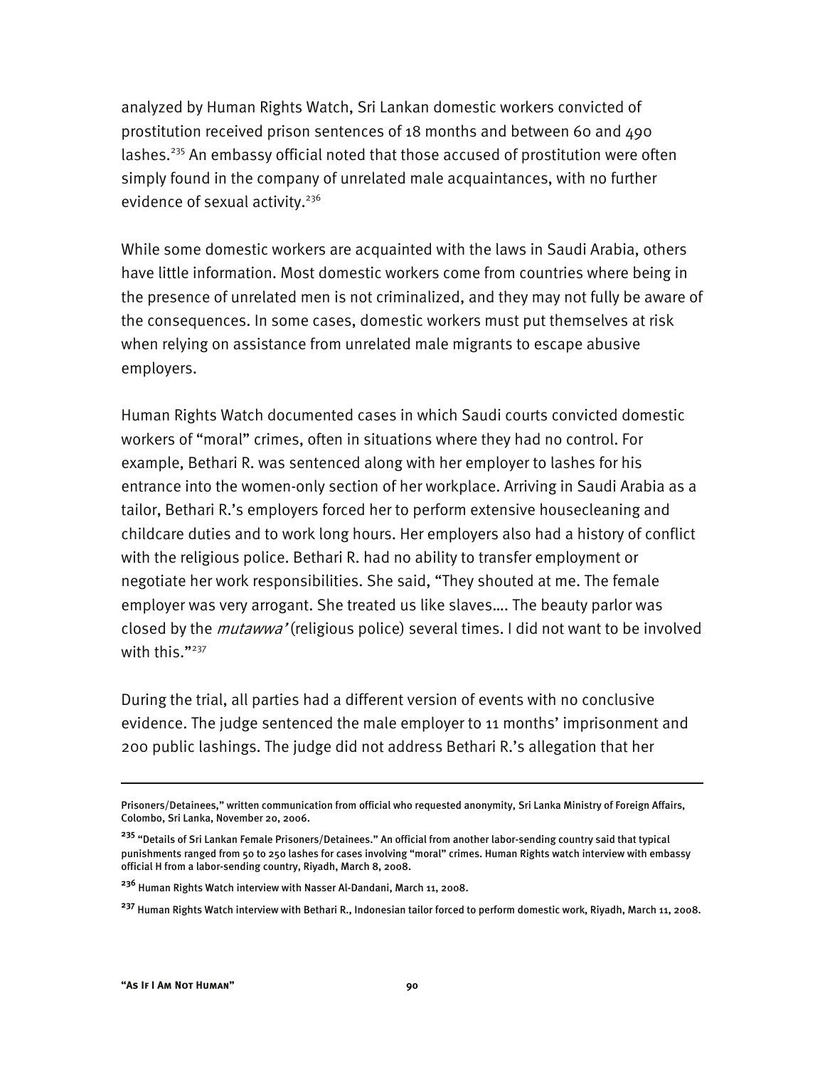analyzed by Human Rights Watch, Sri Lankan domestic workers convicted of prostitution received prison sentences of 18 months and between 60 and 490 lashes.[235] An embassy official noted that those accused of prostitution were often simply found in the company of unrelated male acquaintances, with no further evidence of sexual activity.[236]

While some domestic workers are acquainted with the laws in Saudi Arabia, others have little information. Most domestic workers come from countries where being in the presence of unrelated men is not criminalized, and they may not fully be aware of the consequences. In some cases, domestic workers must put themselves at risk when relying on assistance from unrelated male migrants to escape abusive employers.

Human Rights Watch documented cases in which Saudi courts convicted domestic workers of "moral" crimes, often in situations where they had no control. For example, Bethari R. was sentenced along with her employer to lashes for his entrance into the women-only section of her workplace. Arriving in Saudi Arabia as a tailor, Bethari R.'s employers forced her to perform extensive housecleaning and childcare duties and to work long hours. Her employers also had a history of conflict with the religious police. Bethari R. had no ability to transfer employment or negotiate her work responsibilities. She said, "They shouted at me. The female employer was very arrogant. She treated us like slaves…. The beauty parlor was closed by the *mutawwa'* (religious police) several times. I did not want to be involved with this."[237]

During the trial, all parties had a different version of events with no conclusive evidence. The judge sentenced the male employer to 11 months' imprisonment and 200 public lashings. The judge did not address Bethari R.'s allegation that her

---

Prisoners/Detainees," written communication from official who requested anonymity, Sri Lanka Ministry of Foreign Affairs, Colombo, Sri Lanka, November 20, 2006.

[235] "Details of Sri Lankan Female Prisoners/Detainees." An official from another labor-sending country said that typical punishments ranged from 50 to 250 lashes for cases involving "moral" crimes. Human Rights watch interview with embassy official H from a labor-sending country, Riyadh, March 8, 2008.

[236] Human Rights Watch interview with Nasser Al-Dandani, March 11, 2008.

[237] Human Rights Watch interview with Bethari R., Indonesian tailor forced to perform domestic work, Riyadh, March 11, 2008.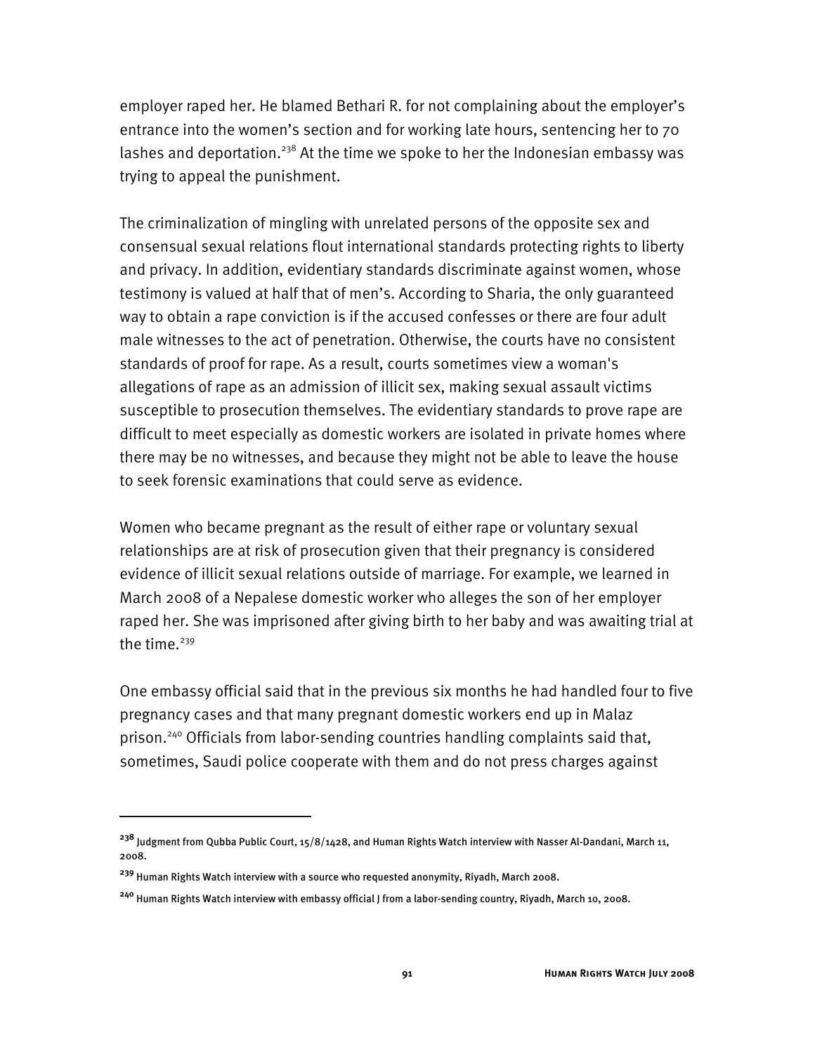employer raped her. He blamed Bethari R. for not complaining about the employer's entrance into the women's section and for working late hours, sentencing her to 70 lashes and deportation.[238] At the time we spoke to her the Indonesian embassy was trying to appeal the punishment.

The criminalization of mingling with unrelated persons of the opposite sex and consensual sexual relations flout international standards protecting rights to liberty and privacy. In addition, evidentiary standards discriminate against women, whose testimony is valued at half that of men's. According to Sharia, the only guaranteed way to obtain a rape conviction is if the accused confesses or there are four adult male witnesses to the act of penetration. Otherwise, the courts have no consistent standards of proof for rape. As a result, courts sometimes view a woman's allegations of rape as an admission of illicit sex, making sexual assault victims susceptible to prosecution themselves. The evidentiary standards to prove rape are difficult to meet especially as domestic workers are isolated in private homes where there may be no witnesses, and because they might not be able to leave the house to seek forensic examinations that could serve as evidence.

Women who became pregnant as the result of either rape or voluntary sexual relationships are at risk of prosecution given that their pregnancy is considered evidence of illicit sexual relations outside of marriage. For example, we learned in March 2008 of a Nepalese domestic worker who alleges the son of her employer raped her. She was imprisoned after giving birth to her baby and was awaiting trial at the time.[239]

One embassy official said that in the previous six months he had handled four to five pregnancy cases and that many pregnant domestic workers end up in Malaz prison.[240] Officials from labor-sending countries handling complaints said that, sometimes, Saudi police cooperate with them and do not press charges against

---

[238] Judgment from Qubba Public Court, 15/8/1428, and Human Rights Watch interview with Nasser Al-Dandani, March 11, 2008.

[239] Human Rights Watch interview with a source who requested anonymity, Riyadh, March 2008.

[240] Human Rights Watch interview with embassy official J from a labor-sending country, Riyadh, March 10, 2008.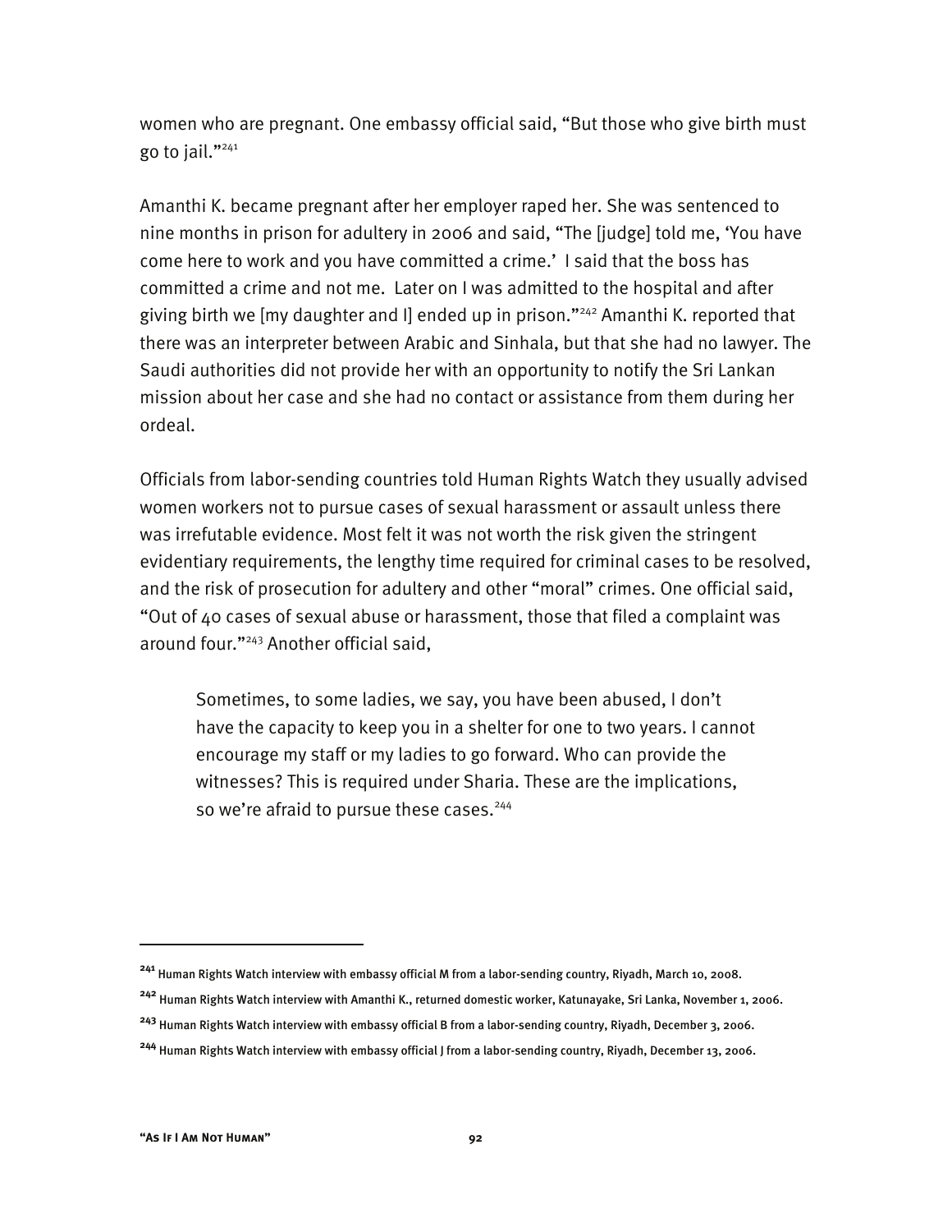women who are pregnant. One embassy official said, "But those who give birth must go to jail."[241]

Amanthi K. became pregnant after her employer raped her. She was sentenced to nine months in prison for adultery in 2006 and said, "The [judge] told me, 'You have come here to work and you have committed a crime.' I said that the boss has committed a crime and not me. Later on I was admitted to the hospital and after giving birth we [my daughter and I] ended up in prison."[242] Amanthi K. reported that there was an interpreter between Arabic and Sinhala, but that she had no lawyer. The Saudi authorities did not provide her with an opportunity to notify the Sri Lankan mission about her case and she had no contact or assistance from them during her ordeal.

Officials from labor-sending countries told Human Rights Watch they usually advised women workers not to pursue cases of sexual harassment or assault unless there was irrefutable evidence. Most felt it was not worth the risk given the stringent evidentiary requirements, the lengthy time required for criminal cases to be resolved, and the risk of prosecution for adultery and other "moral" crimes. One official said, "Out of 40 cases of sexual abuse or harassment, those that filed a complaint was around four."[243] Another official said,

> Sometimes, to some ladies, we say, you have been abused, I don't have the capacity to keep you in a shelter for one to two years. I cannot encourage my staff or my ladies to go forward. Who can provide the witnesses? This is required under Sharia. These are the implications, so we're afraid to pursue these cases.[244]

---

[241] Human Rights Watch interview with embassy official M from a labor-sending country, Riyadh, March 10, 2008.

[242] Human Rights Watch interview with Amanthi K., returned domestic worker, Katunayake, Sri Lanka, November 1, 2006.

[243] Human Rights Watch interview with embassy official B from a labor-sending country, Riyadh, December 3, 2006.

[244] Human Rights Watch interview with embassy official J from a labor-sending country, Riyadh, December 13, 2006.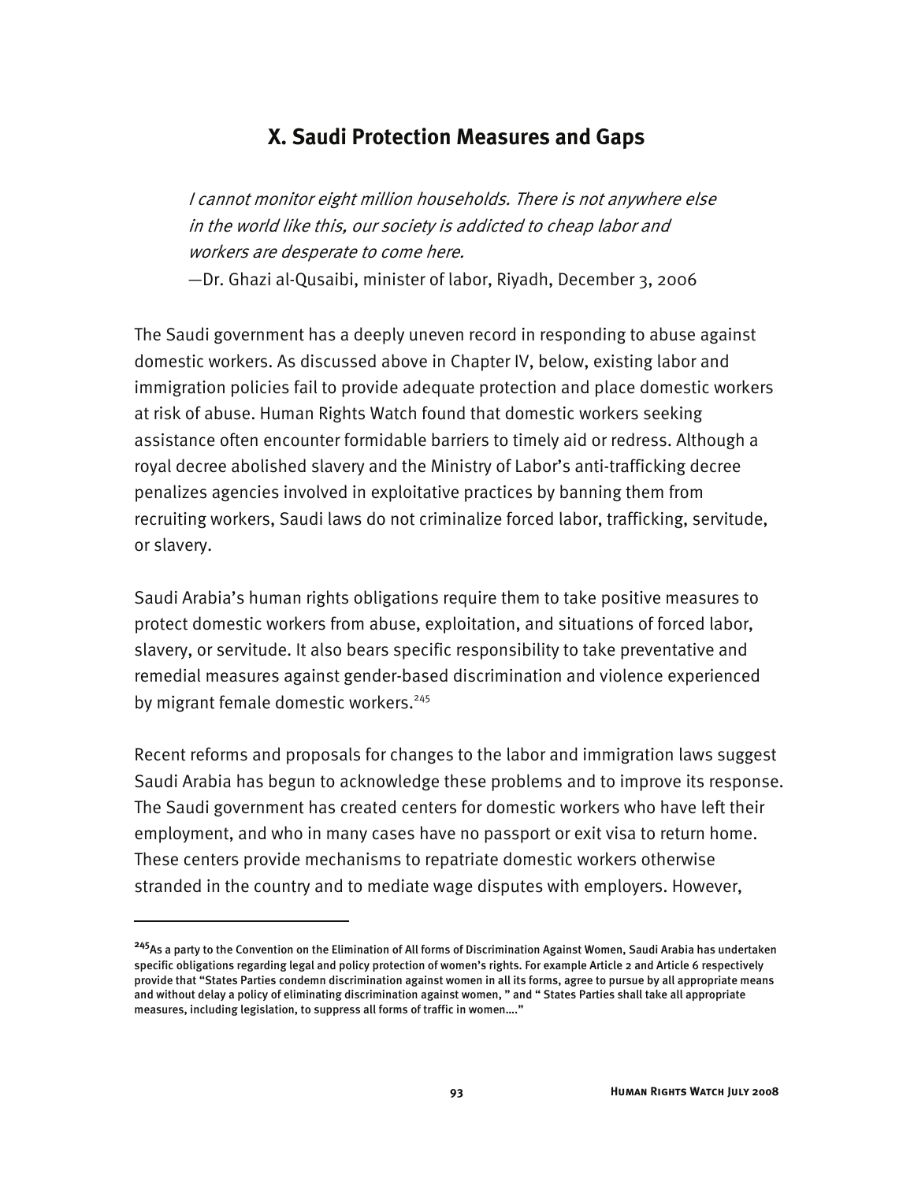## X. Saudi Protection Measures and Gaps

> *I cannot monitor eight million households. There is not anywhere else in the world like this, our society is addicted to cheap labor and workers are desperate to come here.*
>
> —Dr. Ghazi al-Qusaibi, minister of labor, Riyadh, December 3, 2006

The Saudi government has a deeply uneven record in responding to abuse against domestic workers. As discussed above in Chapter IV, below, existing labor and immigration policies fail to provide adequate protection and place domestic workers at risk of abuse. Human Rights Watch found that domestic workers seeking assistance often encounter formidable barriers to timely aid or redress. Although a royal decree abolished slavery and the Ministry of Labor's anti-trafficking decree penalizes agencies involved in exploitative practices by banning them from recruiting workers, Saudi laws do not criminalize forced labor, trafficking, servitude, or slavery.

Saudi Arabia's human rights obligations require them to take positive measures to protect domestic workers from abuse, exploitation, and situations of forced labor, slavery, or servitude. It also bears specific responsibility to take preventative and remedial measures against gender-based discrimination and violence experienced by migrant female domestic workers.[245]

Recent reforms and proposals for changes to the labor and immigration laws suggest Saudi Arabia has begun to acknowledge these problems and to improve its response. The Saudi government has created centers for domestic workers who have left their employment, and who in many cases have no passport or exit visa to return home. These centers provide mechanisms to repatriate domestic workers otherwise stranded in the country and to mediate wage disputes with employers. However,

---

[245] As a party to the Convention on the Elimination of All forms of Discrimination Against Women, Saudi Arabia has undertaken specific obligations regarding legal and policy protection of women's rights. For example Article 2 and Article 6 respectively provide that "States Parties condemn discrimination against women in all its forms, agree to pursue by all appropriate means and without delay a policy of eliminating discrimination against women, " and " States Parties shall take all appropriate measures, including legislation, to suppress all forms of traffic in women…."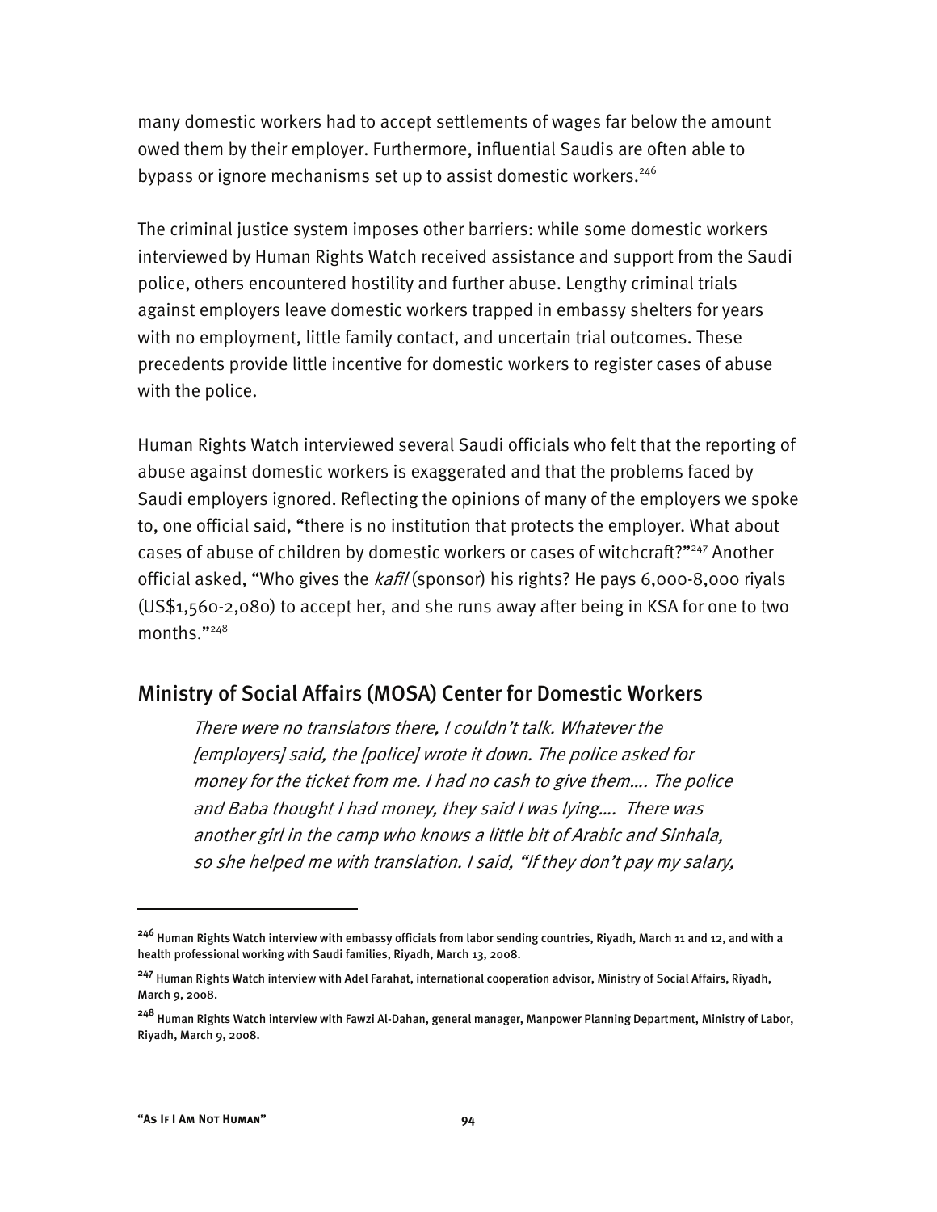many domestic workers had to accept settlements of wages far below the amount owed them by their employer. Furthermore, influential Saudis are often able to bypass or ignore mechanisms set up to assist domestic workers.[246]

The criminal justice system imposes other barriers: while some domestic workers interviewed by Human Rights Watch received assistance and support from the Saudi police, others encountered hostility and further abuse. Lengthy criminal trials against employers leave domestic workers trapped in embassy shelters for years with no employment, little family contact, and uncertain trial outcomes. These precedents provide little incentive for domestic workers to register cases of abuse with the police.

Human Rights Watch interviewed several Saudi officials who felt that the reporting of abuse against domestic workers is exaggerated and that the problems faced by Saudi employers ignored. Reflecting the opinions of many of the employers we spoke to, one official said, "there is no institution that protects the employer. What about cases of abuse of children by domestic workers or cases of witchcraft?"[247] Another official asked, "Who gives the *kafil* (sponsor) his rights? He pays 6,000-8,000 riyals (US$1,560-2,080) to accept her, and she runs away after being in KSA for one to two months."[248]

## Ministry of Social Affairs (MOSA) Center for Domestic Workers

> *There were no translators there, I couldn't talk. Whatever the [employers] said, the [police] wrote it down. The police asked for money for the ticket from me. I had no cash to give them…. The police and Baba thought I had money, they said I was lying…. There was another girl in the camp who knows a little bit of Arabic and Sinhala, so she helped me with translation. I said, "If they don't pay my salary,*

---

[246] Human Rights Watch interview with embassy officials from labor sending countries, Riyadh, March 11 and 12, and with a health professional working with Saudi families, Riyadh, March 13, 2008.

[247] Human Rights Watch interview with Adel Farahat, international cooperation advisor, Ministry of Social Affairs, Riyadh, March 9, 2008.

[248] Human Rights Watch interview with Fawzi Al-Dahan, general manager, Manpower Planning Department, Ministry of Labor, Riyadh, March 9, 2008.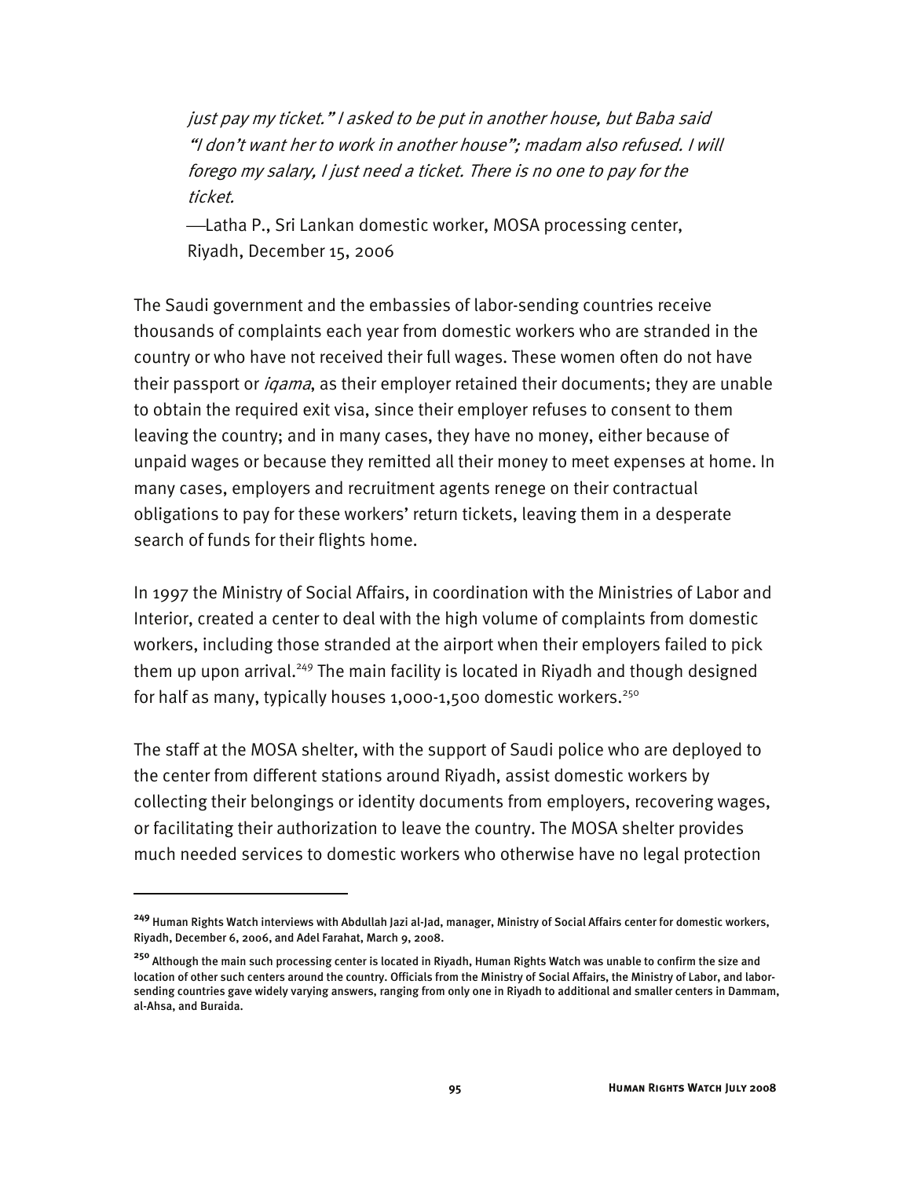*just pay my ticket." I asked to be put in another house, but Baba said "I don't want her to work in another house"; madam also refused. I will forego my salary, I just need a ticket. There is no one to pay for the ticket.*

—Latha P., Sri Lankan domestic worker, MOSA processing center, Riyadh, December 15, 2006

The Saudi government and the embassies of labor-sending countries receive thousands of complaints each year from domestic workers who are stranded in the country or who have not received their full wages. These women often do not have their passport or *iqama*, as their employer retained their documents; they are unable to obtain the required exit visa, since their employer refuses to consent to them leaving the country; and in many cases, they have no money, either because of unpaid wages or because they remitted all their money to meet expenses at home. In many cases, employers and recruitment agents renege on their contractual obligations to pay for these workers' return tickets, leaving them in a desperate search of funds for their flights home.

In 1997 the Ministry of Social Affairs, in coordination with the Ministries of Labor and Interior, created a center to deal with the high volume of complaints from domestic workers, including those stranded at the airport when their employers failed to pick them up upon arrival.[249] The main facility is located in Riyadh and though designed for half as many, typically houses 1,000-1,500 domestic workers.[250]

The staff at the MOSA shelter, with the support of Saudi police who are deployed to the center from different stations around Riyadh, assist domestic workers by collecting their belongings or identity documents from employers, recovering wages, or facilitating their authorization to leave the country. The MOSA shelter provides much needed services to domestic workers who otherwise have no legal protection

---

[249] Human Rights Watch interviews with Abdullah Jazi al-Jad, manager, Ministry of Social Affairs center for domestic workers, Riyadh, December 6, 2006, and Adel Farahat, March 9, 2008.

[250] Although the main such processing center is located in Riyadh, Human Rights Watch was unable to confirm the size and location of other such centers around the country. Officials from the Ministry of Social Affairs, the Ministry of Labor, and labor-sending countries gave widely varying answers, ranging from only one in Riyadh to additional and smaller centers in Dammam, al-Ahsa, and Buraida.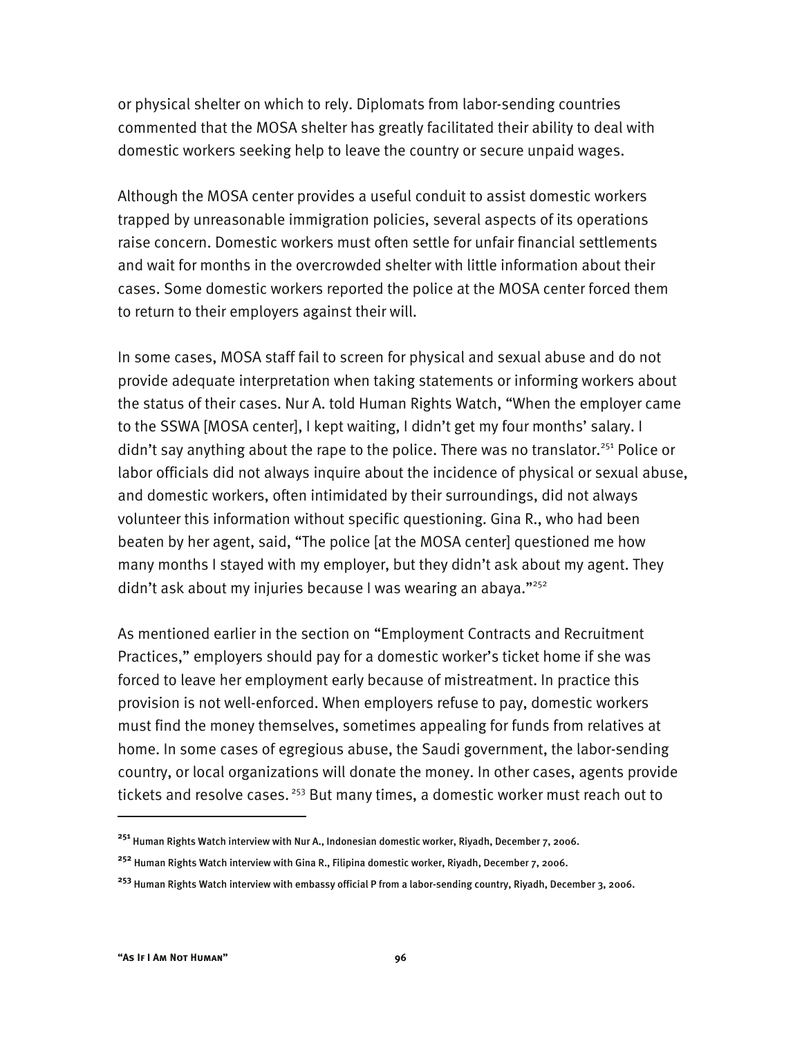or physical shelter on which to rely. Diplomats from labor-sending countries commented that the MOSA shelter has greatly facilitated their ability to deal with domestic workers seeking help to leave the country or secure unpaid wages.

Although the MOSA center provides a useful conduit to assist domestic workers trapped by unreasonable immigration policies, several aspects of its operations raise concern. Domestic workers must often settle for unfair financial settlements and wait for months in the overcrowded shelter with little information about their cases. Some domestic workers reported the police at the MOSA center forced them to return to their employers against their will.

In some cases, MOSA staff fail to screen for physical and sexual abuse and do not provide adequate interpretation when taking statements or informing workers about the status of their cases. Nur A. told Human Rights Watch, "When the employer came to the SSWA [MOSA center], I kept waiting, I didn't get my four months' salary. I didn't say anything about the rape to the police. There was no translator.[251] Police or labor officials did not always inquire about the incidence of physical or sexual abuse, and domestic workers, often intimidated by their surroundings, did not always volunteer this information without specific questioning. Gina R., who had been beaten by her agent, said, "The police [at the MOSA center] questioned me how many months I stayed with my employer, but they didn't ask about my agent. They didn't ask about my injuries because I was wearing an abaya."[252]

As mentioned earlier in the section on "Employment Contracts and Recruitment Practices," employers should pay for a domestic worker's ticket home if she was forced to leave her employment early because of mistreatment. In practice this provision is not well-enforced. When employers refuse to pay, domestic workers must find the money themselves, sometimes appealing for funds from relatives at home. In some cases of egregious abuse, the Saudi government, the labor-sending country, or local organizations will donate the money. In other cases, agents provide tickets and resolve cases. [253] But many times, a domestic worker must reach out to

---

[251] Human Rights Watch interview with Nur A., Indonesian domestic worker, Riyadh, December 7, 2006.

[252] Human Rights Watch interview with Gina R., Filipina domestic worker, Riyadh, December 7, 2006.

[253] Human Rights Watch interview with embassy official P from a labor-sending country, Riyadh, December 3, 2006.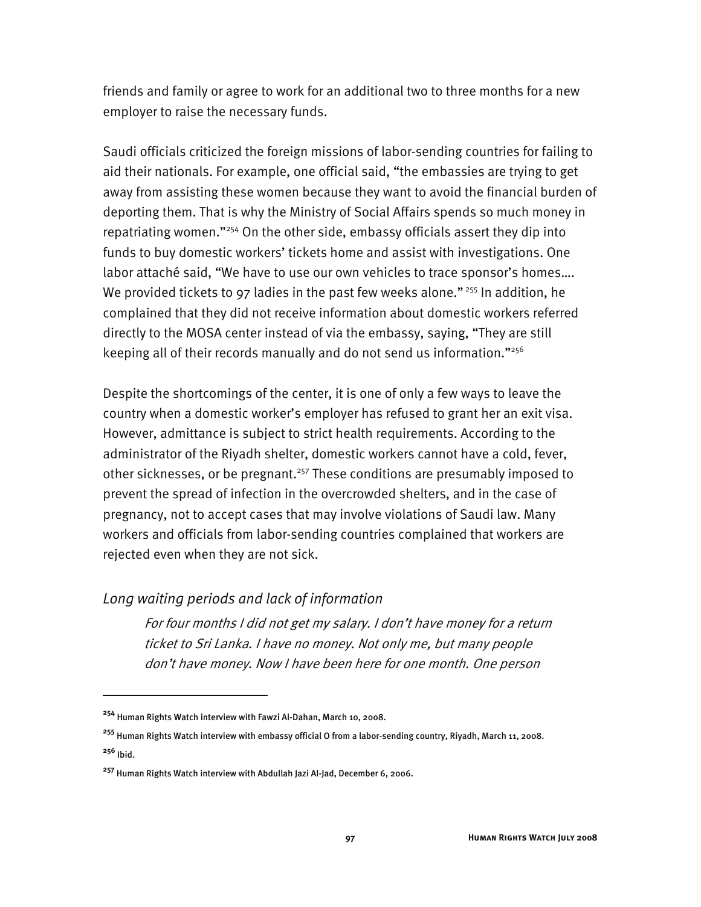friends and family or agree to work for an additional two to three months for a new employer to raise the necessary funds.

Saudi officials criticized the foreign missions of labor-sending countries for failing to aid their nationals. For example, one official said, "the embassies are trying to get away from assisting these women because they want to avoid the financial burden of deporting them. That is why the Ministry of Social Affairs spends so much money in repatriating women."[254] On the other side, embassy officials assert they dip into funds to buy domestic workers' tickets home and assist with investigations. One labor attaché said, "We have to use our own vehicles to trace sponsor's homes…. We provided tickets to 97 ladies in the past few weeks alone." [255] In addition, he complained that they did not receive information about domestic workers referred directly to the MOSA center instead of via the embassy, saying, "They are still keeping all of their records manually and do not send us information."[256]

Despite the shortcomings of the center, it is one of only a few ways to leave the country when a domestic worker's employer has refused to grant her an exit visa. However, admittance is subject to strict health requirements. According to the administrator of the Riyadh shelter, domestic workers cannot have a cold, fever, other sicknesses, or be pregnant.[257] These conditions are presumably imposed to prevent the spread of infection in the overcrowded shelters, and in the case of pregnancy, not to accept cases that may involve violations of Saudi law. Many workers and officials from labor-sending countries complained that workers are rejected even when they are not sick.

### *Long waiting periods and lack of information*

> *For four months I did not get my salary. I don't have money for a return ticket to Sri Lanka. I have no money. Not only me, but many people don't have money. Now I have been here for one month. One person*

---

[254] Human Rights Watch interview with Fawzi Al-Dahan, March 10, 2008.

[255] Human Rights Watch interview with embassy official O from a labor-sending country, Riyadh, March 11, 2008.

[256] Ibid.

[257] Human Rights Watch interview with Abdullah Jazi Al-Jad, December 6, 2006.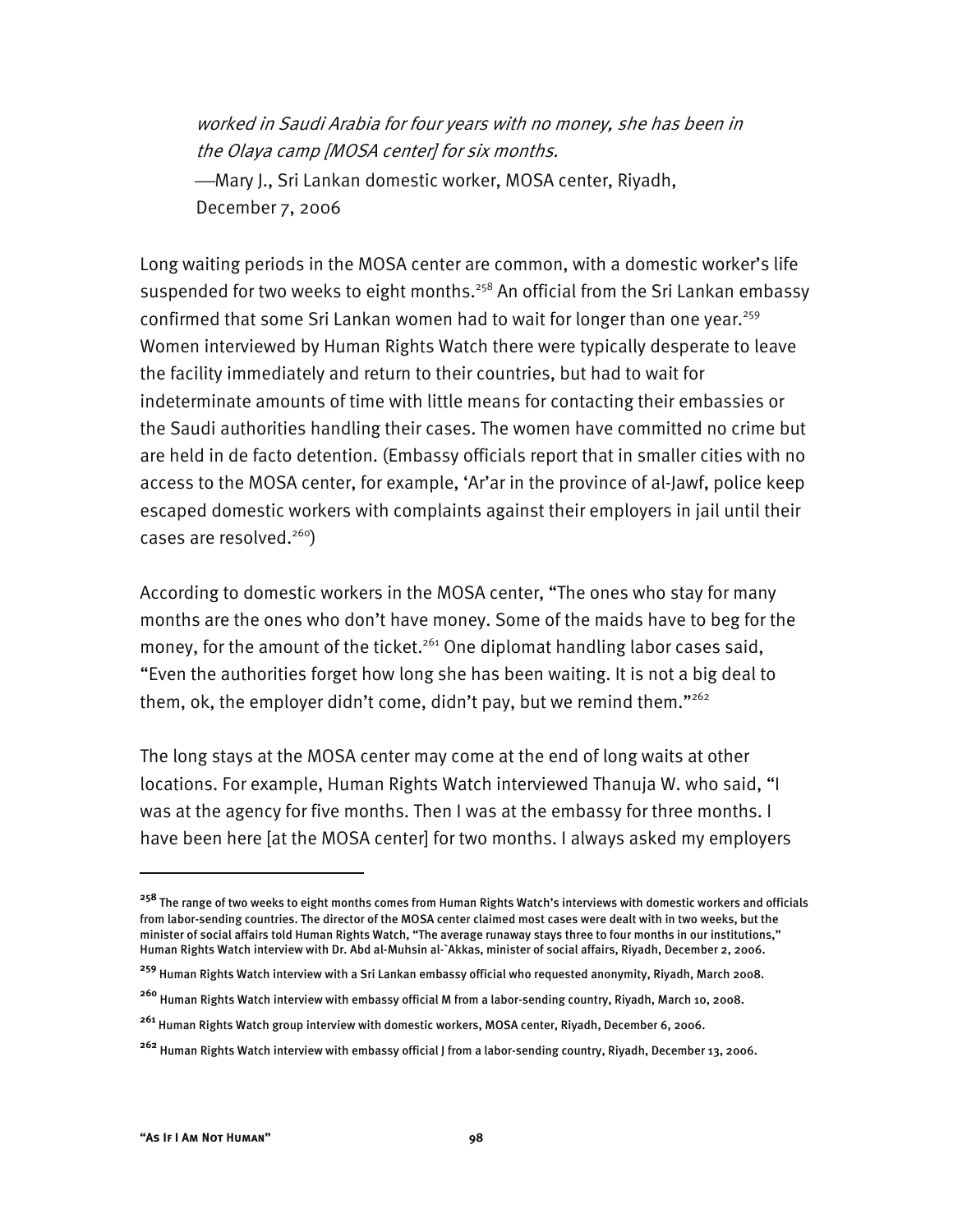*worked in Saudi Arabia for four years with no money, she has been in the Olaya camp [MOSA center] for six months.*

—Mary J., Sri Lankan domestic worker, MOSA center, Riyadh, December 7, 2006

Long waiting periods in the MOSA center are common, with a domestic worker's life suspended for two weeks to eight months.[258] An official from the Sri Lankan embassy confirmed that some Sri Lankan women had to wait for longer than one year.[259] Women interviewed by Human Rights Watch there were typically desperate to leave the facility immediately and return to their countries, but had to wait for indeterminate amounts of time with little means for contacting their embassies or the Saudi authorities handling their cases. The women have committed no crime but are held in de facto detention. (Embassy officials report that in smaller cities with no access to the MOSA center, for example, 'Ar'ar in the province of al-Jawf, police keep escaped domestic workers with complaints against their employers in jail until their cases are resolved.[260])

According to domestic workers in the MOSA center, "The ones who stay for many months are the ones who don't have money. Some of the maids have to beg for the money, for the amount of the ticket.[261] One diplomat handling labor cases said, "Even the authorities forget how long she has been waiting. It is not a big deal to them, ok, the employer didn't come, didn't pay, but we remind them."[262]

The long stays at the MOSA center may come at the end of long waits at other locations. For example, Human Rights Watch interviewed Thanuja W. who said, "I was at the agency for five months. Then I was at the embassy for three months. I have been here [at the MOSA center] for two months. I always asked my employers

---

[258] The range of two weeks to eight months comes from Human Rights Watch's interviews with domestic workers and officials from labor-sending countries. The director of the MOSA center claimed most cases were dealt with in two weeks, but the minister of social affairs told Human Rights Watch, "The average runaway stays three to four months in our institutions," Human Rights Watch interview with Dr. Abd al-Muhsin al-`Akkas, minister of social affairs, Riyadh, December 2, 2006.

[259] Human Rights Watch interview with a Sri Lankan embassy official who requested anonymity, Riyadh, March 2008.

[260] Human Rights Watch interview with embassy official M from a labor-sending country, Riyadh, March 10, 2008.

[261] Human Rights Watch group interview with domestic workers, MOSA center, Riyadh, December 6, 2006.

[262] Human Rights Watch interview with embassy official J from a labor-sending country, Riyadh, December 13, 2006.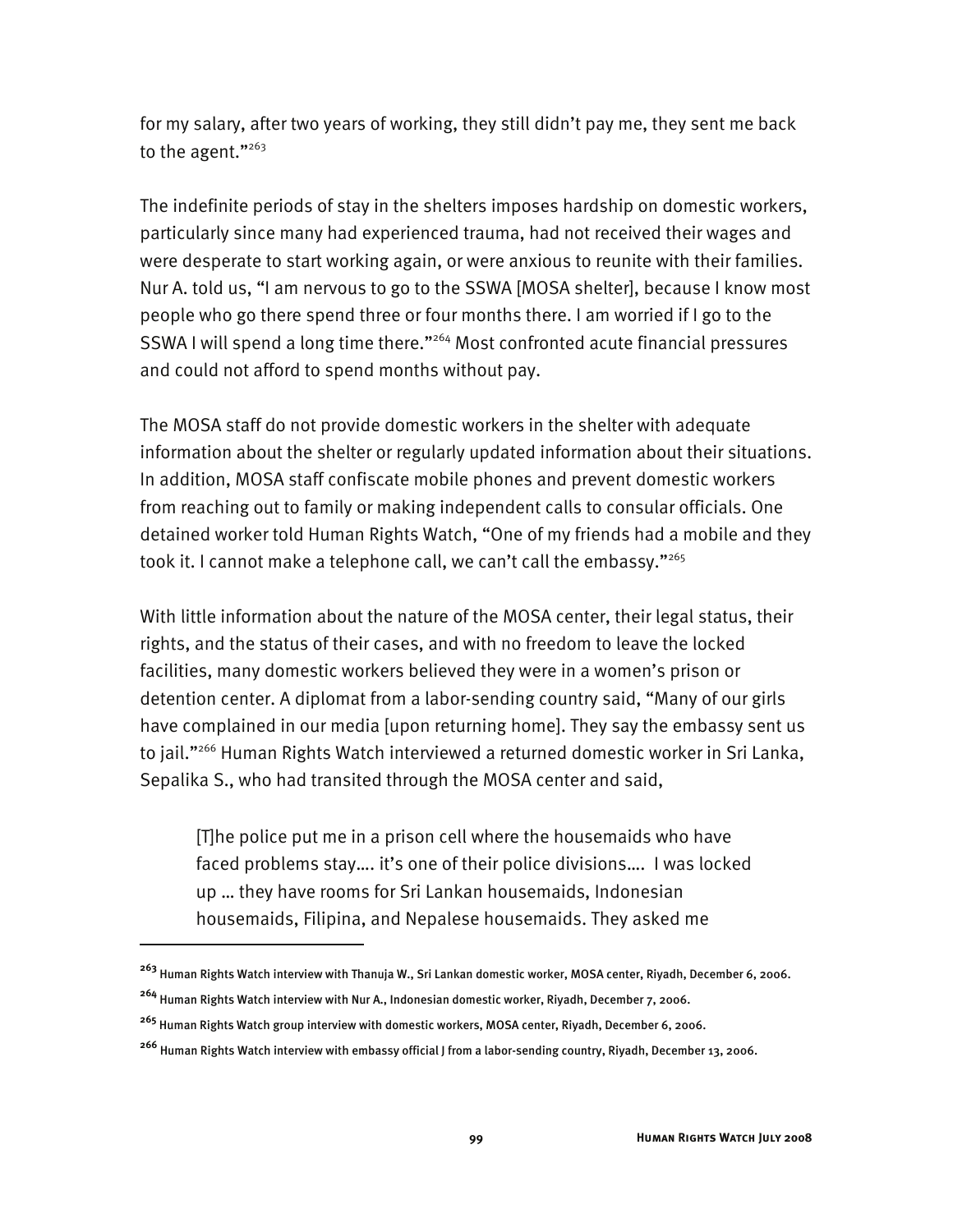for my salary, after two years of working, they still didn't pay me, they sent me back to the agent."[263]

The indefinite periods of stay in the shelters imposes hardship on domestic workers, particularly since many had experienced trauma, had not received their wages and were desperate to start working again, or were anxious to reunite with their families. Nur A. told us, "I am nervous to go to the SSWA [MOSA shelter], because I know most people who go there spend three or four months there. I am worried if I go to the SSWA I will spend a long time there."[264] Most confronted acute financial pressures and could not afford to spend months without pay.

The MOSA staff do not provide domestic workers in the shelter with adequate information about the shelter or regularly updated information about their situations. In addition, MOSA staff confiscate mobile phones and prevent domestic workers from reaching out to family or making independent calls to consular officials. One detained worker told Human Rights Watch, "One of my friends had a mobile and they took it. I cannot make a telephone call, we can't call the embassy."[265]

With little information about the nature of the MOSA center, their legal status, their rights, and the status of their cases, and with no freedom to leave the locked facilities, many domestic workers believed they were in a women's prison or detention center. A diplomat from a labor-sending country said, "Many of our girls have complained in our media [upon returning home]. They say the embassy sent us to jail."[266] Human Rights Watch interviewed a returned domestic worker in Sri Lanka, Sepalika S., who had transited through the MOSA center and said,

> [T]he police put me in a prison cell where the housemaids who have faced problems stay…. it's one of their police divisions…. I was locked up … they have rooms for Sri Lankan housemaids, Indonesian housemaids, Filipina, and Nepalese housemaids. They asked me

---

[263] Human Rights Watch interview with Thanuja W., Sri Lankan domestic worker, MOSA center, Riyadh, December 6, 2006.

[264] Human Rights Watch interview with Nur A., Indonesian domestic worker, Riyadh, December 7, 2006.

[265] Human Rights Watch group interview with domestic workers, MOSA center, Riyadh, December 6, 2006.

[266] Human Rights Watch interview with embassy official J from a labor-sending country, Riyadh, December 13, 2006.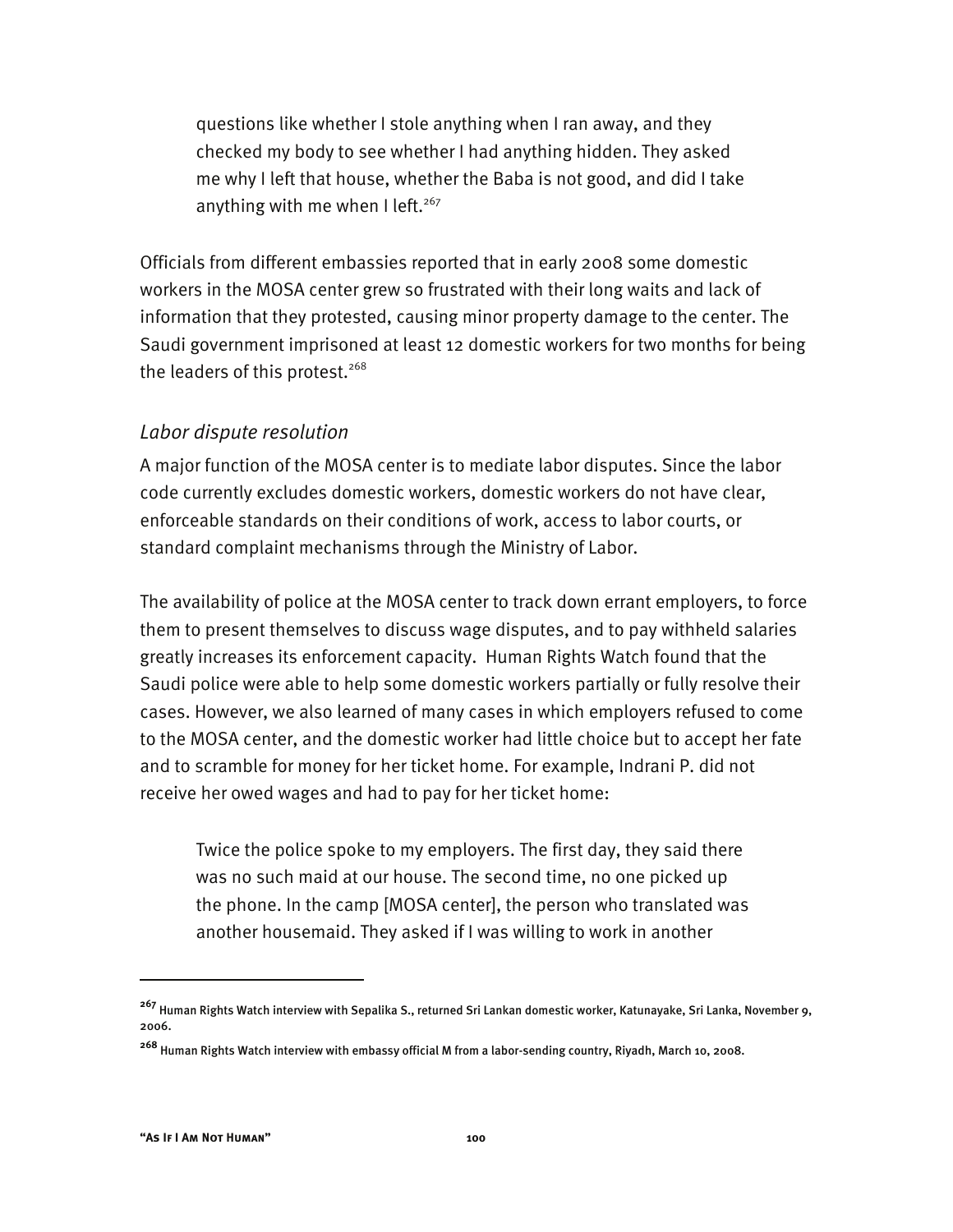> questions like whether I stole anything when I ran away, and they checked my body to see whether I had anything hidden. They asked me why I left that house, whether the Baba is not good, and did I take anything with me when I left.[267]

Officials from different embassies reported that in early 2008 some domestic workers in the MOSA center grew so frustrated with their long waits and lack of information that they protested, causing minor property damage to the center. The Saudi government imprisoned at least 12 domestic workers for two months for being the leaders of this protest.[268]

### *Labor dispute resolution*

A major function of the MOSA center is to mediate labor disputes. Since the labor code currently excludes domestic workers, domestic workers do not have clear, enforceable standards on their conditions of work, access to labor courts, or standard complaint mechanisms through the Ministry of Labor.

The availability of police at the MOSA center to track down errant employers, to force them to present themselves to discuss wage disputes, and to pay withheld salaries greatly increases its enforcement capacity. Human Rights Watch found that the Saudi police were able to help some domestic workers partially or fully resolve their cases. However, we also learned of many cases in which employers refused to come to the MOSA center, and the domestic worker had little choice but to accept her fate and to scramble for money for her ticket home. For example, Indrani P. did not receive her owed wages and had to pay for her ticket home:

> Twice the police spoke to my employers. The first day, they said there was no such maid at our house. The second time, no one picked up the phone. In the camp [MOSA center], the person who translated was another housemaid. They asked if I was willing to work in another

---

[267] Human Rights Watch interview with Sepalika S., returned Sri Lankan domestic worker, Katunayake, Sri Lanka, November 9, 2006.

[268] Human Rights Watch interview with embassy official M from a labor-sending country, Riyadh, March 10, 2008.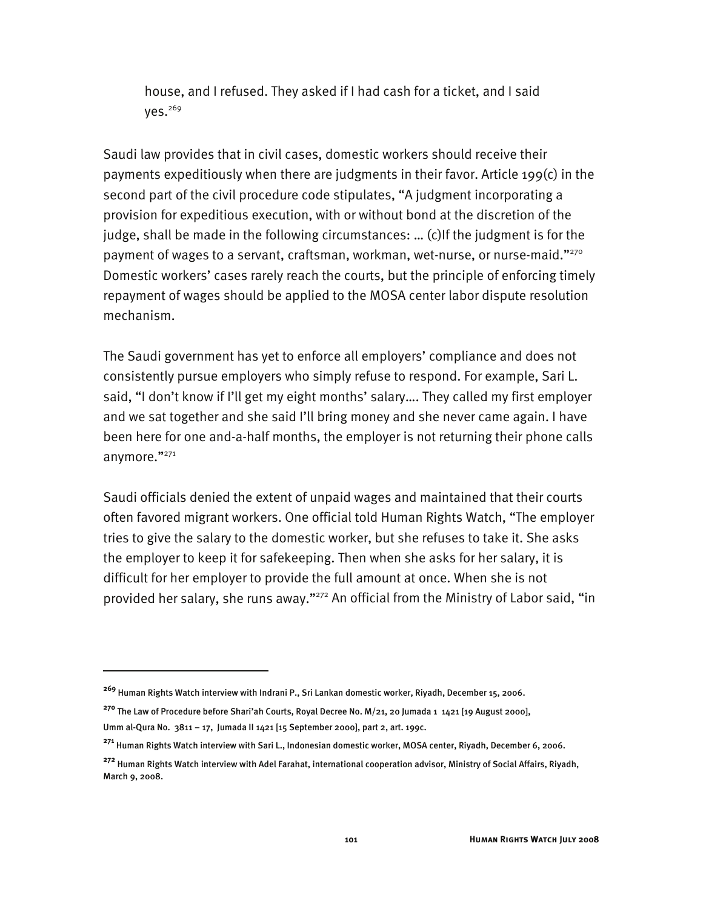house, and I refused. They asked if I had cash for a ticket, and I said yes.[269]

Saudi law provides that in civil cases, domestic workers should receive their payments expeditiously when there are judgments in their favor. Article 199(c) in the second part of the civil procedure code stipulates, "A judgment incorporating a provision for expeditious execution, with or without bond at the discretion of the judge, shall be made in the following circumstances: … (c)If the judgment is for the payment of wages to a servant, craftsman, workman, wet-nurse, or nurse-maid."[270] Domestic workers' cases rarely reach the courts, but the principle of enforcing timely repayment of wages should be applied to the MOSA center labor dispute resolution mechanism.

The Saudi government has yet to enforce all employers' compliance and does not consistently pursue employers who simply refuse to respond. For example, Sari L. said, "I don't know if I'll get my eight months' salary…. They called my first employer and we sat together and she said I'll bring money and she never came again. I have been here for one and-a-half months, the employer is not returning their phone calls anymore."[271]

Saudi officials denied the extent of unpaid wages and maintained that their courts often favored migrant workers. One official told Human Rights Watch, "The employer tries to give the salary to the domestic worker, but she refuses to take it. She asks the employer to keep it for safekeeping. Then when she asks for her salary, it is difficult for her employer to provide the full amount at once. When she is not provided her salary, she runs away."[272] An official from the Ministry of Labor said, "in

---

[269] Human Rights Watch interview with Indrani P., Sri Lankan domestic worker, Riyadh, December 15, 2006.

[270] The Law of Procedure before Shari'ah Courts, Royal Decree No. M/21, 20 Jumada 1 1421 [19 August 2000], Umm al-Qura No. 3811 – 17, Jumada II 1421 [15 September 2000], part 2, art. 199c.

[271] Human Rights Watch interview with Sari L., Indonesian domestic worker, MOSA center, Riyadh, December 6, 2006.

[272] Human Rights Watch interview with Adel Farahat, international cooperation advisor, Ministry of Social Affairs, Riyadh, March 9, 2008.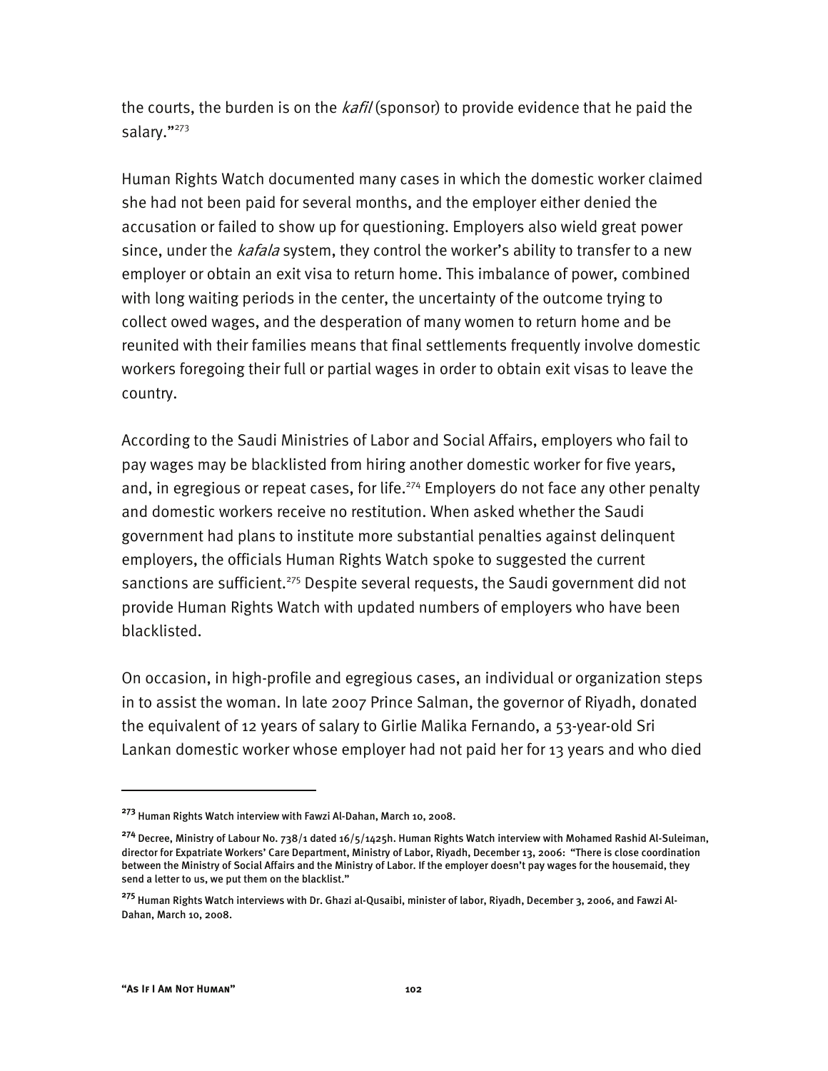the courts, the burden is on the *kafil* (sponsor) to provide evidence that he paid the salary."[273]

Human Rights Watch documented many cases in which the domestic worker claimed she had not been paid for several months, and the employer either denied the accusation or failed to show up for questioning. Employers also wield great power since, under the *kafala* system, they control the worker's ability to transfer to a new employer or obtain an exit visa to return home. This imbalance of power, combined with long waiting periods in the center, the uncertainty of the outcome trying to collect owed wages, and the desperation of many women to return home and be reunited with their families means that final settlements frequently involve domestic workers foregoing their full or partial wages in order to obtain exit visas to leave the country.

According to the Saudi Ministries of Labor and Social Affairs, employers who fail to pay wages may be blacklisted from hiring another domestic worker for five years, and, in egregious or repeat cases, for life.[274] Employers do not face any other penalty and domestic workers receive no restitution. When asked whether the Saudi government had plans to institute more substantial penalties against delinquent employers, the officials Human Rights Watch spoke to suggested the current sanctions are sufficient.[275] Despite several requests, the Saudi government did not provide Human Rights Watch with updated numbers of employers who have been blacklisted.

On occasion, in high-profile and egregious cases, an individual or organization steps in to assist the woman. In late 2007 Prince Salman, the governor of Riyadh, donated the equivalent of 12 years of salary to Girlie Malika Fernando, a 53-year-old Sri Lankan domestic worker whose employer had not paid her for 13 years and who died

---

[273] Human Rights Watch interview with Fawzi Al-Dahan, March 10, 2008.

[274] Decree, Ministry of Labour No. 738/1 dated 16/5/1425h. Human Rights Watch interview with Mohamed Rashid Al-Suleiman, director for Expatriate Workers' Care Department, Ministry of Labor, Riyadh, December 13, 2006: "There is close coordination between the Ministry of Social Affairs and the Ministry of Labor. If the employer doesn't pay wages for the housemaid, they send a letter to us, we put them on the blacklist."

[275] Human Rights Watch interviews with Dr. Ghazi al-Qusaibi, minister of labor, Riyadh, December 3, 2006, and Fawzi Al-Dahan, March 10, 2008.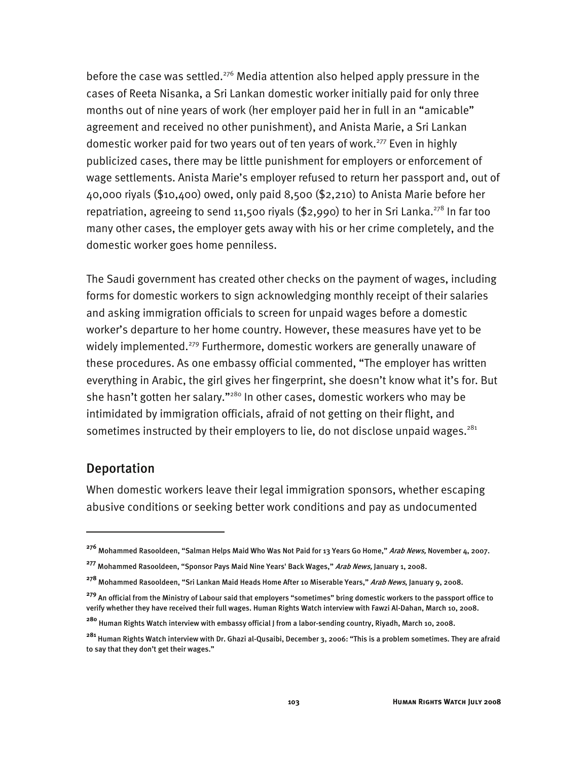before the case was settled.[276] Media attention also helped apply pressure in the cases of Reeta Nisanka, a Sri Lankan domestic worker initially paid for only three months out of nine years of work (her employer paid her in full in an "amicable" agreement and received no other punishment), and Anista Marie, a Sri Lankan domestic worker paid for two years out of ten years of work.[277] Even in highly publicized cases, there may be little punishment for employers or enforcement of wage settlements. Anista Marie's employer refused to return her passport and, out of 40,000 riyals ($10,400) owed, only paid 8,500 ($2,210) to Anista Marie before her repatriation, agreeing to send 11,500 riyals ($2,990) to her in Sri Lanka.[278] In far too many other cases, the employer gets away with his or her crime completely, and the domestic worker goes home penniless.

The Saudi government has created other checks on the payment of wages, including forms for domestic workers to sign acknowledging monthly receipt of their salaries and asking immigration officials to screen for unpaid wages before a domestic worker's departure to her home country. However, these measures have yet to be widely implemented.[279] Furthermore, domestic workers are generally unaware of these procedures. As one embassy official commented, "The employer has written everything in Arabic, the girl gives her fingerprint, she doesn't know what it's for. But she hasn't gotten her salary."[280] In other cases, domestic workers who may be intimidated by immigration officials, afraid of not getting on their flight, and sometimes instructed by their employers to lie, do not disclose unpaid wages.[281]

## Deportation

When domestic workers leave their legal immigration sponsors, whether escaping abusive conditions or seeking better work conditions and pay as undocumented

---

[276] Mohammed Rasooldeen, "Salman Helps Maid Who Was Not Paid for 13 Years Go Home," *Arab News,* November 4, 2007.

[277] Mohammed Rasooldeen, "Sponsor Pays Maid Nine Years' Back Wages," *Arab News,* January 1, 2008.

[278] Mohammed Rasooldeen, "Sri Lankan Maid Heads Home After 10 Miserable Years," *Arab News*, January 9, 2008.

[279] An official from the Ministry of Labour said that employers "sometimes" bring domestic workers to the passport office to verify whether they have received their full wages. Human Rights Watch interview with Fawzi Al-Dahan, March 10, 2008.

[280] Human Rights Watch interview with embassy official J from a labor-sending country, Riyadh, March 10, 2008.

[281] Human Rights Watch interview with Dr. Ghazi al-Qusaibi, December 3, 2006: "This is a problem sometimes. They are afraid to say that they don't get their wages."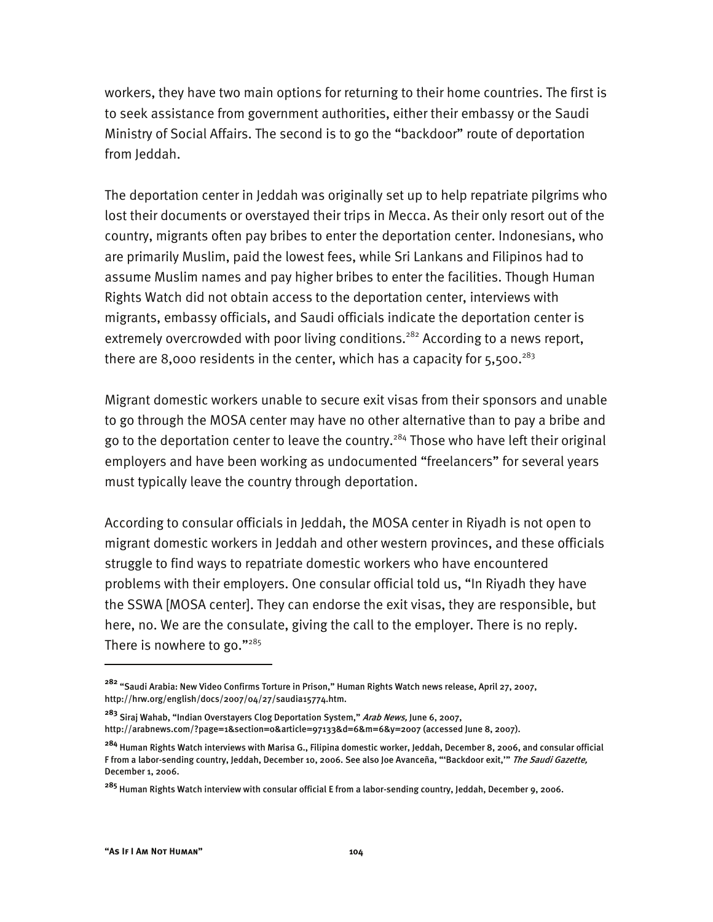workers, they have two main options for returning to their home countries. The first is to seek assistance from government authorities, either their embassy or the Saudi Ministry of Social Affairs. The second is to go the "backdoor" route of deportation from Jeddah.

The deportation center in Jeddah was originally set up to help repatriate pilgrims who lost their documents or overstayed their trips in Mecca. As their only resort out of the country, migrants often pay bribes to enter the deportation center. Indonesians, who are primarily Muslim, paid the lowest fees, while Sri Lankans and Filipinos had to assume Muslim names and pay higher bribes to enter the facilities. Though Human Rights Watch did not obtain access to the deportation center, interviews with migrants, embassy officials, and Saudi officials indicate the deportation center is extremely overcrowded with poor living conditions.[282] According to a news report, there are 8,000 residents in the center, which has a capacity for 5,500.[283]

Migrant domestic workers unable to secure exit visas from their sponsors and unable to go through the MOSA center may have no other alternative than to pay a bribe and go to the deportation center to leave the country.[284] Those who have left their original employers and have been working as undocumented "freelancers" for several years must typically leave the country through deportation.

According to consular officials in Jeddah, the MOSA center in Riyadh is not open to migrant domestic workers in Jeddah and other western provinces, and these officials struggle to find ways to repatriate domestic workers who have encountered problems with their employers. One consular official told us, "In Riyadh they have the SSWA [MOSA center]. They can endorse the exit visas, they are responsible, but here, no. We are the consulate, giving the call to the employer. There is no reply. There is nowhere to go."[285]

---

[282] "Saudi Arabia: New Video Confirms Torture in Prison," Human Rights Watch news release, April 27, 2007, http://hrw.org/english/docs/2007/04/27/saudia15774.htm.

[283] Siraj Wahab, "Indian Overstayers Clog Deportation System," *Arab News,* June 6, 2007, http://arabnews.com/?page=1&section=0&article=97133&d=6&m=6&y=2007 (accessed June 8, 2007).

[284] Human Rights Watch interviews with Marisa G., Filipina domestic worker, Jeddah, December 8, 2006, and consular official F from a labor-sending country, Jeddah, December 10, 2006. See also Joe Avanceña, "'Backdoor exit,'" *The Saudi Gazette,* December 1, 2006.

[285] Human Rights Watch interview with consular official E from a labor-sending country, Jeddah, December 9, 2006.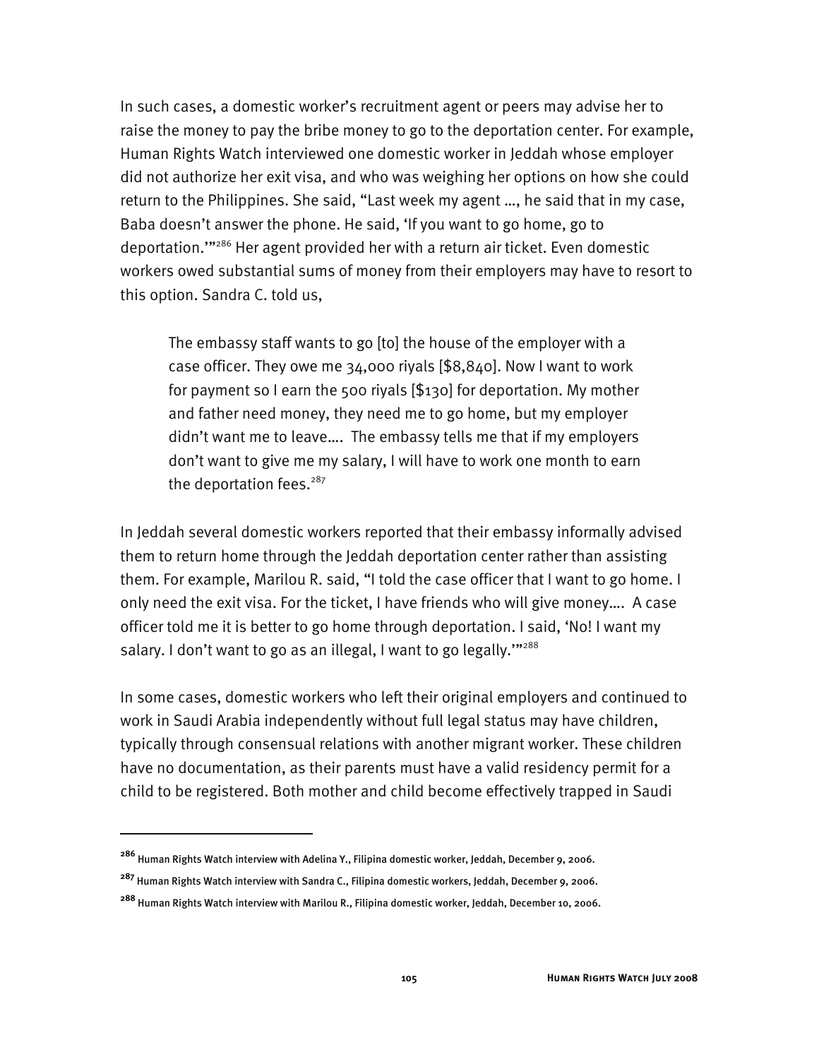In such cases, a domestic worker's recruitment agent or peers may advise her to raise the money to pay the bribe money to go to the deportation center. For example, Human Rights Watch interviewed one domestic worker in Jeddah whose employer did not authorize her exit visa, and who was weighing her options on how she could return to the Philippines. She said, "Last week my agent …, he said that in my case, Baba doesn't answer the phone. He said, 'If you want to go home, go to deportation.'"[286] Her agent provided her with a return air ticket. Even domestic workers owed substantial sums of money from their employers may have to resort to this option. Sandra C. told us,

> The embassy staff wants to go [to] the house of the employer with a case officer. They owe me 34,000 riyals [$8,840]. Now I want to work for payment so I earn the 500 riyals [$130] for deportation. My mother and father need money, they need me to go home, but my employer didn't want me to leave…. The embassy tells me that if my employers don't want to give me my salary, I will have to work one month to earn the deportation fees.[287]

In Jeddah several domestic workers reported that their embassy informally advised them to return home through the Jeddah deportation center rather than assisting them. For example, Marilou R. said, "I told the case officer that I want to go home. I only need the exit visa. For the ticket, I have friends who will give money…. A case officer told me it is better to go home through deportation. I said, 'No! I want my salary. I don't want to go as an illegal, I want to go legally.'"[288]

In some cases, domestic workers who left their original employers and continued to work in Saudi Arabia independently without full legal status may have children, typically through consensual relations with another migrant worker. These children have no documentation, as their parents must have a valid residency permit for a child to be registered. Both mother and child become effectively trapped in Saudi

---

[286] Human Rights Watch interview with Adelina Y., Filipina domestic worker, Jeddah, December 9, 2006.

[287] Human Rights Watch interview with Sandra C., Filipina domestic workers, Jeddah, December 9, 2006.

[288] Human Rights Watch interview with Marilou R., Filipina domestic worker, Jeddah, December 10, 2006.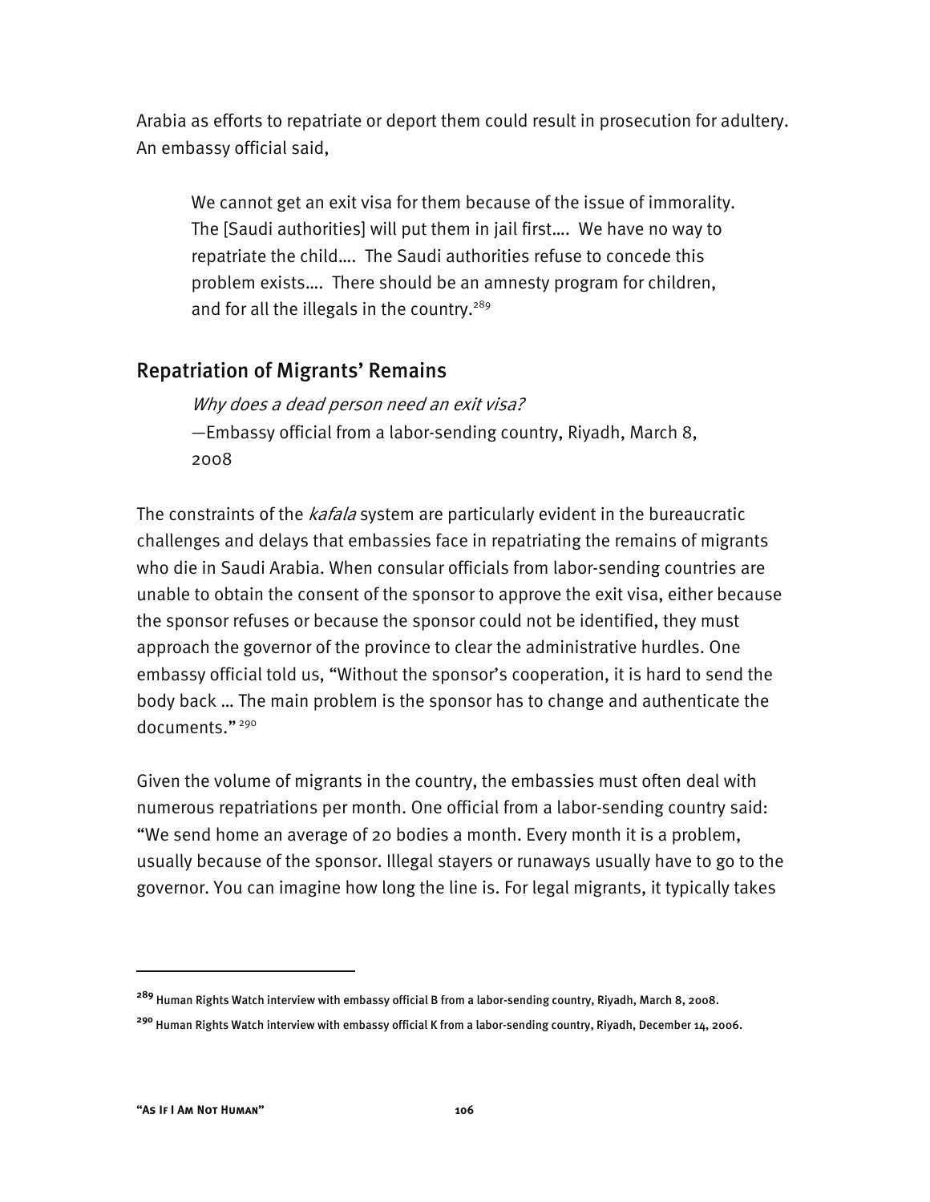Arabia as efforts to repatriate or deport them could result in prosecution for adultery. An embassy official said,

> We cannot get an exit visa for them because of the issue of immorality. The [Saudi authorities] will put them in jail first.... We have no way to repatriate the child.... The Saudi authorities refuse to concede this problem exists.... There should be an amnesty program for children, and for all the illegals in the country.[289]

## Repatriation of Migrants' Remains

> *Why does a dead person need an exit visa?*
> —Embassy official from a labor-sending country, Riyadh, March 8, 2008

The constraints of the *kafala* system are particularly evident in the bureaucratic challenges and delays that embassies face in repatriating the remains of migrants who die in Saudi Arabia. When consular officials from labor-sending countries are unable to obtain the consent of the sponsor to approve the exit visa, either because the sponsor refuses or because the sponsor could not be identified, they must approach the governor of the province to clear the administrative hurdles. One embassy official told us, "Without the sponsor's cooperation, it is hard to send the body back … The main problem is the sponsor has to change and authenticate the documents."[290]

Given the volume of migrants in the country, the embassies must often deal with numerous repatriations per month. One official from a labor-sending country said: "We send home an average of 20 bodies a month. Every month it is a problem, usually because of the sponsor. Illegal stayers or runaways usually have to go to the governor. You can imagine how long the line is. For legal migrants, it typically takes

---

[289] Human Rights Watch interview with embassy official B from a labor-sending country, Riyadh, March 8, 2008.

[290] Human Rights Watch interview with embassy official K from a labor-sending country, Riyadh, December 14, 2006.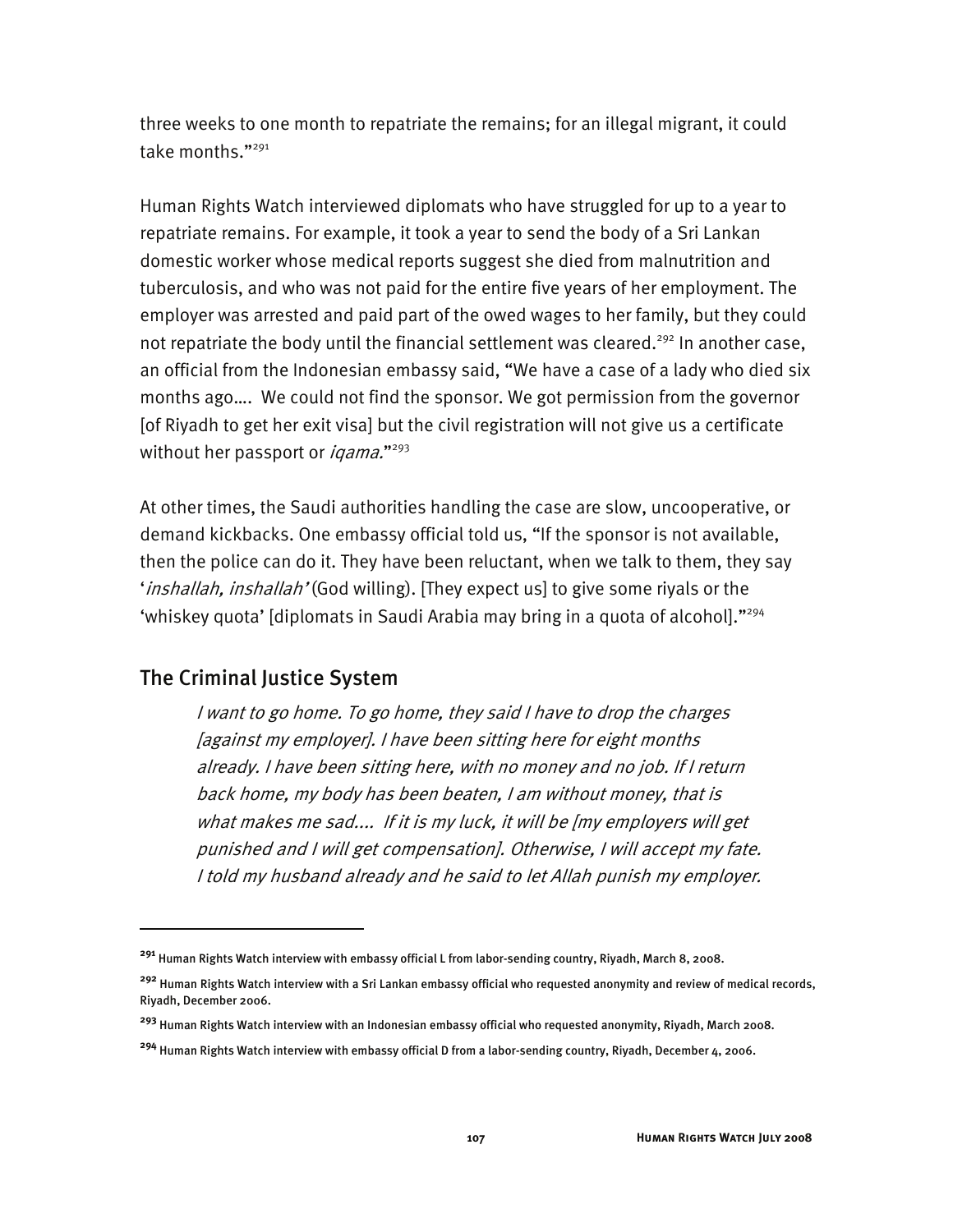three weeks to one month to repatriate the remains; for an illegal migrant, it could take months."[291]

Human Rights Watch interviewed diplomats who have struggled for up to a year to repatriate remains. For example, it took a year to send the body of a Sri Lankan domestic worker whose medical reports suggest she died from malnutrition and tuberculosis, and who was not paid for the entire five years of her employment. The employer was arrested and paid part of the owed wages to her family, but they could not repatriate the body until the financial settlement was cleared.[292] In another case, an official from the Indonesian embassy said, "We have a case of a lady who died six months ago…. We could not find the sponsor. We got permission from the governor [of Riyadh to get her exit visa] but the civil registration will not give us a certificate without her passport or *iqama.*"[293]

At other times, the Saudi authorities handling the case are slow, uncooperative, or demand kickbacks. One embassy official told us, "If the sponsor is not available, then the police can do it. They have been reluctant, when we talk to them, they say '*inshallah, inshallah'* (God willing). [They expect us] to give some riyals or the 'whiskey quota' [diplomats in Saudi Arabia may bring in a quota of alcohol]."[294]

## The Criminal Justice System

> *I want to go home. To go home, they said I have to drop the charges [against my employer]. I have been sitting here for eight months already. I have been sitting here, with no money and no job. If I return back home, my body has been beaten, I am without money, that is what makes me sad.... If it is my luck, it will be [my employers will get punished and I will get compensation]. Otherwise, I will accept my fate. I told my husband already and he said to let Allah punish my employer.*

---

[291] Human Rights Watch interview with embassy official L from labor-sending country, Riyadh, March 8, 2008.

[292] Human Rights Watch interview with a Sri Lankan embassy official who requested anonymity and review of medical records, Riyadh, December 2006.

[293] Human Rights Watch interview with an Indonesian embassy official who requested anonymity, Riyadh, March 2008.

[294] Human Rights Watch interview with embassy official D from a labor-sending country, Riyadh, December 4, 2006.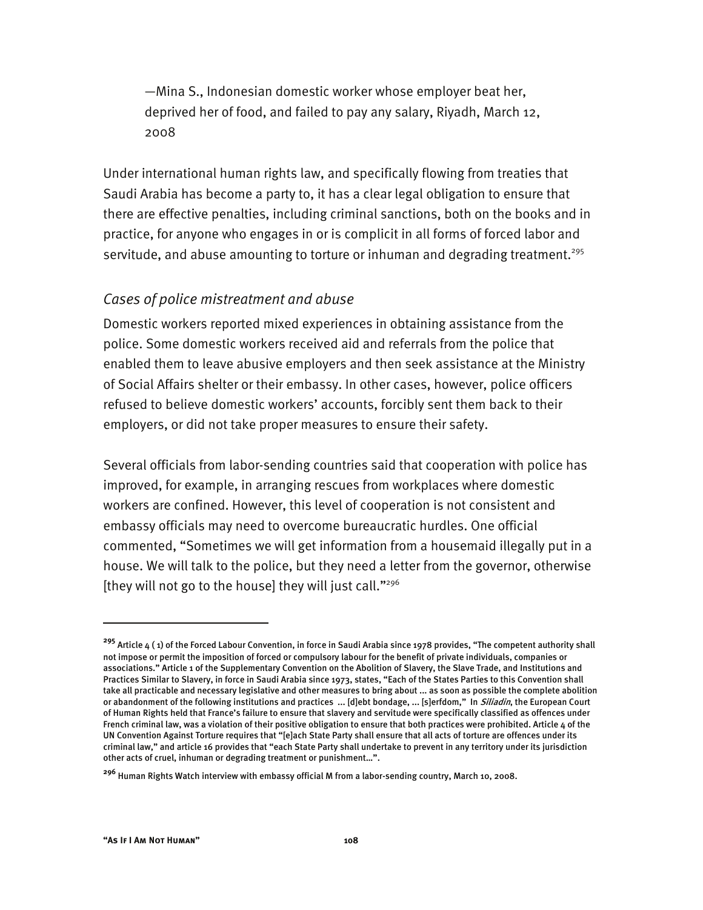—Mina S., Indonesian domestic worker whose employer beat her, deprived her of food, and failed to pay any salary, Riyadh, March 12, 2008

Under international human rights law, and specifically flowing from treaties that Saudi Arabia has become a party to, it has a clear legal obligation to ensure that there are effective penalties, including criminal sanctions, both on the books and in practice, for anyone who engages in or is complicit in all forms of forced labor and servitude, and abuse amounting to torture or inhuman and degrading treatment.[295]

### *Cases of police mistreatment and abuse*

Domestic workers reported mixed experiences in obtaining assistance from the police. Some domestic workers received aid and referrals from the police that enabled them to leave abusive employers and then seek assistance at the Ministry of Social Affairs shelter or their embassy. In other cases, however, police officers refused to believe domestic workers' accounts, forcibly sent them back to their employers, or did not take proper measures to ensure their safety.

Several officials from labor-sending countries said that cooperation with police has improved, for example, in arranging rescues from workplaces where domestic workers are confined. However, this level of cooperation is not consistent and embassy officials may need to overcome bureaucratic hurdles. One official commented, "Sometimes we will get information from a housemaid illegally put in a house. We will talk to the police, but they need a letter from the governor, otherwise [they will not go to the house] they will just call."[296]

---

[295] Article 4 ( 1) of the Forced Labour Convention, in force in Saudi Arabia since 1978 provides, "The competent authority shall not impose or permit the imposition of forced or compulsory labour for the benefit of private individuals, companies or associations." Article 1 of the Supplementary Convention on the Abolition of Slavery, the Slave Trade, and Institutions and Practices Similar to Slavery, in force in Saudi Arabia since 1973, states, "Each of the States Parties to this Convention shall take all practicable and necessary legislative and other measures to bring about ... as soon as possible the complete abolition or abandonment of the following institutions and practices ... [d]ebt bondage, ... [s]erfdom," In *Siliadin*, the European Court of Human Rights held that France's failure to ensure that slavery and servitude were specifically classified as offences under French criminal law, was a violation of their positive obligation to ensure that both practices were prohibited. Article 4 of the UN Convention Against Torture requires that "[e]ach State Party shall ensure that all acts of torture are offences under its criminal law," and article 16 provides that "each State Party shall undertake to prevent in any territory under its jurisdiction other acts of cruel, inhuman or degrading treatment or punishment…".

[296] Human Rights Watch interview with embassy official M from a labor-sending country, March 10, 2008.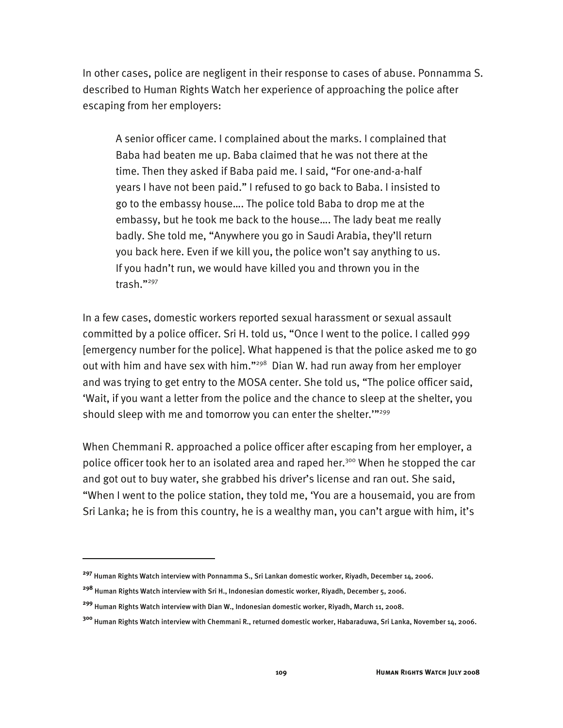In other cases, police are negligent in their response to cases of abuse. Ponnamma S. described to Human Rights Watch her experience of approaching the police after escaping from her employers:

> A senior officer came. I complained about the marks. I complained that Baba had beaten me up. Baba claimed that he was not there at the time. Then they asked if Baba paid me. I said, "For one-and-a-half years I have not been paid." I refused to go back to Baba. I insisted to go to the embassy house…. The police told Baba to drop me at the embassy, but he took me back to the house…. The lady beat me really badly. She told me, "Anywhere you go in Saudi Arabia, they'll return you back here. Even if we kill you, the police won't say anything to us. If you hadn't run, we would have killed you and thrown you in the trash."[297]

In a few cases, domestic workers reported sexual harassment or sexual assault committed by a police officer. Sri H. told us, "Once I went to the police. I called 999 [emergency number for the police]. What happened is that the police asked me to go out with him and have sex with him."[298] Dian W. had run away from her employer and was trying to get entry to the MOSA center. She told us, "The police officer said, 'Wait, if you want a letter from the police and the chance to sleep at the shelter, you should sleep with me and tomorrow you can enter the shelter.'"[299]

When Chemmani R. approached a police officer after escaping from her employer, a police officer took her to an isolated area and raped her.[300] When he stopped the car and got out to buy water, she grabbed his driver's license and ran out. She said, "When I went to the police station, they told me, 'You are a housemaid, you are from Sri Lanka; he is from this country, he is a wealthy man, you can't argue with him, it's

---

[297] Human Rights Watch interview with Ponnamma S., Sri Lankan domestic worker, Riyadh, December 14, 2006.

[298] Human Rights Watch interview with Sri H., Indonesian domestic worker, Riyadh, December 5, 2006.

[299] Human Rights Watch interview with Dian W., Indonesian domestic worker, Riyadh, March 11, 2008.

[300] Human Rights Watch interview with Chemmani R., returned domestic worker, Habaraduwa, Sri Lanka, November 14, 2006.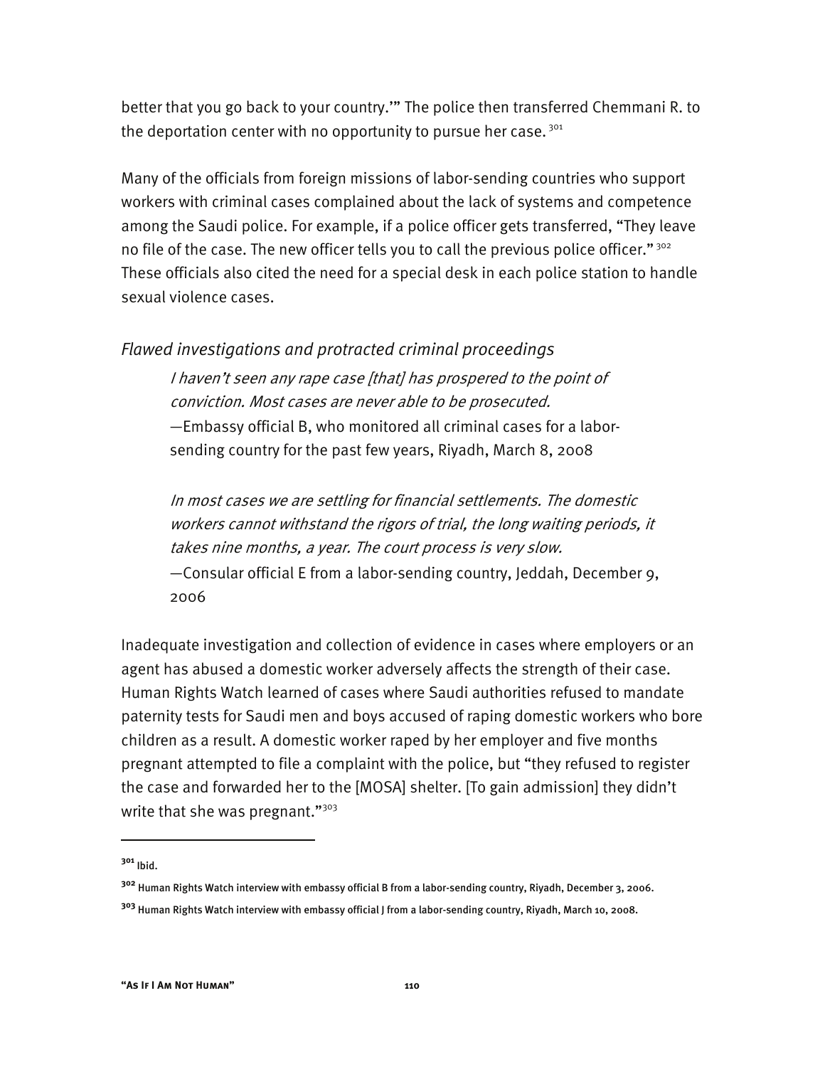better that you go back to your country.'" The police then transferred Chemmani R. to the deportation center with no opportunity to pursue her case.[301]

Many of the officials from foreign missions of labor-sending countries who support workers with criminal cases complained about the lack of systems and competence among the Saudi police. For example, if a police officer gets transferred, "They leave no file of the case. The new officer tells you to call the previous police officer."[302] These officials also cited the need for a special desk in each police station to handle sexual violence cases.

### *Flawed investigations and protracted criminal proceedings*

> *I haven't seen any rape case [that] has prospered to the point of conviction. Most cases are never able to be prosecuted.*
> —Embassy official B, who monitored all criminal cases for a labor-sending country for the past few years, Riyadh, March 8, 2008

> *In most cases we are settling for financial settlements. The domestic workers cannot withstand the rigors of trial, the long waiting periods, it takes nine months, a year. The court process is very slow.*
> —Consular official E from a labor-sending country, Jeddah, December 9, 2006

Inadequate investigation and collection of evidence in cases where employers or an agent has abused a domestic worker adversely affects the strength of their case. Human Rights Watch learned of cases where Saudi authorities refused to mandate paternity tests for Saudi men and boys accused of raping domestic workers who bore children as a result. A domestic worker raped by her employer and five months pregnant attempted to file a complaint with the police, but "they refused to register the case and forwarded her to the [MOSA] shelter. [To gain admission] they didn't write that she was pregnant."[303]

---

[301] Ibid.

[302] Human Rights Watch interview with embassy official B from a labor-sending country, Riyadh, December 3, 2006.

[303] Human Rights Watch interview with embassy official J from a labor-sending country, Riyadh, March 10, 2008.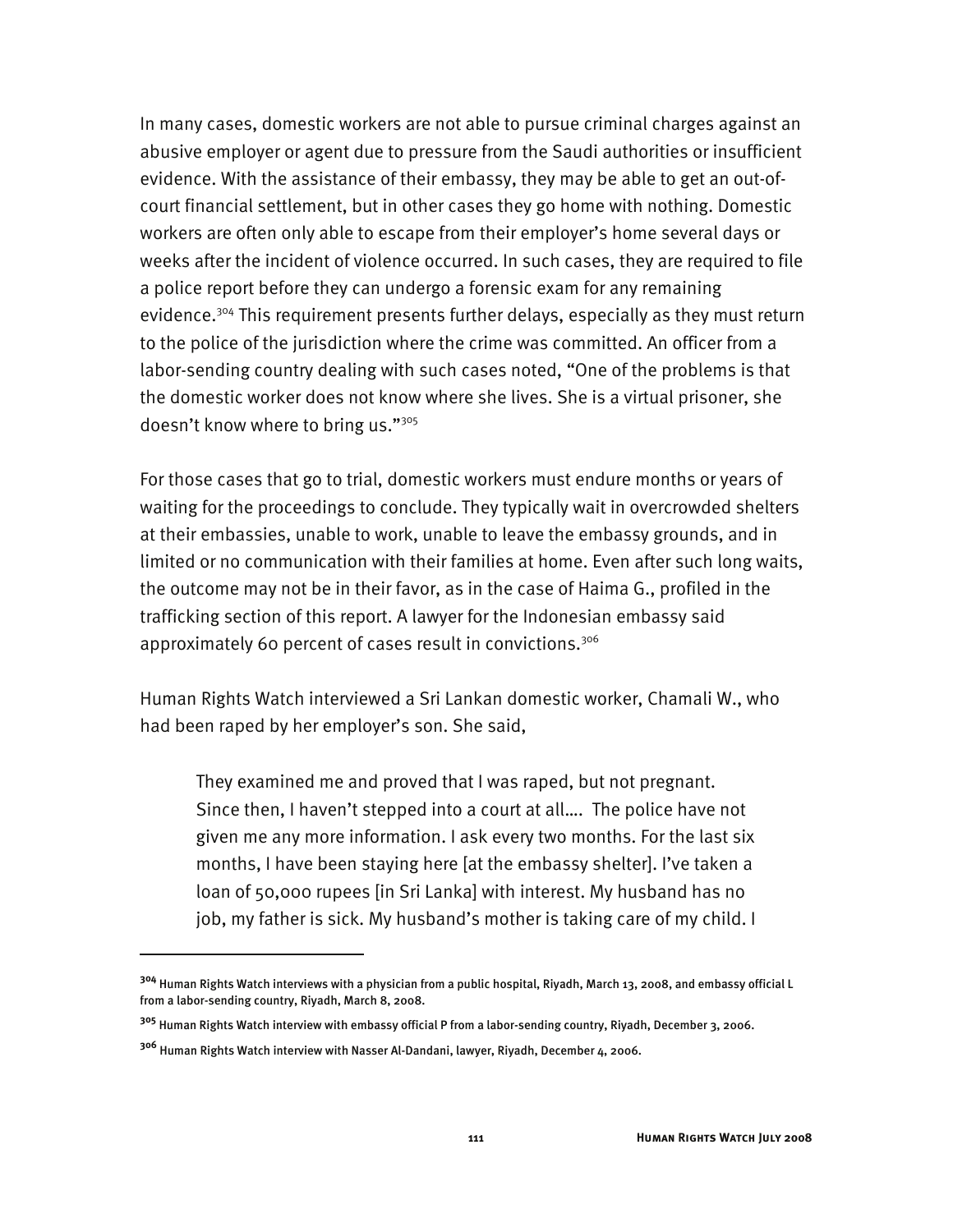In many cases, domestic workers are not able to pursue criminal charges against an abusive employer or agent due to pressure from the Saudi authorities or insufficient evidence. With the assistance of their embassy, they may be able to get an out-of-court financial settlement, but in other cases they go home with nothing. Domestic workers are often only able to escape from their employer's home several days or weeks after the incident of violence occurred. In such cases, they are required to file a police report before they can undergo a forensic exam for any remaining evidence.[304] This requirement presents further delays, especially as they must return to the police of the jurisdiction where the crime was committed. An officer from a labor-sending country dealing with such cases noted, "One of the problems is that the domestic worker does not know where she lives. She is a virtual prisoner, she doesn't know where to bring us."[305]

For those cases that go to trial, domestic workers must endure months or years of waiting for the proceedings to conclude. They typically wait in overcrowded shelters at their embassies, unable to work, unable to leave the embassy grounds, and in limited or no communication with their families at home. Even after such long waits, the outcome may not be in their favor, as in the case of Haima G., profiled in the trafficking section of this report. A lawyer for the Indonesian embassy said approximately 60 percent of cases result in convictions.[306]

Human Rights Watch interviewed a Sri Lankan domestic worker, Chamali W., who had been raped by her employer's son. She said,

> They examined me and proved that I was raped, but not pregnant. Since then, I haven't stepped into a court at all…. The police have not given me any more information. I ask every two months. For the last six months, I have been staying here [at the embassy shelter]. I've taken a loan of 50,000 rupees [in Sri Lanka] with interest. My husband has no job, my father is sick. My husband's mother is taking care of my child. I

---

[304] Human Rights Watch interviews with a physician from a public hospital, Riyadh, March 13, 2008, and embassy official L from a labor-sending country, Riyadh, March 8, 2008.

[305] Human Rights Watch interview with embassy official P from a labor-sending country, Riyadh, December 3, 2006.

[306] Human Rights Watch interview with Nasser Al-Dandani, lawyer, Riyadh, December 4, 2006.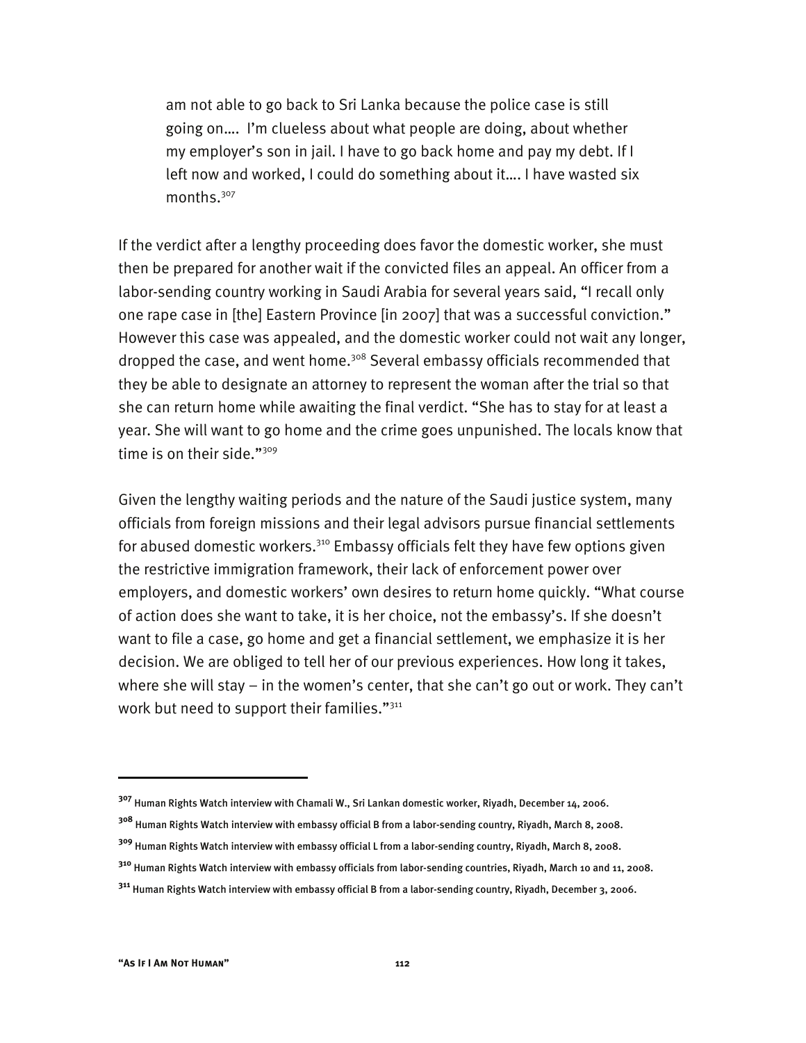> am not able to go back to Sri Lanka because the police case is still going on…. I'm clueless about what people are doing, about whether my employer's son in jail. I have to go back home and pay my debt. If I left now and worked, I could do something about it…. I have wasted six months.[307]

If the verdict after a lengthy proceeding does favor the domestic worker, she must then be prepared for another wait if the convicted files an appeal. An officer from a labor-sending country working in Saudi Arabia for several years said, "I recall only one rape case in [the] Eastern Province [in 2007] that was a successful conviction." However this case was appealed, and the domestic worker could not wait any longer, dropped the case, and went home.[308] Several embassy officials recommended that they be able to designate an attorney to represent the woman after the trial so that she can return home while awaiting the final verdict. "She has to stay for at least a year. She will want to go home and the crime goes unpunished. The locals know that time is on their side."[309]

Given the lengthy waiting periods and the nature of the Saudi justice system, many officials from foreign missions and their legal advisors pursue financial settlements for abused domestic workers.[310] Embassy officials felt they have few options given the restrictive immigration framework, their lack of enforcement power over employers, and domestic workers' own desires to return home quickly. "What course of action does she want to take, it is her choice, not the embassy's. If she doesn't want to file a case, go home and get a financial settlement, we emphasize it is her decision. We are obliged to tell her of our previous experiences. How long it takes, where she will stay – in the women's center, that she can't go out or work. They can't work but need to support their families."[311]

---

[307] Human Rights Watch interview with Chamali W., Sri Lankan domestic worker, Riyadh, December 14, 2006.

[308] Human Rights Watch interview with embassy official B from a labor-sending country, Riyadh, March 8, 2008.

[309] Human Rights Watch interview with embassy official L from a labor-sending country, Riyadh, March 8, 2008.

[310] Human Rights Watch interview with embassy officials from labor-sending countries, Riyadh, March 10 and 11, 2008.

[311] Human Rights Watch interview with embassy official B from a labor-sending country, Riyadh, December 3, 2006.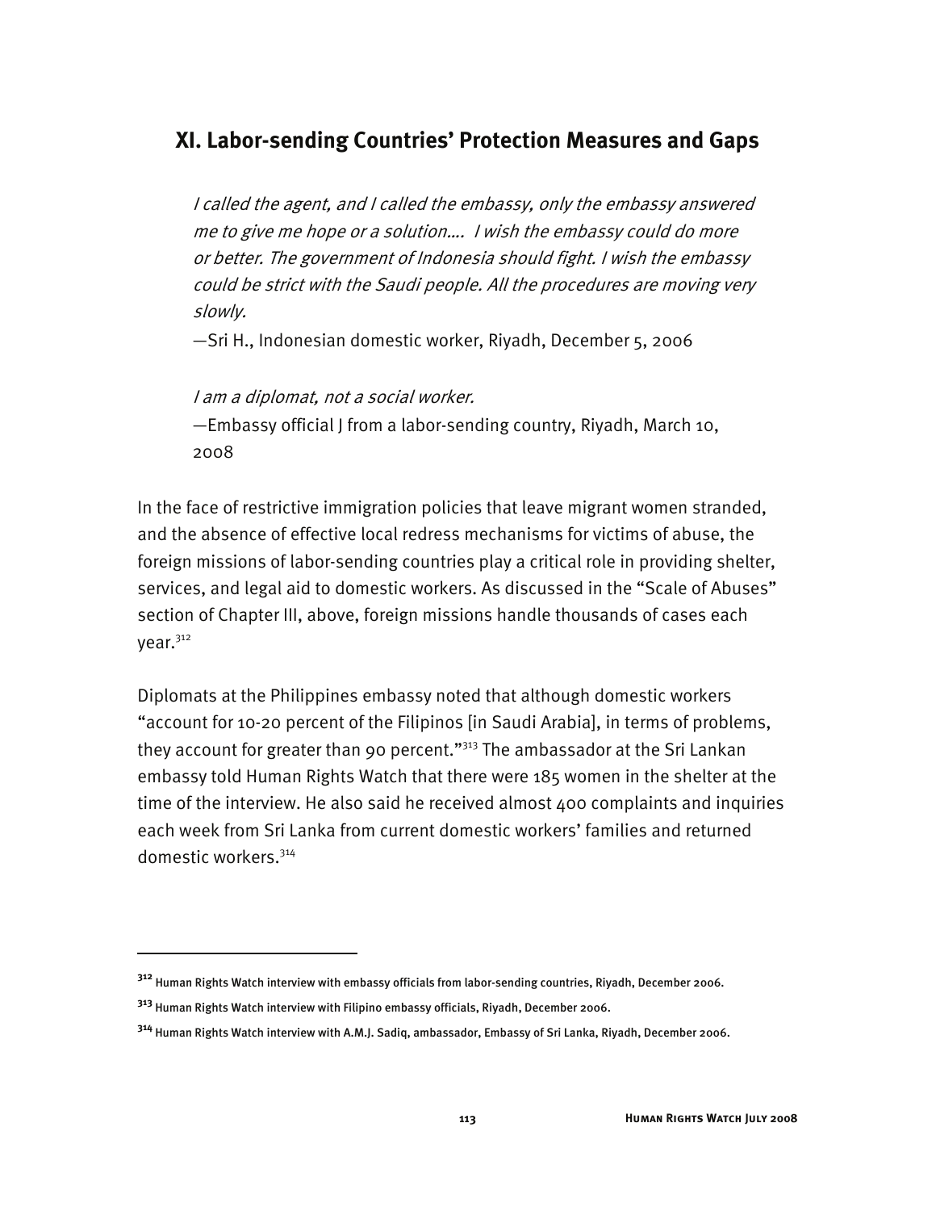## XI. Labor-sending Countries' Protection Measures and Gaps

> *I called the agent, and I called the embassy, only the embassy answered me to give me hope or a solution…. I wish the embassy could do more or better. The government of Indonesia should fight. I wish the embassy could be strict with the Saudi people. All the procedures are moving very slowly.*
>
> —Sri H., Indonesian domestic worker, Riyadh, December 5, 2006

> *I am a diplomat, not a social worker.*
>
> —Embassy official J from a labor-sending country, Riyadh, March 10, 2008

In the face of restrictive immigration policies that leave migrant women stranded, and the absence of effective local redress mechanisms for victims of abuse, the foreign missions of labor-sending countries play a critical role in providing shelter, services, and legal aid to domestic workers. As discussed in the "Scale of Abuses" section of Chapter III, above, foreign missions handle thousands of cases each year.[312]

Diplomats at the Philippines embassy noted that although domestic workers "account for 10-20 percent of the Filipinos [in Saudi Arabia], in terms of problems, they account for greater than 90 percent."[313] The ambassador at the Sri Lankan embassy told Human Rights Watch that there were 185 women in the shelter at the time of the interview. He also said he received almost 400 complaints and inquiries each week from Sri Lanka from current domestic workers' families and returned domestic workers.[314]

---

[312] Human Rights Watch interview with embassy officials from labor-sending countries, Riyadh, December 2006.

[313] Human Rights Watch interview with Filipino embassy officials, Riyadh, December 2006.

[314] Human Rights Watch interview with A.M.J. Sadiq, ambassador, Embassy of Sri Lanka, Riyadh, December 2006.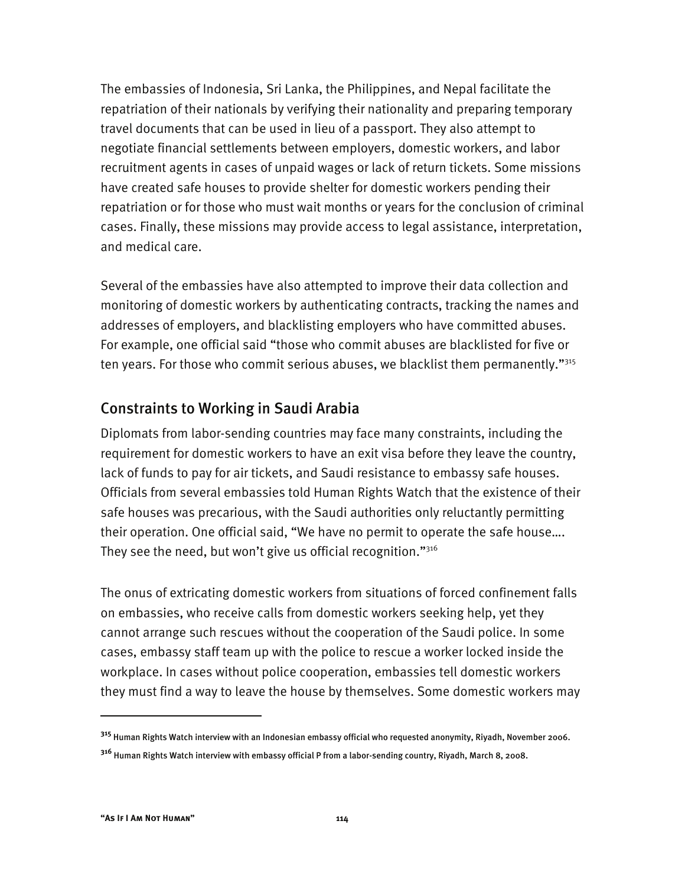The embassies of Indonesia, Sri Lanka, the Philippines, and Nepal facilitate the repatriation of their nationals by verifying their nationality and preparing temporary travel documents that can be used in lieu of a passport. They also attempt to negotiate financial settlements between employers, domestic workers, and labor recruitment agents in cases of unpaid wages or lack of return tickets. Some missions have created safe houses to provide shelter for domestic workers pending their repatriation or for those who must wait months or years for the conclusion of criminal cases. Finally, these missions may provide access to legal assistance, interpretation, and medical care.

Several of the embassies have also attempted to improve their data collection and monitoring of domestic workers by authenticating contracts, tracking the names and addresses of employers, and blacklisting employers who have committed abuses. For example, one official said "those who commit abuses are blacklisted for five or ten years. For those who commit serious abuses, we blacklist them permanently."[315]

## Constraints to Working in Saudi Arabia

Diplomats from labor-sending countries may face many constraints, including the requirement for domestic workers to have an exit visa before they leave the country, lack of funds to pay for air tickets, and Saudi resistance to embassy safe houses. Officials from several embassies told Human Rights Watch that the existence of their safe houses was precarious, with the Saudi authorities only reluctantly permitting their operation. One official said, "We have no permit to operate the safe house…. They see the need, but won't give us official recognition."[316]

The onus of extricating domestic workers from situations of forced confinement falls on embassies, who receive calls from domestic workers seeking help, yet they cannot arrange such rescues without the cooperation of the Saudi police. In some cases, embassy staff team up with the police to rescue a worker locked inside the workplace. In cases without police cooperation, embassies tell domestic workers they must find a way to leave the house by themselves. Some domestic workers may

---

[315] Human Rights Watch interview with an Indonesian embassy official who requested anonymity, Riyadh, November 2006.

[316] Human Rights Watch interview with embassy official P from a labor-sending country, Riyadh, March 8, 2008.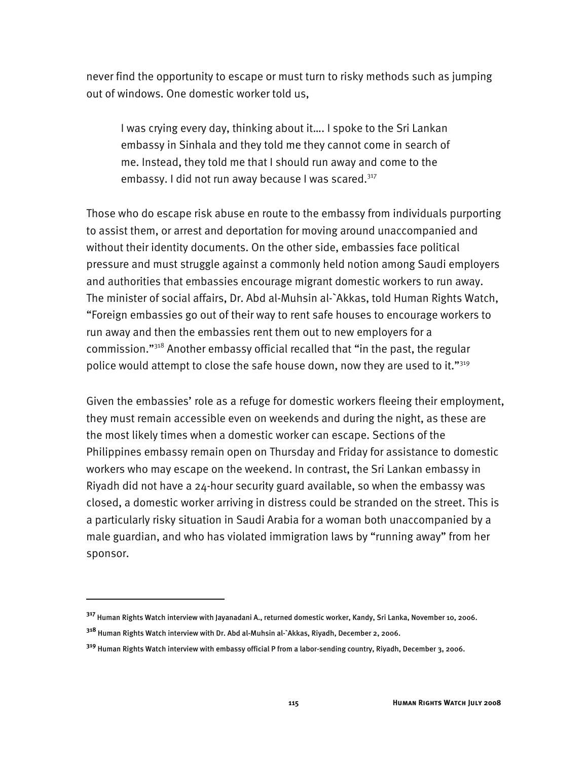never find the opportunity to escape or must turn to risky methods such as jumping out of windows. One domestic worker told us,

> I was crying every day, thinking about it…. I spoke to the Sri Lankan embassy in Sinhala and they told me they cannot come in search of me. Instead, they told me that I should run away and come to the embassy. I did not run away because I was scared.[317]

Those who do escape risk abuse en route to the embassy from individuals purporting to assist them, or arrest and deportation for moving around unaccompanied and without their identity documents. On the other side, embassies face political pressure and must struggle against a commonly held notion among Saudi employers and authorities that embassies encourage migrant domestic workers to run away. The minister of social affairs, Dr. Abd al-Muhsin al-`Akkas, told Human Rights Watch, "Foreign embassies go out of their way to rent safe houses to encourage workers to run away and then the embassies rent them out to new employers for a commission."[318] Another embassy official recalled that "in the past, the regular police would attempt to close the safe house down, now they are used to it."[319]

Given the embassies' role as a refuge for domestic workers fleeing their employment, they must remain accessible even on weekends and during the night, as these are the most likely times when a domestic worker can escape. Sections of the Philippines embassy remain open on Thursday and Friday for assistance to domestic workers who may escape on the weekend. In contrast, the Sri Lankan embassy in Riyadh did not have a 24-hour security guard available, so when the embassy was closed, a domestic worker arriving in distress could be stranded on the street. This is a particularly risky situation in Saudi Arabia for a woman both unaccompanied by a male guardian, and who has violated immigration laws by "running away" from her sponsor.

---

[317] Human Rights Watch interview with Jayanadani A., returned domestic worker, Kandy, Sri Lanka, November 10, 2006.

[318] Human Rights Watch interview with Dr. Abd al-Muhsin al-`Akkas, Riyadh, December 2, 2006.

[319] Human Rights Watch interview with embassy official P from a labor-sending country, Riyadh, December 3, 2006.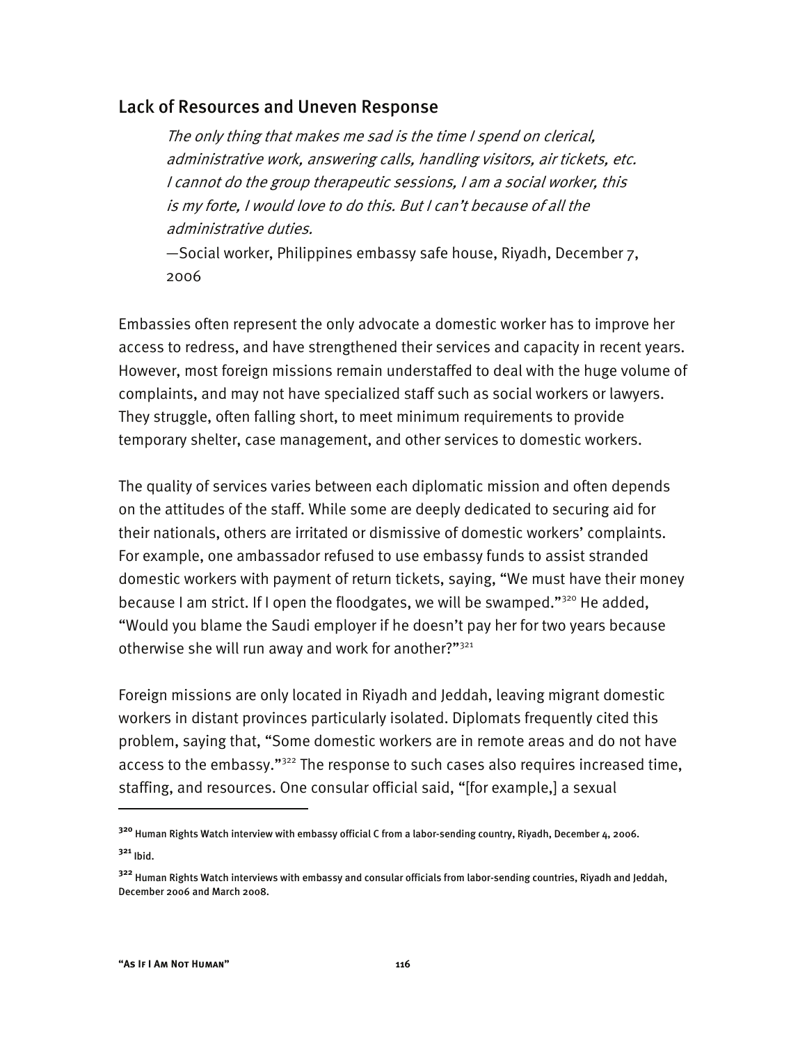## Lack of Resources and Uneven Response

> *The only thing that makes me sad is the time I spend on clerical, administrative work, answering calls, handling visitors, air tickets, etc. I cannot do the group therapeutic sessions, I am a social worker, this is my forte, I would love to do this. But I can't because of all the administrative duties.*
>
> —Social worker, Philippines embassy safe house, Riyadh, December 7, 2006

Embassies often represent the only advocate a domestic worker has to improve her access to redress, and have strengthened their services and capacity in recent years. However, most foreign missions remain understaffed to deal with the huge volume of complaints, and may not have specialized staff such as social workers or lawyers. They struggle, often falling short, to meet minimum requirements to provide temporary shelter, case management, and other services to domestic workers.

The quality of services varies between each diplomatic mission and often depends on the attitudes of the staff. While some are deeply dedicated to securing aid for their nationals, others are irritated or dismissive of domestic workers' complaints. For example, one ambassador refused to use embassy funds to assist stranded domestic workers with payment of return tickets, saying, "We must have their money because I am strict. If I open the floodgates, we will be swamped."[320] He added, "Would you blame the Saudi employer if he doesn't pay her for two years because otherwise she will run away and work for another?"[321]

Foreign missions are only located in Riyadh and Jeddah, leaving migrant domestic workers in distant provinces particularly isolated. Diplomats frequently cited this problem, saying that, "Some domestic workers are in remote areas and do not have access to the embassy."[322] The response to such cases also requires increased time, staffing, and resources. One consular official said, "[for example,] a sexual

---

[320] Human Rights Watch interview with embassy official C from a labor-sending country, Riyadh, December 4, 2006.

[321] Ibid.

[322] Human Rights Watch interviews with embassy and consular officials from labor-sending countries, Riyadh and Jeddah, December 2006 and March 2008.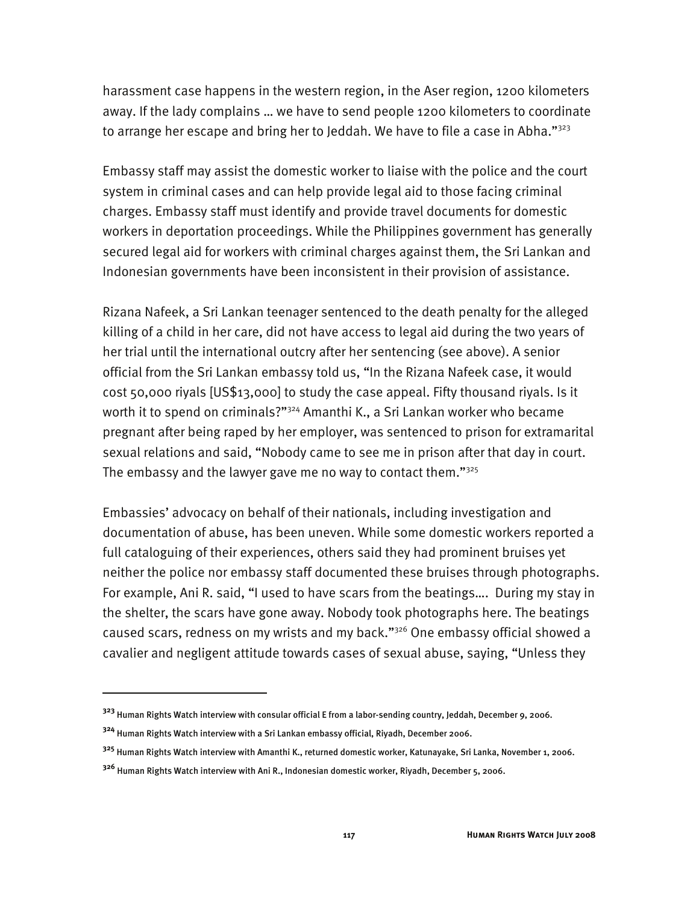harassment case happens in the western region, in the Aser region, 1200 kilometers away. If the lady complains … we have to send people 1200 kilometers to coordinate to arrange her escape and bring her to Jeddah. We have to file a case in Abha."[323]

Embassy staff may assist the domestic worker to liaise with the police and the court system in criminal cases and can help provide legal aid to those facing criminal charges. Embassy staff must identify and provide travel documents for domestic workers in deportation proceedings. While the Philippines government has generally secured legal aid for workers with criminal charges against them, the Sri Lankan and Indonesian governments have been inconsistent in their provision of assistance.

Rizana Nafeek, a Sri Lankan teenager sentenced to the death penalty for the alleged killing of a child in her care, did not have access to legal aid during the two years of her trial until the international outcry after her sentencing (see above). A senior official from the Sri Lankan embassy told us, "In the Rizana Nafeek case, it would cost 50,000 riyals [US$13,000] to study the case appeal. Fifty thousand riyals. Is it worth it to spend on criminals?"[324] Amanthi K., a Sri Lankan worker who became pregnant after being raped by her employer, was sentenced to prison for extramarital sexual relations and said, "Nobody came to see me in prison after that day in court. The embassy and the lawyer gave me no way to contact them."[325]

Embassies' advocacy on behalf of their nationals, including investigation and documentation of abuse, has been uneven. While some domestic workers reported a full cataloguing of their experiences, others said they had prominent bruises yet neither the police nor embassy staff documented these bruises through photographs. For example, Ani R. said, "I used to have scars from the beatings…. During my stay in the shelter, the scars have gone away. Nobody took photographs here. The beatings caused scars, redness on my wrists and my back."[326] One embassy official showed a cavalier and negligent attitude towards cases of sexual abuse, saying, "Unless they

---

[323] Human Rights Watch interview with consular official E from a labor-sending country, Jeddah, December 9, 2006.

[324] Human Rights Watch interview with a Sri Lankan embassy official, Riyadh, December 2006.

[325] Human Rights Watch interview with Amanthi K., returned domestic worker, Katunayake, Sri Lanka, November 1, 2006.

[326] Human Rights Watch interview with Ani R., Indonesian domestic worker, Riyadh, December 5, 2006.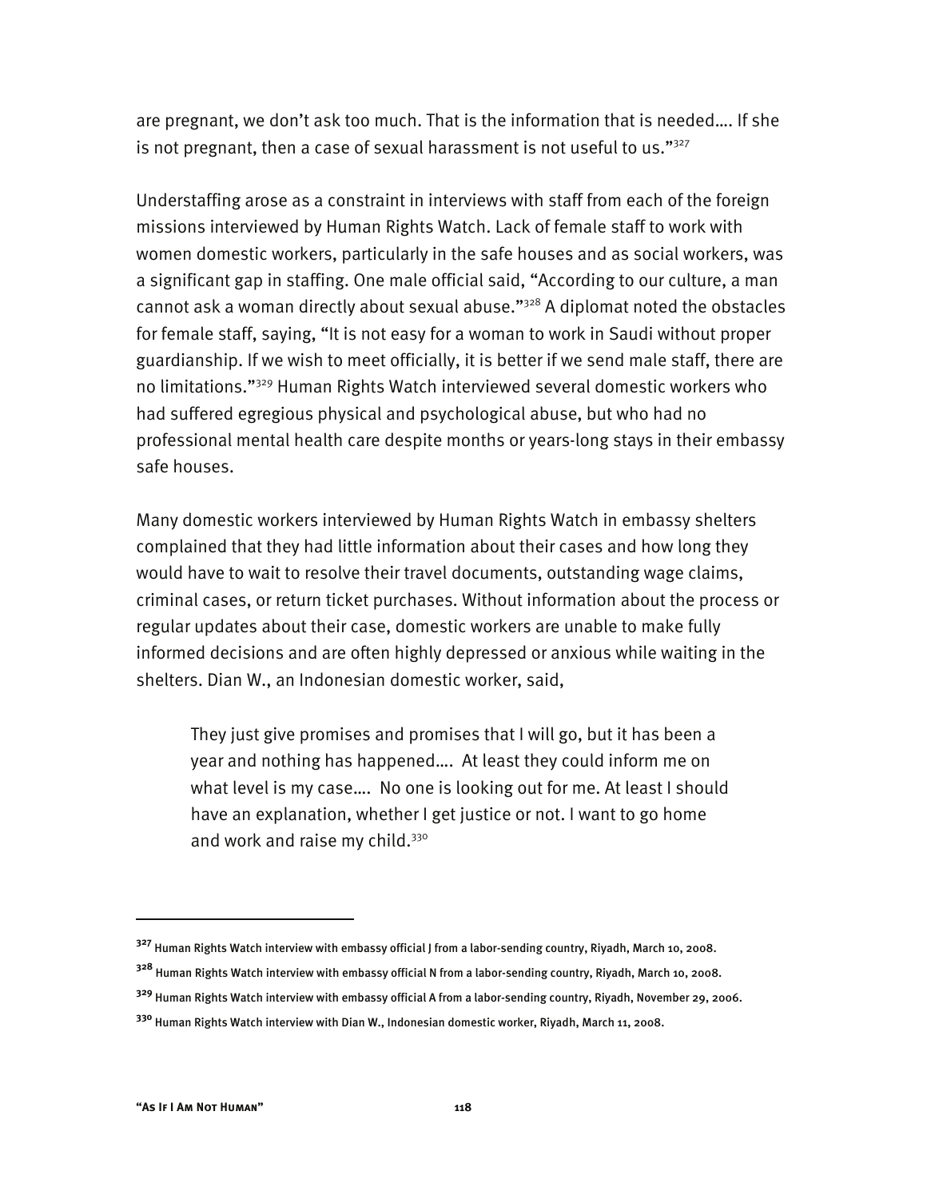are pregnant, we don't ask too much. That is the information that is needed…. If she is not pregnant, then a case of sexual harassment is not useful to us."[327]

Understaffing arose as a constraint in interviews with staff from each of the foreign missions interviewed by Human Rights Watch. Lack of female staff to work with women domestic workers, particularly in the safe houses and as social workers, was a significant gap in staffing. One male official said, "According to our culture, a man cannot ask a woman directly about sexual abuse."[328] A diplomat noted the obstacles for female staff, saying, "It is not easy for a woman to work in Saudi without proper guardianship. If we wish to meet officially, it is better if we send male staff, there are no limitations."[329] Human Rights Watch interviewed several domestic workers who had suffered egregious physical and psychological abuse, but who had no professional mental health care despite months or years-long stays in their embassy safe houses.

Many domestic workers interviewed by Human Rights Watch in embassy shelters complained that they had little information about their cases and how long they would have to wait to resolve their travel documents, outstanding wage claims, criminal cases, or return ticket purchases. Without information about the process or regular updates about their case, domestic workers are unable to make fully informed decisions and are often highly depressed or anxious while waiting in the shelters. Dian W., an Indonesian domestic worker, said,

> They just give promises and promises that I will go, but it has been a year and nothing has happened…. At least they could inform me on what level is my case…. No one is looking out for me. At least I should have an explanation, whether I get justice or not. I want to go home and work and raise my child.[330]

---

[327] Human Rights Watch interview with embassy official J from a labor-sending country, Riyadh, March 10, 2008.

[328] Human Rights Watch interview with embassy official N from a labor-sending country, Riyadh, March 10, 2008.

[329] Human Rights Watch interview with embassy official A from a labor-sending country, Riyadh, November 29, 2006.

[330] Human Rights Watch interview with Dian W., Indonesian domestic worker, Riyadh, March 11, 2008.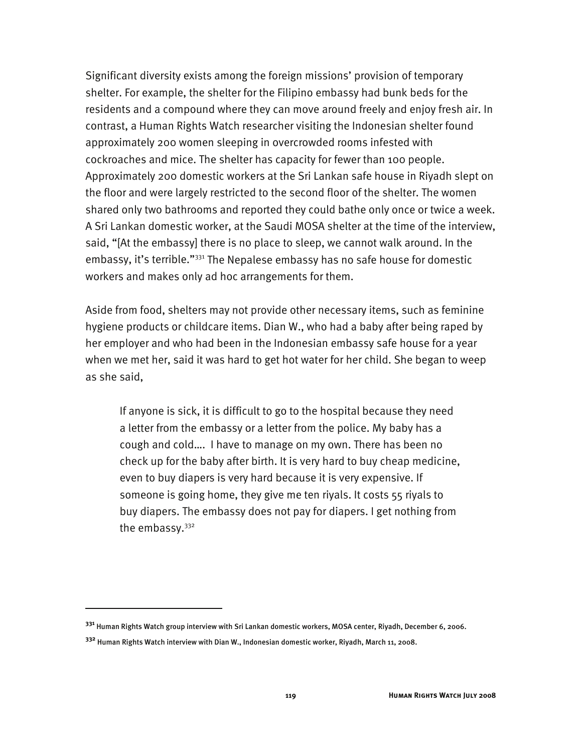Significant diversity exists among the foreign missions' provision of temporary shelter. For example, the shelter for the Filipino embassy had bunk beds for the residents and a compound where they can move around freely and enjoy fresh air. In contrast, a Human Rights Watch researcher visiting the Indonesian shelter found approximately 200 women sleeping in overcrowded rooms infested with cockroaches and mice. The shelter has capacity for fewer than 100 people. Approximately 200 domestic workers at the Sri Lankan safe house in Riyadh slept on the floor and were largely restricted to the second floor of the shelter. The women shared only two bathrooms and reported they could bathe only once or twice a week. A Sri Lankan domestic worker, at the Saudi MOSA shelter at the time of the interview, said, "[At the embassy] there is no place to sleep, we cannot walk around. In the embassy, it's terrible."[331] The Nepalese embassy has no safe house for domestic workers and makes only ad hoc arrangements for them.

Aside from food, shelters may not provide other necessary items, such as feminine hygiene products or childcare items. Dian W., who had a baby after being raped by her employer and who had been in the Indonesian embassy safe house for a year when we met her, said it was hard to get hot water for her child. She began to weep as she said,

> If anyone is sick, it is difficult to go to the hospital because they need a letter from the embassy or a letter from the police. My baby has a cough and cold…. I have to manage on my own. There has been no check up for the baby after birth. It is very hard to buy cheap medicine, even to buy diapers is very hard because it is very expensive. If someone is going home, they give me ten riyals. It costs 55 riyals to buy diapers. The embassy does not pay for diapers. I get nothing from the embassy.[332]

---

[331] Human Rights Watch group interview with Sri Lankan domestic workers, MOSA center, Riyadh, December 6, 2006.

[332] Human Rights Watch interview with Dian W., Indonesian domestic worker, Riyadh, March 11, 2008.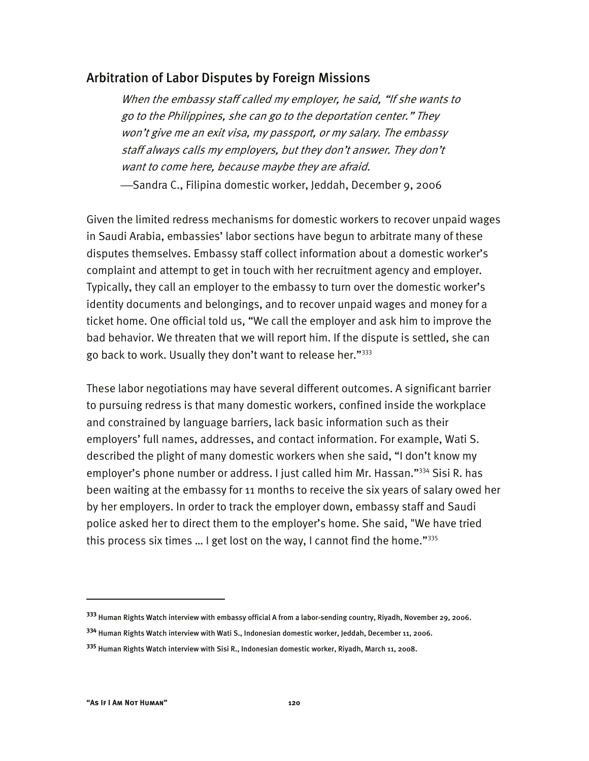## Arbitration of Labor Disputes by Foreign Missions

> *When the embassy staff called my employer, he said, "If she wants to go to the Philippines, she can go to the deportation center." They won't give me an exit visa, my passport, or my salary. The embassy staff always calls my employers, but they don't answer. They don't want to come here, because maybe they are afraid.*
>
> —Sandra C., Filipina domestic worker, Jeddah, December 9, 2006

Given the limited redress mechanisms for domestic workers to recover unpaid wages in Saudi Arabia, embassies' labor sections have begun to arbitrate many of these disputes themselves. Embassy staff collect information about a domestic worker's complaint and attempt to get in touch with her recruitment agency and employer. Typically, they call an employer to the embassy to turn over the domestic worker's identity documents and belongings, and to recover unpaid wages and money for a ticket home. One official told us, "We call the employer and ask him to improve the bad behavior. We threaten that we will report him. If the dispute is settled, she can go back to work. Usually they don't want to release her."[333]

These labor negotiations may have several different outcomes. A significant barrier to pursuing redress is that many domestic workers, confined inside the workplace and constrained by language barriers, lack basic information such as their employers' full names, addresses, and contact information. For example, Wati S. described the plight of many domestic workers when she said, "I don't know my employer's phone number or address. I just called him Mr. Hassan."[334] Sisi R. has been waiting at the embassy for 11 months to receive the six years of salary owed her by her employers. In order to track the employer down, embassy staff and Saudi police asked her to direct them to the employer's home. She said, "We have tried this process six times … I get lost on the way, I cannot find the home."[335]

---

[333] Human Rights Watch interview with embassy official A from a labor-sending country, Riyadh, November 29, 2006.

[334] Human Rights Watch interview with Wati S., Indonesian domestic worker, Jeddah, December 11, 2006.

[335] Human Rights Watch interview with Sisi R., Indonesian domestic worker, Riyadh, March 11, 2008.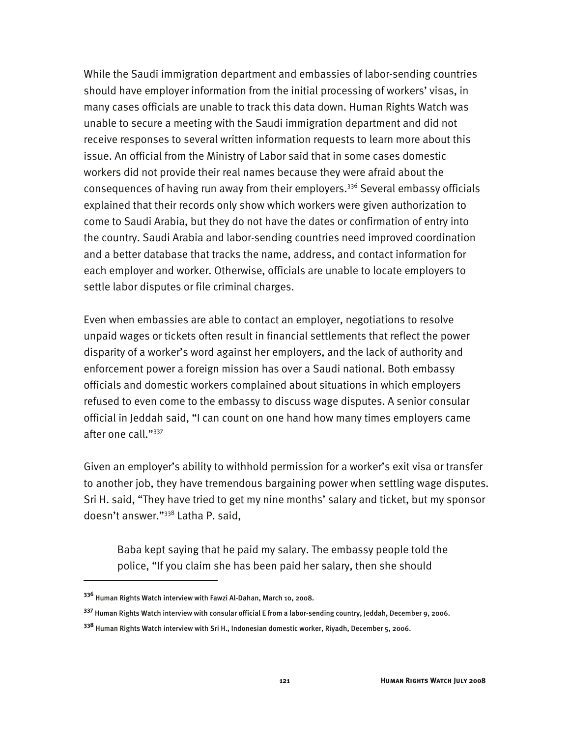While the Saudi immigration department and embassies of labor-sending countries should have employer information from the initial processing of workers' visas, in many cases officials are unable to track this data down. Human Rights Watch was unable to secure a meeting with the Saudi immigration department and did not receive responses to several written information requests to learn more about this issue. An official from the Ministry of Labor said that in some cases domestic workers did not provide their real names because they were afraid about the consequences of having run away from their employers.[336] Several embassy officials explained that their records only show which workers were given authorization to come to Saudi Arabia, but they do not have the dates or confirmation of entry into the country. Saudi Arabia and labor-sending countries need improved coordination and a better database that tracks the name, address, and contact information for each employer and worker. Otherwise, officials are unable to locate employers to settle labor disputes or file criminal charges.

Even when embassies are able to contact an employer, negotiations to resolve unpaid wages or tickets often result in financial settlements that reflect the power disparity of a worker's word against her employers, and the lack of authority and enforcement power a foreign mission has over a Saudi national. Both embassy officials and domestic workers complained about situations in which employers refused to even come to the embassy to discuss wage disputes. A senior consular official in Jeddah said, "I can count on one hand how many times employers came after one call."[337]

Given an employer's ability to withhold permission for a worker's exit visa or transfer to another job, they have tremendous bargaining power when settling wage disputes. Sri H. said, "They have tried to get my nine months' salary and ticket, but my sponsor doesn't answer."[338] Latha P. said,

> Baba kept saying that he paid my salary. The embassy people told the police, "If you claim she has been paid her salary, then she should

---

[336] Human Rights Watch interview with Fawzi Al-Dahan, March 10, 2008.

[337] Human Rights Watch interview with consular official E from a labor-sending country, Jeddah, December 9, 2006.

[338] Human Rights Watch interview with Sri H., Indonesian domestic worker, Riyadh, December 5, 2006.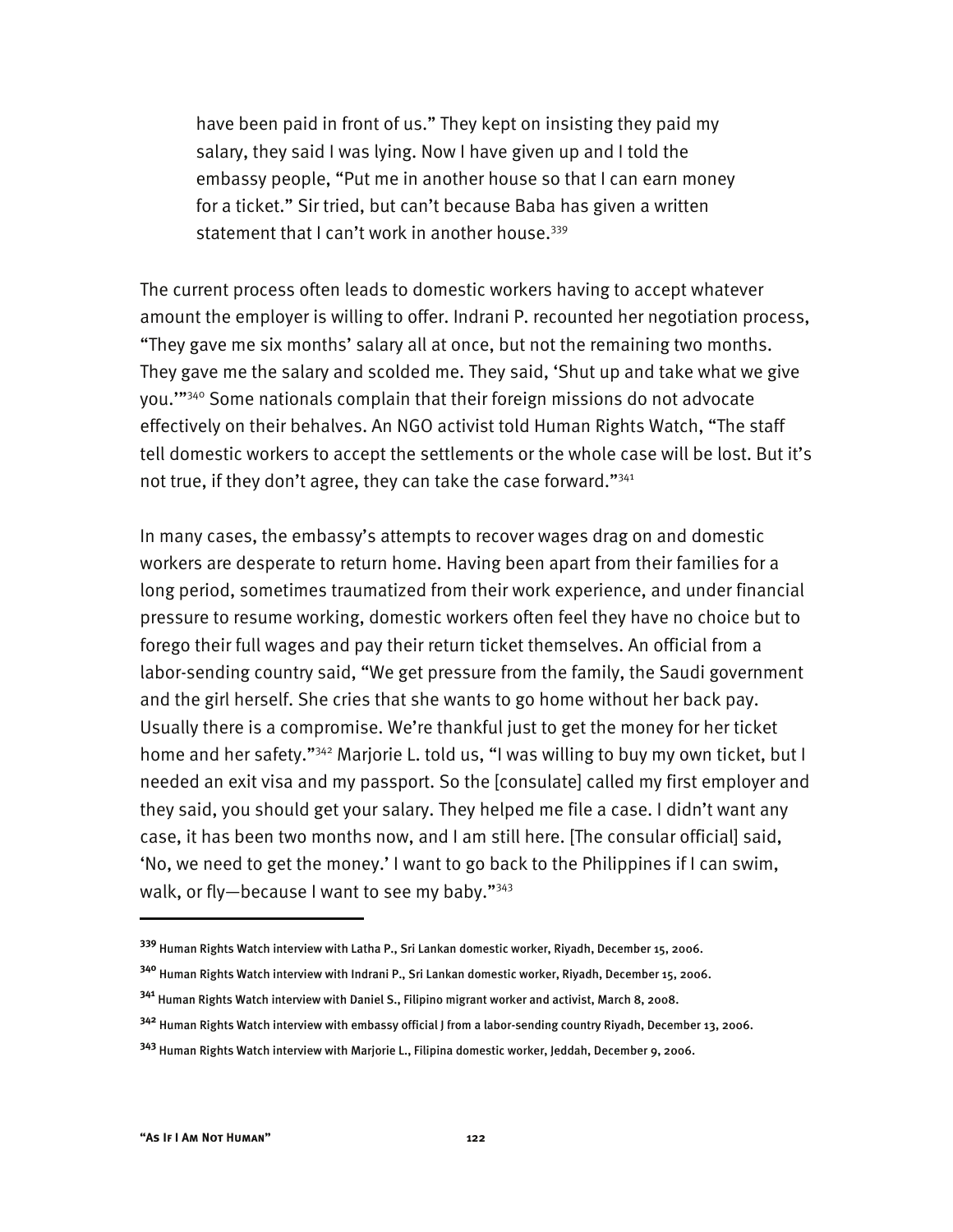> have been paid in front of us." They kept on insisting they paid my salary, they said I was lying. Now I have given up and I told the embassy people, "Put me in another house so that I can earn money for a ticket." Sir tried, but can't because Baba has given a written statement that I can't work in another house.[339]

The current process often leads to domestic workers having to accept whatever amount the employer is willing to offer. Indrani P. recounted her negotiation process, "They gave me six months' salary all at once, but not the remaining two months. They gave me the salary and scolded me. They said, 'Shut up and take what we give you.'"[340] Some nationals complain that their foreign missions do not advocate effectively on their behalves. An NGO activist told Human Rights Watch, "The staff tell domestic workers to accept the settlements or the whole case will be lost. But it's not true, if they don't agree, they can take the case forward."[341]

In many cases, the embassy's attempts to recover wages drag on and domestic workers are desperate to return home. Having been apart from their families for a long period, sometimes traumatized from their work experience, and under financial pressure to resume working, domestic workers often feel they have no choice but to forego their full wages and pay their return ticket themselves. An official from a labor-sending country said, "We get pressure from the family, the Saudi government and the girl herself. She cries that she wants to go home without her back pay. Usually there is a compromise. We're thankful just to get the money for her ticket home and her safety."[342] Marjorie L. told us, "I was willing to buy my own ticket, but I needed an exit visa and my passport. So the [consulate] called my first employer and they said, you should get your salary. They helped me file a case. I didn't want any case, it has been two months now, and I am still here. [The consular official] said, 'No, we need to get the money.' I want to go back to the Philippines if I can swim, walk, or fly—because I want to see my baby."[343]

---

[339] Human Rights Watch interview with Latha P., Sri Lankan domestic worker, Riyadh, December 15, 2006.

[340] Human Rights Watch interview with Indrani P., Sri Lankan domestic worker, Riyadh, December 15, 2006.

[341] Human Rights Watch interview with Daniel S., Filipino migrant worker and activist, March 8, 2008.

[342] Human Rights Watch interview with embassy official J from a labor-sending country Riyadh, December 13, 2006.

[343] Human Rights Watch interview with Marjorie L., Filipina domestic worker, Jeddah, December 9, 2006.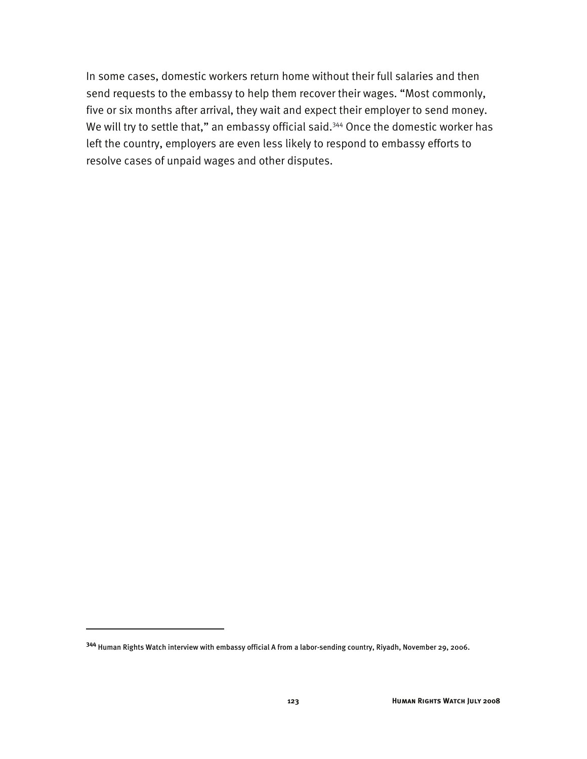In some cases, domestic workers return home without their full salaries and then send requests to the embassy to help them recover their wages. "Most commonly, five or six months after arrival, they wait and expect their employer to send money. We will try to settle that," an embassy official said.[344] Once the domestic worker has left the country, employers are even less likely to respond to embassy efforts to resolve cases of unpaid wages and other disputes.

---

[344] Human Rights Watch interview with embassy official A from a labor-sending country, Riyadh, November 29, 2006.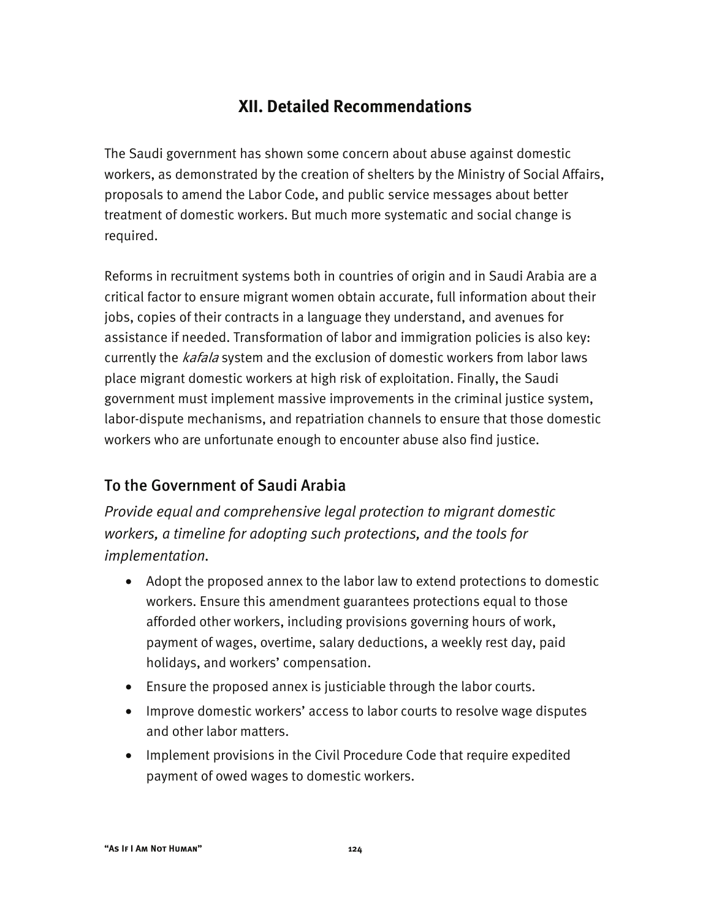## XII. Detailed Recommendations

The Saudi government has shown some concern about abuse against domestic workers, as demonstrated by the creation of shelters by the Ministry of Social Affairs, proposals to amend the Labor Code, and public service messages about better treatment of domestic workers. But much more systematic and social change is required.

Reforms in recruitment systems both in countries of origin and in Saudi Arabia are a critical factor to ensure migrant women obtain accurate, full information about their jobs, copies of their contracts in a language they understand, and avenues for assistance if needed. Transformation of labor and immigration policies is also key: currently the *kafala* system and the exclusion of domestic workers from labor laws place migrant domestic workers at high risk of exploitation. Finally, the Saudi government must implement massive improvements in the criminal justice system, labor-dispute mechanisms, and repatriation channels to ensure that those domestic workers who are unfortunate enough to encounter abuse also find justice.

### To the Government of Saudi Arabia

*Provide equal and comprehensive legal protection to migrant domestic workers, a timeline for adopting such protections, and the tools for implementation.*

- Adopt the proposed annex to the labor law to extend protections to domestic workers. Ensure this amendment guarantees protections equal to those afforded other workers, including provisions governing hours of work, payment of wages, overtime, salary deductions, a weekly rest day, paid holidays, and workers' compensation.
- Ensure the proposed annex is justiciable through the labor courts.
- Improve domestic workers' access to labor courts to resolve wage disputes and other labor matters.
- Implement provisions in the Civil Procedure Code that require expedited payment of owed wages to domestic workers.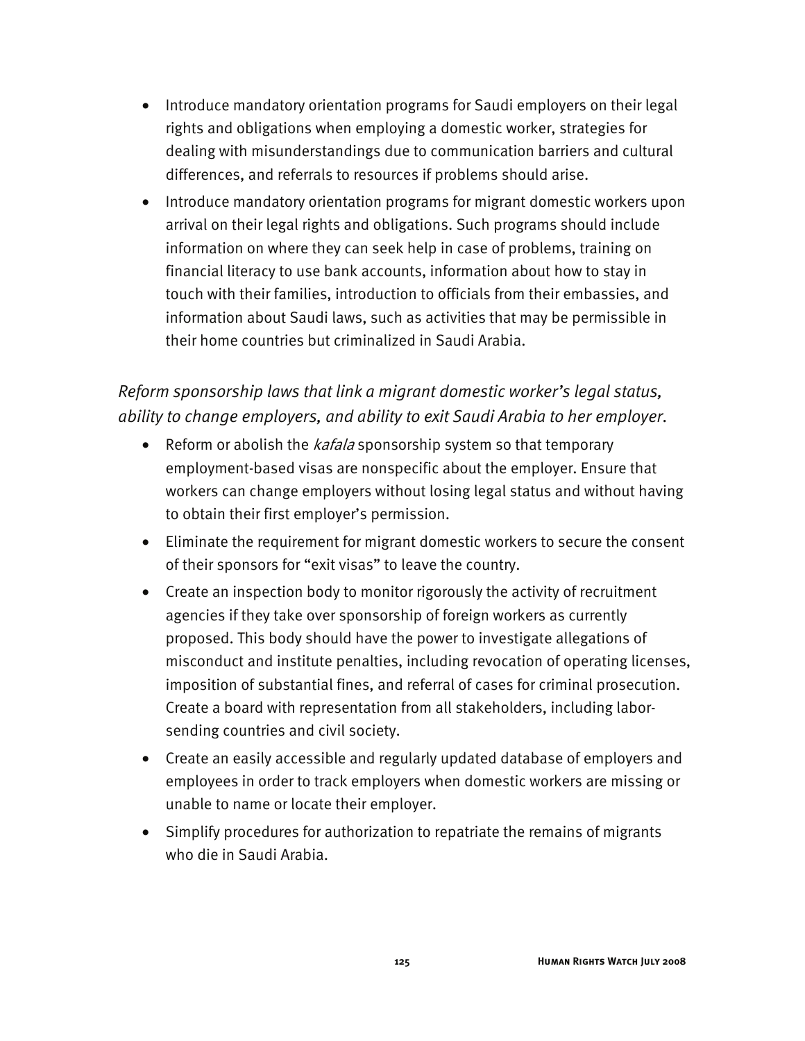- Introduce mandatory orientation programs for Saudi employers on their legal rights and obligations when employing a domestic worker, strategies for dealing with misunderstandings due to communication barriers and cultural differences, and referrals to resources if problems should arise.
- Introduce mandatory orientation programs for migrant domestic workers upon arrival on their legal rights and obligations. Such programs should include information on where they can seek help in case of problems, training on financial literacy to use bank accounts, information about how to stay in touch with their families, introduction to officials from their embassies, and information about Saudi laws, such as activities that may be permissible in their home countries but criminalized in Saudi Arabia.

*Reform sponsorship laws that link a migrant domestic worker's legal status, ability to change employers, and ability to exit Saudi Arabia to her employer.*

- Reform or abolish the *kafala* sponsorship system so that temporary employment-based visas are nonspecific about the employer. Ensure that workers can change employers without losing legal status and without having to obtain their first employer's permission.
- Eliminate the requirement for migrant domestic workers to secure the consent of their sponsors for "exit visas" to leave the country.
- Create an inspection body to monitor rigorously the activity of recruitment agencies if they take over sponsorship of foreign workers as currently proposed. This body should have the power to investigate allegations of misconduct and institute penalties, including revocation of operating licenses, imposition of substantial fines, and referral of cases for criminal prosecution. Create a board with representation from all stakeholders, including labor-sending countries and civil society.
- Create an easily accessible and regularly updated database of employers and employees in order to track employers when domestic workers are missing or unable to name or locate their employer.
- Simplify procedures for authorization to repatriate the remains of migrants who die in Saudi Arabia.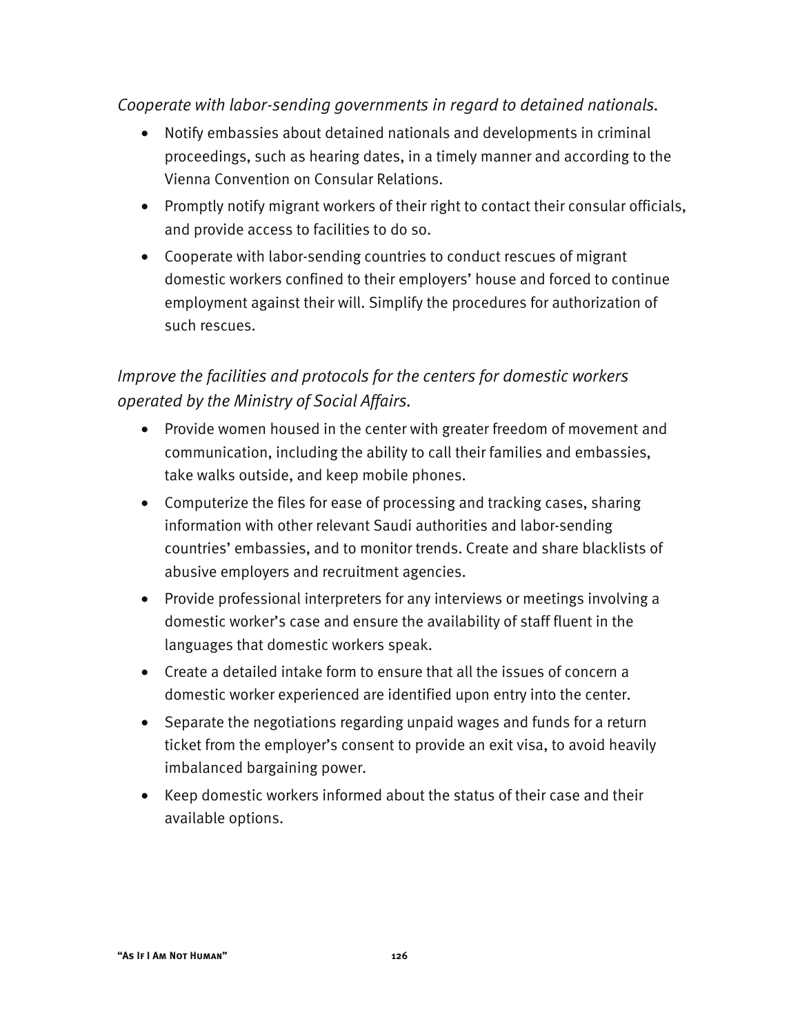*Cooperate with labor-sending governments in regard to detained nationals.*

- Notify embassies about detained nationals and developments in criminal proceedings, such as hearing dates, in a timely manner and according to the Vienna Convention on Consular Relations.
- Promptly notify migrant workers of their right to contact their consular officials, and provide access to facilities to do so.
- Cooperate with labor-sending countries to conduct rescues of migrant domestic workers confined to their employers' house and forced to continue employment against their will. Simplify the procedures for authorization of such rescues.

*Improve the facilities and protocols for the centers for domestic workers operated by the Ministry of Social Affairs.*

- Provide women housed in the center with greater freedom of movement and communication, including the ability to call their families and embassies, take walks outside, and keep mobile phones.
- Computerize the files for ease of processing and tracking cases, sharing information with other relevant Saudi authorities and labor-sending countries' embassies, and to monitor trends. Create and share blacklists of abusive employers and recruitment agencies.
- Provide professional interpreters for any interviews or meetings involving a domestic worker's case and ensure the availability of staff fluent in the languages that domestic workers speak.
- Create a detailed intake form to ensure that all the issues of concern a domestic worker experienced are identified upon entry into the center.
- Separate the negotiations regarding unpaid wages and funds for a return ticket from the employer's consent to provide an exit visa, to avoid heavily imbalanced bargaining power.
- Keep domestic workers informed about the status of their case and their available options.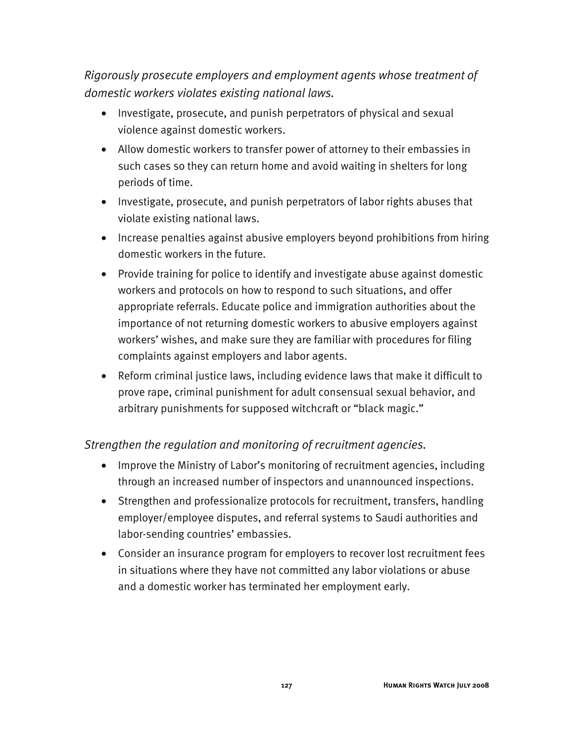*Rigorously prosecute employers and employment agents whose treatment of domestic workers violates existing national laws.*

- Investigate, prosecute, and punish perpetrators of physical and sexual violence against domestic workers.
- Allow domestic workers to transfer power of attorney to their embassies in such cases so they can return home and avoid waiting in shelters for long periods of time.
- Investigate, prosecute, and punish perpetrators of labor rights abuses that violate existing national laws.
- Increase penalties against abusive employers beyond prohibitions from hiring domestic workers in the future.
- Provide training for police to identify and investigate abuse against domestic workers and protocols on how to respond to such situations, and offer appropriate referrals. Educate police and immigration authorities about the importance of not returning domestic workers to abusive employers against workers' wishes, and make sure they are familiar with procedures for filing complaints against employers and labor agents.
- Reform criminal justice laws, including evidence laws that make it difficult to prove rape, criminal punishment for adult consensual sexual behavior, and arbitrary punishments for supposed witchcraft or "black magic."

*Strengthen the regulation and monitoring of recruitment agencies.*

- Improve the Ministry of Labor's monitoring of recruitment agencies, including through an increased number of inspectors and unannounced inspections.
- Strengthen and professionalize protocols for recruitment, transfers, handling employer/employee disputes, and referral systems to Saudi authorities and labor-sending countries' embassies.
- Consider an insurance program for employers to recover lost recruitment fees in situations where they have not committed any labor violations or abuse and a domestic worker has terminated her employment early.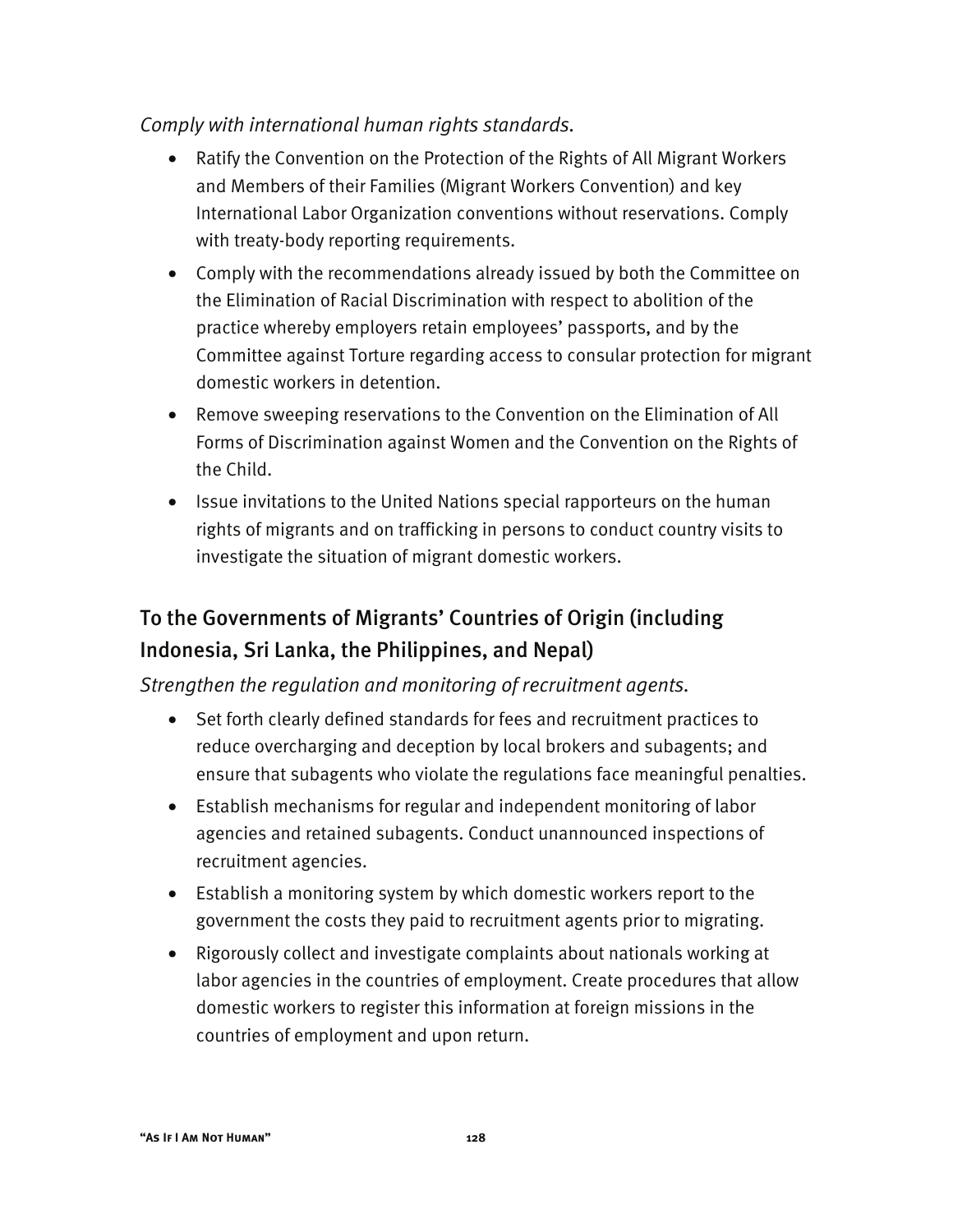*Comply with international human rights standards.*

- Ratify the Convention on the Protection of the Rights of All Migrant Workers and Members of their Families (Migrant Workers Convention) and key International Labor Organization conventions without reservations. Comply with treaty-body reporting requirements.
- Comply with the recommendations already issued by both the Committee on the Elimination of Racial Discrimination with respect to abolition of the practice whereby employers retain employees' passports, and by the Committee against Torture regarding access to consular protection for migrant domestic workers in detention.
- Remove sweeping reservations to the Convention on the Elimination of All Forms of Discrimination against Women and the Convention on the Rights of the Child.
- Issue invitations to the United Nations special rapporteurs on the human rights of migrants and on trafficking in persons to conduct country visits to investigate the situation of migrant domestic workers.

## To the Governments of Migrants' Countries of Origin (including Indonesia, Sri Lanka, the Philippines, and Nepal)

*Strengthen the regulation and monitoring of recruitment agents.*

- Set forth clearly defined standards for fees and recruitment practices to reduce overcharging and deception by local brokers and subagents; and ensure that subagents who violate the regulations face meaningful penalties.
- Establish mechanisms for regular and independent monitoring of labor agencies and retained subagents. Conduct unannounced inspections of recruitment agencies.
- Establish a monitoring system by which domestic workers report to the government the costs they paid to recruitment agents prior to migrating.
- Rigorously collect and investigate complaints about nationals working at labor agencies in the countries of employment. Create procedures that allow domestic workers to register this information at foreign missions in the countries of employment and upon return.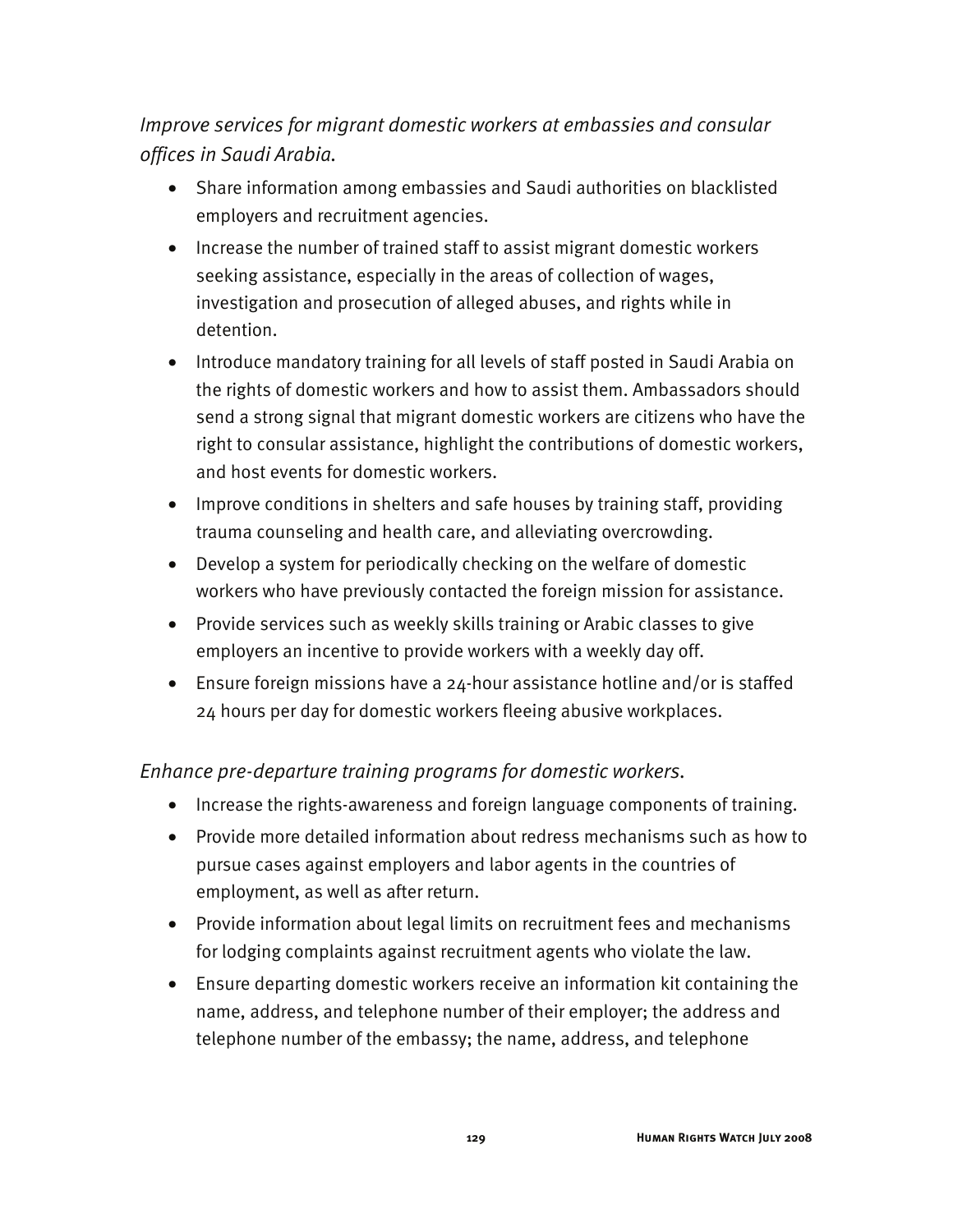*Improve services for migrant domestic workers at embassies and consular offices in Saudi Arabia.*

- Share information among embassies and Saudi authorities on blacklisted employers and recruitment agencies.
- Increase the number of trained staff to assist migrant domestic workers seeking assistance, especially in the areas of collection of wages, investigation and prosecution of alleged abuses, and rights while in detention.
- Introduce mandatory training for all levels of staff posted in Saudi Arabia on the rights of domestic workers and how to assist them. Ambassadors should send a strong signal that migrant domestic workers are citizens who have the right to consular assistance, highlight the contributions of domestic workers, and host events for domestic workers.
- Improve conditions in shelters and safe houses by training staff, providing trauma counseling and health care, and alleviating overcrowding.
- Develop a system for periodically checking on the welfare of domestic workers who have previously contacted the foreign mission for assistance.
- Provide services such as weekly skills training or Arabic classes to give employers an incentive to provide workers with a weekly day off.
- Ensure foreign missions have a 24-hour assistance hotline and/or is staffed 24 hours per day for domestic workers fleeing abusive workplaces.

*Enhance pre-departure training programs for domestic workers.*

- Increase the rights-awareness and foreign language components of training.
- Provide more detailed information about redress mechanisms such as how to pursue cases against employers and labor agents in the countries of employment, as well as after return.
- Provide information about legal limits on recruitment fees and mechanisms for lodging complaints against recruitment agents who violate the law.
- Ensure departing domestic workers receive an information kit containing the name, address, and telephone number of their employer; the address and telephone number of the embassy; the name, address, and telephone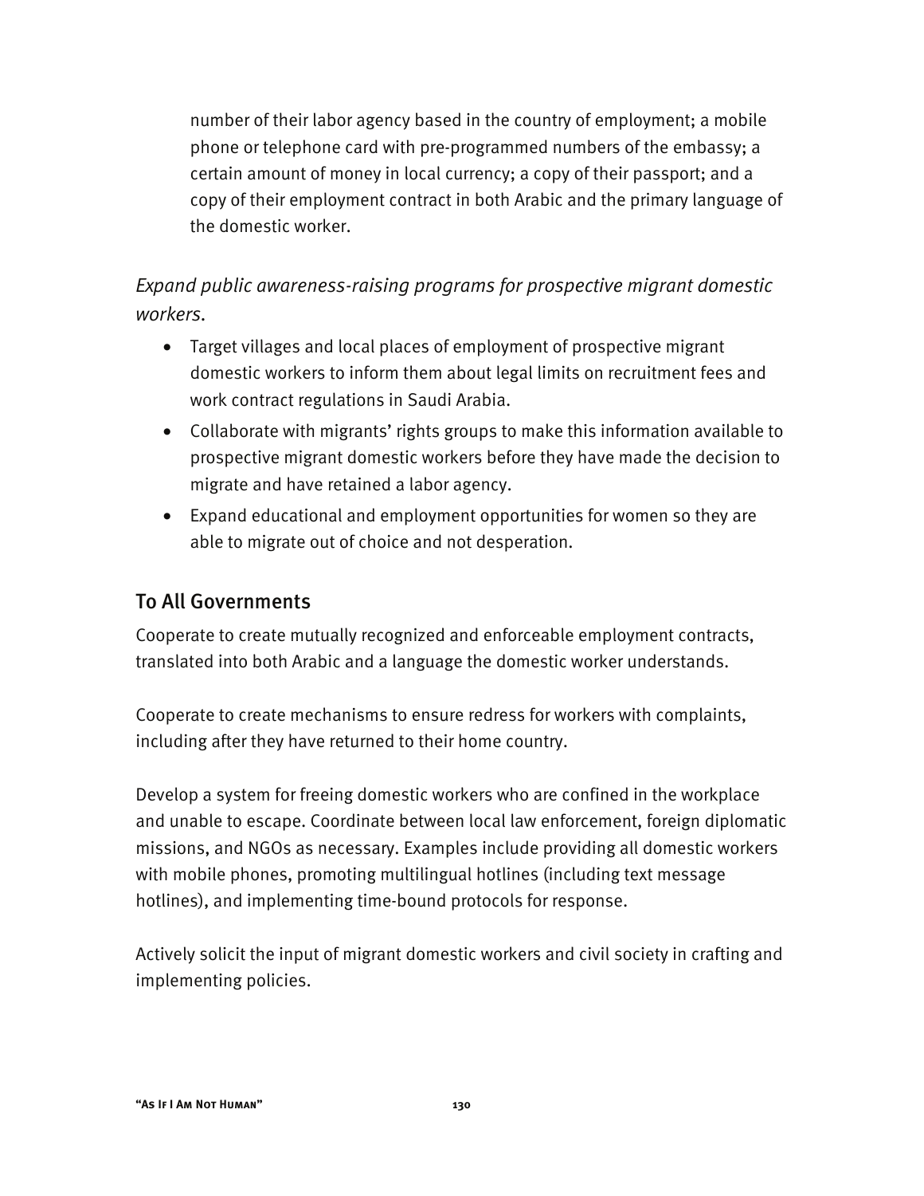number of their labor agency based in the country of employment; a mobile phone or telephone card with pre-programmed numbers of the embassy; a certain amount of money in local currency; a copy of their passport; and a copy of their employment contract in both Arabic and the primary language of the domestic worker.

*Expand public awareness-raising programs for prospective migrant domestic workers.*

- Target villages and local places of employment of prospective migrant domestic workers to inform them about legal limits on recruitment fees and work contract regulations in Saudi Arabia.
- Collaborate with migrants' rights groups to make this information available to prospective migrant domestic workers before they have made the decision to migrate and have retained a labor agency.
- Expand educational and employment opportunities for women so they are able to migrate out of choice and not desperation.

## To All Governments

Cooperate to create mutually recognized and enforceable employment contracts, translated into both Arabic and a language the domestic worker understands.

Cooperate to create mechanisms to ensure redress for workers with complaints, including after they have returned to their home country.

Develop a system for freeing domestic workers who are confined in the workplace and unable to escape. Coordinate between local law enforcement, foreign diplomatic missions, and NGOs as necessary. Examples include providing all domestic workers with mobile phones, promoting multilingual hotlines (including text message hotlines), and implementing time-bound protocols for response.

Actively solicit the input of migrant domestic workers and civil society in crafting and implementing policies.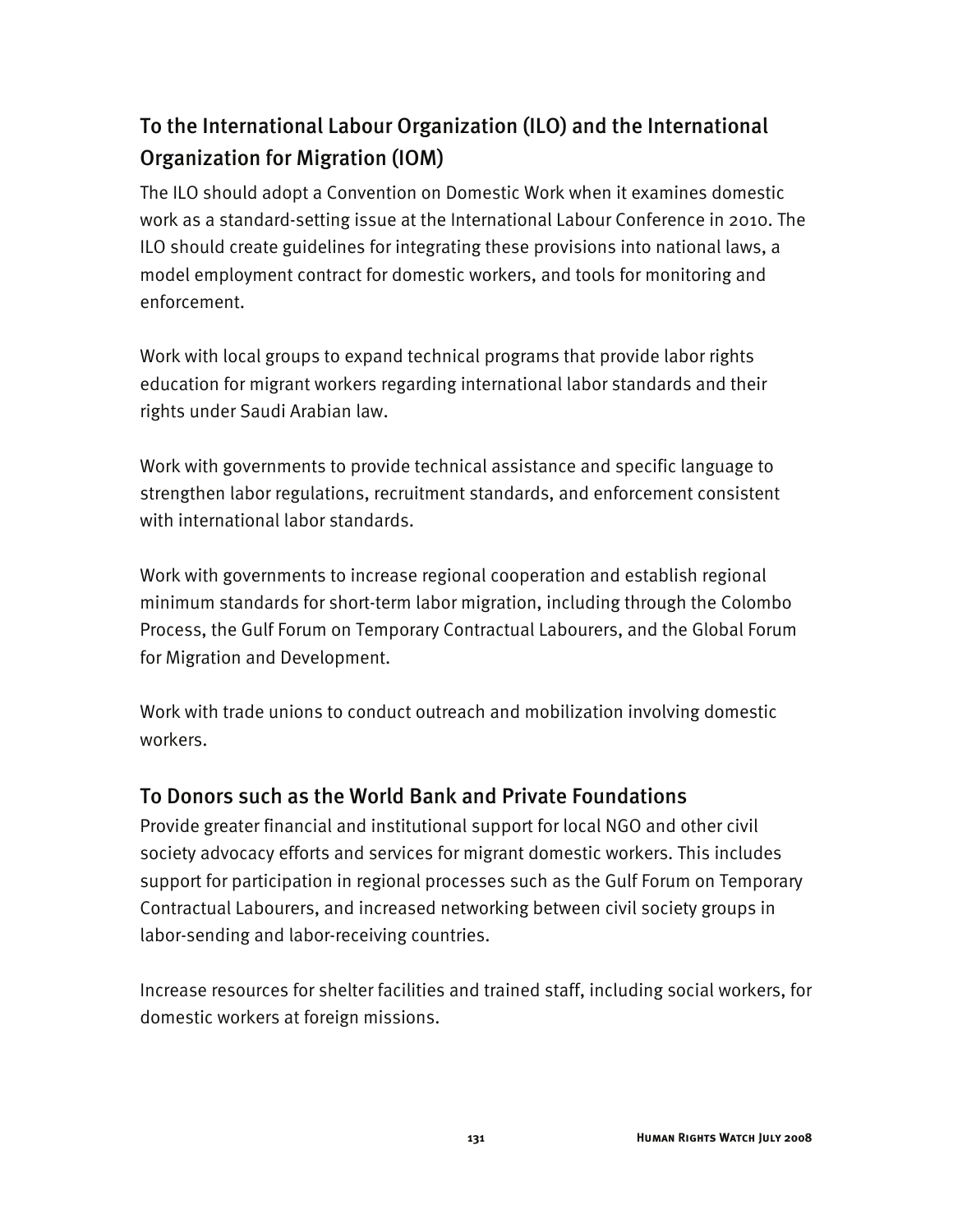## To the International Labour Organization (ILO) and the International Organization for Migration (IOM)

The ILO should adopt a Convention on Domestic Work when it examines domestic work as a standard-setting issue at the International Labour Conference in 2010. The ILO should create guidelines for integrating these provisions into national laws, a model employment contract for domestic workers, and tools for monitoring and enforcement.

Work with local groups to expand technical programs that provide labor rights education for migrant workers regarding international labor standards and their rights under Saudi Arabian law.

Work with governments to provide technical assistance and specific language to strengthen labor regulations, recruitment standards, and enforcement consistent with international labor standards.

Work with governments to increase regional cooperation and establish regional minimum standards for short-term labor migration, including through the Colombo Process, the Gulf Forum on Temporary Contractual Labourers, and the Global Forum for Migration and Development.

Work with trade unions to conduct outreach and mobilization involving domestic workers.

## To Donors such as the World Bank and Private Foundations

Provide greater financial and institutional support for local NGO and other civil society advocacy efforts and services for migrant domestic workers. This includes support for participation in regional processes such as the Gulf Forum on Temporary Contractual Labourers, and increased networking between civil society groups in labor-sending and labor-receiving countries.

Increase resources for shelter facilities and trained staff, including social workers, for domestic workers at foreign missions.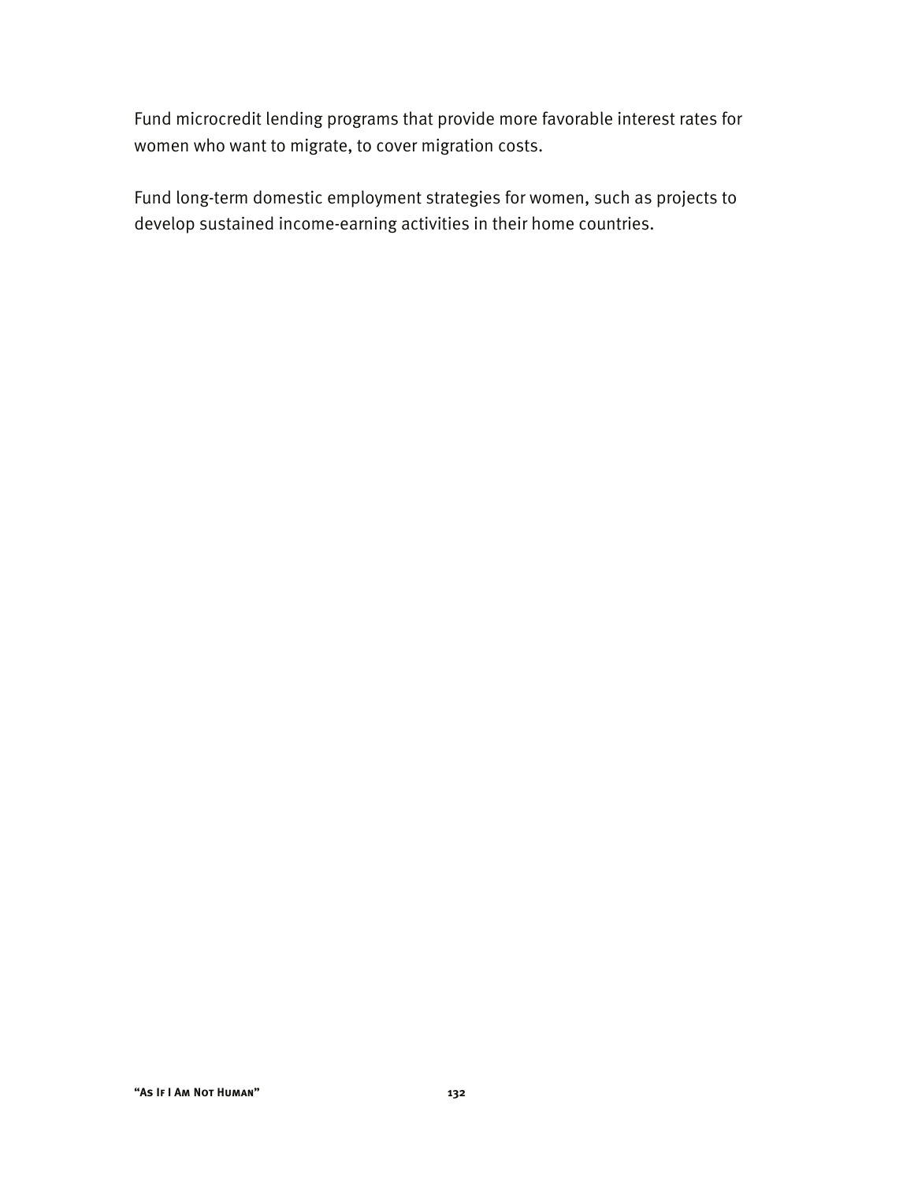Fund microcredit lending programs that provide more favorable interest rates for women who want to migrate, to cover migration costs.

Fund long-term domestic employment strategies for women, such as projects to develop sustained income-earning activities in their home countries.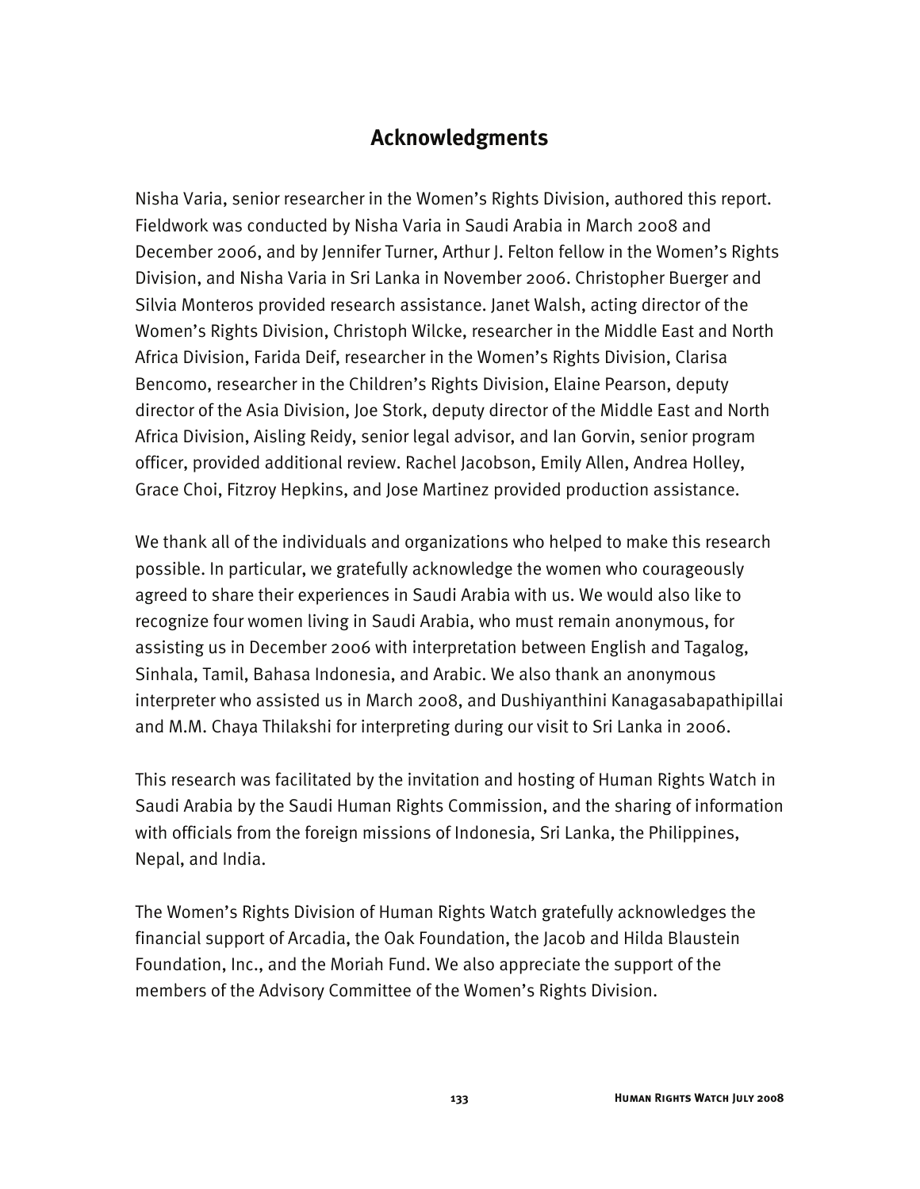## Acknowledgments

Nisha Varia, senior researcher in the Women's Rights Division, authored this report. Fieldwork was conducted by Nisha Varia in Saudi Arabia in March 2008 and December 2006, and by Jennifer Turner, Arthur J. Felton fellow in the Women's Rights Division, and Nisha Varia in Sri Lanka in November 2006. Christopher Buerger and Silvia Monteros provided research assistance. Janet Walsh, acting director of the Women's Rights Division, Christoph Wilcke, researcher in the Middle East and North Africa Division, Farida Deif, researcher in the Women's Rights Division, Clarisa Bencomo, researcher in the Children's Rights Division, Elaine Pearson, deputy director of the Asia Division, Joe Stork, deputy director of the Middle East and North Africa Division, Aisling Reidy, senior legal advisor, and Ian Gorvin, senior program officer, provided additional review. Rachel Jacobson, Emily Allen, Andrea Holley, Grace Choi, Fitzroy Hepkins, and Jose Martinez provided production assistance.

We thank all of the individuals and organizations who helped to make this research possible. In particular, we gratefully acknowledge the women who courageously agreed to share their experiences in Saudi Arabia with us. We would also like to recognize four women living in Saudi Arabia, who must remain anonymous, for assisting us in December 2006 with interpretation between English and Tagalog, Sinhala, Tamil, Bahasa Indonesia, and Arabic. We also thank an anonymous interpreter who assisted us in March 2008, and Dushiyanthini Kanagasabapathipillai and M.M. Chaya Thilakshi for interpreting during our visit to Sri Lanka in 2006.

This research was facilitated by the invitation and hosting of Human Rights Watch in Saudi Arabia by the Saudi Human Rights Commission, and the sharing of information with officials from the foreign missions of Indonesia, Sri Lanka, the Philippines, Nepal, and India.

The Women's Rights Division of Human Rights Watch gratefully acknowledges the financial support of Arcadia, the Oak Foundation, the Jacob and Hilda Blaustein Foundation, Inc., and the Moriah Fund. We also appreciate the support of the members of the Advisory Committee of the Women's Rights Division.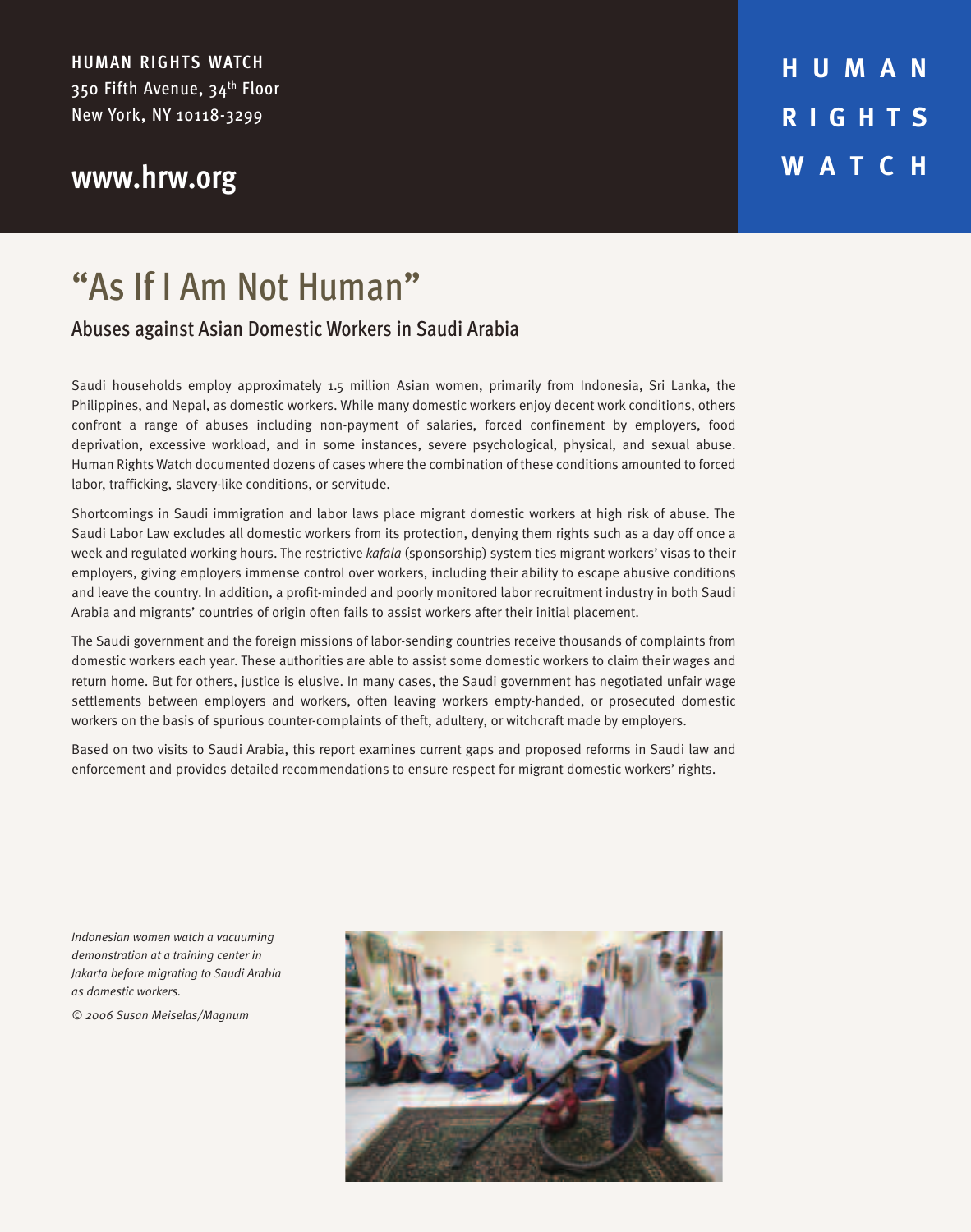**HUMAN RIGHTS WATCH**
350 Fifth Avenue, 34th Floor
New York, NY 10118-3299

**www.hrw.org**

**HUMAN RIGHTS WATCH**

# "As If I Am Not Human"

## Abuses against Asian Domestic Workers in Saudi Arabia

Saudi households employ approximately 1.5 million Asian women, primarily from Indonesia, Sri Lanka, the Philippines, and Nepal, as domestic workers. While many domestic workers enjoy decent work conditions, others confront a range of abuses including non-payment of salaries, forced confinement by employers, food deprivation, excessive workload, and in some instances, severe psychological, physical, and sexual abuse. Human Rights Watch documented dozens of cases where the combination of these conditions amounted to forced labor, trafficking, slavery-like conditions, or servitude.

Shortcomings in Saudi immigration and labor laws place migrant domestic workers at high risk of abuse. The Saudi Labor Law excludes all domestic workers from its protection, denying them rights such as a day off once a week and regulated working hours. The restrictive *kafala* (sponsorship) system ties migrant workers' visas to their employers, giving employers immense control over workers, including their ability to escape abusive conditions and leave the country. In addition, a profit-minded and poorly monitored labor recruitment industry in both Saudi Arabia and migrants' countries of origin often fails to assist workers after their initial placement.

The Saudi government and the foreign missions of labor-sending countries receive thousands of complaints from domestic workers each year. These authorities are able to assist some domestic workers to claim their wages and return home. But for others, justice is elusive. In many cases, the Saudi government has negotiated unfair wage settlements between employers and workers, often leaving workers empty-handed, or prosecuted domestic workers on the basis of spurious counter-complaints of theft, adultery, or witchcraft made by employers.

Based on two visits to Saudi Arabia, this report examines current gaps and proposed reforms in Saudi law and enforcement and provides detailed recommendations to ensure respect for migrant domestic workers' rights.

*Indonesian women watch a vacuuming demonstration at a training center in Jakarta before migrating to Saudi Arabia as domestic workers.*

*© 2006 Susan Meiselas/Magnum*